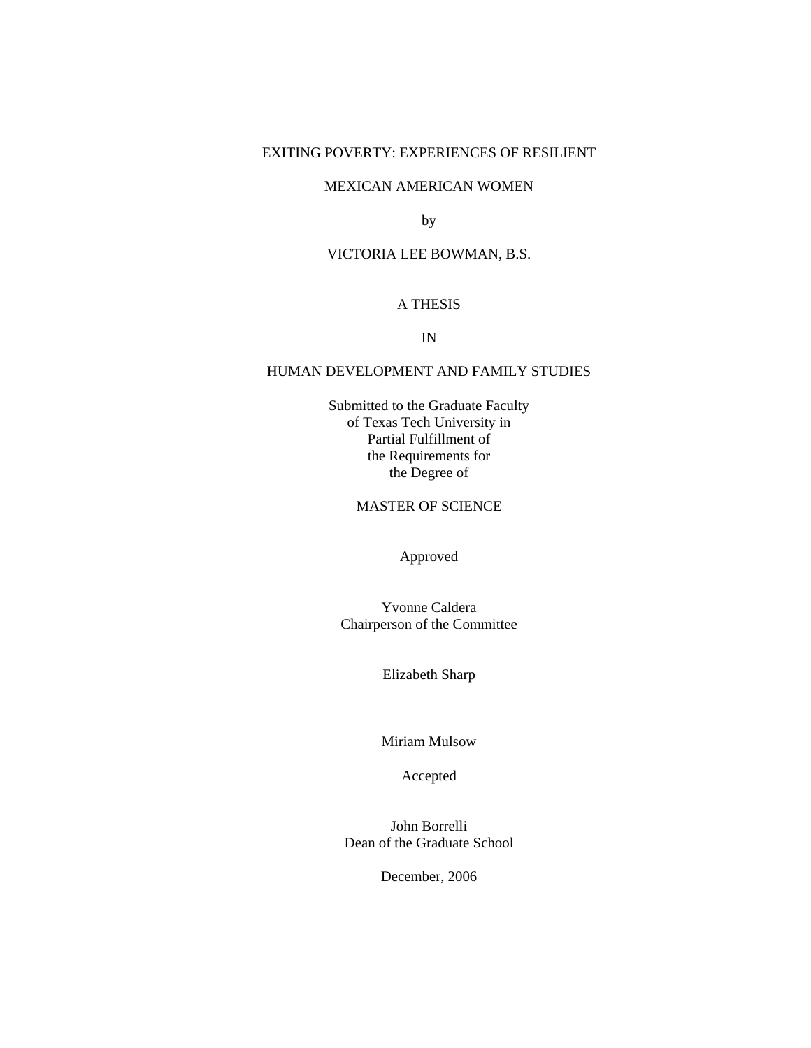# EXITING POVERTY: EXPERIENCES OF RESILIENT MEXICAN AMERICAN WOMEN

by

VICTORIA LEE BOWMAN, B.S.

A THESIS

IN

HUMAN DEVELOPMENT AND FAMILY STUDIES

Submitted to the Graduate Faculty
of Texas Tech University in
Partial Fulfillment of
the Requirements for
the Degree of

MASTER OF SCIENCE

Approved

Yvonne Caldera
Chairperson of the Committee

Elizabeth Sharp

Miriam Mulsow

Accepted

John Borrelli
Dean of the Graduate School

December, 2006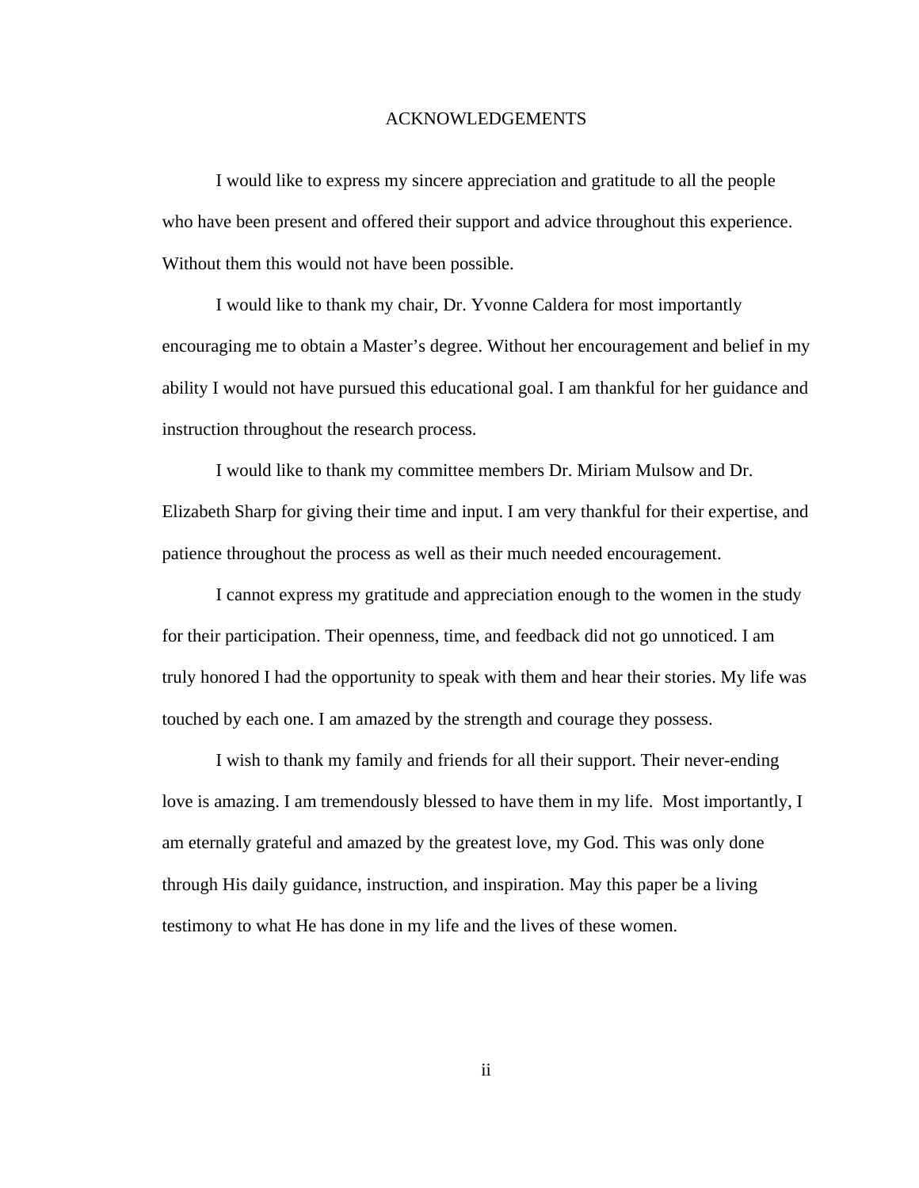# ACKNOWLEDGEMENTS

I would like to express my sincere appreciation and gratitude to all the people who have been present and offered their support and advice throughout this experience. Without them this would not have been possible.

I would like to thank my chair, Dr. Yvonne Caldera for most importantly encouraging me to obtain a Master's degree. Without her encouragement and belief in my ability I would not have pursued this educational goal. I am thankful for her guidance and instruction throughout the research process.

I would like to thank my committee members Dr. Miriam Mulsow and Dr. Elizabeth Sharp for giving their time and input. I am very thankful for their expertise, and patience throughout the process as well as their much needed encouragement.

I cannot express my gratitude and appreciation enough to the women in the study for their participation. Their openness, time, and feedback did not go unnoticed. I am truly honored I had the opportunity to speak with them and hear their stories. My life was touched by each one. I am amazed by the strength and courage they possess.

I wish to thank my family and friends for all their support. Their never-ending love is amazing. I am tremendously blessed to have them in my life. Most importantly, I am eternally grateful and amazed by the greatest love, my God. This was only done through His daily guidance, instruction, and inspiration. May this paper be a living testimony to what He has done in my life and the lives of these women.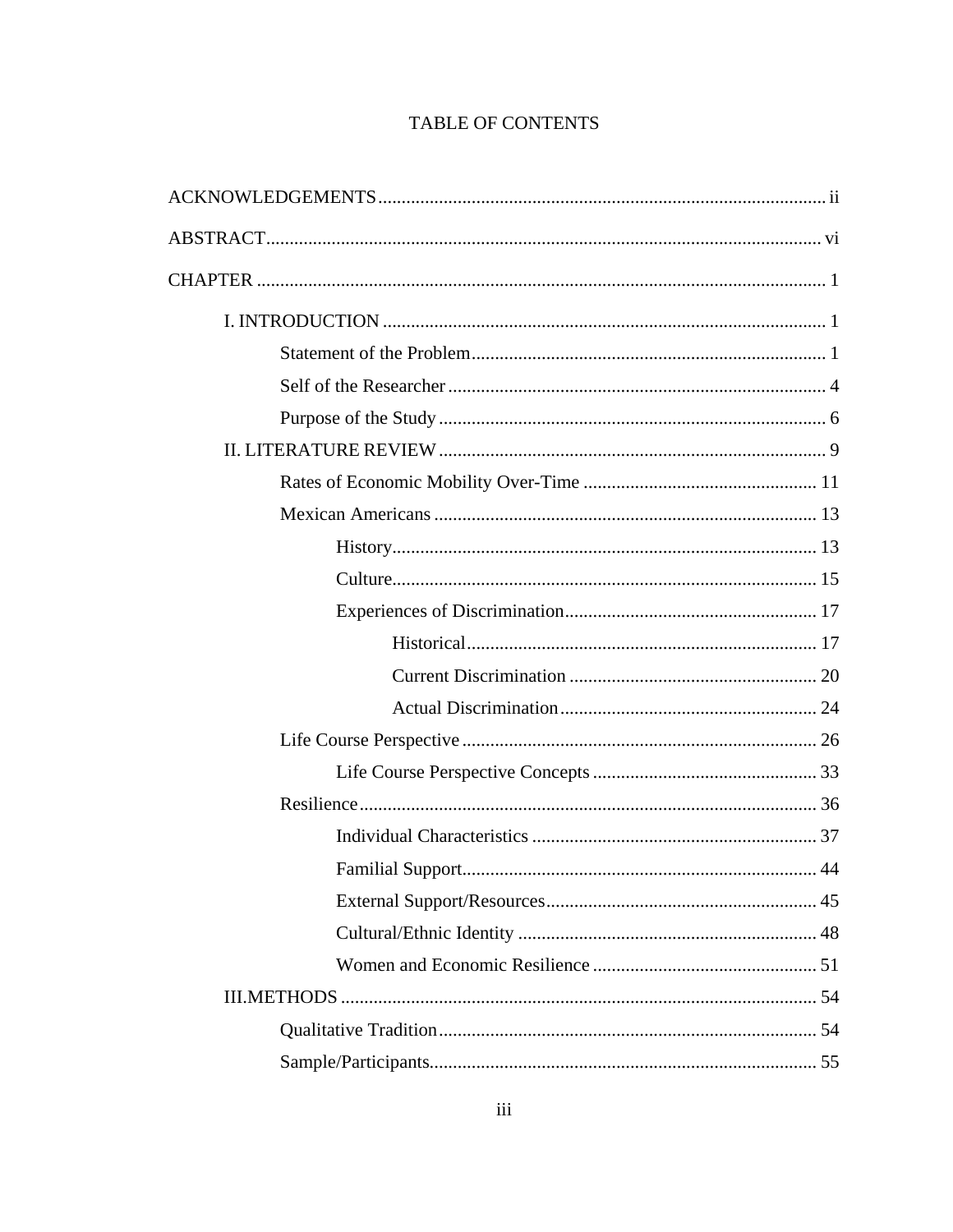# TABLE OF CONTENTS

ACKNOWLEDGEMENTS ............................................................................................. ii

ABSTRACT ............................................................................................................. vi

CHAPTER ............................................................................................................... 1

- I. INTRODUCTION ............................................................................................. 1
  - Statement of the Problem ........................................................................... 1
  - Self of the Researcher ................................................................................ 4
  - Purpose of the Study .................................................................................. 6
- II. LITERATURE REVIEW .................................................................................. 9
  - Rates of Economic Mobility Over-Time .................................................. 11
  - Mexican Americans ................................................................................. 13
    - History ........................................................................................... 13
    - Culture ........................................................................................... 15
    - Experiences of Discrimination ...................................................... 17
      - Historical ............................................................................. 17
      - Current Discrimination ....................................................... 20
      - Actual Discrimination ......................................................... 24
  - Life Course Perspective ........................................................................... 26
    - Life Course Perspective Concepts ................................................ 33
  - Resilience ................................................................................................. 36
    - Individual Characteristics ............................................................. 37
    - Familial Support ............................................................................ 44
    - External Support/Resources .......................................................... 45
    - Cultural/Ethnic Identity ................................................................ 48
    - Women and Economic Resilience ................................................ 51
- III.METHODS ..................................................................................................... 54
  - Qualitative Tradition ................................................................................. 54
  - Sample/Participants ................................................................................... 55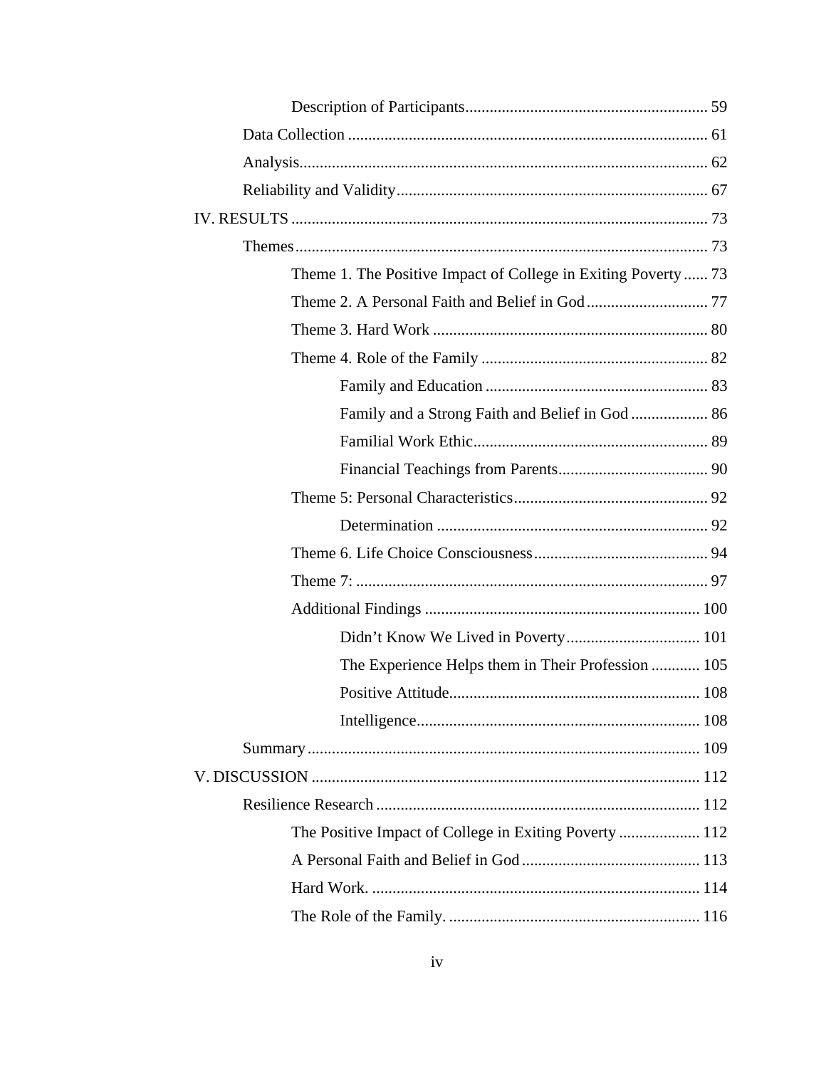Description of Participants ........................................................... 59

Data Collection ........................................................................................ 61

Analysis.................................................................................................... 62

Reliability and Validity............................................................................ 67

IV. RESULTS ...................................................................................................... 73

Themes..................................................................................................... 73

Theme 1. The Positive Impact of College in Exiting Poverty ...... 73

Theme 2. A Personal Faith and Belief in God .............................. 77

Theme 3. Hard Work .................................................................... 80

Theme 4. Role of the Family ........................................................ 82

Family and Education ....................................................... 83

Family and a Strong Faith and Belief in God ................... 86

Familial Work Ethic.......................................................... 89

Financial Teachings from Parents..................................... 90

Theme 5: Personal Characteristics................................................ 92

Determination ................................................................... 92

Theme 6. Life Choice Consciousness........................................... 94

Theme 7: ....................................................................................... 97

Additional Findings .................................................................... 100

Didn't Know We Lived in Poverty................................. 101

The Experience Helps them in Their Profession ............ 105

Positive Attitude.............................................................. 108

Intelligence...................................................................... 108

Summary................................................................................................. 109

V. DISCUSSION ............................................................................................... 112

Resilience Research ............................................................................... 112

The Positive Impact of College in Exiting Poverty .................... 112

A Personal Faith and Belief in God ............................................ 113

Hard Work. ................................................................................. 114

The Role of the Family. .............................................................. 116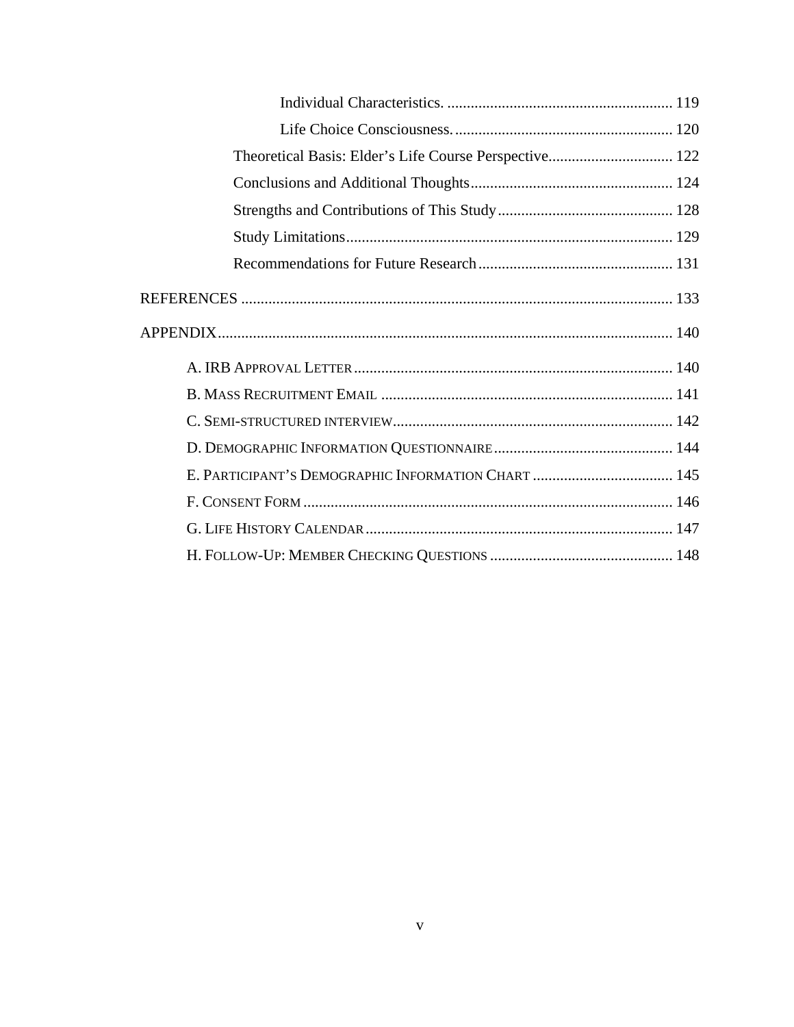Individual Characteristics. .......................................................... 119

Life Choice Consciousness. ........................................................ 120

Theoretical Basis: Elder's Life Course Perspective................................ 122

Conclusions and Additional Thoughts.................................................... 124

Strengths and Contributions of This Study............................................. 128

Study Limitations..................................................................................... 129

Recommendations for Future Research.................................................. 131

REFERENCES ........................................................................................................... 133

APPENDIX.................................................................................................................. 140

A. IRB Approval Letter ................................................................................. 140

B. Mass Recruitment Email .......................................................................... 141

C. Semi-structured interview........................................................................ 142

D. Demographic Information Questionnaire .............................................. 144

E. Participant's Demographic Information Chart .................................... 145

F. Consent Form ............................................................................................ 146

G. Life History Calendar .............................................................................. 147

H. Follow-Up: Member Checking Questions .............................................. 148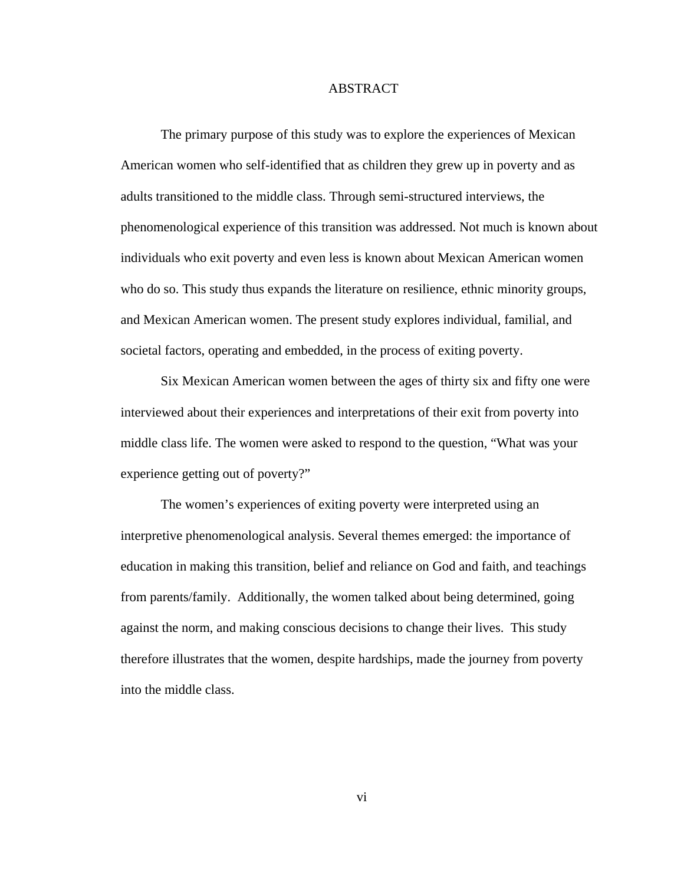# ABSTRACT

The primary purpose of this study was to explore the experiences of Mexican American women who self-identified that as children they grew up in poverty and as adults transitioned to the middle class. Through semi-structured interviews, the phenomenological experience of this transition was addressed. Not much is known about individuals who exit poverty and even less is known about Mexican American women who do so. This study thus expands the literature on resilience, ethnic minority groups, and Mexican American women. The present study explores individual, familial, and societal factors, operating and embedded, in the process of exiting poverty.

Six Mexican American women between the ages of thirty six and fifty one were interviewed about their experiences and interpretations of their exit from poverty into middle class life. The women were asked to respond to the question, "What was your experience getting out of poverty?"

The women's experiences of exiting poverty were interpreted using an interpretive phenomenological analysis. Several themes emerged: the importance of education in making this transition, belief and reliance on God and faith, and teachings from parents/family. Additionally, the women talked about being determined, going against the norm, and making conscious decisions to change their lives. This study therefore illustrates that the women, despite hardships, made the journey from poverty into the middle class.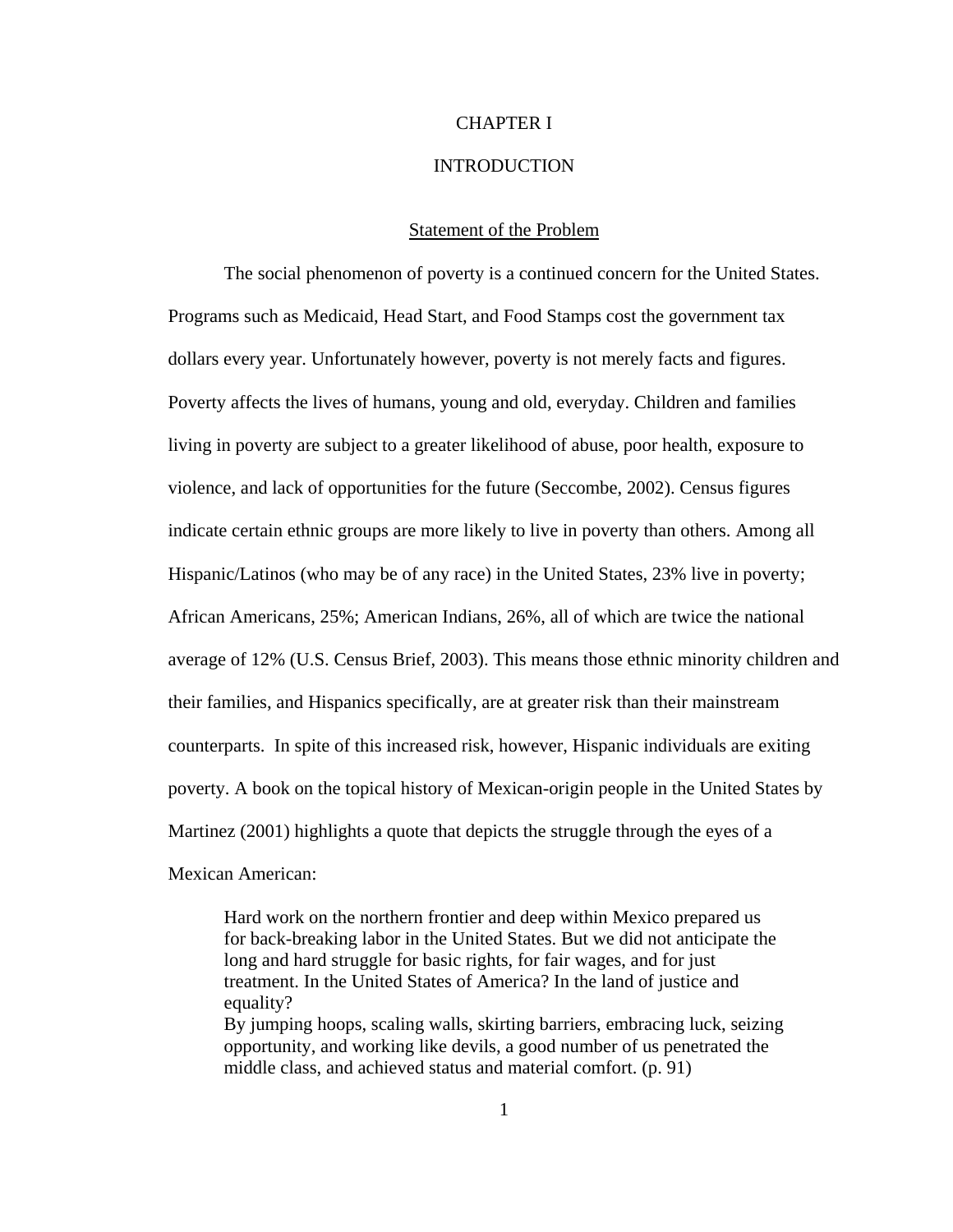# CHAPTER I

# INTRODUCTION

## Statement of the Problem

The social phenomenon of poverty is a continued concern for the United States. Programs such as Medicaid, Head Start, and Food Stamps cost the government tax dollars every year. Unfortunately however, poverty is not merely facts and figures. Poverty affects the lives of humans, young and old, everyday. Children and families living in poverty are subject to a greater likelihood of abuse, poor health, exposure to violence, and lack of opportunities for the future (Seccombe, 2002). Census figures indicate certain ethnic groups are more likely to live in poverty than others. Among all Hispanic/Latinos (who may be of any race) in the United States, 23% live in poverty; African Americans, 25%; American Indians, 26%, all of which are twice the national average of 12% (U.S. Census Brief, 2003). This means those ethnic minority children and their families, and Hispanics specifically, are at greater risk than their mainstream counterparts. In spite of this increased risk, however, Hispanic individuals are exiting poverty. A book on the topical history of Mexican-origin people in the United States by Martinez (2001) highlights a quote that depicts the struggle through the eyes of a Mexican American:

> Hard work on the northern frontier and deep within Mexico prepared us for back-breaking labor in the United States. But we did not anticipate the long and hard struggle for basic rights, for fair wages, and for just treatment. In the United States of America? In the land of justice and equality?
>
> By jumping hoops, scaling walls, skirting barriers, embracing luck, seizing opportunity, and working like devils, a good number of us penetrated the middle class, and achieved status and material comfort. (p. 91)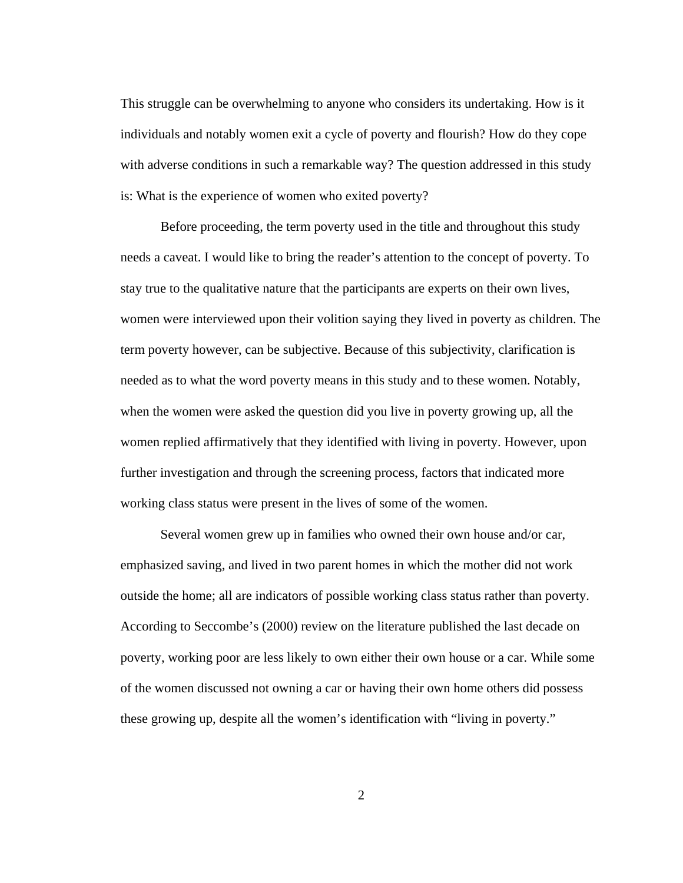This struggle can be overwhelming to anyone who considers its undertaking. How is it individuals and notably women exit a cycle of poverty and flourish? How do they cope with adverse conditions in such a remarkable way? The question addressed in this study is: What is the experience of women who exited poverty?

Before proceeding, the term poverty used in the title and throughout this study needs a caveat. I would like to bring the reader's attention to the concept of poverty. To stay true to the qualitative nature that the participants are experts on their own lives, women were interviewed upon their volition saying they lived in poverty as children. The term poverty however, can be subjective. Because of this subjectivity, clarification is needed as to what the word poverty means in this study and to these women. Notably, when the women were asked the question did you live in poverty growing up, all the women replied affirmatively that they identified with living in poverty. However, upon further investigation and through the screening process, factors that indicated more working class status were present in the lives of some of the women.

Several women grew up in families who owned their own house and/or car, emphasized saving, and lived in two parent homes in which the mother did not work outside the home; all are indicators of possible working class status rather than poverty. According to Seccombe's (2000) review on the literature published the last decade on poverty, working poor are less likely to own either their own house or a car. While some of the women discussed not owning a car or having their own home others did possess these growing up, despite all the women's identification with "living in poverty."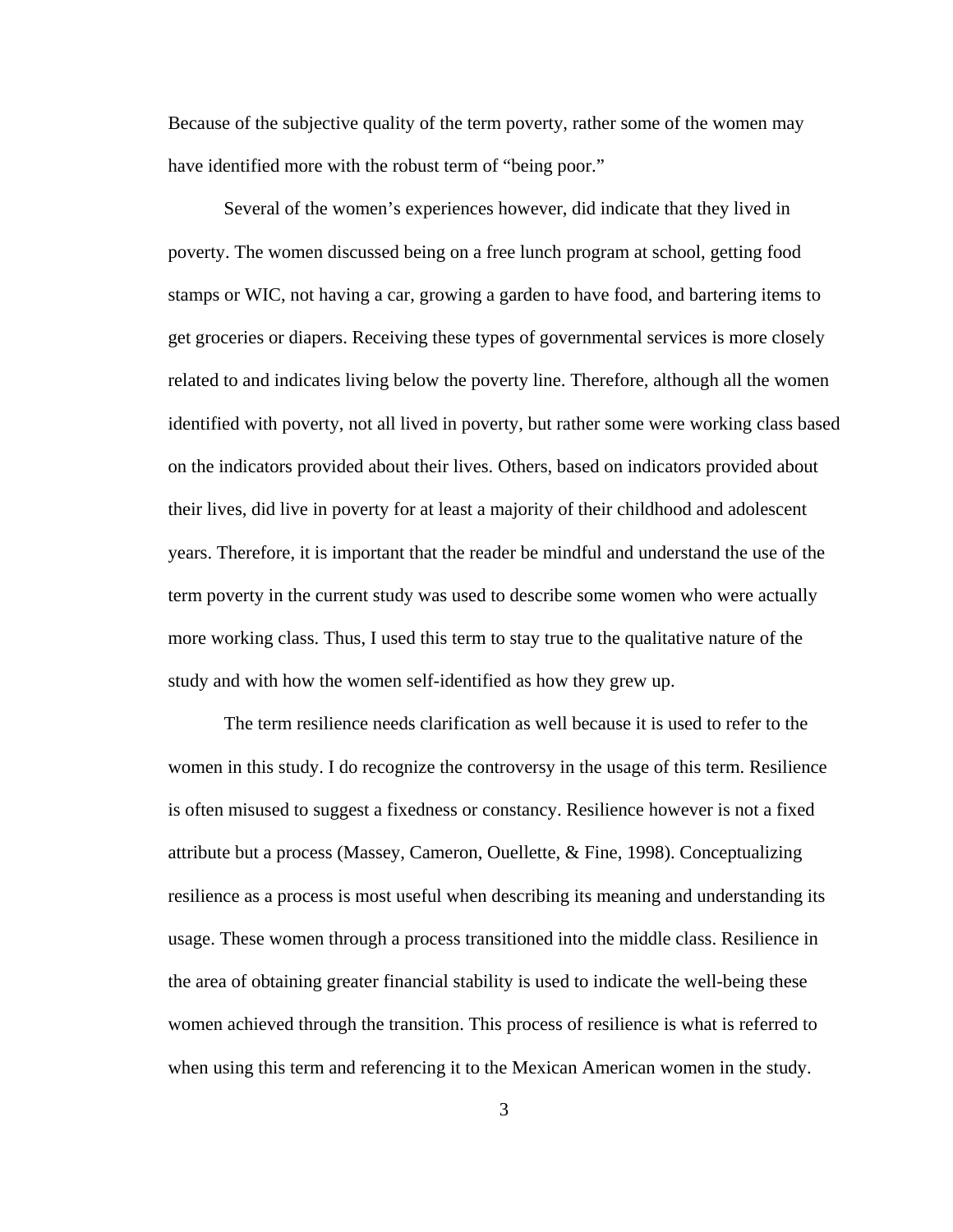Because of the subjective quality of the term poverty, rather some of the women may have identified more with the robust term of "being poor."

Several of the women's experiences however, did indicate that they lived in poverty. The women discussed being on a free lunch program at school, getting food stamps or WIC, not having a car, growing a garden to have food, and bartering items to get groceries or diapers. Receiving these types of governmental services is more closely related to and indicates living below the poverty line. Therefore, although all the women identified with poverty, not all lived in poverty, but rather some were working class based on the indicators provided about their lives. Others, based on indicators provided about their lives, did live in poverty for at least a majority of their childhood and adolescent years. Therefore, it is important that the reader be mindful and understand the use of the term poverty in the current study was used to describe some women who were actually more working class. Thus, I used this term to stay true to the qualitative nature of the study and with how the women self-identified as how they grew up.

The term resilience needs clarification as well because it is used to refer to the women in this study. I do recognize the controversy in the usage of this term. Resilience is often misused to suggest a fixedness or constancy. Resilience however is not a fixed attribute but a process (Massey, Cameron, Ouellette, & Fine, 1998). Conceptualizing resilience as a process is most useful when describing its meaning and understanding its usage. These women through a process transitioned into the middle class. Resilience in the area of obtaining greater financial stability is used to indicate the well-being these women achieved through the transition. This process of resilience is what is referred to when using this term and referencing it to the Mexican American women in the study.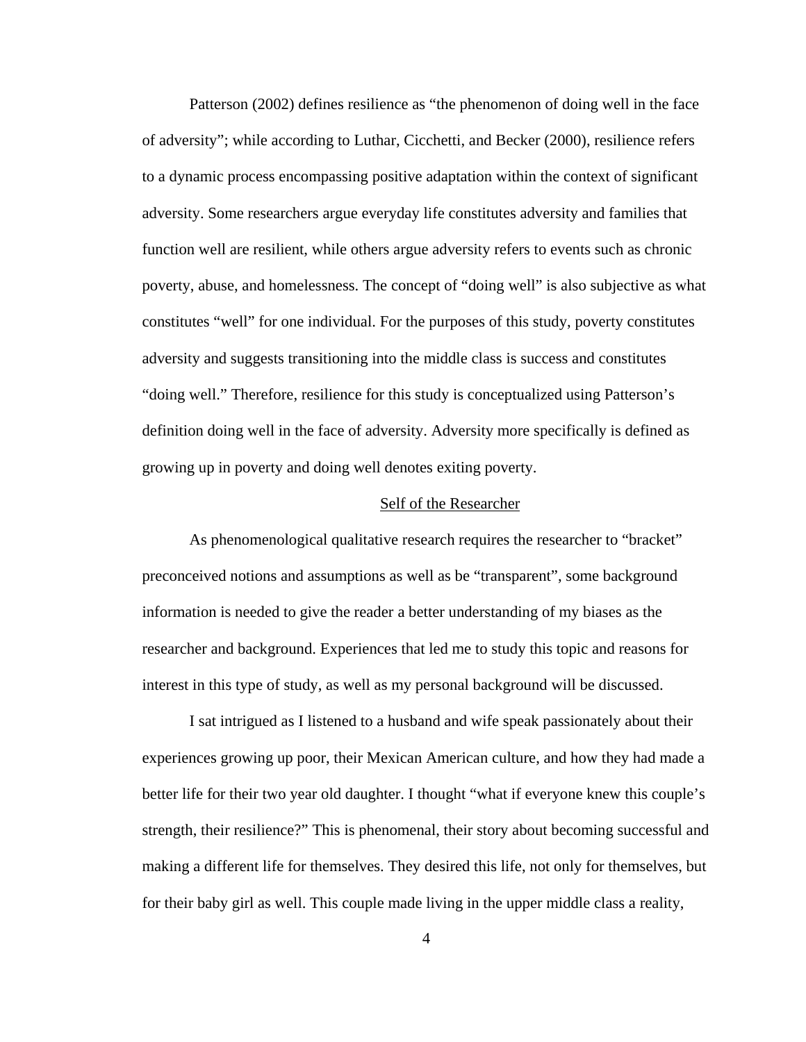Patterson (2002) defines resilience as “the phenomenon of doing well in the face of adversity”; while according to Luthar, Cicchetti, and Becker (2000), resilience refers to a dynamic process encompassing positive adaptation within the context of significant adversity. Some researchers argue everyday life constitutes adversity and families that function well are resilient, while others argue adversity refers to events such as chronic poverty, abuse, and homelessness. The concept of “doing well” is also subjective as what constitutes “well” for one individual. For the purposes of this study, poverty constitutes adversity and suggests transitioning into the middle class is success and constitutes “doing well.” Therefore, resilience for this study is conceptualized using Patterson’s definition doing well in the face of adversity. Adversity more specifically is defined as growing up in poverty and doing well denotes exiting poverty.

## Self of the Researcher

As phenomenological qualitative research requires the researcher to “bracket” preconceived notions and assumptions as well as be “transparent”, some background information is needed to give the reader a better understanding of my biases as the researcher and background. Experiences that led me to study this topic and reasons for interest in this type of study, as well as my personal background will be discussed.

I sat intrigued as I listened to a husband and wife speak passionately about their experiences growing up poor, their Mexican American culture, and how they had made a better life for their two year old daughter. I thought “what if everyone knew this couple’s strength, their resilience?” This is phenomenal, their story about becoming successful and making a different life for themselves. They desired this life, not only for themselves, but for their baby girl as well. This couple made living in the upper middle class a reality,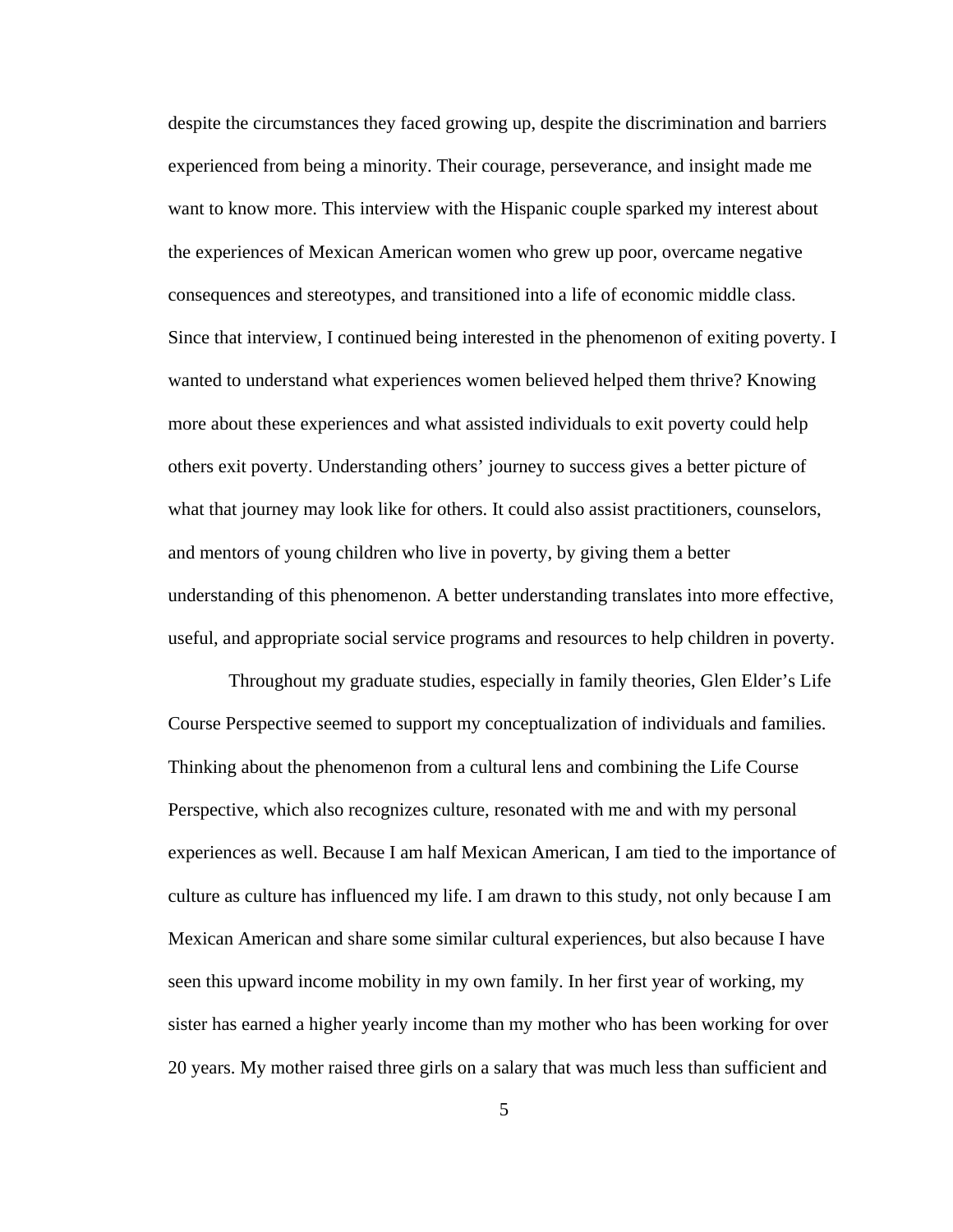despite the circumstances they faced growing up, despite the discrimination and barriers experienced from being a minority. Their courage, perseverance, and insight made me want to know more. This interview with the Hispanic couple sparked my interest about the experiences of Mexican American women who grew up poor, overcame negative consequences and stereotypes, and transitioned into a life of economic middle class. Since that interview, I continued being interested in the phenomenon of exiting poverty. I wanted to understand what experiences women believed helped them thrive? Knowing more about these experiences and what assisted individuals to exit poverty could help others exit poverty. Understanding others' journey to success gives a better picture of what that journey may look like for others. It could also assist practitioners, counselors, and mentors of young children who live in poverty, by giving them a better understanding of this phenomenon. A better understanding translates into more effective, useful, and appropriate social service programs and resources to help children in poverty.

Throughout my graduate studies, especially in family theories, Glen Elder's Life Course Perspective seemed to support my conceptualization of individuals and families. Thinking about the phenomenon from a cultural lens and combining the Life Course Perspective, which also recognizes culture, resonated with me and with my personal experiences as well. Because I am half Mexican American, I am tied to the importance of culture as culture has influenced my life. I am drawn to this study, not only because I am Mexican American and share some similar cultural experiences, but also because I have seen this upward income mobility in my own family. In her first year of working, my sister has earned a higher yearly income than my mother who has been working for over 20 years. My mother raised three girls on a salary that was much less than sufficient and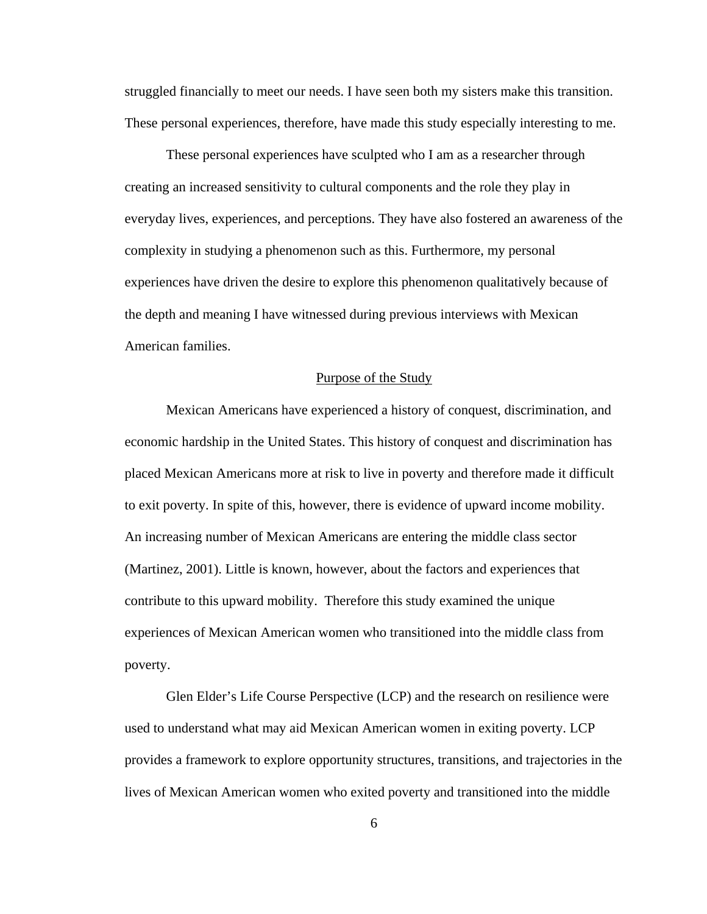struggled financially to meet our needs. I have seen both my sisters make this transition. These personal experiences, therefore, have made this study especially interesting to me.

These personal experiences have sculpted who I am as a researcher through creating an increased sensitivity to cultural components and the role they play in everyday lives, experiences, and perceptions. They have also fostered an awareness of the complexity in studying a phenomenon such as this. Furthermore, my personal experiences have driven the desire to explore this phenomenon qualitatively because of the depth and meaning I have witnessed during previous interviews with Mexican American families.

## Purpose of the Study

Mexican Americans have experienced a history of conquest, discrimination, and economic hardship in the United States. This history of conquest and discrimination has placed Mexican Americans more at risk to live in poverty and therefore made it difficult to exit poverty. In spite of this, however, there is evidence of upward income mobility. An increasing number of Mexican Americans are entering the middle class sector (Martinez, 2001). Little is known, however, about the factors and experiences that contribute to this upward mobility. Therefore this study examined the unique experiences of Mexican American women who transitioned into the middle class from poverty.

Glen Elder's Life Course Perspective (LCP) and the research on resilience were used to understand what may aid Mexican American women in exiting poverty. LCP provides a framework to explore opportunity structures, transitions, and trajectories in the lives of Mexican American women who exited poverty and transitioned into the middle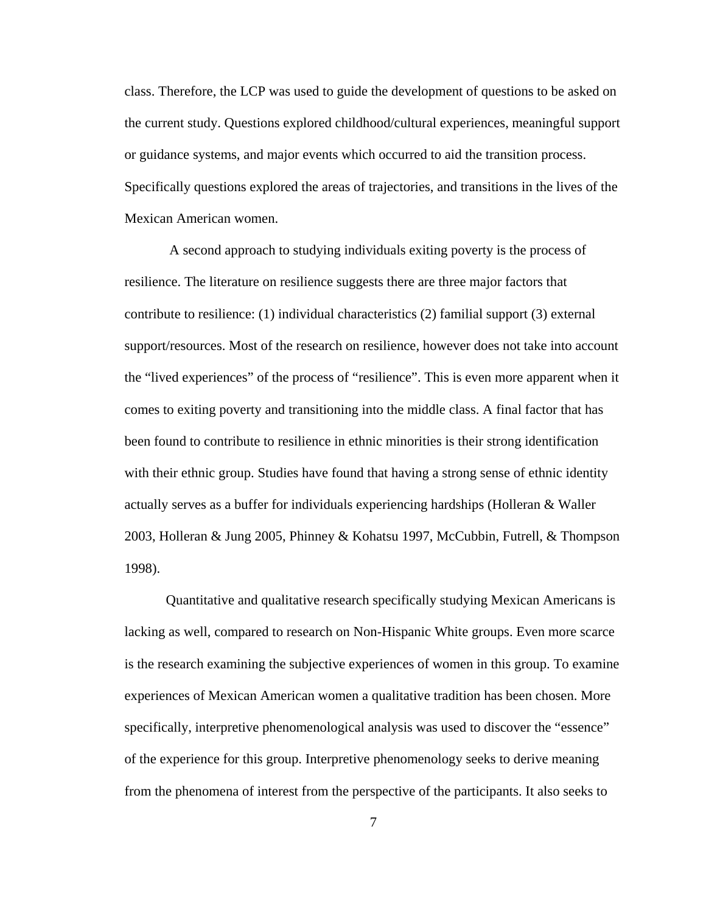class. Therefore, the LCP was used to guide the development of questions to be asked on the current study. Questions explored childhood/cultural experiences, meaningful support or guidance systems, and major events which occurred to aid the transition process. Specifically questions explored the areas of trajectories, and transitions in the lives of the Mexican American women.

A second approach to studying individuals exiting poverty is the process of resilience. The literature on resilience suggests there are three major factors that contribute to resilience: (1) individual characteristics (2) familial support (3) external support/resources. Most of the research on resilience, however does not take into account the "lived experiences" of the process of "resilience". This is even more apparent when it comes to exiting poverty and transitioning into the middle class. A final factor that has been found to contribute to resilience in ethnic minorities is their strong identification with their ethnic group. Studies have found that having a strong sense of ethnic identity actually serves as a buffer for individuals experiencing hardships (Holleran & Waller 2003, Holleran & Jung 2005, Phinney & Kohatsu 1997, McCubbin, Futrell, & Thompson 1998).

Quantitative and qualitative research specifically studying Mexican Americans is lacking as well, compared to research on Non-Hispanic White groups. Even more scarce is the research examining the subjective experiences of women in this group. To examine experiences of Mexican American women a qualitative tradition has been chosen. More specifically, interpretive phenomenological analysis was used to discover the "essence" of the experience for this group. Interpretive phenomenology seeks to derive meaning from the phenomena of interest from the perspective of the participants. It also seeks to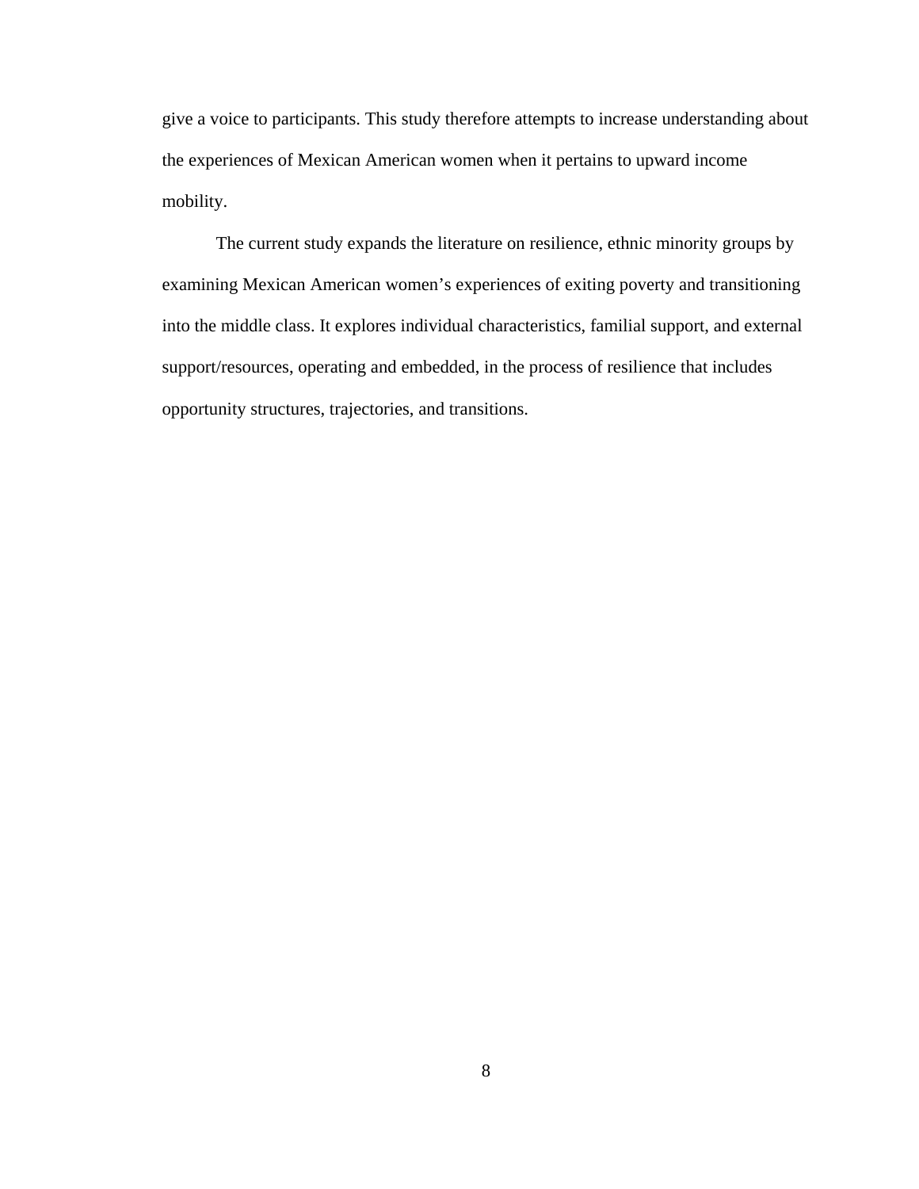give a voice to participants. This study therefore attempts to increase understanding about the experiences of Mexican American women when it pertains to upward income mobility.

The current study expands the literature on resilience, ethnic minority groups by examining Mexican American women's experiences of exiting poverty and transitioning into the middle class. It explores individual characteristics, familial support, and external support/resources, operating and embedded, in the process of resilience that includes opportunity structures, trajectories, and transitions.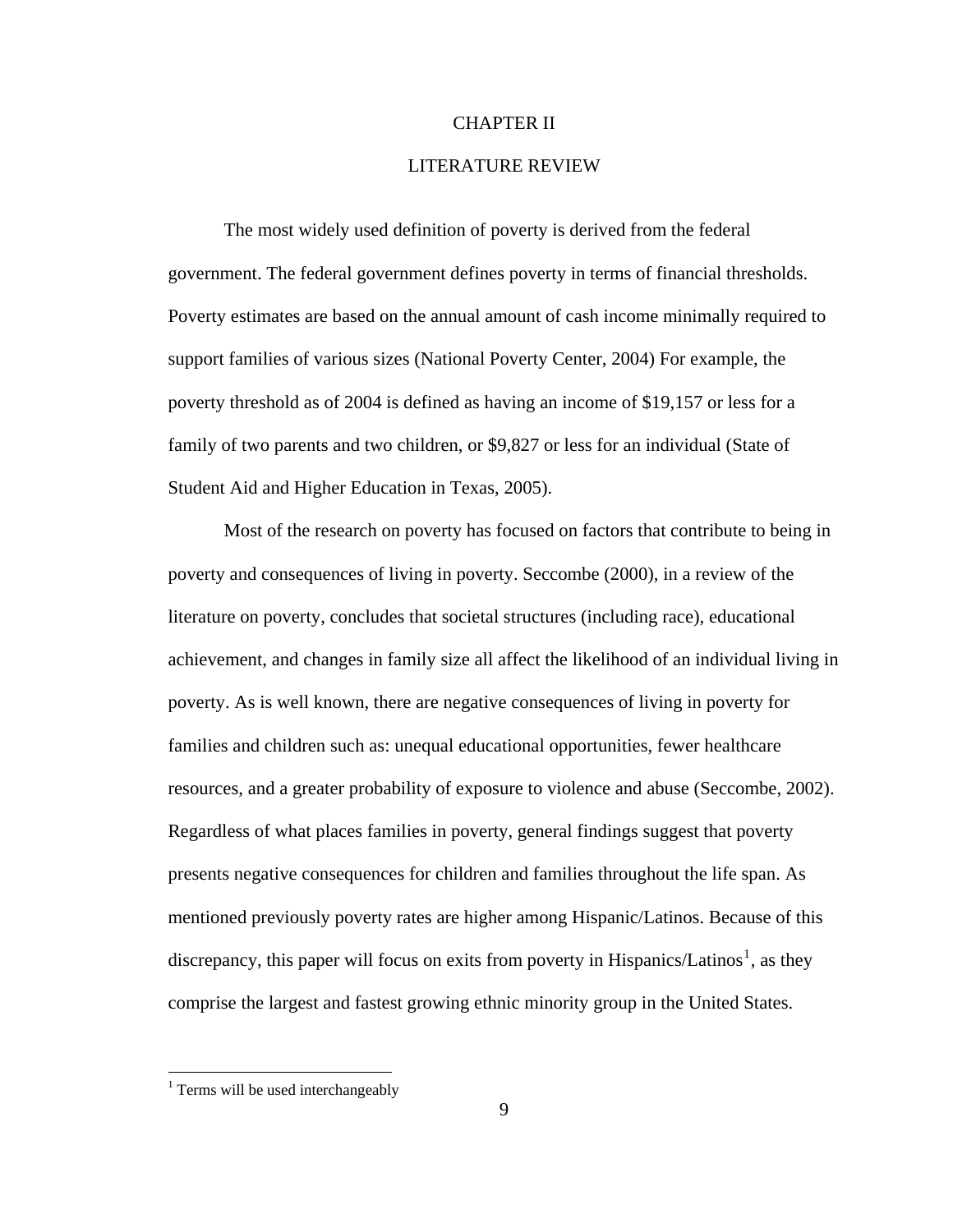# CHAPTER II

# LITERATURE REVIEW

The most widely used definition of poverty is derived from the federal government. The federal government defines poverty in terms of financial thresholds. Poverty estimates are based on the annual amount of cash income minimally required to support families of various sizes (National Poverty Center, 2004) For example, the poverty threshold as of 2004 is defined as having an income of $19,157 or less for a family of two parents and two children, or $9,827 or less for an individual (State of Student Aid and Higher Education in Texas, 2005).

Most of the research on poverty has focused on factors that contribute to being in poverty and consequences of living in poverty. Seccombe (2000), in a review of the literature on poverty, concludes that societal structures (including race), educational achievement, and changes in family size all affect the likelihood of an individual living in poverty. As is well known, there are negative consequences of living in poverty for families and children such as: unequal educational opportunities, fewer healthcare resources, and a greater probability of exposure to violence and abuse (Seccombe, 2002). Regardless of what places families in poverty, general findings suggest that poverty presents negative consequences for children and families throughout the life span. As mentioned previously poverty rates are higher among Hispanic/Latinos. Because of this discrepancy, this paper will focus on exits from poverty in Hispanics/Latinos[1], as they comprise the largest and fastest growing ethnic minority group in the United States.

---

[1] Terms will be used interchangeably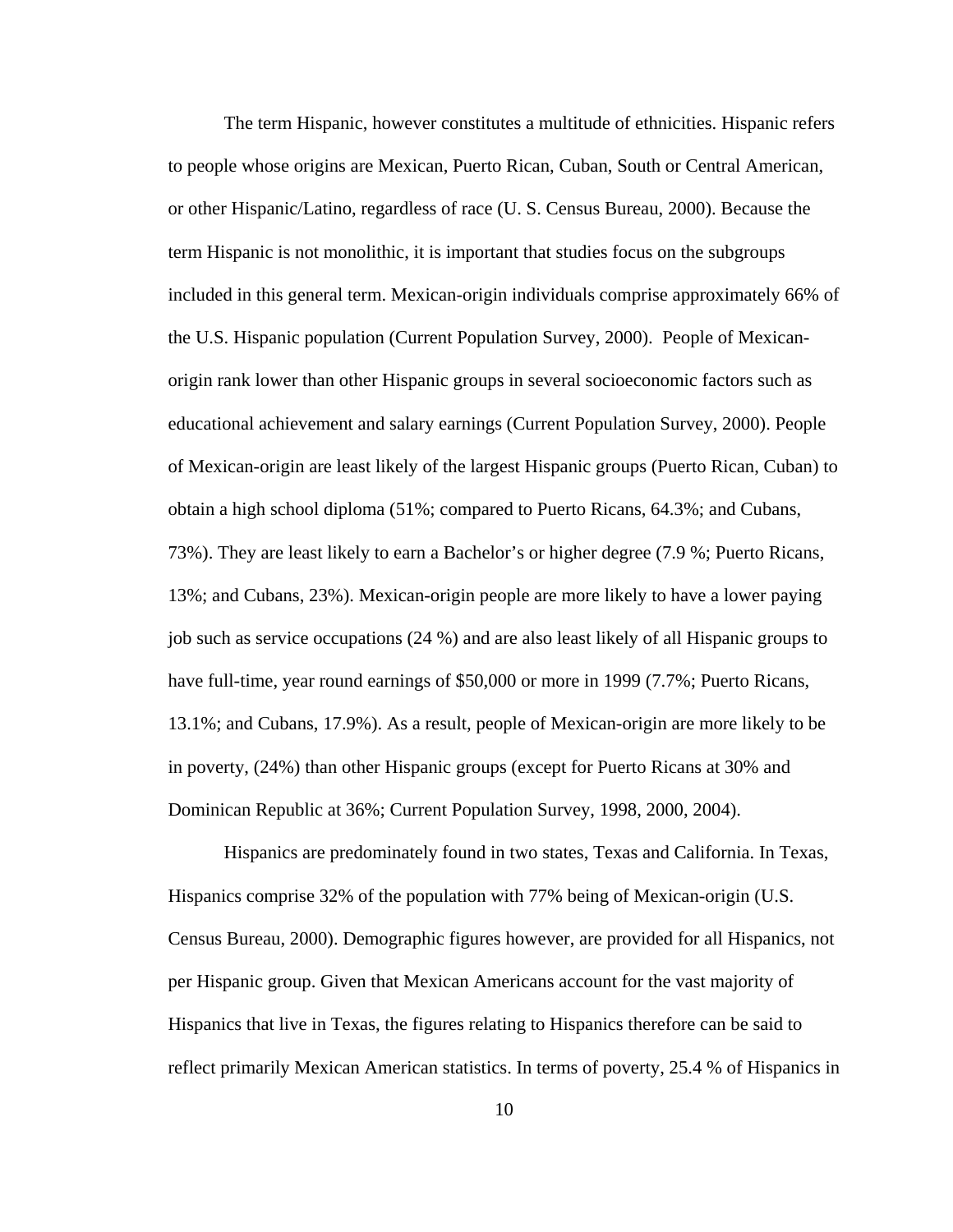The term Hispanic, however constitutes a multitude of ethnicities. Hispanic refers to people whose origins are Mexican, Puerto Rican, Cuban, South or Central American, or other Hispanic/Latino, regardless of race (U. S. Census Bureau, 2000). Because the term Hispanic is not monolithic, it is important that studies focus on the subgroups included in this general term. Mexican-origin individuals comprise approximately 66% of the U.S. Hispanic population (Current Population Survey, 2000). People of Mexican-origin rank lower than other Hispanic groups in several socioeconomic factors such as educational achievement and salary earnings (Current Population Survey, 2000). People of Mexican-origin are least likely of the largest Hispanic groups (Puerto Rican, Cuban) to obtain a high school diploma (51%; compared to Puerto Ricans, 64.3%; and Cubans, 73%). They are least likely to earn a Bachelor's or higher degree (7.9 %; Puerto Ricans, 13%; and Cubans, 23%). Mexican-origin people are more likely to have a lower paying job such as service occupations (24 %) and are also least likely of all Hispanic groups to have full-time, year round earnings of $50,000 or more in 1999 (7.7%; Puerto Ricans, 13.1%; and Cubans, 17.9%). As a result, people of Mexican-origin are more likely to be in poverty, (24%) than other Hispanic groups (except for Puerto Ricans at 30% and Dominican Republic at 36%; Current Population Survey, 1998, 2000, 2004).

Hispanics are predominately found in two states, Texas and California. In Texas, Hispanics comprise 32% of the population with 77% being of Mexican-origin (U.S. Census Bureau, 2000). Demographic figures however, are provided for all Hispanics, not per Hispanic group. Given that Mexican Americans account for the vast majority of Hispanics that live in Texas, the figures relating to Hispanics therefore can be said to reflect primarily Mexican American statistics. In terms of poverty, 25.4 % of Hispanics in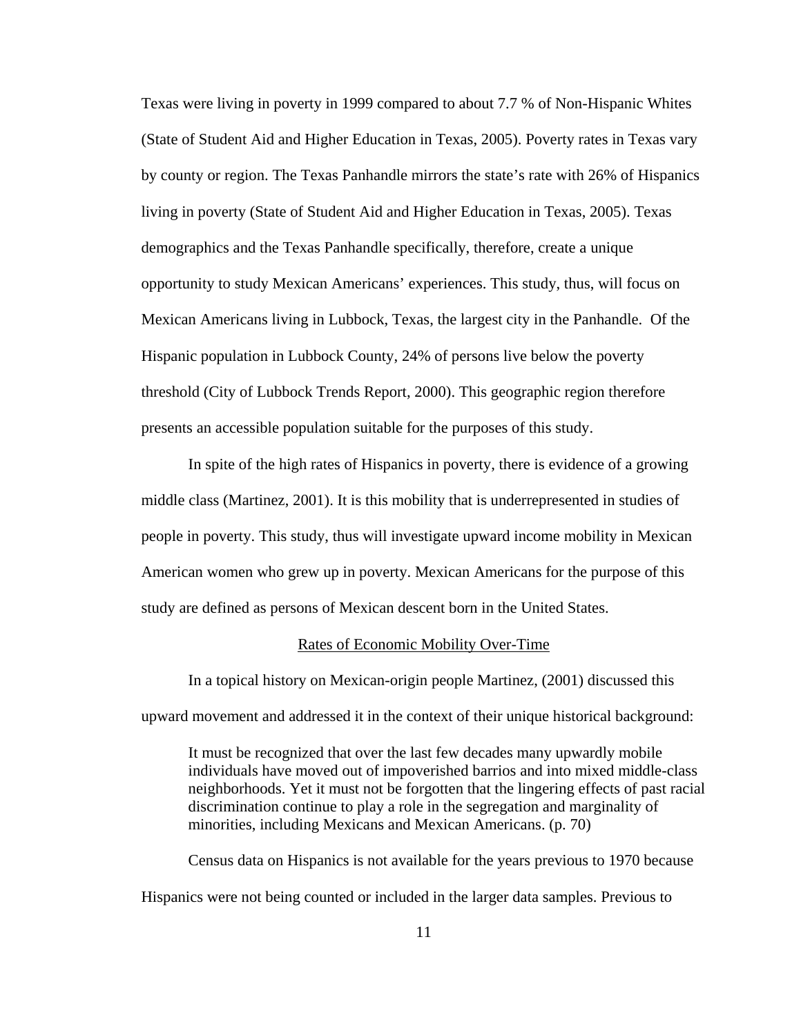Texas were living in poverty in 1999 compared to about 7.7 % of Non-Hispanic Whites (State of Student Aid and Higher Education in Texas, 2005). Poverty rates in Texas vary by county or region. The Texas Panhandle mirrors the state's rate with 26% of Hispanics living in poverty (State of Student Aid and Higher Education in Texas, 2005). Texas demographics and the Texas Panhandle specifically, therefore, create a unique opportunity to study Mexican Americans' experiences. This study, thus, will focus on Mexican Americans living in Lubbock, Texas, the largest city in the Panhandle. Of the Hispanic population in Lubbock County, 24% of persons live below the poverty threshold (City of Lubbock Trends Report, 2000). This geographic region therefore presents an accessible population suitable for the purposes of this study.

In spite of the high rates of Hispanics in poverty, there is evidence of a growing middle class (Martinez, 2001). It is this mobility that is underrepresented in studies of people in poverty. This study, thus will investigate upward income mobility in Mexican American women who grew up in poverty. Mexican Americans for the purpose of this study are defined as persons of Mexican descent born in the United States.

## Rates of Economic Mobility Over-Time

In a topical history on Mexican-origin people Martinez, (2001) discussed this upward movement and addressed it in the context of their unique historical background:

> It must be recognized that over the last few decades many upwardly mobile individuals have moved out of impoverished barrios and into mixed middle-class neighborhoods. Yet it must not be forgotten that the lingering effects of past racial discrimination continue to play a role in the segregation and marginality of minorities, including Mexicans and Mexican Americans. (p. 70)

Census data on Hispanics is not available for the years previous to 1970 because Hispanics were not being counted or included in the larger data samples. Previous to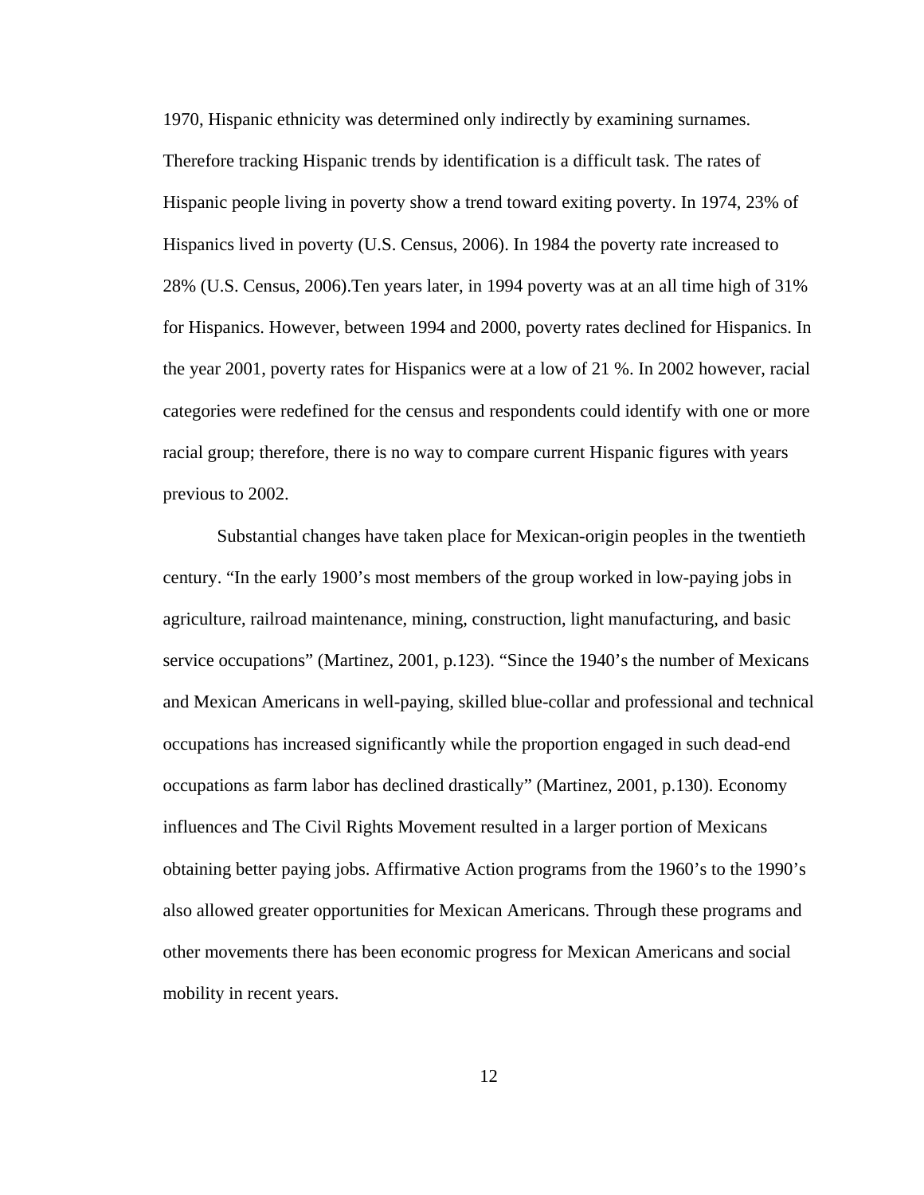1970, Hispanic ethnicity was determined only indirectly by examining surnames. Therefore tracking Hispanic trends by identification is a difficult task. The rates of Hispanic people living in poverty show a trend toward exiting poverty. In 1974, 23% of Hispanics lived in poverty (U.S. Census, 2006). In 1984 the poverty rate increased to 28% (U.S. Census, 2006).Ten years later, in 1994 poverty was at an all time high of 31% for Hispanics. However, between 1994 and 2000, poverty rates declined for Hispanics. In the year 2001, poverty rates for Hispanics were at a low of 21 %. In 2002 however, racial categories were redefined for the census and respondents could identify with one or more racial group; therefore, there is no way to compare current Hispanic figures with years previous to 2002.

Substantial changes have taken place for Mexican-origin peoples in the twentieth century. "In the early 1900's most members of the group worked in low-paying jobs in agriculture, railroad maintenance, mining, construction, light manufacturing, and basic service occupations" (Martinez, 2001, p.123). "Since the 1940's the number of Mexicans and Mexican Americans in well-paying, skilled blue-collar and professional and technical occupations has increased significantly while the proportion engaged in such dead-end occupations as farm labor has declined drastically" (Martinez, 2001, p.130). Economy influences and The Civil Rights Movement resulted in a larger portion of Mexicans obtaining better paying jobs. Affirmative Action programs from the 1960's to the 1990's also allowed greater opportunities for Mexican Americans. Through these programs and other movements there has been economic progress for Mexican Americans and social mobility in recent years.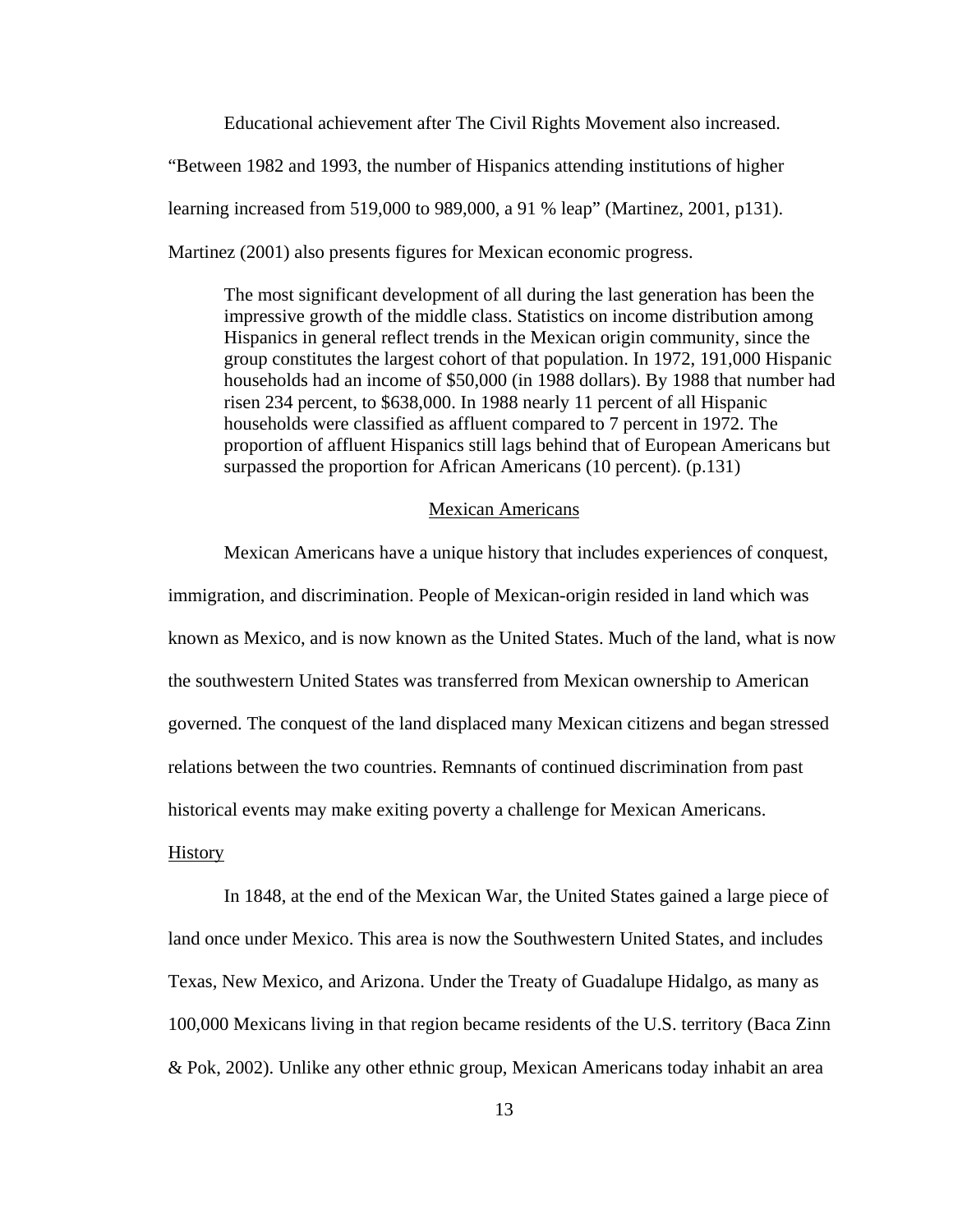Educational achievement after The Civil Rights Movement also increased. "Between 1982 and 1993, the number of Hispanics attending institutions of higher learning increased from 519,000 to 989,000, a 91 % leap" (Martinez, 2001, p131). Martinez (2001) also presents figures for Mexican economic progress.

> The most significant development of all during the last generation has been the impressive growth of the middle class. Statistics on income distribution among Hispanics in general reflect trends in the Mexican origin community, since the group constitutes the largest cohort of that population. In 1972, 191,000 Hispanic households had an income of $50,000 (in 1988 dollars). By 1988 that number had risen 234 percent, to $638,000. In 1988 nearly 11 percent of all Hispanic households were classified as affluent compared to 7 percent in 1972. The proportion of affluent Hispanics still lags behind that of European Americans but surpassed the proportion for African Americans (10 percent). (p.131)

## Mexican Americans

Mexican Americans have a unique history that includes experiences of conquest, immigration, and discrimination. People of Mexican-origin resided in land which was known as Mexico, and is now known as the United States. Much of the land, what is now the southwestern United States was transferred from Mexican ownership to American governed. The conquest of the land displaced many Mexican citizens and began stressed relations between the two countries. Remnants of continued discrimination from past historical events may make exiting poverty a challenge for Mexican Americans.

### History

In 1848, at the end of the Mexican War, the United States gained a large piece of land once under Mexico. This area is now the Southwestern United States, and includes Texas, New Mexico, and Arizona. Under the Treaty of Guadalupe Hidalgo, as many as 100,000 Mexicans living in that region became residents of the U.S. territory (Baca Zinn & Pok, 2002). Unlike any other ethnic group, Mexican Americans today inhabit an area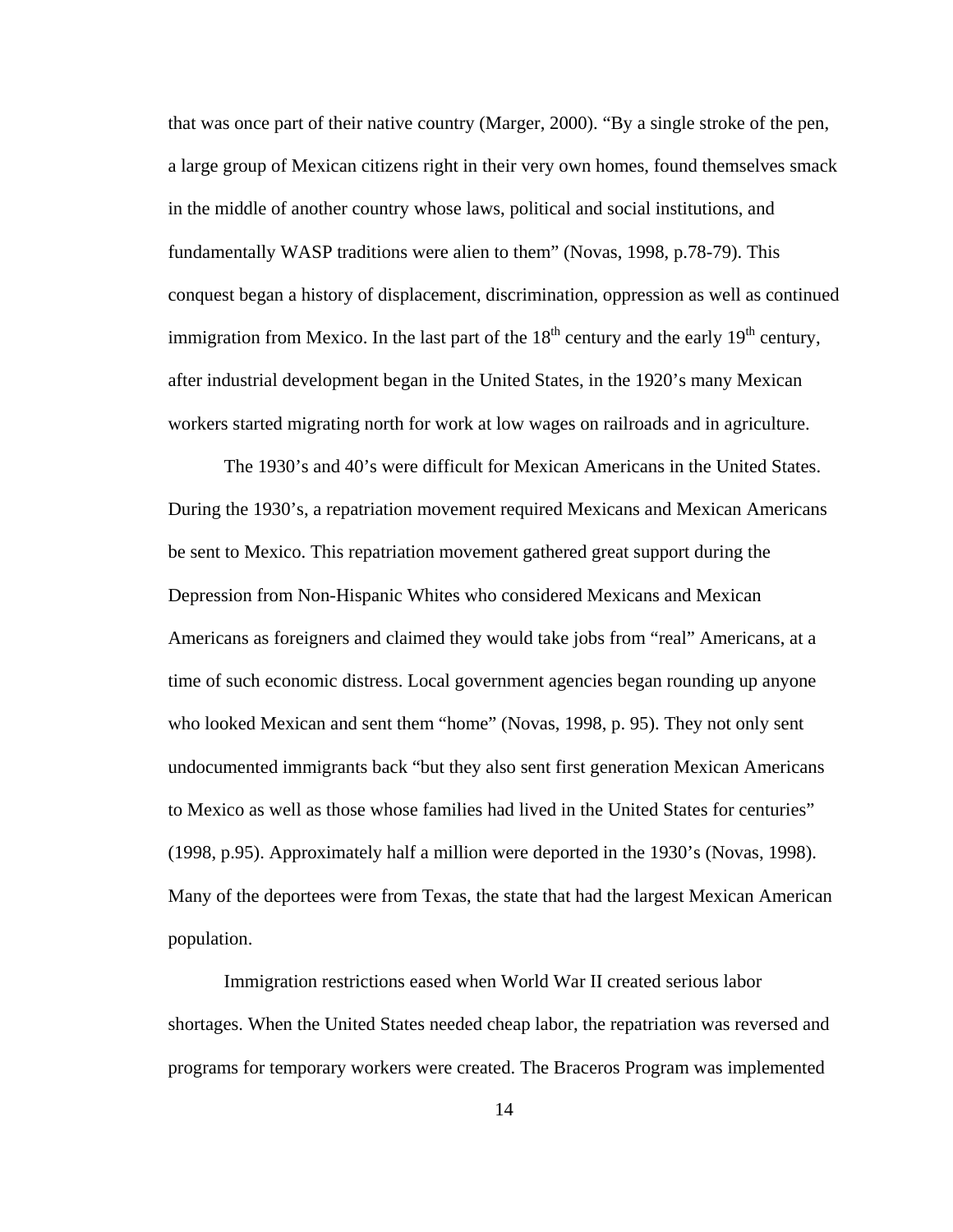that was once part of their native country (Marger, 2000). "By a single stroke of the pen, a large group of Mexican citizens right in their very own homes, found themselves smack in the middle of another country whose laws, political and social institutions, and fundamentally WASP traditions were alien to them" (Novas, 1998, p.78-79). This conquest began a history of displacement, discrimination, oppression as well as continued immigration from Mexico. In the last part of the 18th century and the early 19th century, after industrial development began in the United States, in the 1920's many Mexican workers started migrating north for work at low wages on railroads and in agriculture.

The 1930's and 40's were difficult for Mexican Americans in the United States. During the 1930's, a repatriation movement required Mexicans and Mexican Americans be sent to Mexico. This repatriation movement gathered great support during the Depression from Non-Hispanic Whites who considered Mexicans and Mexican Americans as foreigners and claimed they would take jobs from "real" Americans, at a time of such economic distress. Local government agencies began rounding up anyone who looked Mexican and sent them "home" (Novas, 1998, p. 95). They not only sent undocumented immigrants back "but they also sent first generation Mexican Americans to Mexico as well as those whose families had lived in the United States for centuries" (1998, p.95). Approximately half a million were deported in the 1930's (Novas, 1998). Many of the deportees were from Texas, the state that had the largest Mexican American population.

Immigration restrictions eased when World War II created serious labor shortages. When the United States needed cheap labor, the repatriation was reversed and programs for temporary workers were created. The Braceros Program was implemented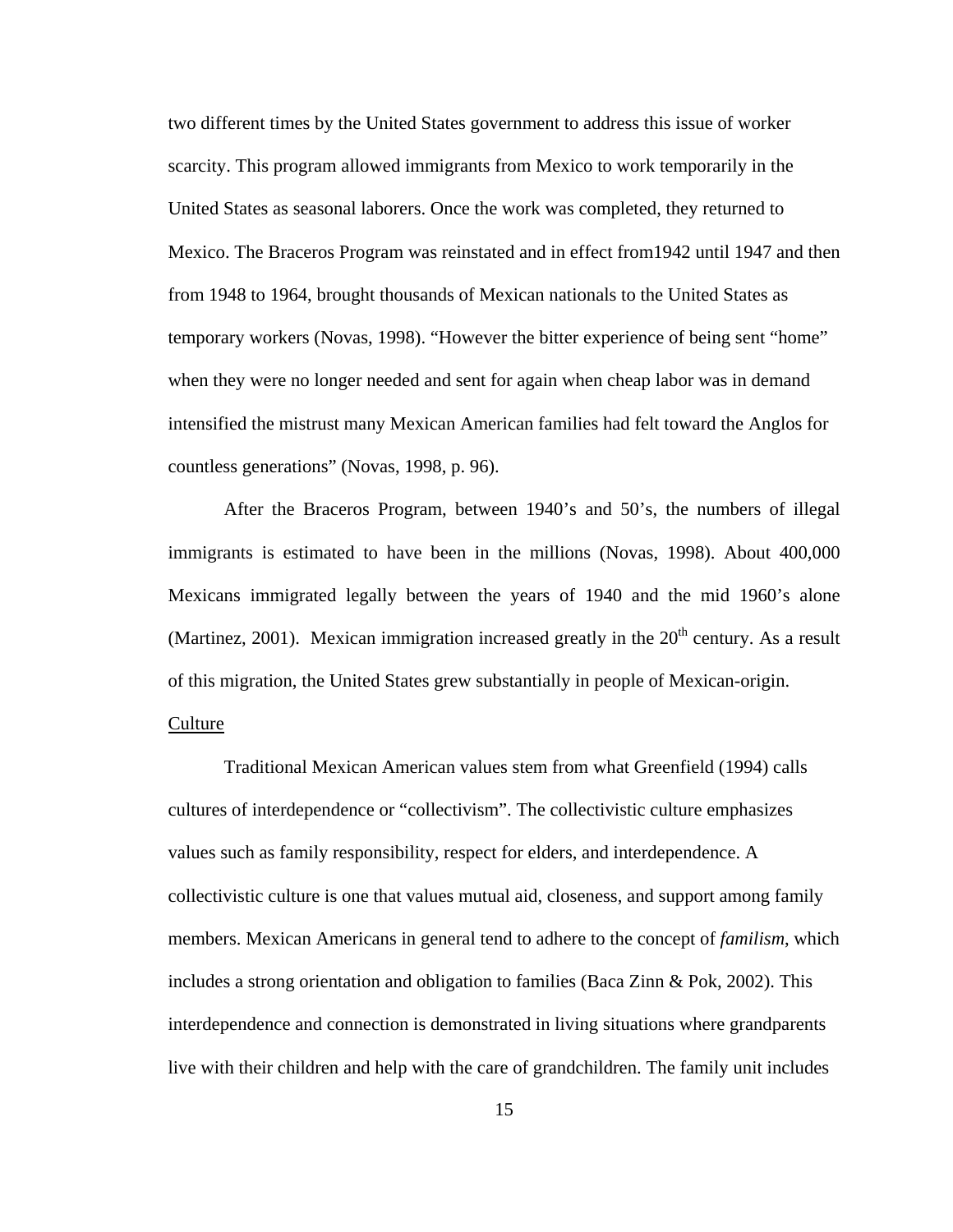two different times by the United States government to address this issue of worker scarcity. This program allowed immigrants from Mexico to work temporarily in the United States as seasonal laborers. Once the work was completed, they returned to Mexico. The Braceros Program was reinstated and in effect from1942 until 1947 and then from 1948 to 1964, brought thousands of Mexican nationals to the United States as temporary workers (Novas, 1998). "However the bitter experience of being sent "home" when they were no longer needed and sent for again when cheap labor was in demand intensified the mistrust many Mexican American families had felt toward the Anglos for countless generations" (Novas, 1998, p. 96).

After the Braceros Program, between 1940's and 50's, the numbers of illegal immigrants is estimated to have been in the millions (Novas, 1998). About 400,000 Mexicans immigrated legally between the years of 1940 and the mid 1960's alone (Martinez, 2001). Mexican immigration increased greatly in the 20th century. As a result of this migration, the United States grew substantially in people of Mexican-origin.

Culture

Traditional Mexican American values stem from what Greenfield (1994) calls cultures of interdependence or "collectivism". The collectivistic culture emphasizes values such as family responsibility, respect for elders, and interdependence. A collectivistic culture is one that values mutual aid, closeness, and support among family members. Mexican Americans in general tend to adhere to the concept of *familism*, which includes a strong orientation and obligation to families (Baca Zinn & Pok, 2002). This interdependence and connection is demonstrated in living situations where grandparents live with their children and help with the care of grandchildren. The family unit includes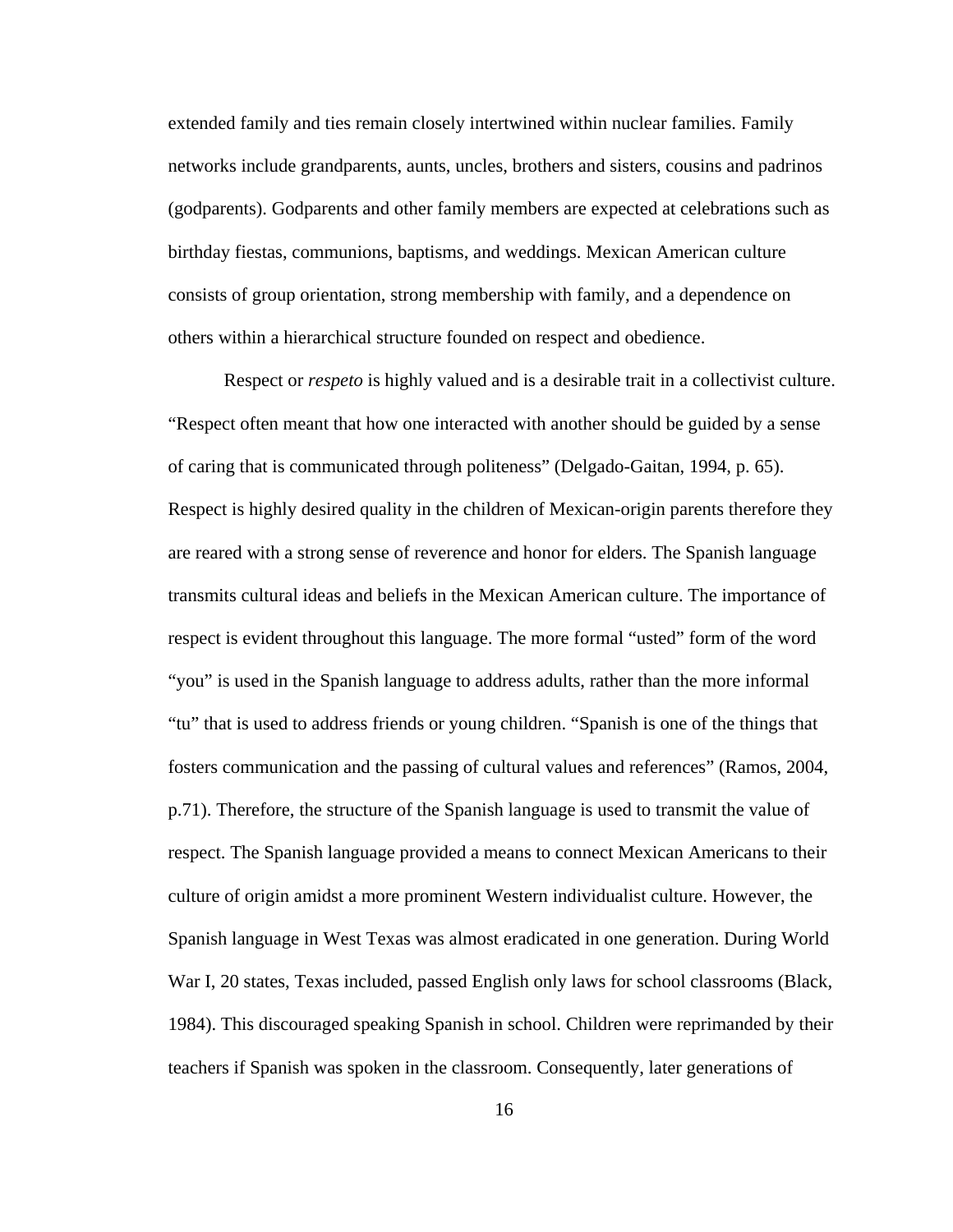extended family and ties remain closely intertwined within nuclear families. Family networks include grandparents, aunts, uncles, brothers and sisters, cousins and padrinos (godparents). Godparents and other family members are expected at celebrations such as birthday fiestas, communions, baptisms, and weddings. Mexican American culture consists of group orientation, strong membership with family, and a dependence on others within a hierarchical structure founded on respect and obedience.

Respect or *respeto* is highly valued and is a desirable trait in a collectivist culture. "Respect often meant that how one interacted with another should be guided by a sense of caring that is communicated through politeness" (Delgado-Gaitan, 1994, p. 65). Respect is highly desired quality in the children of Mexican-origin parents therefore they are reared with a strong sense of reverence and honor for elders. The Spanish language transmits cultural ideas and beliefs in the Mexican American culture. The importance of respect is evident throughout this language. The more formal "usted" form of the word "you" is used in the Spanish language to address adults, rather than the more informal "tu" that is used to address friends or young children. "Spanish is one of the things that fosters communication and the passing of cultural values and references" (Ramos, 2004, p.71). Therefore, the structure of the Spanish language is used to transmit the value of respect. The Spanish language provided a means to connect Mexican Americans to their culture of origin amidst a more prominent Western individualist culture. However, the Spanish language in West Texas was almost eradicated in one generation. During World War I, 20 states, Texas included, passed English only laws for school classrooms (Black, 1984). This discouraged speaking Spanish in school. Children were reprimanded by their teachers if Spanish was spoken in the classroom. Consequently, later generations of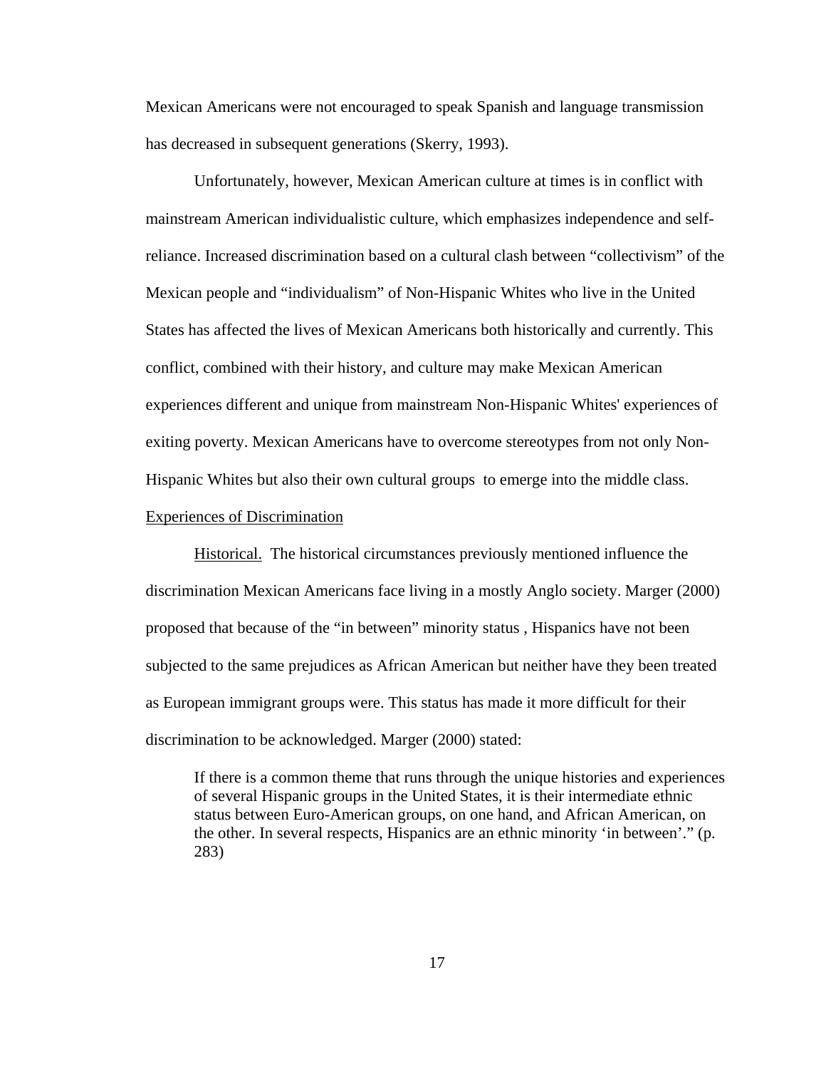Mexican Americans were not encouraged to speak Spanish and language transmission has decreased in subsequent generations (Skerry, 1993).

Unfortunately, however, Mexican American culture at times is in conflict with mainstream American individualistic culture, which emphasizes independence and self-reliance. Increased discrimination based on a cultural clash between "collectivism" of the Mexican people and "individualism" of Non-Hispanic Whites who live in the United States has affected the lives of Mexican Americans both historically and currently. This conflict, combined with their history, and culture may make Mexican American experiences different and unique from mainstream Non-Hispanic Whites' experiences of exiting poverty. Mexican Americans have to overcome stereotypes from not only Non-Hispanic Whites but also their own cultural groups  to emerge into the middle class.

<u>Experiences of Discrimination</u>

<u>Historical.</u> The historical circumstances previously mentioned influence the discrimination Mexican Americans face living in a mostly Anglo society. Marger (2000) proposed that because of the "in between" minority status , Hispanics have not been subjected to the same prejudices as African American but neither have they been treated as European immigrant groups were. This status has made it more difficult for their discrimination to be acknowledged. Marger (2000) stated:

> If there is a common theme that runs through the unique histories and experiences of several Hispanic groups in the United States, it is their intermediate ethnic status between Euro-American groups, on one hand, and African American, on the other. In several respects, Hispanics are an ethnic minority 'in between'." (p. 283)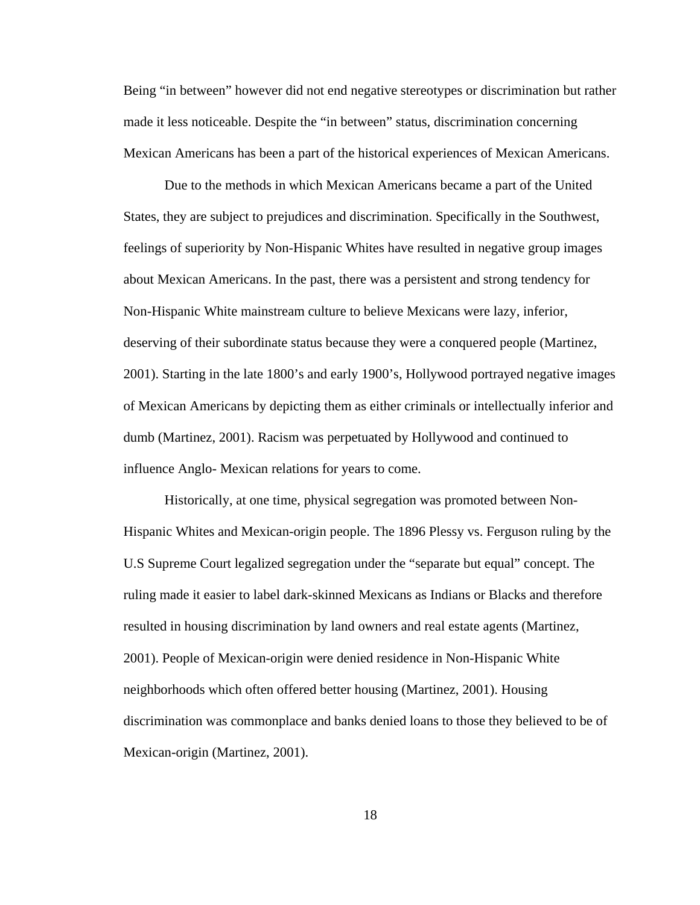Being "in between" however did not end negative stereotypes or discrimination but rather made it less noticeable. Despite the "in between" status, discrimination concerning Mexican Americans has been a part of the historical experiences of Mexican Americans.

Due to the methods in which Mexican Americans became a part of the United States, they are subject to prejudices and discrimination. Specifically in the Southwest, feelings of superiority by Non-Hispanic Whites have resulted in negative group images about Mexican Americans. In the past, there was a persistent and strong tendency for Non-Hispanic White mainstream culture to believe Mexicans were lazy, inferior, deserving of their subordinate status because they were a conquered people (Martinez, 2001). Starting in the late 1800's and early 1900's, Hollywood portrayed negative images of Mexican Americans by depicting them as either criminals or intellectually inferior and dumb (Martinez, 2001). Racism was perpetuated by Hollywood and continued to influence Anglo- Mexican relations for years to come.

Historically, at one time, physical segregation was promoted between Non-Hispanic Whites and Mexican-origin people. The 1896 Plessy vs. Ferguson ruling by the U.S Supreme Court legalized segregation under the "separate but equal" concept. The ruling made it easier to label dark-skinned Mexicans as Indians or Blacks and therefore resulted in housing discrimination by land owners and real estate agents (Martinez, 2001). People of Mexican-origin were denied residence in Non-Hispanic White neighborhoods which often offered better housing (Martinez, 2001). Housing discrimination was commonplace and banks denied loans to those they believed to be of Mexican-origin (Martinez, 2001).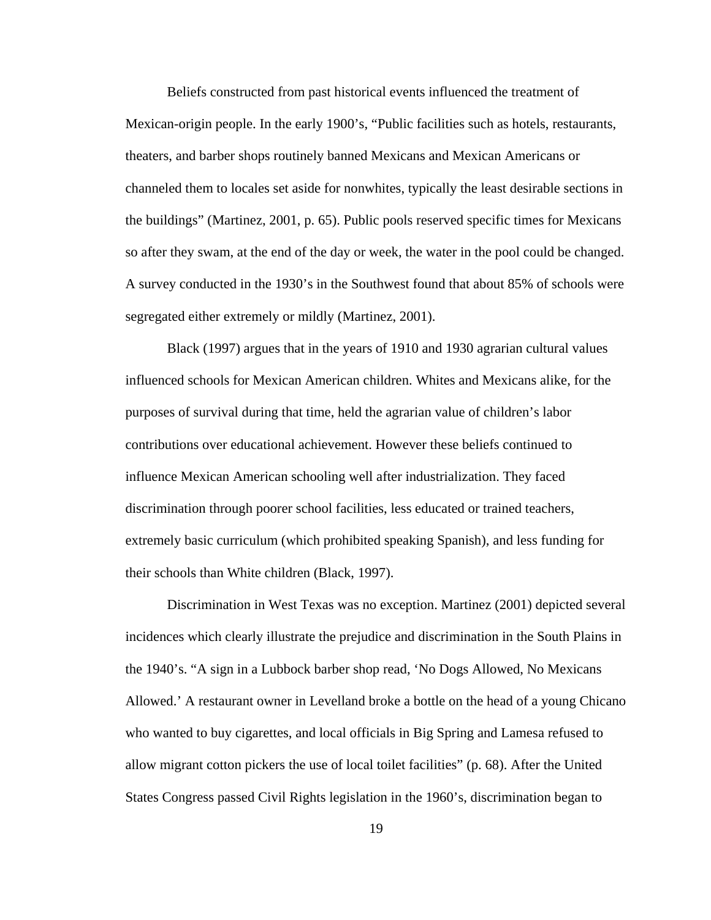Beliefs constructed from past historical events influenced the treatment of Mexican-origin people. In the early 1900's, "Public facilities such as hotels, restaurants, theaters, and barber shops routinely banned Mexicans and Mexican Americans or channeled them to locales set aside for nonwhites, typically the least desirable sections in the buildings" (Martinez, 2001, p. 65). Public pools reserved specific times for Mexicans so after they swam, at the end of the day or week, the water in the pool could be changed. A survey conducted in the 1930's in the Southwest found that about 85% of schools were segregated either extremely or mildly (Martinez, 2001).

Black (1997) argues that in the years of 1910 and 1930 agrarian cultural values influenced schools for Mexican American children. Whites and Mexicans alike, for the purposes of survival during that time, held the agrarian value of children's labor contributions over educational achievement. However these beliefs continued to influence Mexican American schooling well after industrialization. They faced discrimination through poorer school facilities, less educated or trained teachers, extremely basic curriculum (which prohibited speaking Spanish), and less funding for their schools than White children (Black, 1997).

Discrimination in West Texas was no exception. Martinez (2001) depicted several incidences which clearly illustrate the prejudice and discrimination in the South Plains in the 1940's. "A sign in a Lubbock barber shop read, 'No Dogs Allowed, No Mexicans Allowed.' A restaurant owner in Levelland broke a bottle on the head of a young Chicano who wanted to buy cigarettes, and local officials in Big Spring and Lamesa refused to allow migrant cotton pickers the use of local toilet facilities" (p. 68). After the United States Congress passed Civil Rights legislation in the 1960's, discrimination began to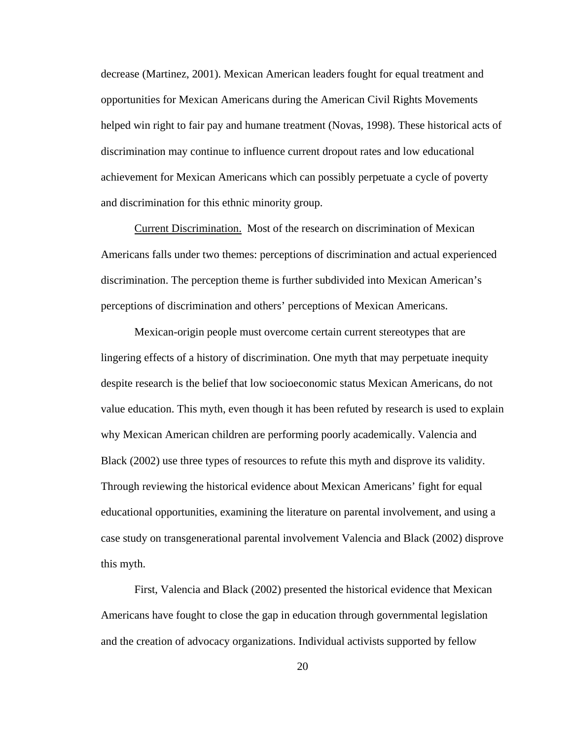decrease (Martinez, 2001). Mexican American leaders fought for equal treatment and opportunities for Mexican Americans during the American Civil Rights Movements helped win right to fair pay and humane treatment (Novas, 1998). These historical acts of discrimination may continue to influence current dropout rates and low educational achievement for Mexican Americans which can possibly perpetuate a cycle of poverty and discrimination for this ethnic minority group.

<u>Current Discrimination.</u> Most of the research on discrimination of Mexican Americans falls under two themes: perceptions of discrimination and actual experienced discrimination. The perception theme is further subdivided into Mexican American's perceptions of discrimination and others' perceptions of Mexican Americans.

Mexican-origin people must overcome certain current stereotypes that are lingering effects of a history of discrimination. One myth that may perpetuate inequity despite research is the belief that low socioeconomic status Mexican Americans, do not value education. This myth, even though it has been refuted by research is used to explain why Mexican American children are performing poorly academically. Valencia and Black (2002) use three types of resources to refute this myth and disprove its validity. Through reviewing the historical evidence about Mexican Americans' fight for equal educational opportunities, examining the literature on parental involvement, and using a case study on transgenerational parental involvement Valencia and Black (2002) disprove this myth.

First, Valencia and Black (2002) presented the historical evidence that Mexican Americans have fought to close the gap in education through governmental legislation and the creation of advocacy organizations. Individual activists supported by fellow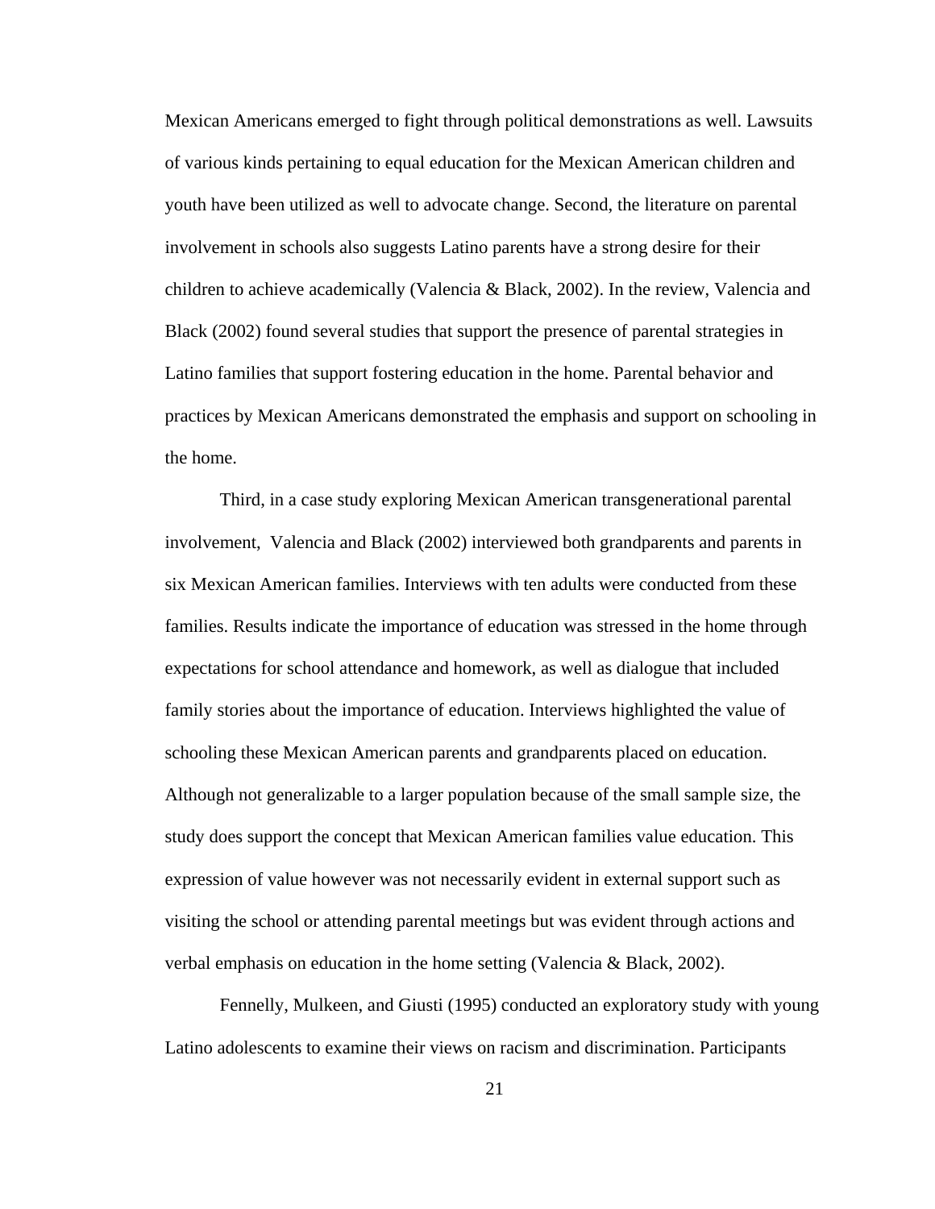Mexican Americans emerged to fight through political demonstrations as well. Lawsuits of various kinds pertaining to equal education for the Mexican American children and youth have been utilized as well to advocate change. Second, the literature on parental involvement in schools also suggests Latino parents have a strong desire for their children to achieve academically (Valencia & Black, 2002). In the review, Valencia and Black (2002) found several studies that support the presence of parental strategies in Latino families that support fostering education in the home. Parental behavior and practices by Mexican Americans demonstrated the emphasis and support on schooling in the home.

Third, in a case study exploring Mexican American transgenerational parental involvement, Valencia and Black (2002) interviewed both grandparents and parents in six Mexican American families. Interviews with ten adults were conducted from these families. Results indicate the importance of education was stressed in the home through expectations for school attendance and homework, as well as dialogue that included family stories about the importance of education. Interviews highlighted the value of schooling these Mexican American parents and grandparents placed on education. Although not generalizable to a larger population because of the small sample size, the study does support the concept that Mexican American families value education. This expression of value however was not necessarily evident in external support such as visiting the school or attending parental meetings but was evident through actions and verbal emphasis on education in the home setting (Valencia & Black, 2002).

Fennelly, Mulkeen, and Giusti (1995) conducted an exploratory study with young Latino adolescents to examine their views on racism and discrimination. Participants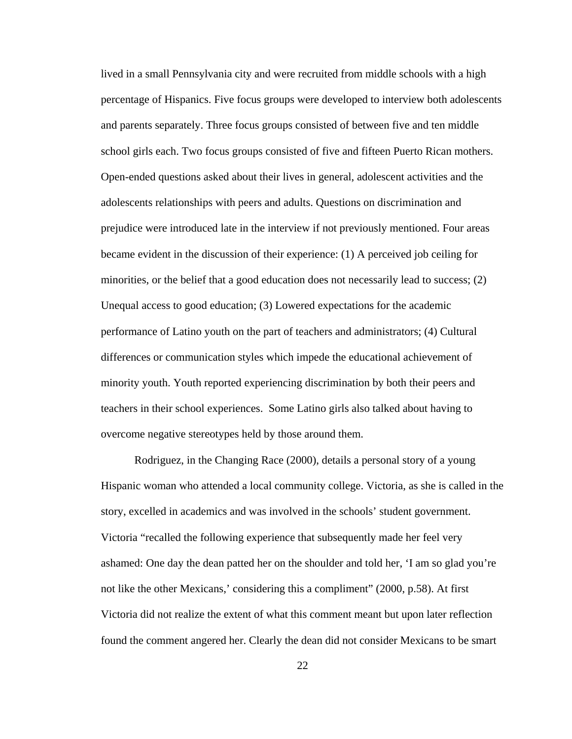lived in a small Pennsylvania city and were recruited from middle schools with a high percentage of Hispanics. Five focus groups were developed to interview both adolescents and parents separately. Three focus groups consisted of between five and ten middle school girls each. Two focus groups consisted of five and fifteen Puerto Rican mothers. Open-ended questions asked about their lives in general, adolescent activities and the adolescents relationships with peers and adults. Questions on discrimination and prejudice were introduced late in the interview if not previously mentioned. Four areas became evident in the discussion of their experience: (1) A perceived job ceiling for minorities, or the belief that a good education does not necessarily lead to success; (2) Unequal access to good education; (3) Lowered expectations for the academic performance of Latino youth on the part of teachers and administrators; (4) Cultural differences or communication styles which impede the educational achievement of minority youth. Youth reported experiencing discrimination by both their peers and teachers in their school experiences.  Some Latino girls also talked about having to overcome negative stereotypes held by those around them.

Rodriguez, in the Changing Race (2000), details a personal story of a young Hispanic woman who attended a local community college. Victoria, as she is called in the story, excelled in academics and was involved in the schools' student government. Victoria "recalled the following experience that subsequently made her feel very ashamed: One day the dean patted her on the shoulder and told her, 'I am so glad you're not like the other Mexicans,' considering this a compliment" (2000, p.58). At first Victoria did not realize the extent of what this comment meant but upon later reflection found the comment angered her. Clearly the dean did not consider Mexicans to be smart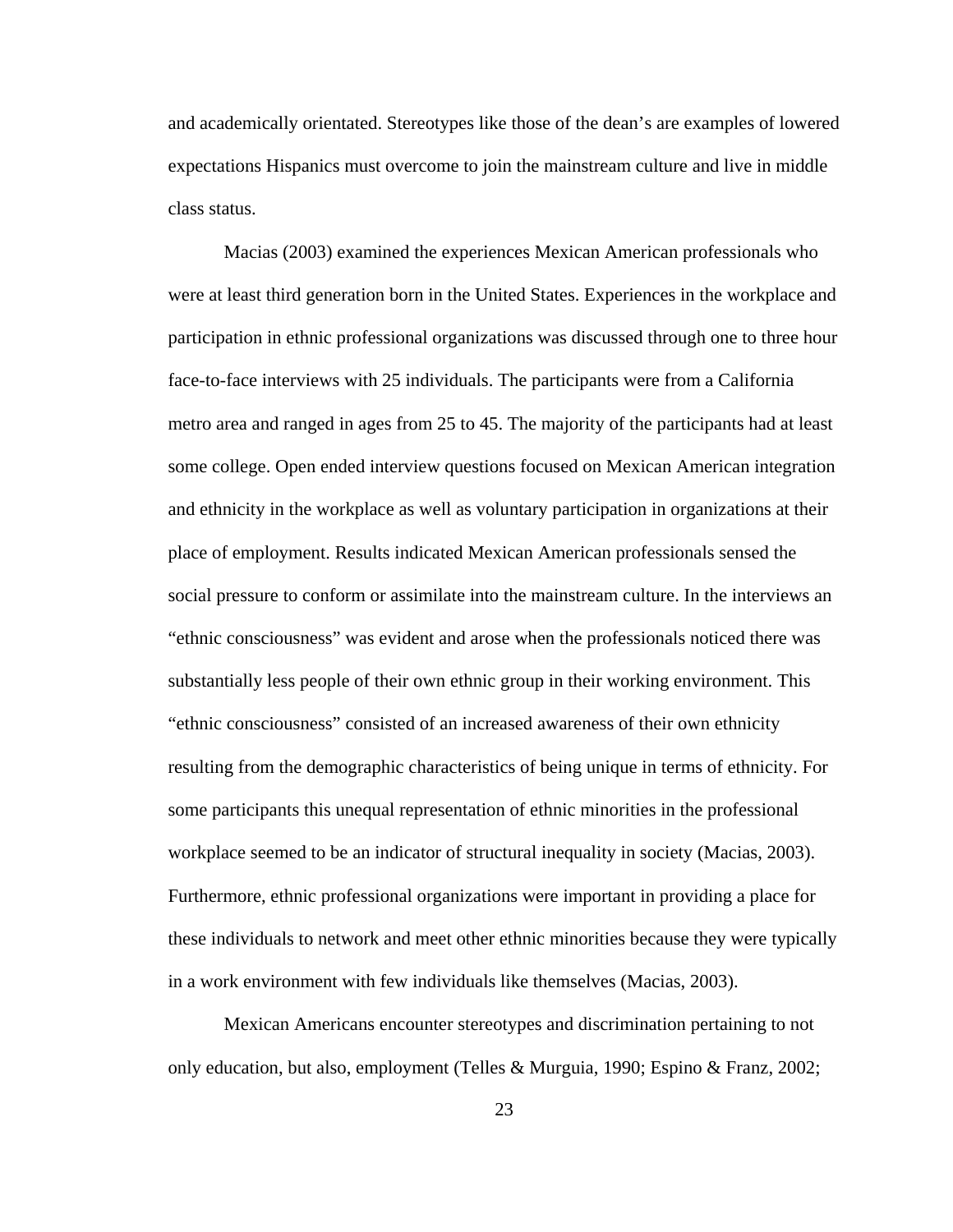and academically orientated. Stereotypes like those of the dean's are examples of lowered expectations Hispanics must overcome to join the mainstream culture and live in middle class status.

Macias (2003) examined the experiences Mexican American professionals who were at least third generation born in the United States. Experiences in the workplace and participation in ethnic professional organizations was discussed through one to three hour face-to-face interviews with 25 individuals. The participants were from a California metro area and ranged in ages from 25 to 45. The majority of the participants had at least some college. Open ended interview questions focused on Mexican American integration and ethnicity in the workplace as well as voluntary participation in organizations at their place of employment. Results indicated Mexican American professionals sensed the social pressure to conform or assimilate into the mainstream culture. In the interviews an "ethnic consciousness" was evident and arose when the professionals noticed there was substantially less people of their own ethnic group in their working environment. This "ethnic consciousness" consisted of an increased awareness of their own ethnicity resulting from the demographic characteristics of being unique in terms of ethnicity. For some participants this unequal representation of ethnic minorities in the professional workplace seemed to be an indicator of structural inequality in society (Macias, 2003). Furthermore, ethnic professional organizations were important in providing a place for these individuals to network and meet other ethnic minorities because they were typically in a work environment with few individuals like themselves (Macias, 2003).

Mexican Americans encounter stereotypes and discrimination pertaining to not only education, but also, employment (Telles & Murguia, 1990; Espino & Franz, 2002;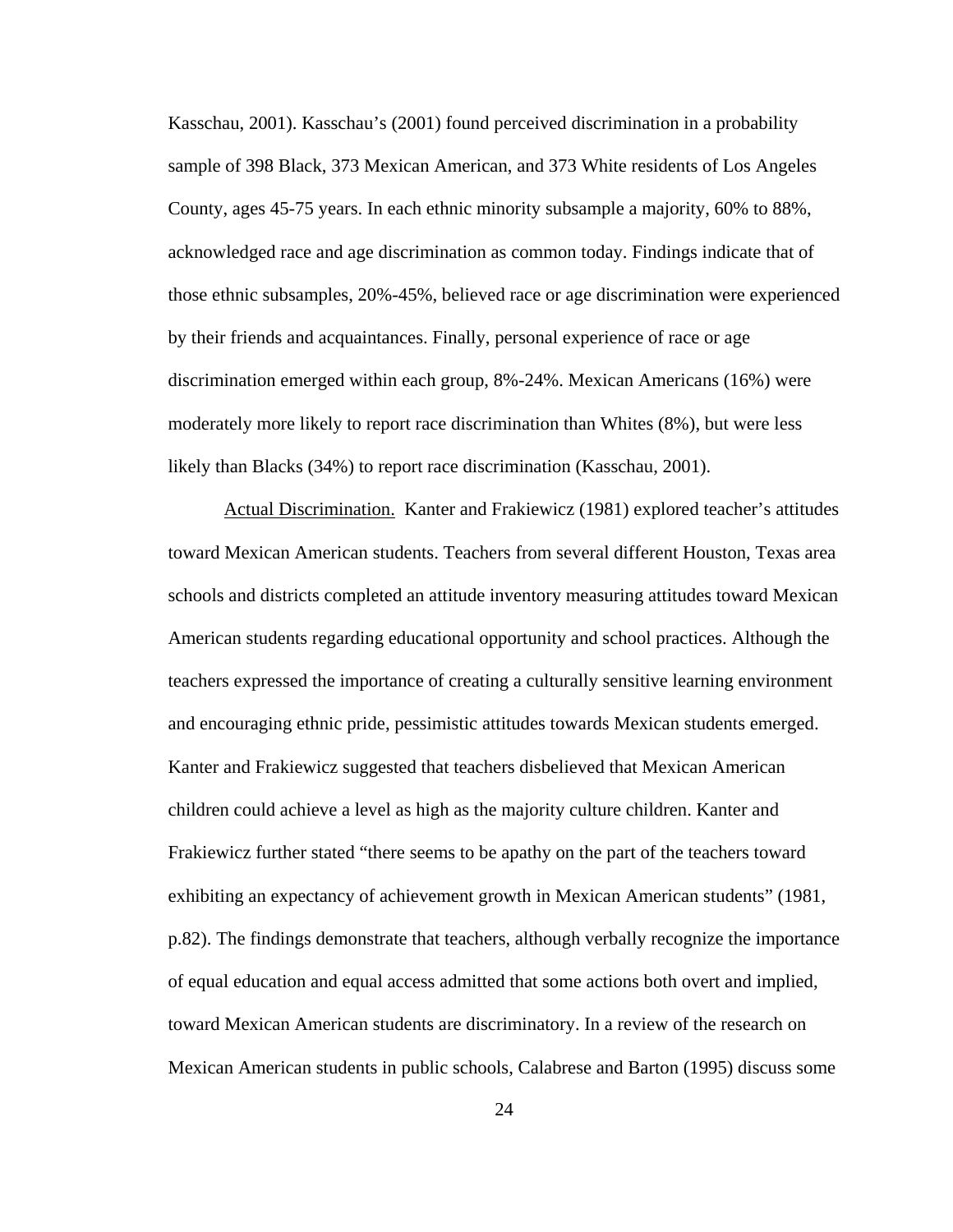Kasschau, 2001). Kasschau's (2001) found perceived discrimination in a probability sample of 398 Black, 373 Mexican American, and 373 White residents of Los Angeles County, ages 45-75 years. In each ethnic minority subsample a majority, 60% to 88%, acknowledged race and age discrimination as common today. Findings indicate that of those ethnic subsamples, 20%-45%, believed race or age discrimination were experienced by their friends and acquaintances. Finally, personal experience of race or age discrimination emerged within each group, 8%-24%. Mexican Americans (16%) were moderately more likely to report race discrimination than Whites (8%), but were less likely than Blacks (34%) to report race discrimination (Kasschau, 2001).

Actual Discrimination. Kanter and Frakiewicz (1981) explored teacher's attitudes toward Mexican American students. Teachers from several different Houston, Texas area schools and districts completed an attitude inventory measuring attitudes toward Mexican American students regarding educational opportunity and school practices. Although the teachers expressed the importance of creating a culturally sensitive learning environment and encouraging ethnic pride, pessimistic attitudes towards Mexican students emerged. Kanter and Frakiewicz suggested that teachers disbelieved that Mexican American children could achieve a level as high as the majority culture children. Kanter and Frakiewicz further stated "there seems to be apathy on the part of the teachers toward exhibiting an expectancy of achievement growth in Mexican American students" (1981, p.82). The findings demonstrate that teachers, although verbally recognize the importance of equal education and equal access admitted that some actions both overt and implied, toward Mexican American students are discriminatory. In a review of the research on Mexican American students in public schools, Calabrese and Barton (1995) discuss some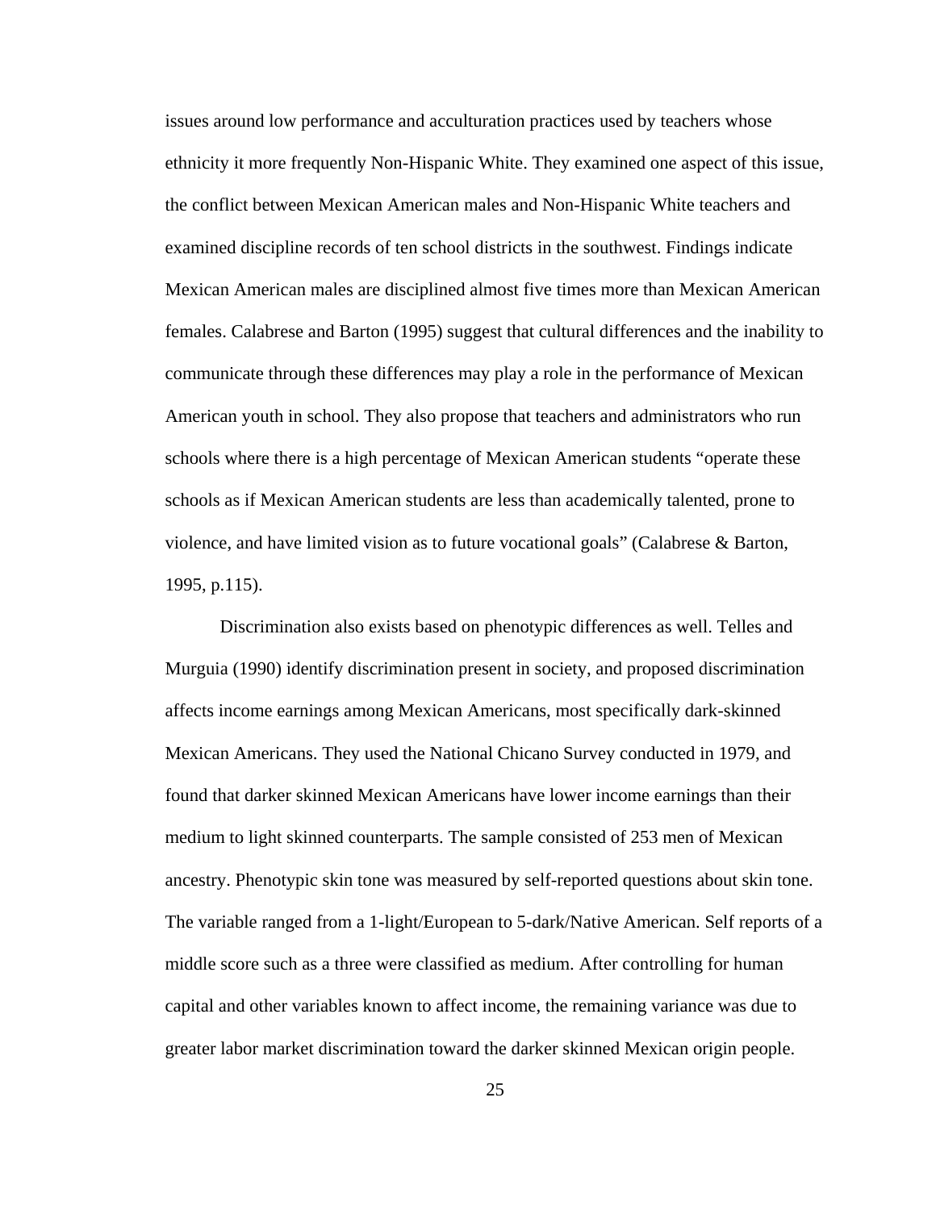issues around low performance and acculturation practices used by teachers whose ethnicity it more frequently Non-Hispanic White. They examined one aspect of this issue, the conflict between Mexican American males and Non-Hispanic White teachers and examined discipline records of ten school districts in the southwest. Findings indicate Mexican American males are disciplined almost five times more than Mexican American females. Calabrese and Barton (1995) suggest that cultural differences and the inability to communicate through these differences may play a role in the performance of Mexican American youth in school. They also propose that teachers and administrators who run schools where there is a high percentage of Mexican American students "operate these schools as if Mexican American students are less than academically talented, prone to violence, and have limited vision as to future vocational goals" (Calabrese & Barton, 1995, p.115).

Discrimination also exists based on phenotypic differences as well. Telles and Murguia (1990) identify discrimination present in society, and proposed discrimination affects income earnings among Mexican Americans, most specifically dark-skinned Mexican Americans. They used the National Chicano Survey conducted in 1979, and found that darker skinned Mexican Americans have lower income earnings than their medium to light skinned counterparts. The sample consisted of 253 men of Mexican ancestry. Phenotypic skin tone was measured by self-reported questions about skin tone. The variable ranged from a 1-light/European to 5-dark/Native American. Self reports of a middle score such as a three were classified as medium. After controlling for human capital and other variables known to affect income, the remaining variance was due to greater labor market discrimination toward the darker skinned Mexican origin people.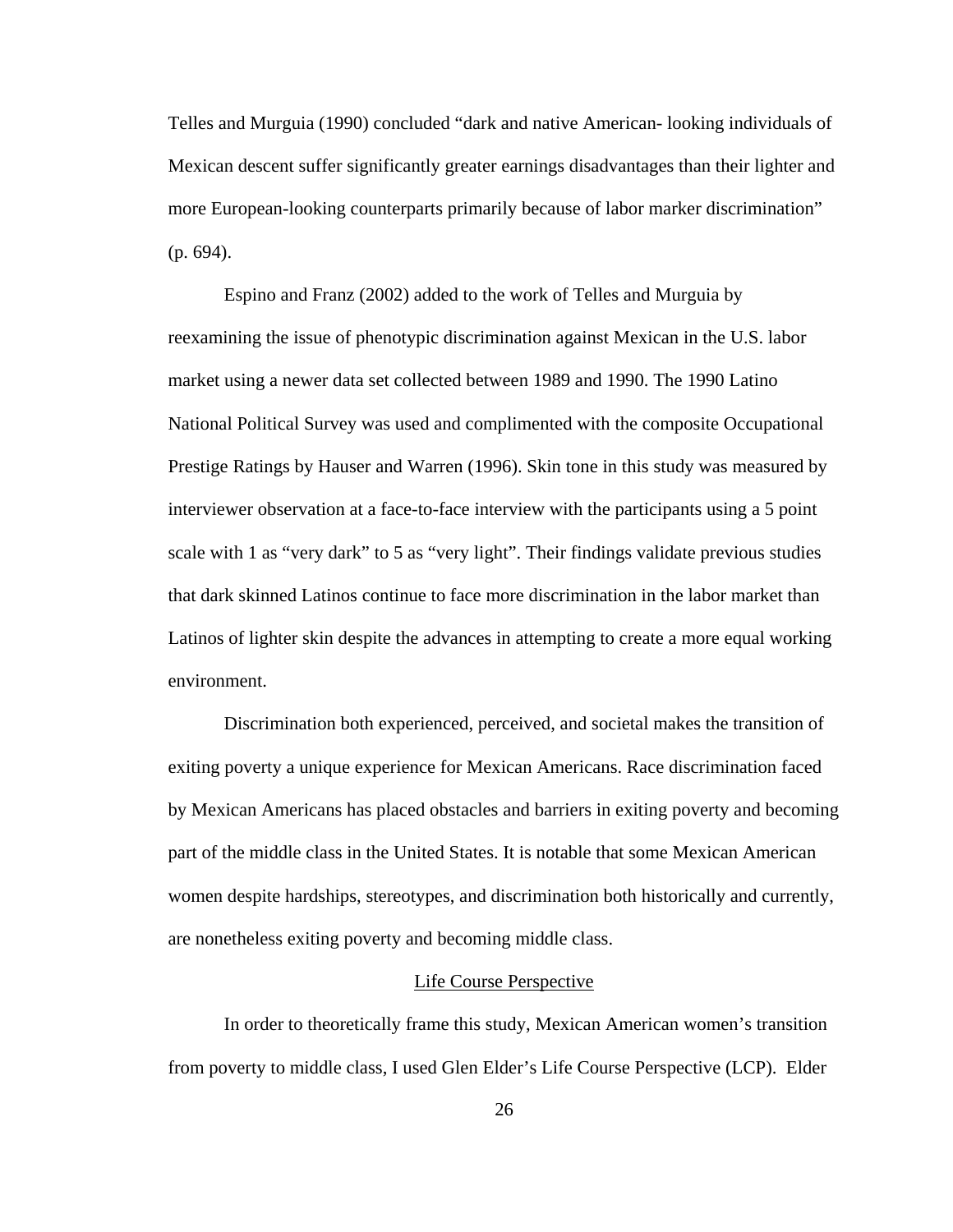Telles and Murguia (1990) concluded "dark and native American- looking individuals of Mexican descent suffer significantly greater earnings disadvantages than their lighter and more European-looking counterparts primarily because of labor marker discrimination" (p. 694).

Espino and Franz (2002) added to the work of Telles and Murguia by reexamining the issue of phenotypic discrimination against Mexican in the U.S. labor market using a newer data set collected between 1989 and 1990. The 1990 Latino National Political Survey was used and complimented with the composite Occupational Prestige Ratings by Hauser and Warren (1996). Skin tone in this study was measured by interviewer observation at a face-to-face interview with the participants using a 5 point scale with 1 as "very dark" to 5 as "very light". Their findings validate previous studies that dark skinned Latinos continue to face more discrimination in the labor market than Latinos of lighter skin despite the advances in attempting to create a more equal working environment.

Discrimination both experienced, perceived, and societal makes the transition of exiting poverty a unique experience for Mexican Americans. Race discrimination faced by Mexican Americans has placed obstacles and barriers in exiting poverty and becoming part of the middle class in the United States. It is notable that some Mexican American women despite hardships, stereotypes, and discrimination both historically and currently, are nonetheless exiting poverty and becoming middle class.

## Life Course Perspective

In order to theoretically frame this study, Mexican American women's transition from poverty to middle class, I used Glen Elder's Life Course Perspective (LCP). Elder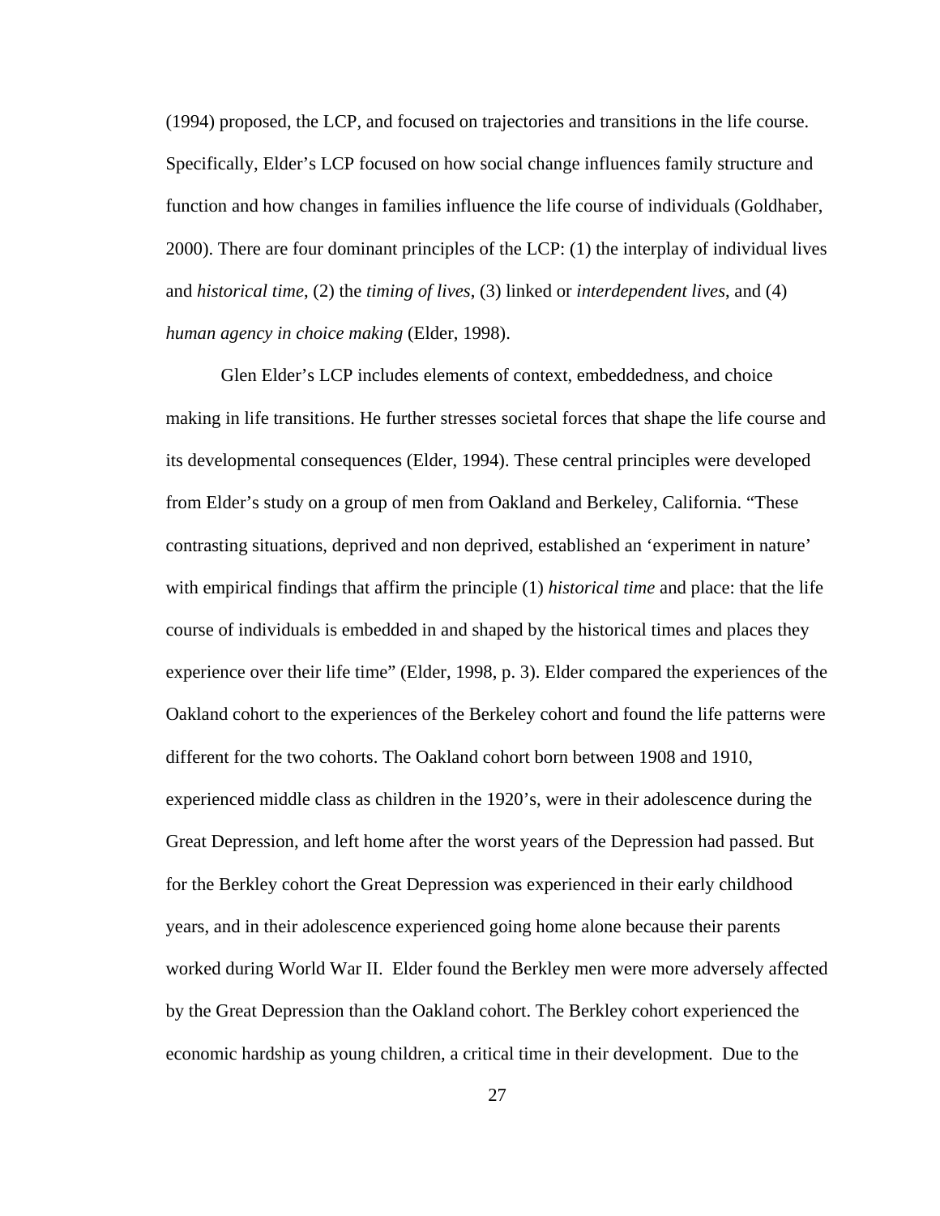(1994) proposed, the LCP, and focused on trajectories and transitions in the life course. Specifically, Elder's LCP focused on how social change influences family structure and function and how changes in families influence the life course of individuals (Goldhaber, 2000). There are four dominant principles of the LCP: (1) the interplay of individual lives and *historical time*, (2) the *timing of lives*, (3) linked or *interdependent lives*, and (4) *human agency in choice making* (Elder, 1998).

Glen Elder's LCP includes elements of context, embeddedness, and choice making in life transitions. He further stresses societal forces that shape the life course and its developmental consequences (Elder, 1994). These central principles were developed from Elder's study on a group of men from Oakland and Berkeley, California. "These contrasting situations, deprived and non deprived, established an 'experiment in nature' with empirical findings that affirm the principle (1) *historical time* and place: that the life course of individuals is embedded in and shaped by the historical times and places they experience over their life time" (Elder, 1998, p. 3). Elder compared the experiences of the Oakland cohort to the experiences of the Berkeley cohort and found the life patterns were different for the two cohorts. The Oakland cohort born between 1908 and 1910, experienced middle class as children in the 1920's, were in their adolescence during the Great Depression, and left home after the worst years of the Depression had passed. But for the Berkley cohort the Great Depression was experienced in their early childhood years, and in their adolescence experienced going home alone because their parents worked during World War II. Elder found the Berkley men were more adversely affected by the Great Depression than the Oakland cohort. The Berkley cohort experienced the economic hardship as young children, a critical time in their development. Due to the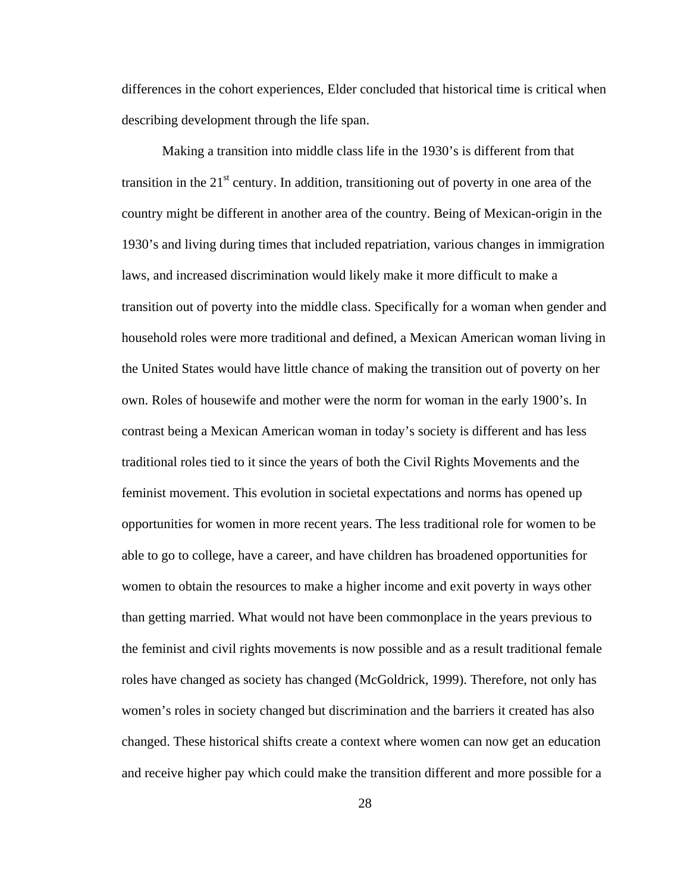differences in the cohort experiences, Elder concluded that historical time is critical when describing development through the life span.

Making a transition into middle class life in the 1930's is different from that transition in the 21st century. In addition, transitioning out of poverty in one area of the country might be different in another area of the country. Being of Mexican-origin in the 1930's and living during times that included repatriation, various changes in immigration laws, and increased discrimination would likely make it more difficult to make a transition out of poverty into the middle class. Specifically for a woman when gender and household roles were more traditional and defined, a Mexican American woman living in the United States would have little chance of making the transition out of poverty on her own. Roles of housewife and mother were the norm for woman in the early 1900's. In contrast being a Mexican American woman in today's society is different and has less traditional roles tied to it since the years of both the Civil Rights Movements and the feminist movement. This evolution in societal expectations and norms has opened up opportunities for women in more recent years. The less traditional role for women to be able to go to college, have a career, and have children has broadened opportunities for women to obtain the resources to make a higher income and exit poverty in ways other than getting married. What would not have been commonplace in the years previous to the feminist and civil rights movements is now possible and as a result traditional female roles have changed as society has changed (McGoldrick, 1999). Therefore, not only has women's roles in society changed but discrimination and the barriers it created has also changed. These historical shifts create a context where women can now get an education and receive higher pay which could make the transition different and more possible for a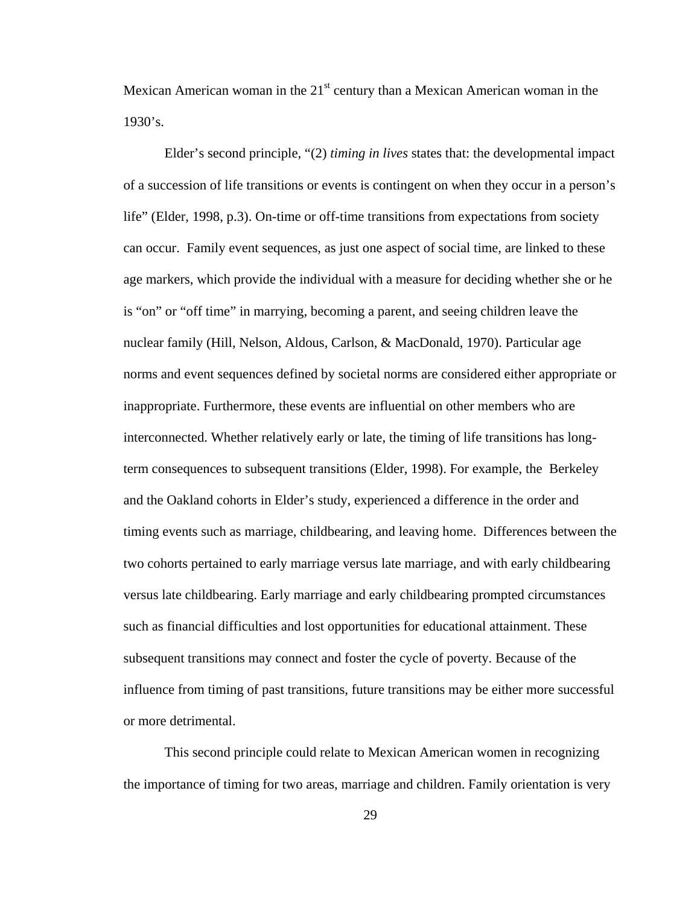Mexican American woman in the 21st century than a Mexican American woman in the 1930's.

Elder's second principle, "(2) *timing in lives* states that: the developmental impact of a succession of life transitions or events is contingent on when they occur in a person's life" (Elder, 1998, p.3). On-time or off-time transitions from expectations from society can occur. Family event sequences, as just one aspect of social time, are linked to these age markers, which provide the individual with a measure for deciding whether she or he is "on" or "off time" in marrying, becoming a parent, and seeing children leave the nuclear family (Hill, Nelson, Aldous, Carlson, & MacDonald, 1970). Particular age norms and event sequences defined by societal norms are considered either appropriate or inappropriate. Furthermore, these events are influential on other members who are interconnected. Whether relatively early or late, the timing of life transitions has long-term consequences to subsequent transitions (Elder, 1998). For example, the Berkeley and the Oakland cohorts in Elder's study, experienced a difference in the order and timing events such as marriage, childbearing, and leaving home. Differences between the two cohorts pertained to early marriage versus late marriage, and with early childbearing versus late childbearing. Early marriage and early childbearing prompted circumstances such as financial difficulties and lost opportunities for educational attainment. These subsequent transitions may connect and foster the cycle of poverty. Because of the influence from timing of past transitions, future transitions may be either more successful or more detrimental.

This second principle could relate to Mexican American women in recognizing the importance of timing for two areas, marriage and children. Family orientation is very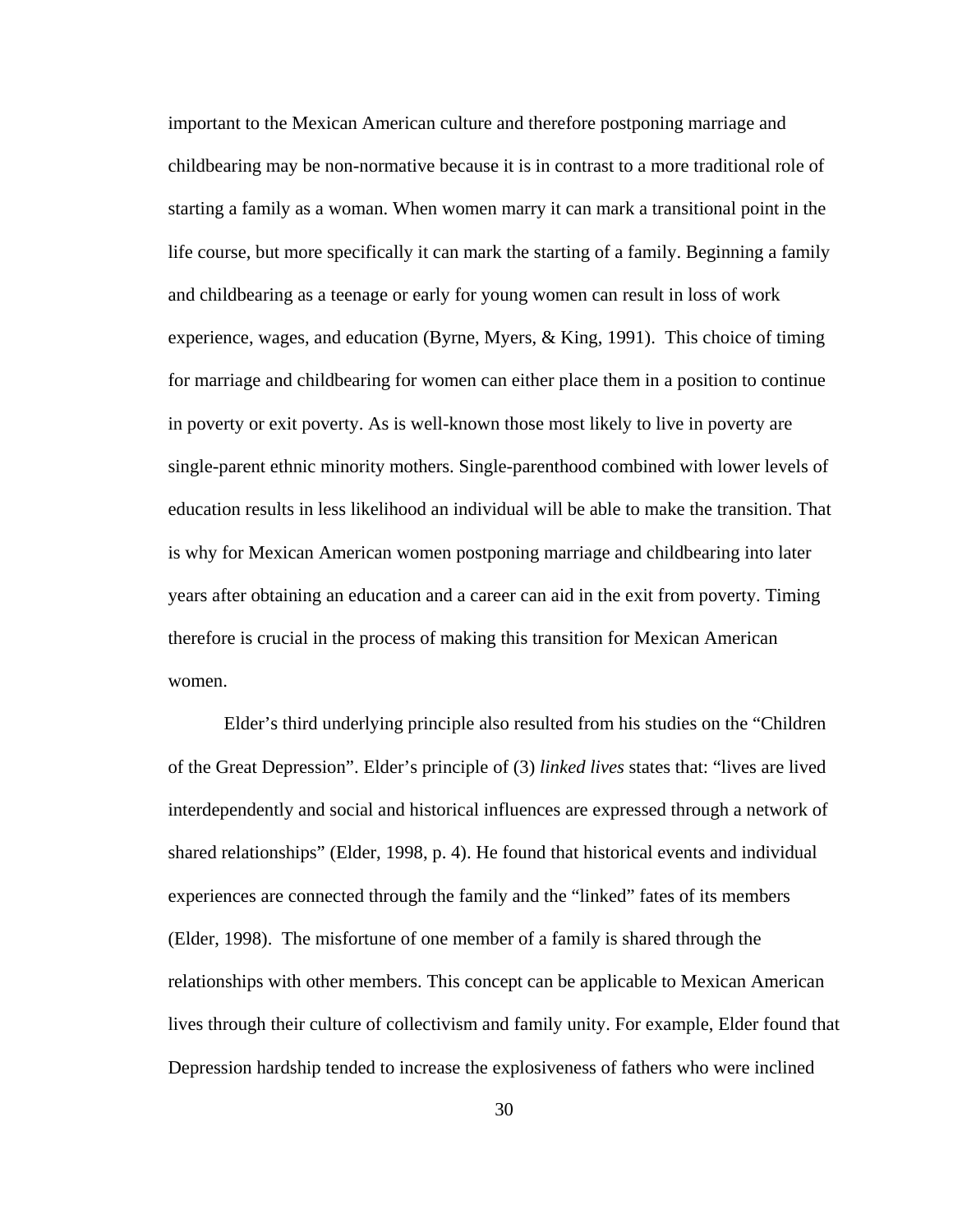important to the Mexican American culture and therefore postponing marriage and childbearing may be non-normative because it is in contrast to a more traditional role of starting a family as a woman. When women marry it can mark a transitional point in the life course, but more specifically it can mark the starting of a family. Beginning a family and childbearing as a teenage or early for young women can result in loss of work experience, wages, and education (Byrne, Myers, & King, 1991). This choice of timing for marriage and childbearing for women can either place them in a position to continue in poverty or exit poverty. As is well-known those most likely to live in poverty are single-parent ethnic minority mothers. Single-parenthood combined with lower levels of education results in less likelihood an individual will be able to make the transition. That is why for Mexican American women postponing marriage and childbearing into later years after obtaining an education and a career can aid in the exit from poverty. Timing therefore is crucial in the process of making this transition for Mexican American women.

Elder's third underlying principle also resulted from his studies on the "Children of the Great Depression". Elder's principle of (3) *linked lives* states that: "lives are lived interdependently and social and historical influences are expressed through a network of shared relationships" (Elder, 1998, p. 4). He found that historical events and individual experiences are connected through the family and the "linked" fates of its members (Elder, 1998). The misfortune of one member of a family is shared through the relationships with other members. This concept can be applicable to Mexican American lives through their culture of collectivism and family unity. For example, Elder found that Depression hardship tended to increase the explosiveness of fathers who were inclined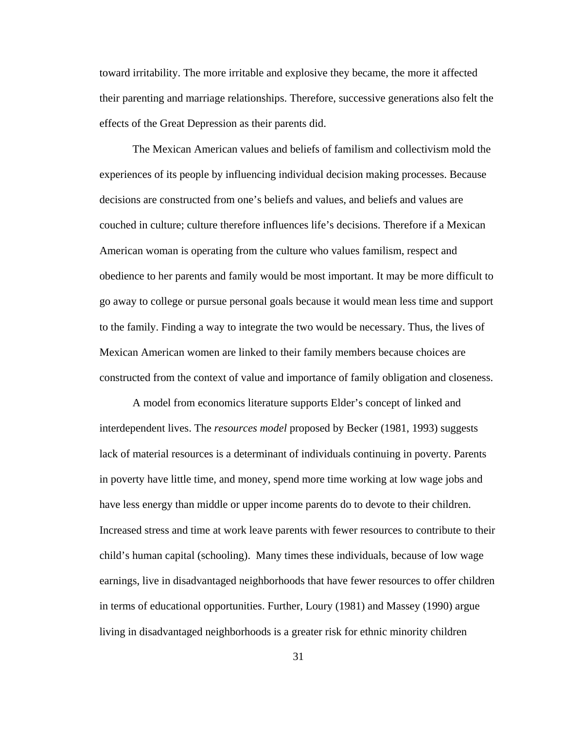toward irritability. The more irritable and explosive they became, the more it affected their parenting and marriage relationships. Therefore, successive generations also felt the effects of the Great Depression as their parents did.

The Mexican American values and beliefs of familism and collectivism mold the experiences of its people by influencing individual decision making processes. Because decisions are constructed from one's beliefs and values, and beliefs and values are couched in culture; culture therefore influences life's decisions. Therefore if a Mexican American woman is operating from the culture who values familism, respect and obedience to her parents and family would be most important. It may be more difficult to go away to college or pursue personal goals because it would mean less time and support to the family. Finding a way to integrate the two would be necessary. Thus, the lives of Mexican American women are linked to their family members because choices are constructed from the context of value and importance of family obligation and closeness.

A model from economics literature supports Elder's concept of linked and interdependent lives. The *resources model* proposed by Becker (1981, 1993) suggests lack of material resources is a determinant of individuals continuing in poverty. Parents in poverty have little time, and money, spend more time working at low wage jobs and have less energy than middle or upper income parents do to devote to their children. Increased stress and time at work leave parents with fewer resources to contribute to their child's human capital (schooling). Many times these individuals, because of low wage earnings, live in disadvantaged neighborhoods that have fewer resources to offer children in terms of educational opportunities. Further, Loury (1981) and Massey (1990) argue living in disadvantaged neighborhoods is a greater risk for ethnic minority children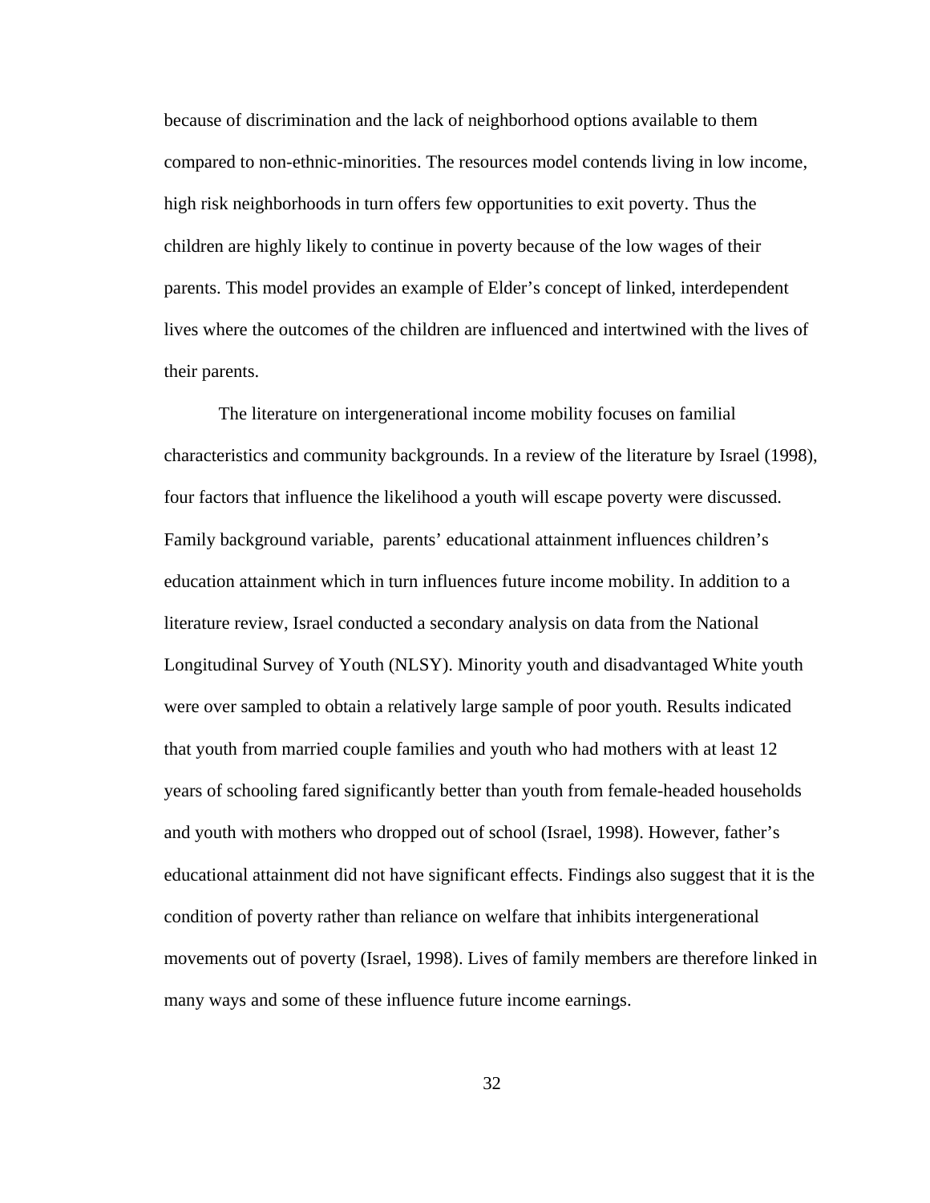because of discrimination and the lack of neighborhood options available to them compared to non-ethnic-minorities. The resources model contends living in low income, high risk neighborhoods in turn offers few opportunities to exit poverty. Thus the children are highly likely to continue in poverty because of the low wages of their parents. This model provides an example of Elder's concept of linked, interdependent lives where the outcomes of the children are influenced and intertwined with the lives of their parents.

The literature on intergenerational income mobility focuses on familial characteristics and community backgrounds. In a review of the literature by Israel (1998), four factors that influence the likelihood a youth will escape poverty were discussed. Family background variable, parents' educational attainment influences children's education attainment which in turn influences future income mobility. In addition to a literature review, Israel conducted a secondary analysis on data from the National Longitudinal Survey of Youth (NLSY). Minority youth and disadvantaged White youth were over sampled to obtain a relatively large sample of poor youth. Results indicated that youth from married couple families and youth who had mothers with at least 12 years of schooling fared significantly better than youth from female-headed households and youth with mothers who dropped out of school (Israel, 1998). However, father's educational attainment did not have significant effects. Findings also suggest that it is the condition of poverty rather than reliance on welfare that inhibits intergenerational movements out of poverty (Israel, 1998). Lives of family members are therefore linked in many ways and some of these influence future income earnings.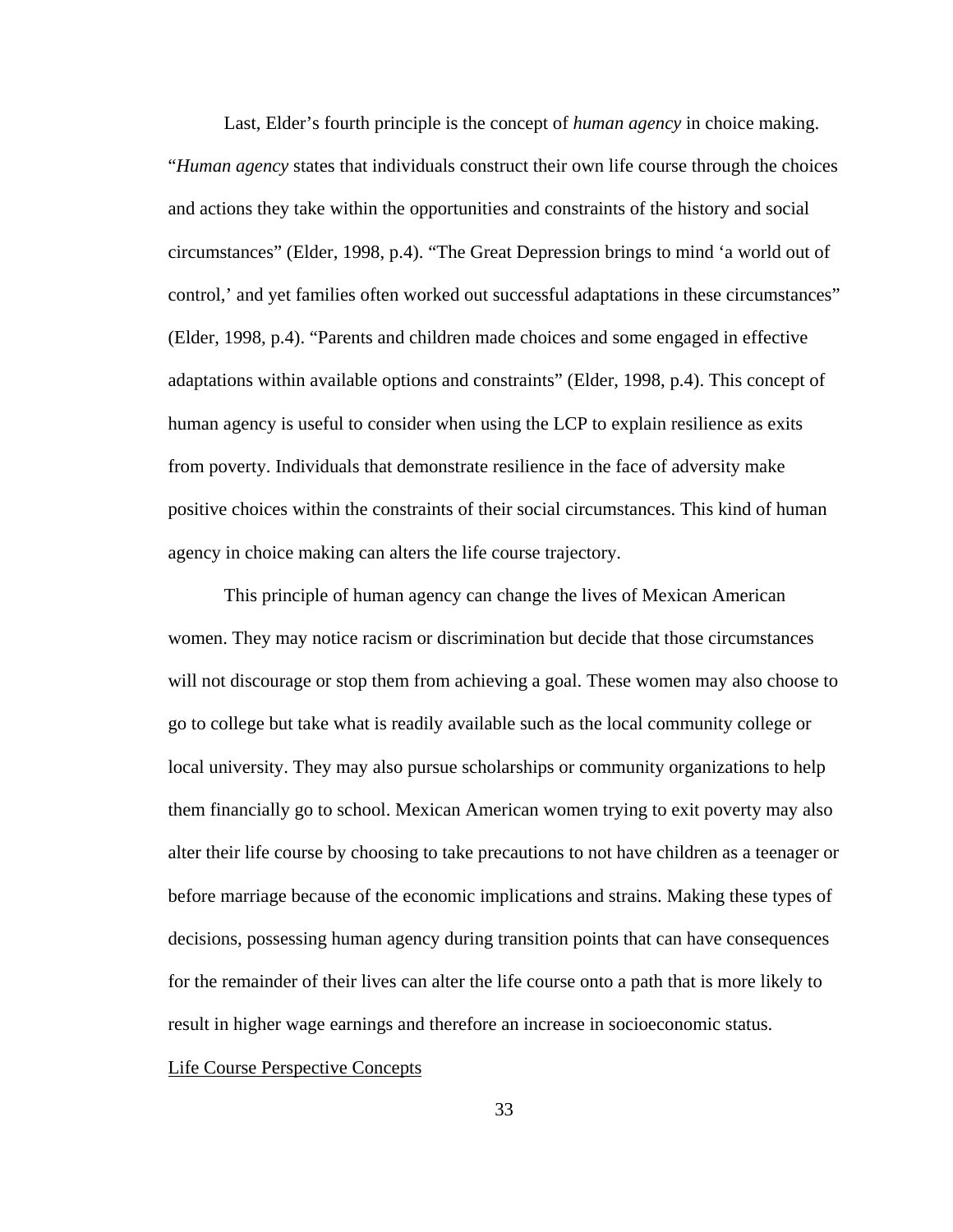Last, Elder's fourth principle is the concept of *human agency* in choice making. "*Human agency* states that individuals construct their own life course through the choices and actions they take within the opportunities and constraints of the history and social circumstances" (Elder, 1998, p.4). "The Great Depression brings to mind 'a world out of control,' and yet families often worked out successful adaptations in these circumstances" (Elder, 1998, p.4). "Parents and children made choices and some engaged in effective adaptations within available options and constraints" (Elder, 1998, p.4). This concept of human agency is useful to consider when using the LCP to explain resilience as exits from poverty. Individuals that demonstrate resilience in the face of adversity make positive choices within the constraints of their social circumstances. This kind of human agency in choice making can alters the life course trajectory.

This principle of human agency can change the lives of Mexican American women. They may notice racism or discrimination but decide that those circumstances will not discourage or stop them from achieving a goal. These women may also choose to go to college but take what is readily available such as the local community college or local university. They may also pursue scholarships or community organizations to help them financially go to school. Mexican American women trying to exit poverty may also alter their life course by choosing to take precautions to not have children as a teenager or before marriage because of the economic implications and strains. Making these types of decisions, possessing human agency during transition points that can have consequences for the remainder of their lives can alter the life course onto a path that is more likely to result in higher wage earnings and therefore an increase in socioeconomic status.

<u>Life Course Perspective Concepts</u>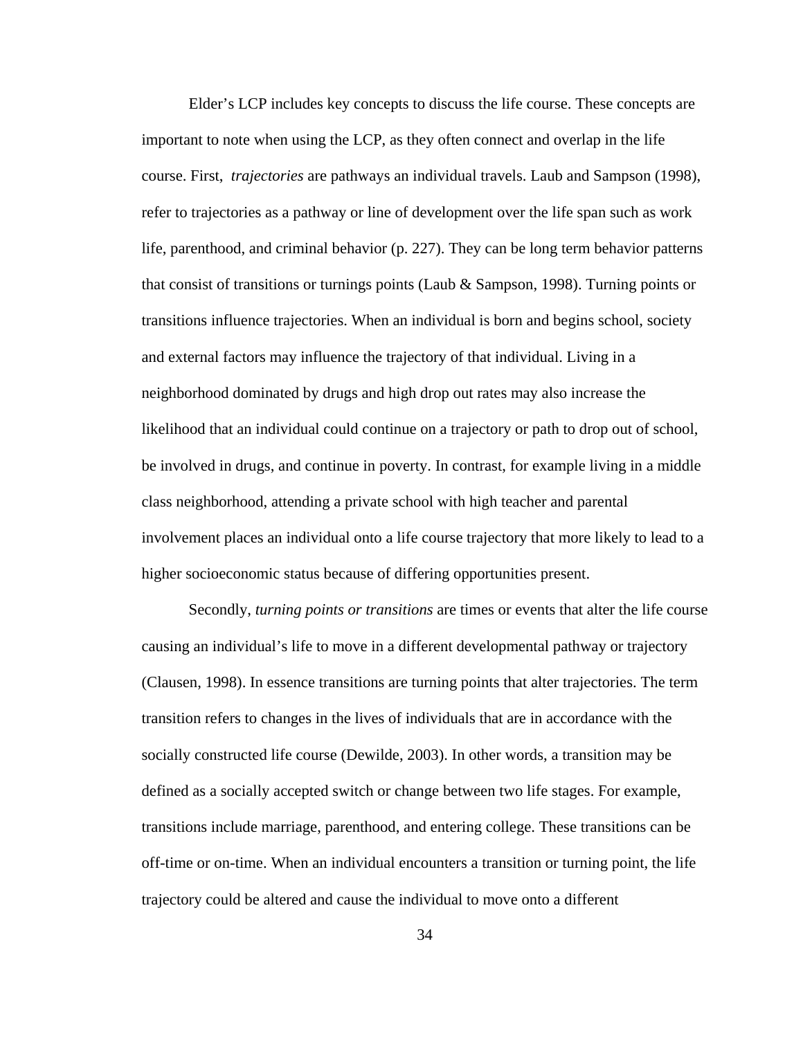Elder's LCP includes key concepts to discuss the life course. These concepts are important to note when using the LCP, as they often connect and overlap in the life course. First, *trajectories* are pathways an individual travels. Laub and Sampson (1998), refer to trajectories as a pathway or line of development over the life span such as work life, parenthood, and criminal behavior (p. 227). They can be long term behavior patterns that consist of transitions or turnings points (Laub & Sampson, 1998). Turning points or transitions influence trajectories. When an individual is born and begins school, society and external factors may influence the trajectory of that individual. Living in a neighborhood dominated by drugs and high drop out rates may also increase the likelihood that an individual could continue on a trajectory or path to drop out of school, be involved in drugs, and continue in poverty. In contrast, for example living in a middle class neighborhood, attending a private school with high teacher and parental involvement places an individual onto a life course trajectory that more likely to lead to a higher socioeconomic status because of differing opportunities present.

Secondly, *turning points or transitions* are times or events that alter the life course causing an individual's life to move in a different developmental pathway or trajectory (Clausen, 1998). In essence transitions are turning points that alter trajectories. The term transition refers to changes in the lives of individuals that are in accordance with the socially constructed life course (Dewilde, 2003). In other words, a transition may be defined as a socially accepted switch or change between two life stages. For example, transitions include marriage, parenthood, and entering college. These transitions can be off-time or on-time. When an individual encounters a transition or turning point, the life trajectory could be altered and cause the individual to move onto a different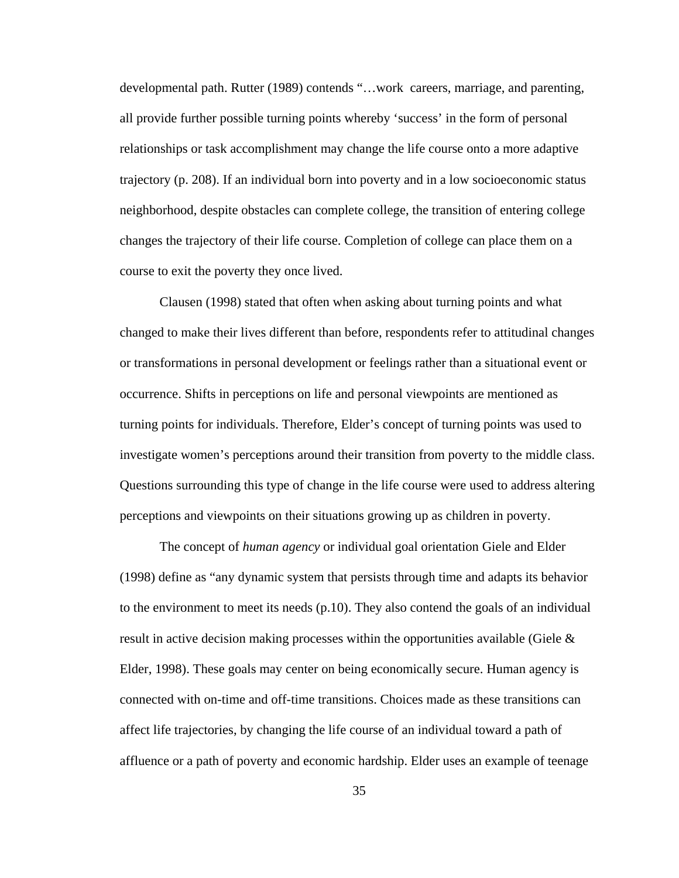developmental path. Rutter (1989) contends "…work careers, marriage, and parenting, all provide further possible turning points whereby 'success' in the form of personal relationships or task accomplishment may change the life course onto a more adaptive trajectory (p. 208). If an individual born into poverty and in a low socioeconomic status neighborhood, despite obstacles can complete college, the transition of entering college changes the trajectory of their life course. Completion of college can place them on a course to exit the poverty they once lived.

Clausen (1998) stated that often when asking about turning points and what changed to make their lives different than before, respondents refer to attitudinal changes or transformations in personal development or feelings rather than a situational event or occurrence. Shifts in perceptions on life and personal viewpoints are mentioned as turning points for individuals. Therefore, Elder's concept of turning points was used to investigate women's perceptions around their transition from poverty to the middle class. Questions surrounding this type of change in the life course were used to address altering perceptions and viewpoints on their situations growing up as children in poverty.

The concept of *human agency* or individual goal orientation Giele and Elder (1998) define as "any dynamic system that persists through time and adapts its behavior to the environment to meet its needs (p.10). They also contend the goals of an individual result in active decision making processes within the opportunities available (Giele & Elder, 1998). These goals may center on being economically secure. Human agency is connected with on-time and off-time transitions. Choices made as these transitions can affect life trajectories, by changing the life course of an individual toward a path of affluence or a path of poverty and economic hardship. Elder uses an example of teenage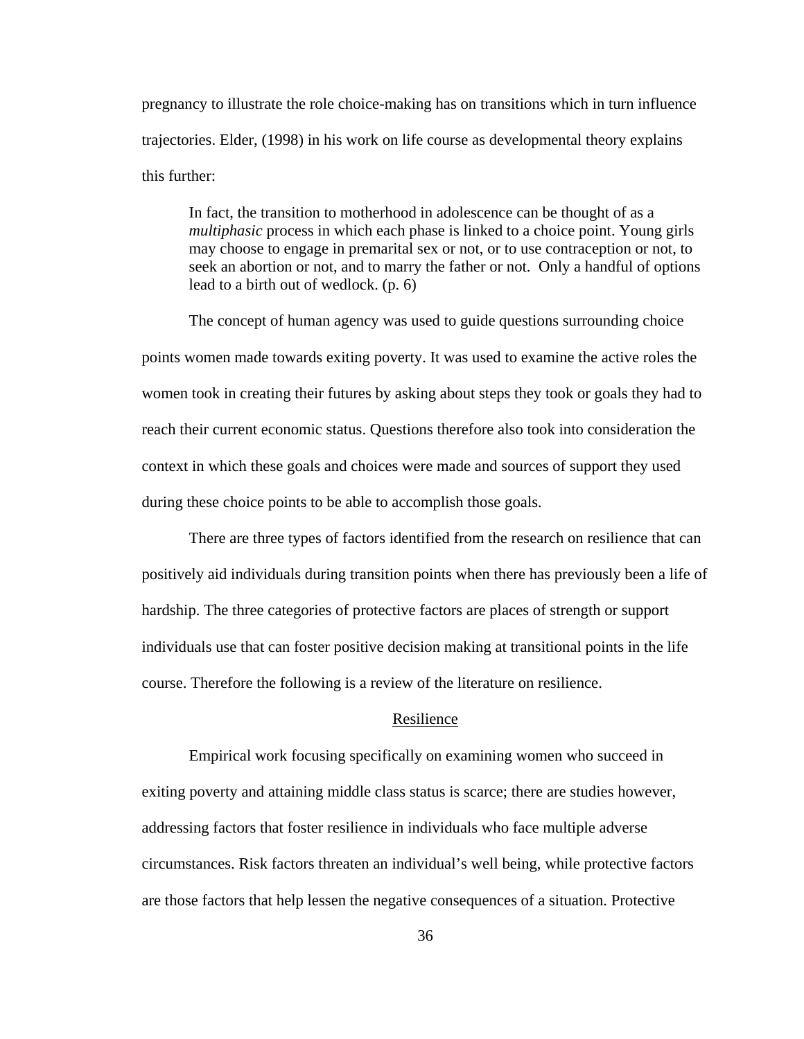pregnancy to illustrate the role choice-making has on transitions which in turn influence trajectories. Elder, (1998) in his work on life course as developmental theory explains this further:

> In fact, the transition to motherhood in adolescence can be thought of as a *multiphasic* process in which each phase is linked to a choice point. Young girls may choose to engage in premarital sex or not, or to use contraception or not, to seek an abortion or not, and to marry the father or not. Only a handful of options lead to a birth out of wedlock. (p. 6)

The concept of human agency was used to guide questions surrounding choice points women made towards exiting poverty. It was used to examine the active roles the women took in creating their futures by asking about steps they took or goals they had to reach their current economic status. Questions therefore also took into consideration the context in which these goals and choices were made and sources of support they used during these choice points to be able to accomplish those goals.

There are three types of factors identified from the research on resilience that can positively aid individuals during transition points when there has previously been a life of hardship. The three categories of protective factors are places of strength or support individuals use that can foster positive decision making at transitional points in the life course. Therefore the following is a review of the literature on resilience.

## Resilience

Empirical work focusing specifically on examining women who succeed in exiting poverty and attaining middle class status is scarce; there are studies however, addressing factors that foster resilience in individuals who face multiple adverse circumstances. Risk factors threaten an individual's well being, while protective factors are those factors that help lessen the negative consequences of a situation. Protective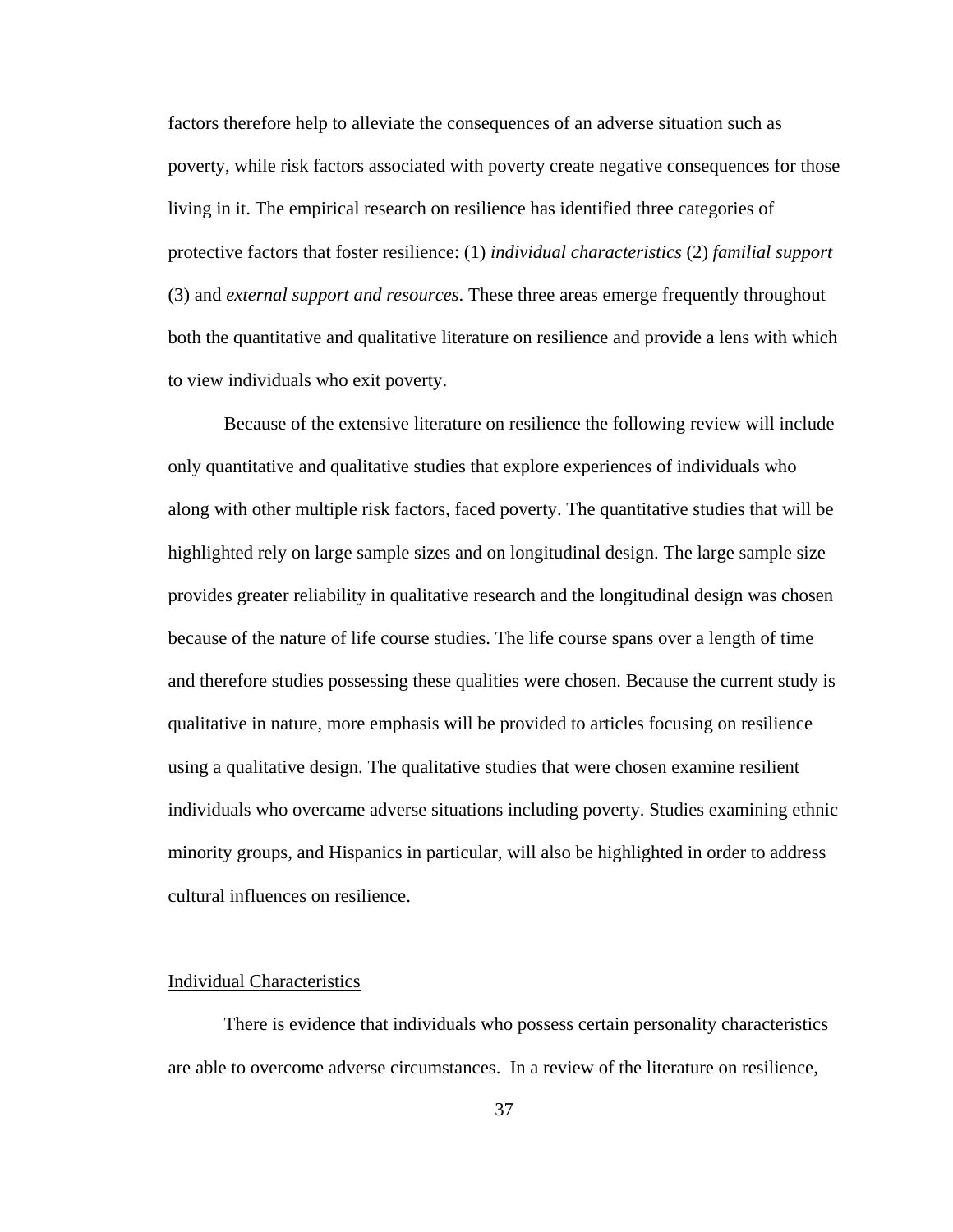factors therefore help to alleviate the consequences of an adverse situation such as poverty, while risk factors associated with poverty create negative consequences for those living in it. The empirical research on resilience has identified three categories of protective factors that foster resilience: (1) *individual characteristics* (2) *familial support* (3) and *external support and resources*. These three areas emerge frequently throughout both the quantitative and qualitative literature on resilience and provide a lens with which to view individuals who exit poverty.

Because of the extensive literature on resilience the following review will include only quantitative and qualitative studies that explore experiences of individuals who along with other multiple risk factors, faced poverty. The quantitative studies that will be highlighted rely on large sample sizes and on longitudinal design. The large sample size provides greater reliability in qualitative research and the longitudinal design was chosen because of the nature of life course studies. The life course spans over a length of time and therefore studies possessing these qualities were chosen. Because the current study is qualitative in nature, more emphasis will be provided to articles focusing on resilience using a qualitative design. The qualitative studies that were chosen examine resilient individuals who overcame adverse situations including poverty. Studies examining ethnic minority groups, and Hispanics in particular, will also be highlighted in order to address cultural influences on resilience.

## Individual Characteristics

There is evidence that individuals who possess certain personality characteristics are able to overcome adverse circumstances. In a review of the literature on resilience,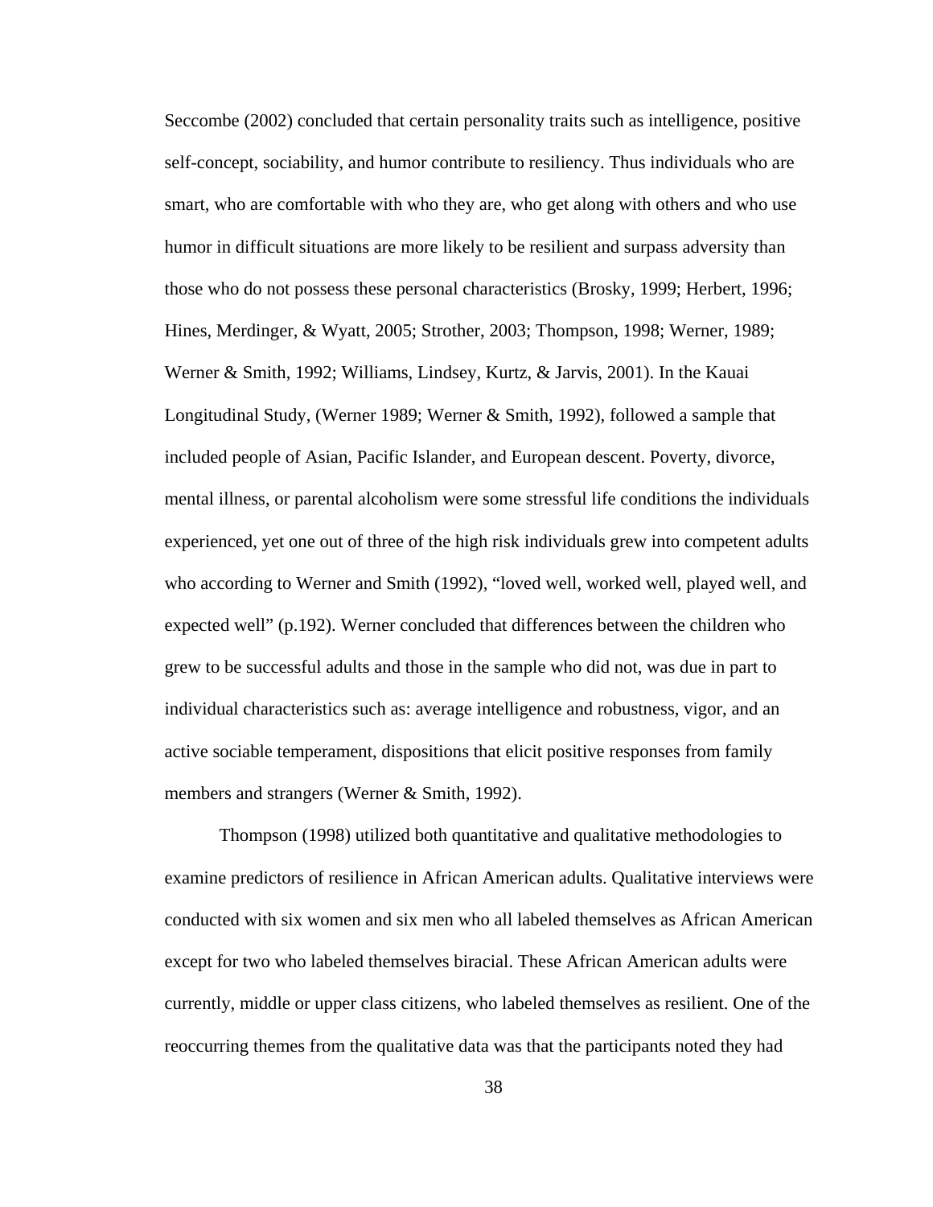Seccombe (2002) concluded that certain personality traits such as intelligence, positive self-concept, sociability, and humor contribute to resiliency. Thus individuals who are smart, who are comfortable with who they are, who get along with others and who use humor in difficult situations are more likely to be resilient and surpass adversity than those who do not possess these personal characteristics (Brosky, 1999; Herbert, 1996; Hines, Merdinger, & Wyatt, 2005; Strother, 2003; Thompson, 1998; Werner, 1989; Werner & Smith, 1992; Williams, Lindsey, Kurtz, & Jarvis, 2001). In the Kauai Longitudinal Study, (Werner 1989; Werner & Smith, 1992), followed a sample that included people of Asian, Pacific Islander, and European descent. Poverty, divorce, mental illness, or parental alcoholism were some stressful life conditions the individuals experienced, yet one out of three of the high risk individuals grew into competent adults who according to Werner and Smith (1992), "loved well, worked well, played well, and expected well" (p.192). Werner concluded that differences between the children who grew to be successful adults and those in the sample who did not, was due in part to individual characteristics such as: average intelligence and robustness, vigor, and an active sociable temperament, dispositions that elicit positive responses from family members and strangers (Werner & Smith, 1992).

Thompson (1998) utilized both quantitative and qualitative methodologies to examine predictors of resilience in African American adults. Qualitative interviews were conducted with six women and six men who all labeled themselves as African American except for two who labeled themselves biracial. These African American adults were currently, middle or upper class citizens, who labeled themselves as resilient. One of the reoccurring themes from the qualitative data was that the participants noted they had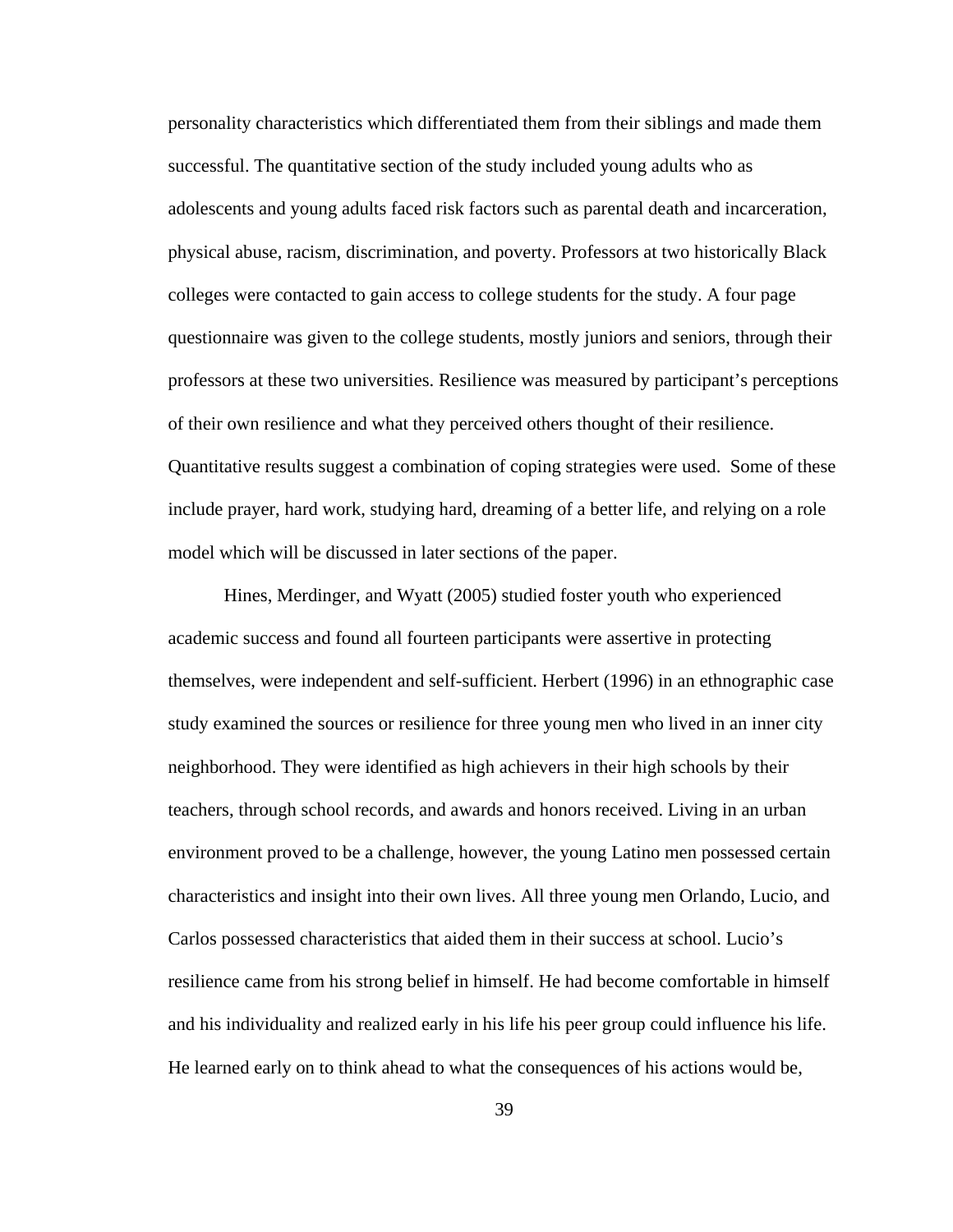personality characteristics which differentiated them from their siblings and made them successful. The quantitative section of the study included young adults who as adolescents and young adults faced risk factors such as parental death and incarceration, physical abuse, racism, discrimination, and poverty. Professors at two historically Black colleges were contacted to gain access to college students for the study. A four page questionnaire was given to the college students, mostly juniors and seniors, through their professors at these two universities. Resilience was measured by participant's perceptions of their own resilience and what they perceived others thought of their resilience. Quantitative results suggest a combination of coping strategies were used. Some of these include prayer, hard work, studying hard, dreaming of a better life, and relying on a role model which will be discussed in later sections of the paper.

Hines, Merdinger, and Wyatt (2005) studied foster youth who experienced academic success and found all fourteen participants were assertive in protecting themselves, were independent and self-sufficient. Herbert (1996) in an ethnographic case study examined the sources or resilience for three young men who lived in an inner city neighborhood. They were identified as high achievers in their high schools by their teachers, through school records, and awards and honors received. Living in an urban environment proved to be a challenge, however, the young Latino men possessed certain characteristics and insight into their own lives. All three young men Orlando, Lucio, and Carlos possessed characteristics that aided them in their success at school. Lucio's resilience came from his strong belief in himself. He had become comfortable in himself and his individuality and realized early in his life his peer group could influence his life. He learned early on to think ahead to what the consequences of his actions would be,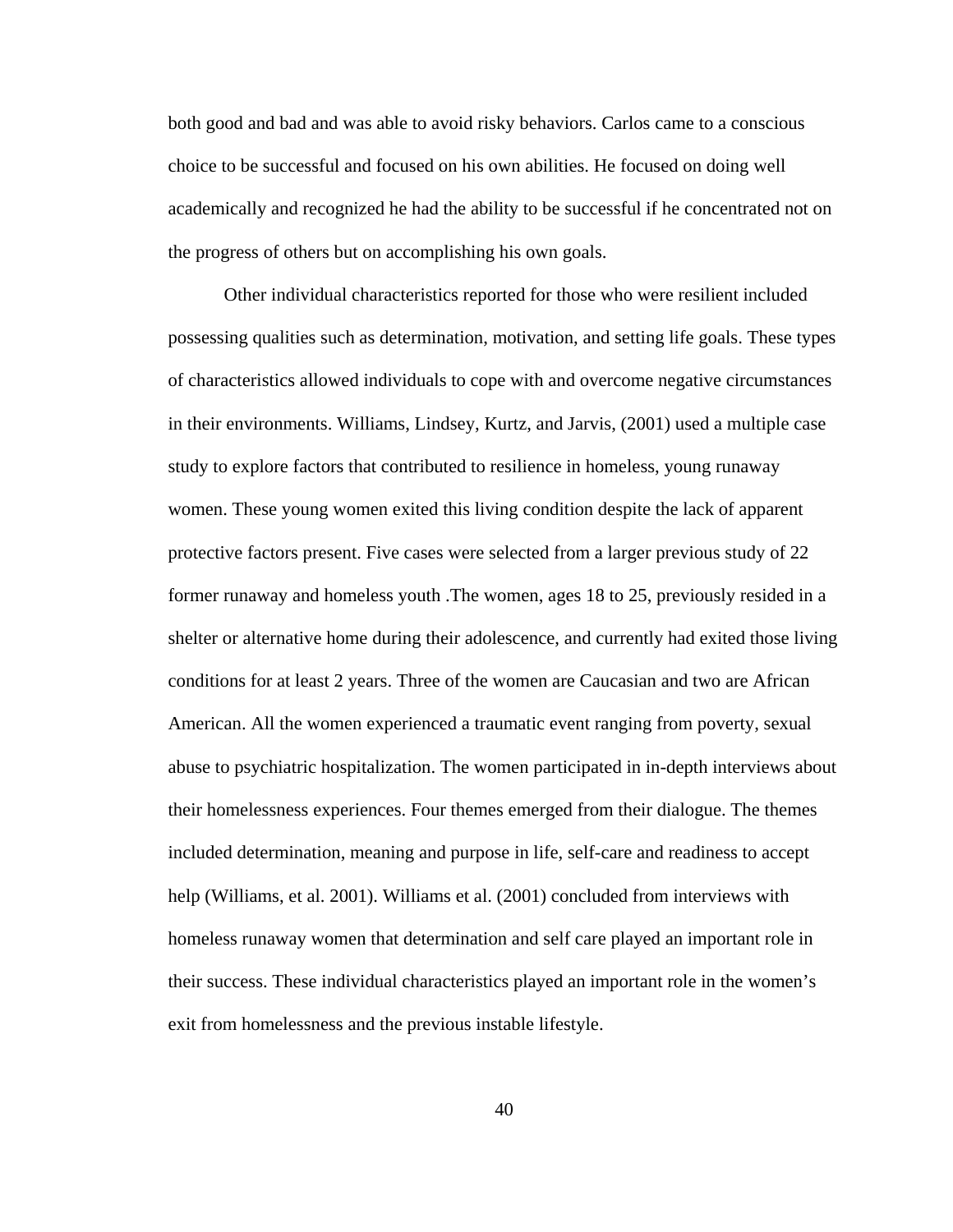both good and bad and was able to avoid risky behaviors. Carlos came to a conscious choice to be successful and focused on his own abilities. He focused on doing well academically and recognized he had the ability to be successful if he concentrated not on the progress of others but on accomplishing his own goals.

Other individual characteristics reported for those who were resilient included possessing qualities such as determination, motivation, and setting life goals. These types of characteristics allowed individuals to cope with and overcome negative circumstances in their environments. Williams, Lindsey, Kurtz, and Jarvis, (2001) used a multiple case study to explore factors that contributed to resilience in homeless, young runaway women. These young women exited this living condition despite the lack of apparent protective factors present. Five cases were selected from a larger previous study of 22 former runaway and homeless youth .The women, ages 18 to 25, previously resided in a shelter or alternative home during their adolescence, and currently had exited those living conditions for at least 2 years. Three of the women are Caucasian and two are African American. All the women experienced a traumatic event ranging from poverty, sexual abuse to psychiatric hospitalization. The women participated in in-depth interviews about their homelessness experiences. Four themes emerged from their dialogue. The themes included determination, meaning and purpose in life, self-care and readiness to accept help (Williams, et al. 2001). Williams et al. (2001) concluded from interviews with homeless runaway women that determination and self care played an important role in their success. These individual characteristics played an important role in the women's exit from homelessness and the previous instable lifestyle.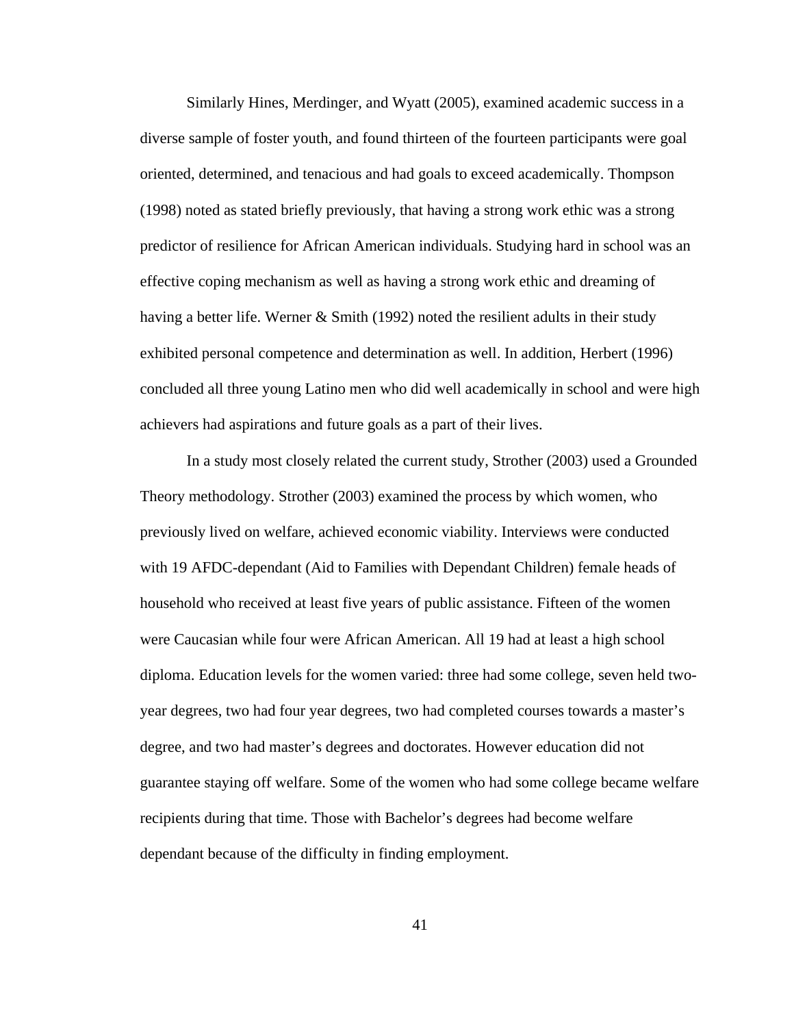Similarly Hines, Merdinger, and Wyatt (2005), examined academic success in a diverse sample of foster youth, and found thirteen of the fourteen participants were goal oriented, determined, and tenacious and had goals to exceed academically. Thompson (1998) noted as stated briefly previously, that having a strong work ethic was a strong predictor of resilience for African American individuals. Studying hard in school was an effective coping mechanism as well as having a strong work ethic and dreaming of having a better life. Werner & Smith (1992) noted the resilient adults in their study exhibited personal competence and determination as well. In addition, Herbert (1996) concluded all three young Latino men who did well academically in school and were high achievers had aspirations and future goals as a part of their lives.

In a study most closely related the current study, Strother (2003) used a Grounded Theory methodology. Strother (2003) examined the process by which women, who previously lived on welfare, achieved economic viability. Interviews were conducted with 19 AFDC-dependant (Aid to Families with Dependant Children) female heads of household who received at least five years of public assistance. Fifteen of the women were Caucasian while four were African American. All 19 had at least a high school diploma. Education levels for the women varied: three had some college, seven held two-year degrees, two had four year degrees, two had completed courses towards a master's degree, and two had master's degrees and doctorates. However education did not guarantee staying off welfare. Some of the women who had some college became welfare recipients during that time. Those with Bachelor's degrees had become welfare dependant because of the difficulty in finding employment.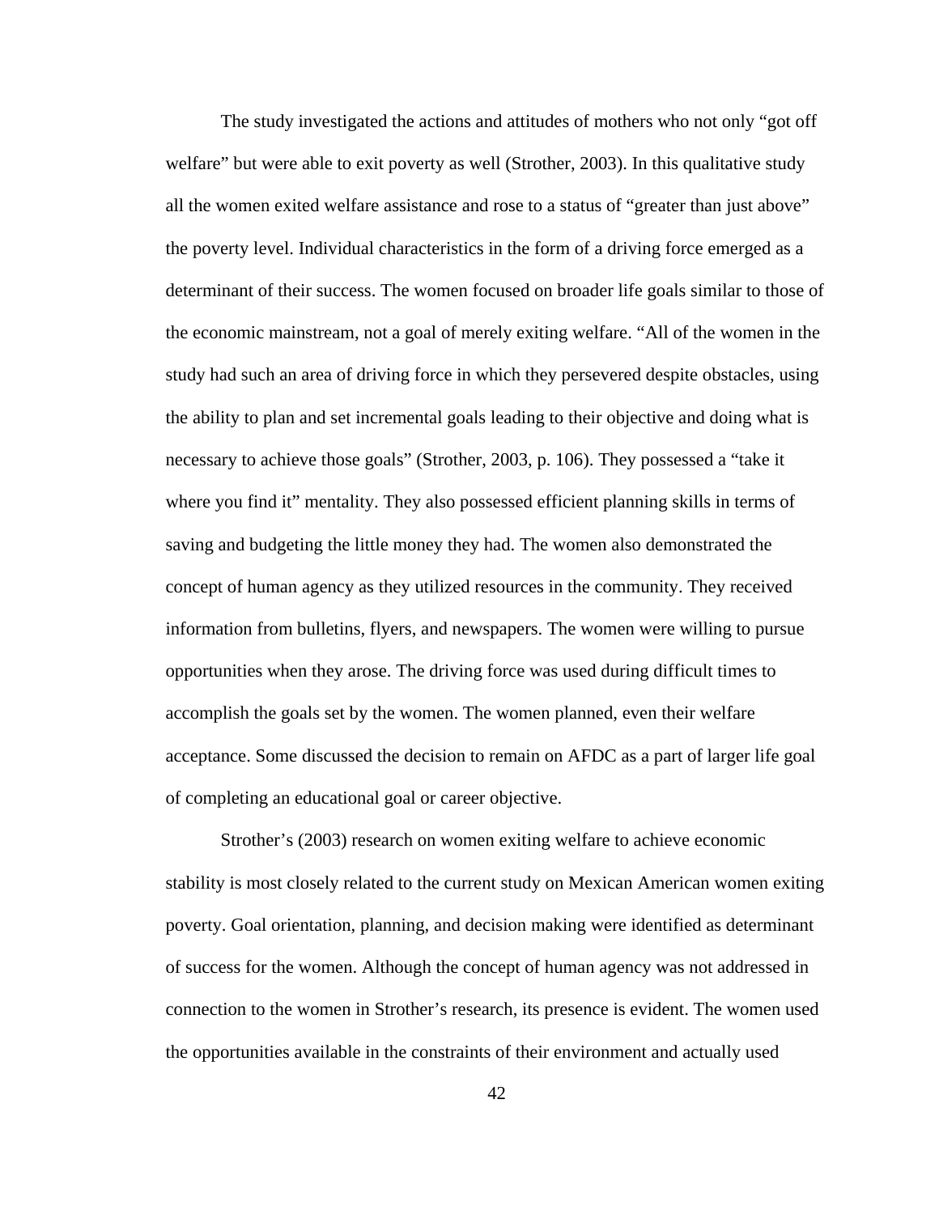The study investigated the actions and attitudes of mothers who not only "got off welfare" but were able to exit poverty as well (Strother, 2003). In this qualitative study all the women exited welfare assistance and rose to a status of "greater than just above" the poverty level. Individual characteristics in the form of a driving force emerged as a determinant of their success. The women focused on broader life goals similar to those of the economic mainstream, not a goal of merely exiting welfare. "All of the women in the study had such an area of driving force in which they persevered despite obstacles, using the ability to plan and set incremental goals leading to their objective and doing what is necessary to achieve those goals" (Strother, 2003, p. 106). They possessed a "take it where you find it" mentality. They also possessed efficient planning skills in terms of saving and budgeting the little money they had. The women also demonstrated the concept of human agency as they utilized resources in the community. They received information from bulletins, flyers, and newspapers. The women were willing to pursue opportunities when they arose. The driving force was used during difficult times to accomplish the goals set by the women. The women planned, even their welfare acceptance. Some discussed the decision to remain on AFDC as a part of larger life goal of completing an educational goal or career objective.

Strother's (2003) research on women exiting welfare to achieve economic stability is most closely related to the current study on Mexican American women exiting poverty. Goal orientation, planning, and decision making were identified as determinant of success for the women. Although the concept of human agency was not addressed in connection to the women in Strother's research, its presence is evident. The women used the opportunities available in the constraints of their environment and actually used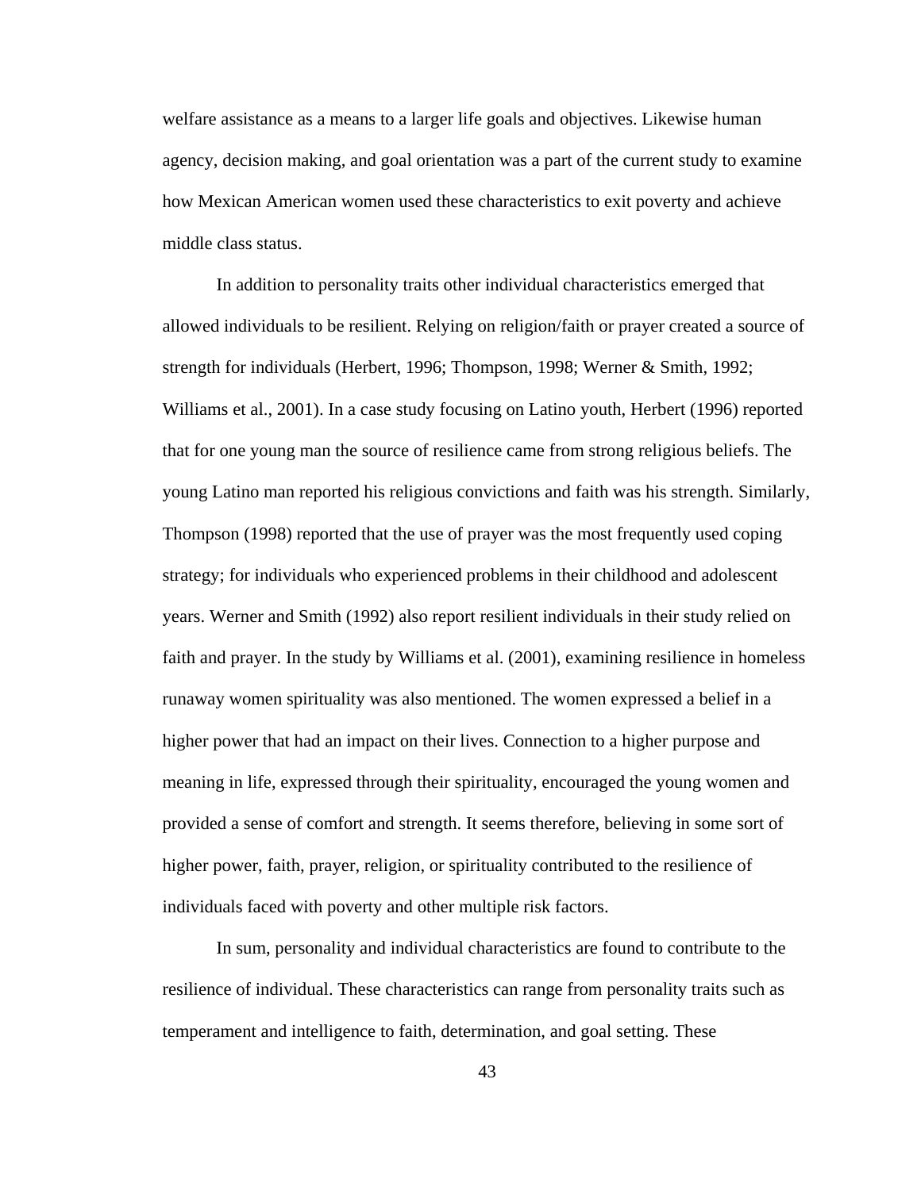welfare assistance as a means to a larger life goals and objectives. Likewise human agency, decision making, and goal orientation was a part of the current study to examine how Mexican American women used these characteristics to exit poverty and achieve middle class status.

In addition to personality traits other individual characteristics emerged that allowed individuals to be resilient. Relying on religion/faith or prayer created a source of strength for individuals (Herbert, 1996; Thompson, 1998; Werner & Smith, 1992; Williams et al., 2001). In a case study focusing on Latino youth, Herbert (1996) reported that for one young man the source of resilience came from strong religious beliefs. The young Latino man reported his religious convictions and faith was his strength. Similarly, Thompson (1998) reported that the use of prayer was the most frequently used coping strategy; for individuals who experienced problems in their childhood and adolescent years. Werner and Smith (1992) also report resilient individuals in their study relied on faith and prayer. In the study by Williams et al. (2001), examining resilience in homeless runaway women spirituality was also mentioned. The women expressed a belief in a higher power that had an impact on their lives. Connection to a higher purpose and meaning in life, expressed through their spirituality, encouraged the young women and provided a sense of comfort and strength. It seems therefore, believing in some sort of higher power, faith, prayer, religion, or spirituality contributed to the resilience of individuals faced with poverty and other multiple risk factors.

In sum, personality and individual characteristics are found to contribute to the resilience of individual. These characteristics can range from personality traits such as temperament and intelligence to faith, determination, and goal setting. These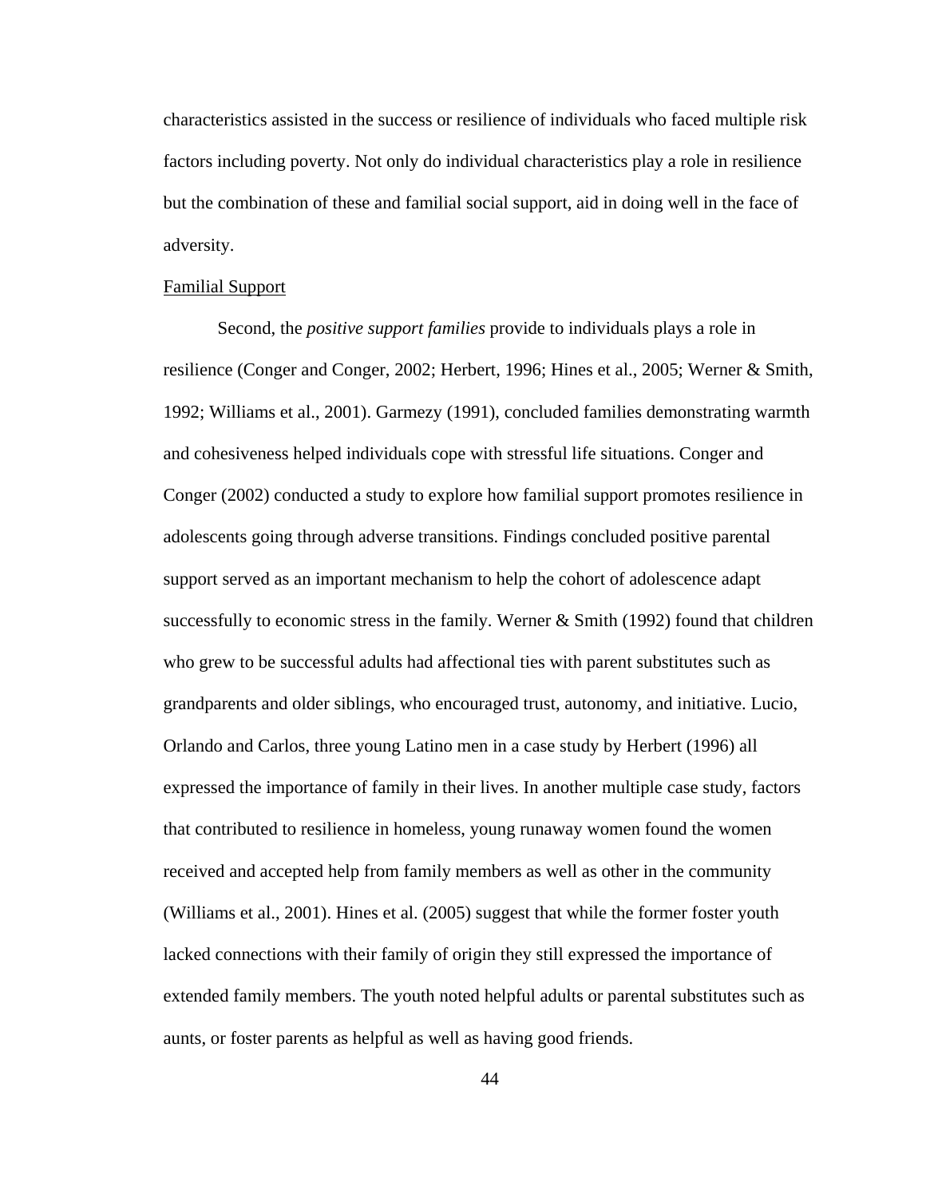characteristics assisted in the success or resilience of individuals who faced multiple risk factors including poverty. Not only do individual characteristics play a role in resilience but the combination of these and familial social support, aid in doing well in the face of adversity.

Familial Support

Second, the *positive support families* provide to individuals plays a role in resilience (Conger and Conger, 2002; Herbert, 1996; Hines et al., 2005; Werner & Smith, 1992; Williams et al., 2001). Garmezy (1991), concluded families demonstrating warmth and cohesiveness helped individuals cope with stressful life situations. Conger and Conger (2002) conducted a study to explore how familial support promotes resilience in adolescents going through adverse transitions. Findings concluded positive parental support served as an important mechanism to help the cohort of adolescence adapt successfully to economic stress in the family. Werner & Smith (1992) found that children who grew to be successful adults had affectional ties with parent substitutes such as grandparents and older siblings, who encouraged trust, autonomy, and initiative. Lucio, Orlando and Carlos, three young Latino men in a case study by Herbert (1996) all expressed the importance of family in their lives. In another multiple case study, factors that contributed to resilience in homeless, young runaway women found the women received and accepted help from family members as well as other in the community (Williams et al., 2001). Hines et al. (2005) suggest that while the former foster youth lacked connections with their family of origin they still expressed the importance of extended family members. The youth noted helpful adults or parental substitutes such as aunts, or foster parents as helpful as well as having good friends.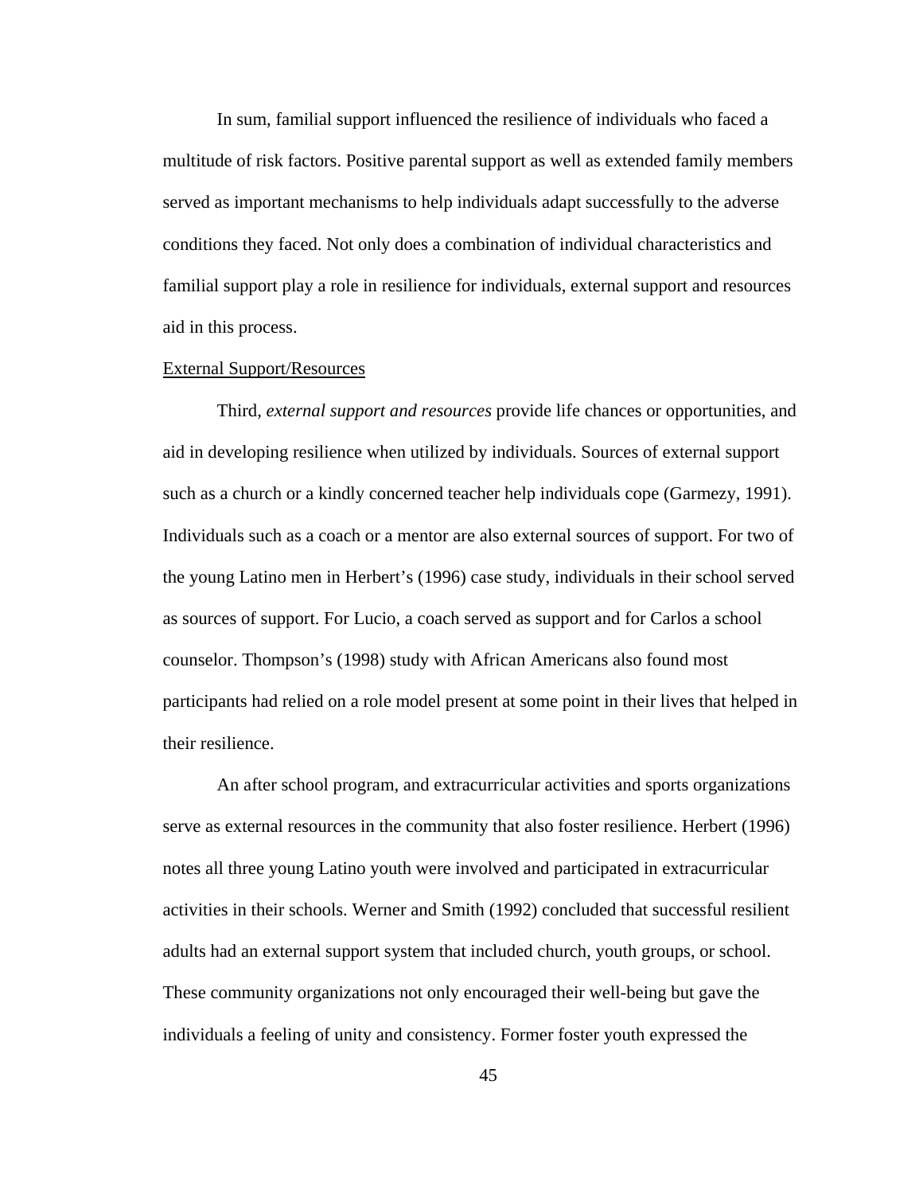In sum, familial support influenced the resilience of individuals who faced a multitude of risk factors. Positive parental support as well as extended family members served as important mechanisms to help individuals adapt successfully to the adverse conditions they faced. Not only does a combination of individual characteristics and familial support play a role in resilience for individuals, external support and resources aid in this process.

### External Support/Resources

Third, *external support and resources* provide life chances or opportunities, and aid in developing resilience when utilized by individuals. Sources of external support such as a church or a kindly concerned teacher help individuals cope (Garmezy, 1991). Individuals such as a coach or a mentor are also external sources of support. For two of the young Latino men in Herbert's (1996) case study, individuals in their school served as sources of support. For Lucio, a coach served as support and for Carlos a school counselor. Thompson's (1998) study with African Americans also found most participants had relied on a role model present at some point in their lives that helped in their resilience.

An after school program, and extracurricular activities and sports organizations serve as external resources in the community that also foster resilience. Herbert (1996) notes all three young Latino youth were involved and participated in extracurricular activities in their schools. Werner and Smith (1992) concluded that successful resilient adults had an external support system that included church, youth groups, or school. These community organizations not only encouraged their well-being but gave the individuals a feeling of unity and consistency. Former foster youth expressed the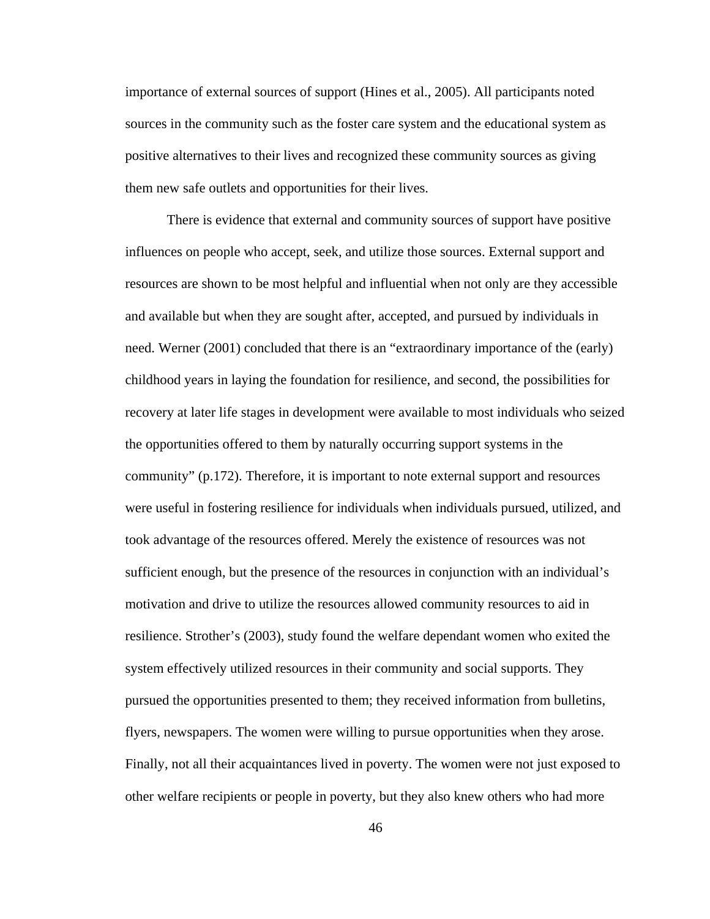importance of external sources of support (Hines et al., 2005). All participants noted sources in the community such as the foster care system and the educational system as positive alternatives to their lives and recognized these community sources as giving them new safe outlets and opportunities for their lives.

There is evidence that external and community sources of support have positive influences on people who accept, seek, and utilize those sources. External support and resources are shown to be most helpful and influential when not only are they accessible and available but when they are sought after, accepted, and pursued by individuals in need. Werner (2001) concluded that there is an "extraordinary importance of the (early) childhood years in laying the foundation for resilience, and second, the possibilities for recovery at later life stages in development were available to most individuals who seized the opportunities offered to them by naturally occurring support systems in the community" (p.172). Therefore, it is important to note external support and resources were useful in fostering resilience for individuals when individuals pursued, utilized, and took advantage of the resources offered. Merely the existence of resources was not sufficient enough, but the presence of the resources in conjunction with an individual's motivation and drive to utilize the resources allowed community resources to aid in resilience. Strother's (2003), study found the welfare dependant women who exited the system effectively utilized resources in their community and social supports. They pursued the opportunities presented to them; they received information from bulletins, flyers, newspapers. The women were willing to pursue opportunities when they arose. Finally, not all their acquaintances lived in poverty. The women were not just exposed to other welfare recipients or people in poverty, but they also knew others who had more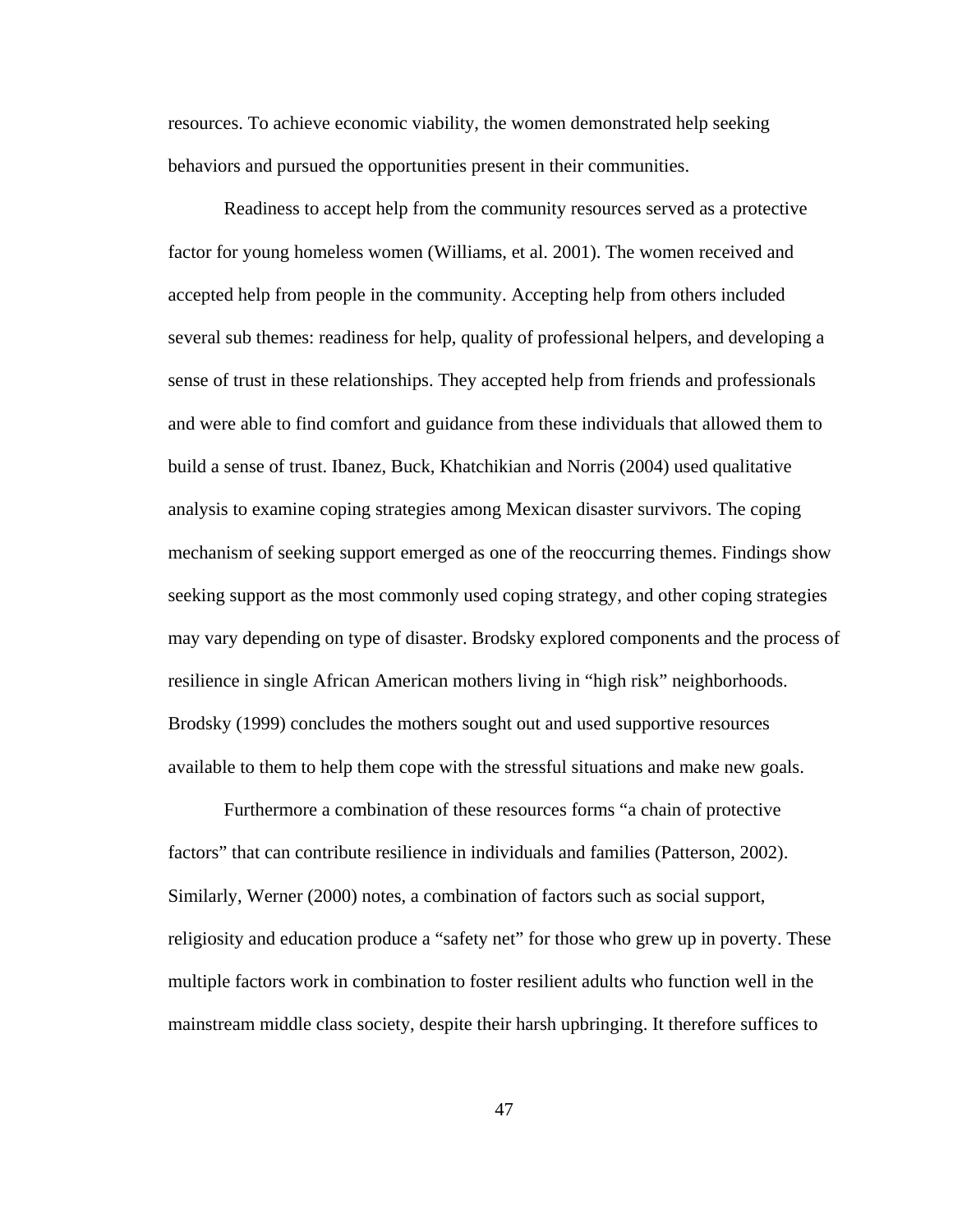resources. To achieve economic viability, the women demonstrated help seeking behaviors and pursued the opportunities present in their communities.

Readiness to accept help from the community resources served as a protective factor for young homeless women (Williams, et al. 2001). The women received and accepted help from people in the community. Accepting help from others included several sub themes: readiness for help, quality of professional helpers, and developing a sense of trust in these relationships. They accepted help from friends and professionals and were able to find comfort and guidance from these individuals that allowed them to build a sense of trust. Ibanez, Buck, Khatchikian and Norris (2004) used qualitative analysis to examine coping strategies among Mexican disaster survivors. The coping mechanism of seeking support emerged as one of the reoccurring themes. Findings show seeking support as the most commonly used coping strategy, and other coping strategies may vary depending on type of disaster. Brodsky explored components and the process of resilience in single African American mothers living in "high risk" neighborhoods. Brodsky (1999) concludes the mothers sought out and used supportive resources available to them to help them cope with the stressful situations and make new goals.

Furthermore a combination of these resources forms "a chain of protective factors" that can contribute resilience in individuals and families (Patterson, 2002). Similarly, Werner (2000) notes, a combination of factors such as social support, religiosity and education produce a "safety net" for those who grew up in poverty. These multiple factors work in combination to foster resilient adults who function well in the mainstream middle class society, despite their harsh upbringing. It therefore suffices to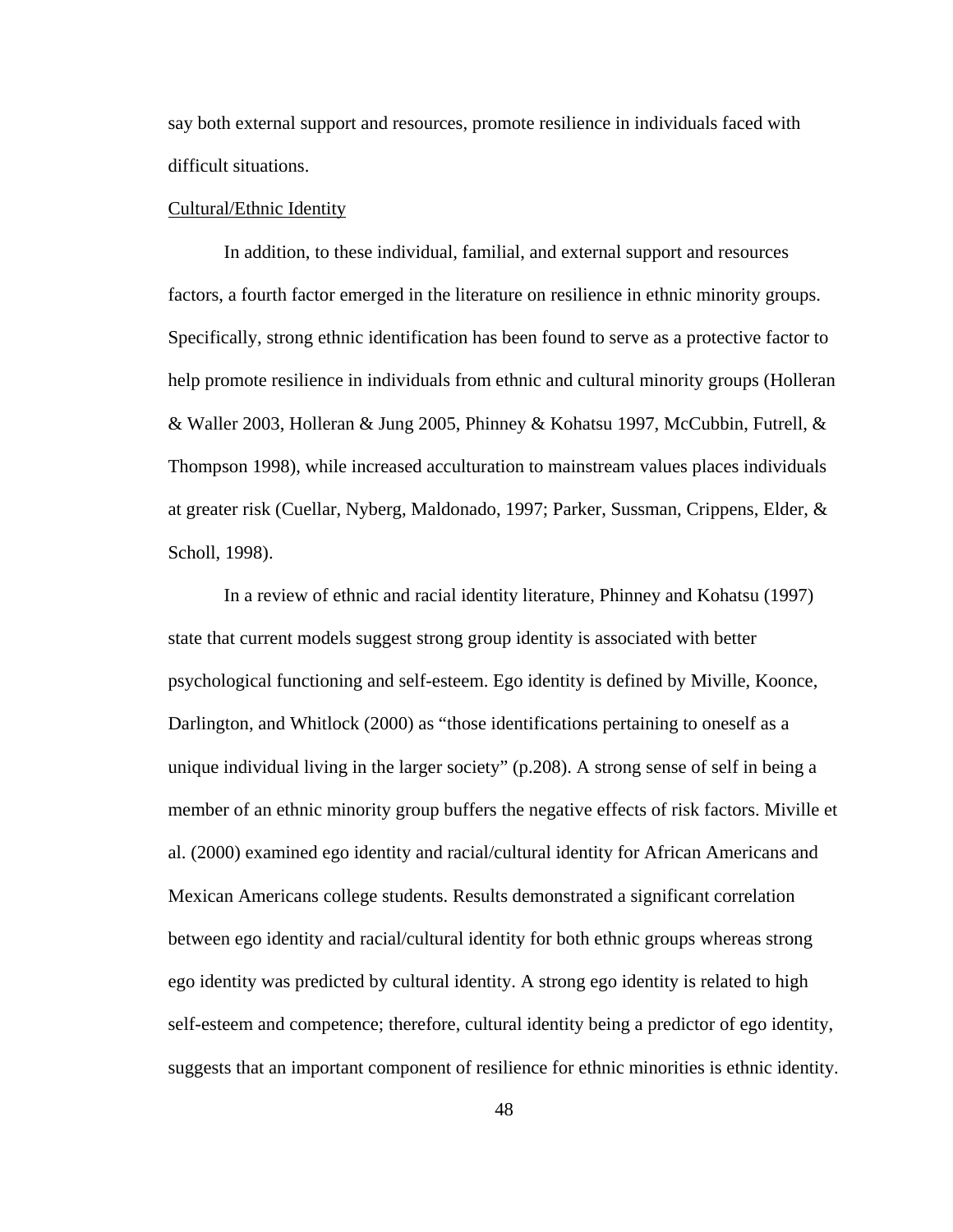say both external support and resources, promote resilience in individuals faced with difficult situations.

<u>Cultural/Ethnic Identity</u>

In addition, to these individual, familial, and external support and resources factors, a fourth factor emerged in the literature on resilience in ethnic minority groups. Specifically, strong ethnic identification has been found to serve as a protective factor to help promote resilience in individuals from ethnic and cultural minority groups (Holleran & Waller 2003, Holleran & Jung 2005, Phinney & Kohatsu 1997, McCubbin, Futrell, & Thompson 1998), while increased acculturation to mainstream values places individuals at greater risk (Cuellar, Nyberg, Maldonado, 1997; Parker, Sussman, Crippens, Elder, & Scholl, 1998).

In a review of ethnic and racial identity literature, Phinney and Kohatsu (1997) state that current models suggest strong group identity is associated with better psychological functioning and self-esteem. Ego identity is defined by Miville, Koonce, Darlington, and Whitlock (2000) as "those identifications pertaining to oneself as a unique individual living in the larger society" (p.208). A strong sense of self in being a member of an ethnic minority group buffers the negative effects of risk factors. Miville et al. (2000) examined ego identity and racial/cultural identity for African Americans and Mexican Americans college students. Results demonstrated a significant correlation between ego identity and racial/cultural identity for both ethnic groups whereas strong ego identity was predicted by cultural identity. A strong ego identity is related to high self-esteem and competence; therefore, cultural identity being a predictor of ego identity, suggests that an important component of resilience for ethnic minorities is ethnic identity.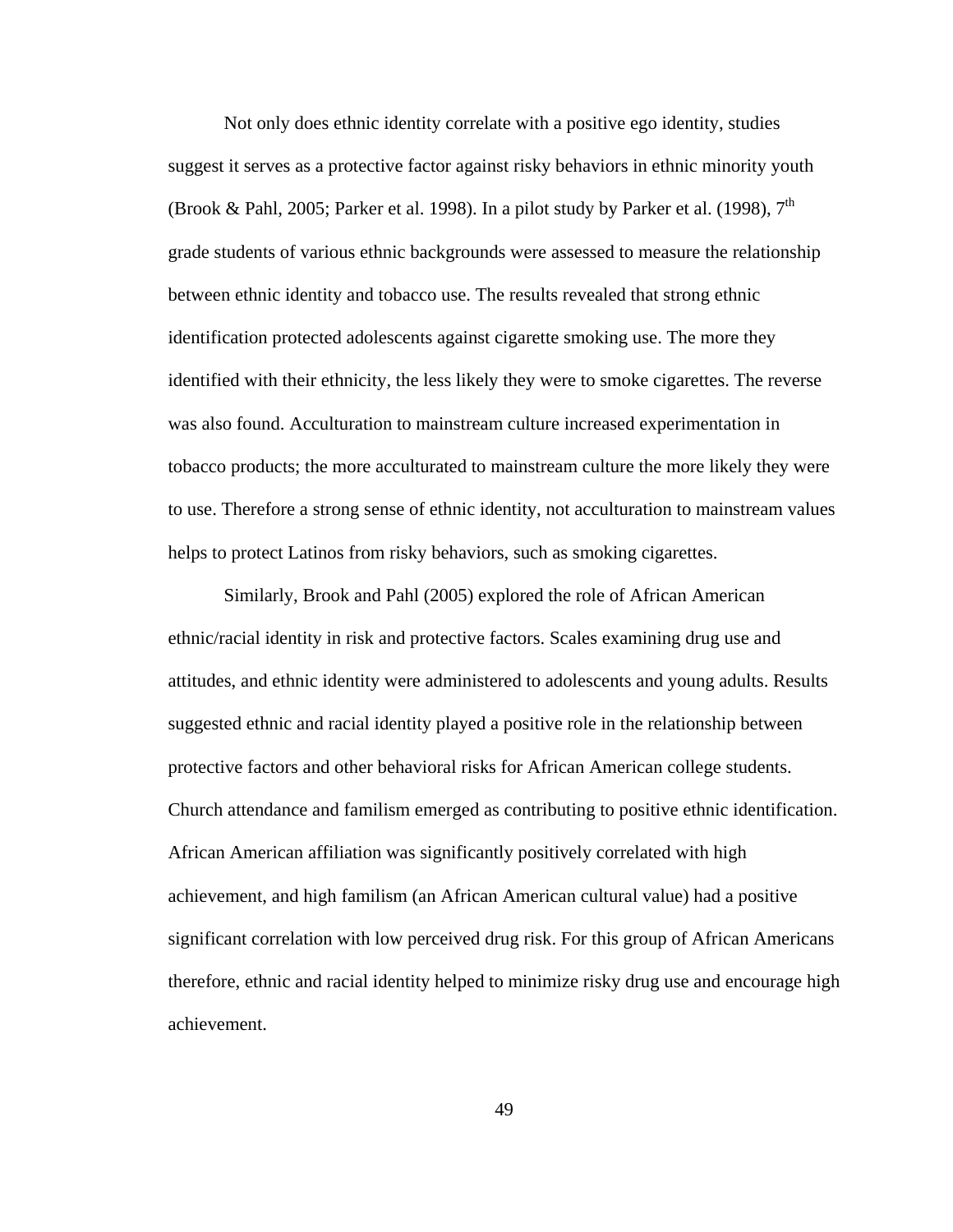Not only does ethnic identity correlate with a positive ego identity, studies suggest it serves as a protective factor against risky behaviors in ethnic minority youth (Brook & Pahl, 2005; Parker et al. 1998). In a pilot study by Parker et al. (1998), 7th grade students of various ethnic backgrounds were assessed to measure the relationship between ethnic identity and tobacco use. The results revealed that strong ethnic identification protected adolescents against cigarette smoking use. The more they identified with their ethnicity, the less likely they were to smoke cigarettes. The reverse was also found. Acculturation to mainstream culture increased experimentation in tobacco products; the more acculturated to mainstream culture the more likely they were to use. Therefore a strong sense of ethnic identity, not acculturation to mainstream values helps to protect Latinos from risky behaviors, such as smoking cigarettes.

Similarly, Brook and Pahl (2005) explored the role of African American ethnic/racial identity in risk and protective factors. Scales examining drug use and attitudes, and ethnic identity were administered to adolescents and young adults. Results suggested ethnic and racial identity played a positive role in the relationship between protective factors and other behavioral risks for African American college students. Church attendance and familism emerged as contributing to positive ethnic identification. African American affiliation was significantly positively correlated with high achievement, and high familism (an African American cultural value) had a positive significant correlation with low perceived drug risk. For this group of African Americans therefore, ethnic and racial identity helped to minimize risky drug use and encourage high achievement.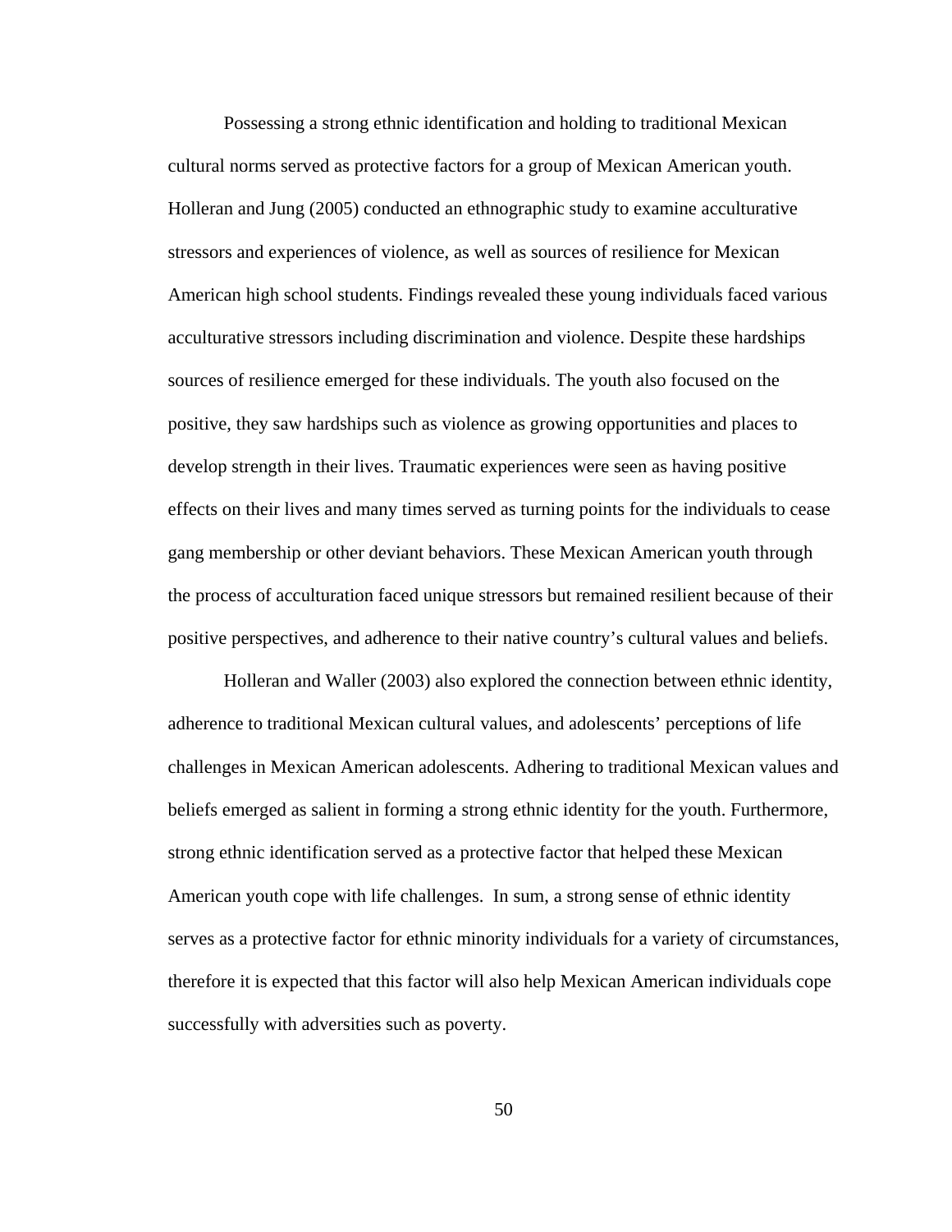Possessing a strong ethnic identification and holding to traditional Mexican cultural norms served as protective factors for a group of Mexican American youth. Holleran and Jung (2005) conducted an ethnographic study to examine acculturative stressors and experiences of violence, as well as sources of resilience for Mexican American high school students. Findings revealed these young individuals faced various acculturative stressors including discrimination and violence. Despite these hardships sources of resilience emerged for these individuals. The youth also focused on the positive, they saw hardships such as violence as growing opportunities and places to develop strength in their lives. Traumatic experiences were seen as having positive effects on their lives and many times served as turning points for the individuals to cease gang membership or other deviant behaviors. These Mexican American youth through the process of acculturation faced unique stressors but remained resilient because of their positive perspectives, and adherence to their native country's cultural values and beliefs.

Holleran and Waller (2003) also explored the connection between ethnic identity, adherence to traditional Mexican cultural values, and adolescents' perceptions of life challenges in Mexican American adolescents. Adhering to traditional Mexican values and beliefs emerged as salient in forming a strong ethnic identity for the youth. Furthermore, strong ethnic identification served as a protective factor that helped these Mexican American youth cope with life challenges. In sum, a strong sense of ethnic identity serves as a protective factor for ethnic minority individuals for a variety of circumstances, therefore it is expected that this factor will also help Mexican American individuals cope successfully with adversities such as poverty.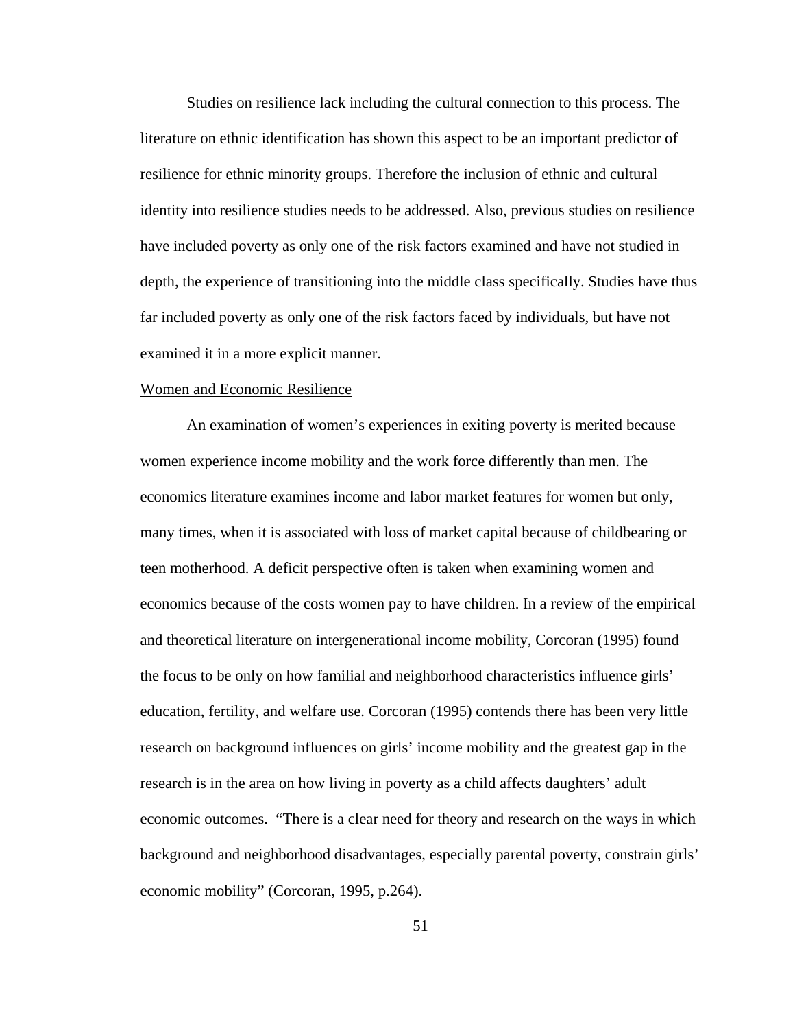Studies on resilience lack including the cultural connection to this process. The literature on ethnic identification has shown this aspect to be an important predictor of resilience for ethnic minority groups. Therefore the inclusion of ethnic and cultural identity into resilience studies needs to be addressed. Also, previous studies on resilience have included poverty as only one of the risk factors examined and have not studied in depth, the experience of transitioning into the middle class specifically. Studies have thus far included poverty as only one of the risk factors faced by individuals, but have not examined it in a more explicit manner.

Women and Economic Resilience

An examination of women's experiences in exiting poverty is merited because women experience income mobility and the work force differently than men. The economics literature examines income and labor market features for women but only, many times, when it is associated with loss of market capital because of childbearing or teen motherhood. A deficit perspective often is taken when examining women and economics because of the costs women pay to have children. In a review of the empirical and theoretical literature on intergenerational income mobility, Corcoran (1995) found the focus to be only on how familial and neighborhood characteristics influence girls' education, fertility, and welfare use. Corcoran (1995) contends there has been very little research on background influences on girls' income mobility and the greatest gap in the research is in the area on how living in poverty as a child affects daughters' adult economic outcomes. "There is a clear need for theory and research on the ways in which background and neighborhood disadvantages, especially parental poverty, constrain girls' economic mobility" (Corcoran, 1995, p.264).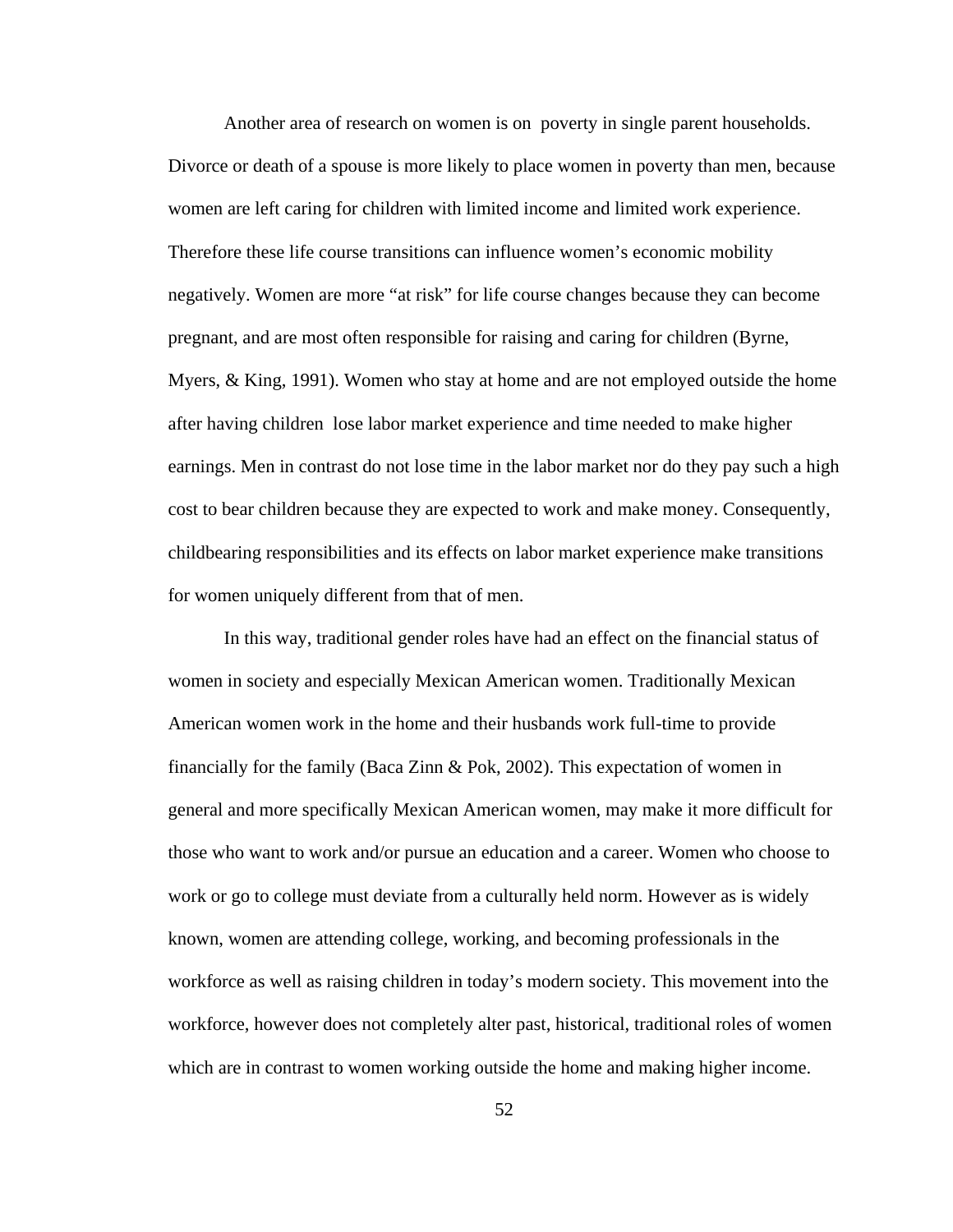Another area of research on women is on poverty in single parent households. Divorce or death of a spouse is more likely to place women in poverty than men, because women are left caring for children with limited income and limited work experience. Therefore these life course transitions can influence women's economic mobility negatively. Women are more "at risk" for life course changes because they can become pregnant, and are most often responsible for raising and caring for children (Byrne, Myers, & King, 1991). Women who stay at home and are not employed outside the home after having children lose labor market experience and time needed to make higher earnings. Men in contrast do not lose time in the labor market nor do they pay such a high cost to bear children because they are expected to work and make money. Consequently, childbearing responsibilities and its effects on labor market experience make transitions for women uniquely different from that of men.

In this way, traditional gender roles have had an effect on the financial status of women in society and especially Mexican American women. Traditionally Mexican American women work in the home and their husbands work full-time to provide financially for the family (Baca Zinn & Pok, 2002). This expectation of women in general and more specifically Mexican American women, may make it more difficult for those who want to work and/or pursue an education and a career. Women who choose to work or go to college must deviate from a culturally held norm. However as is widely known, women are attending college, working, and becoming professionals in the workforce as well as raising children in today's modern society. This movement into the workforce, however does not completely alter past, historical, traditional roles of women which are in contrast to women working outside the home and making higher income.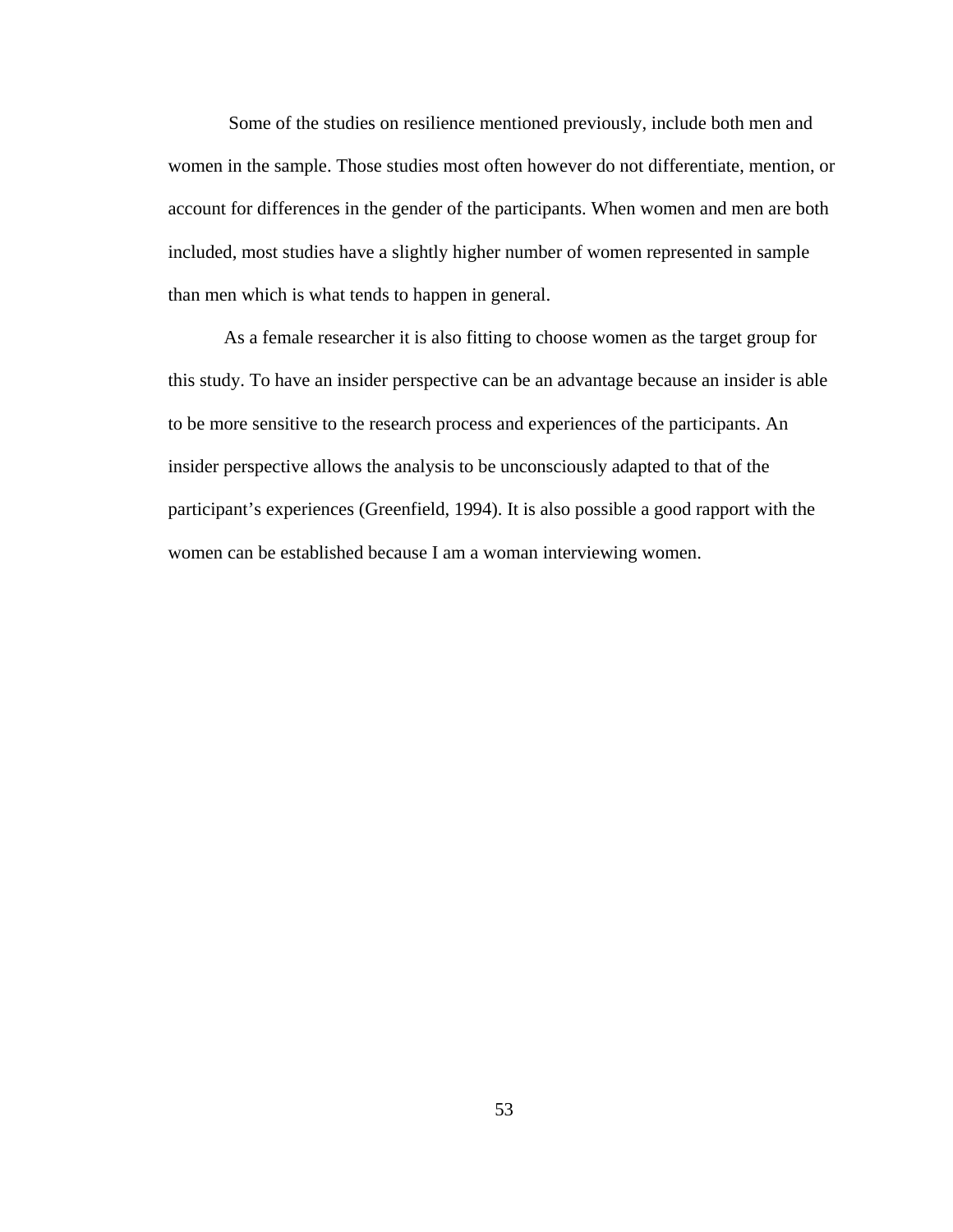Some of the studies on resilience mentioned previously, include both men and women in the sample. Those studies most often however do not differentiate, mention, or account for differences in the gender of the participants. When women and men are both included, most studies have a slightly higher number of women represented in sample than men which is what tends to happen in general.

As a female researcher it is also fitting to choose women as the target group for this study. To have an insider perspective can be an advantage because an insider is able to be more sensitive to the research process and experiences of the participants. An insider perspective allows the analysis to be unconsciously adapted to that of the participant's experiences (Greenfield, 1994). It is also possible a good rapport with the women can be established because I am a woman interviewing women.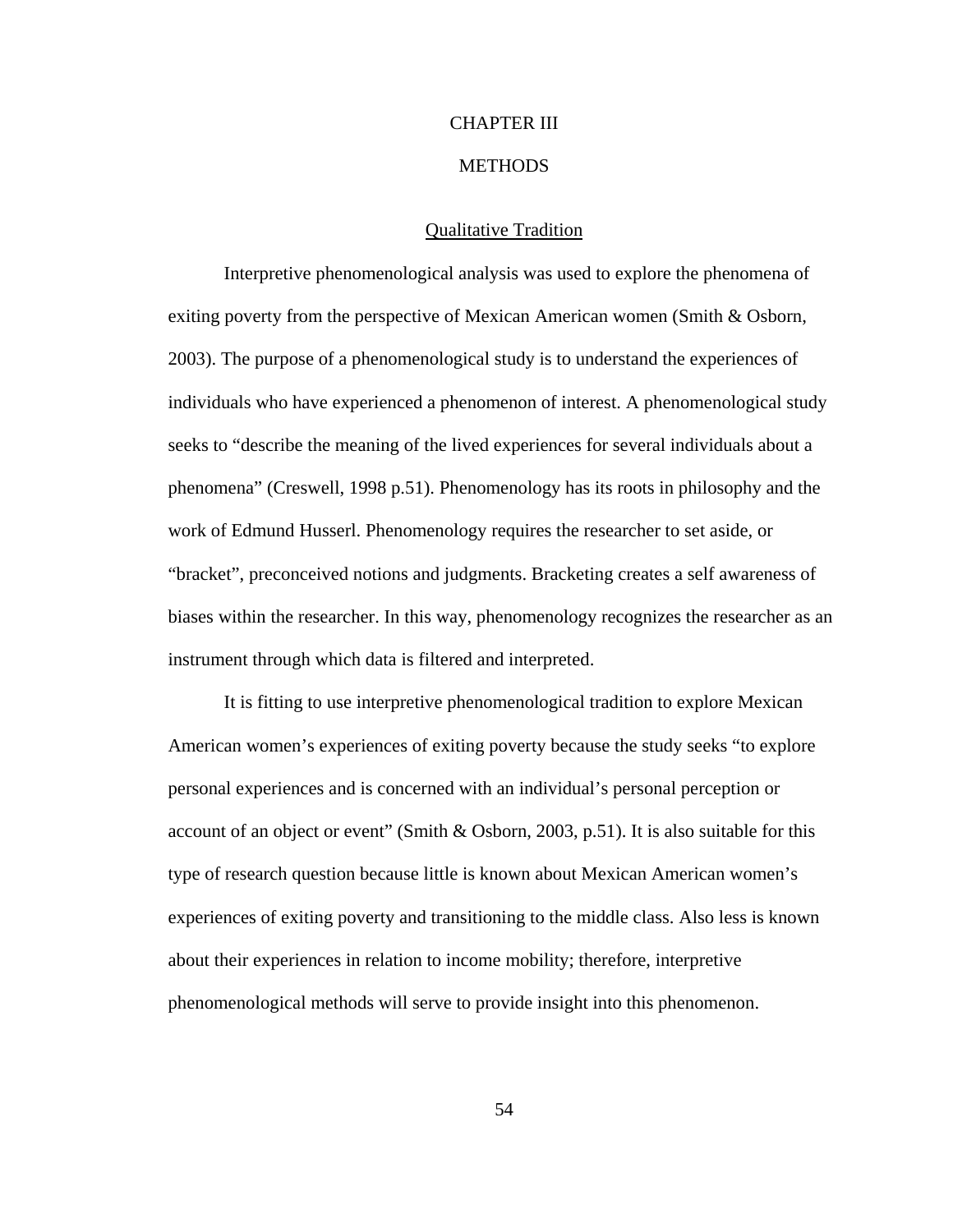# CHAPTER III

# METHODS

## Qualitative Tradition

Interpretive phenomenological analysis was used to explore the phenomena of exiting poverty from the perspective of Mexican American women (Smith & Osborn, 2003). The purpose of a phenomenological study is to understand the experiences of individuals who have experienced a phenomenon of interest. A phenomenological study seeks to "describe the meaning of the lived experiences for several individuals about a phenomena" (Creswell, 1998 p.51). Phenomenology has its roots in philosophy and the work of Edmund Husserl. Phenomenology requires the researcher to set aside, or "bracket", preconceived notions and judgments. Bracketing creates a self awareness of biases within the researcher. In this way, phenomenology recognizes the researcher as an instrument through which data is filtered and interpreted.

It is fitting to use interpretive phenomenological tradition to explore Mexican American women's experiences of exiting poverty because the study seeks "to explore personal experiences and is concerned with an individual's personal perception or account of an object or event" (Smith & Osborn, 2003, p.51). It is also suitable for this type of research question because little is known about Mexican American women's experiences of exiting poverty and transitioning to the middle class. Also less is known about their experiences in relation to income mobility; therefore, interpretive phenomenological methods will serve to provide insight into this phenomenon.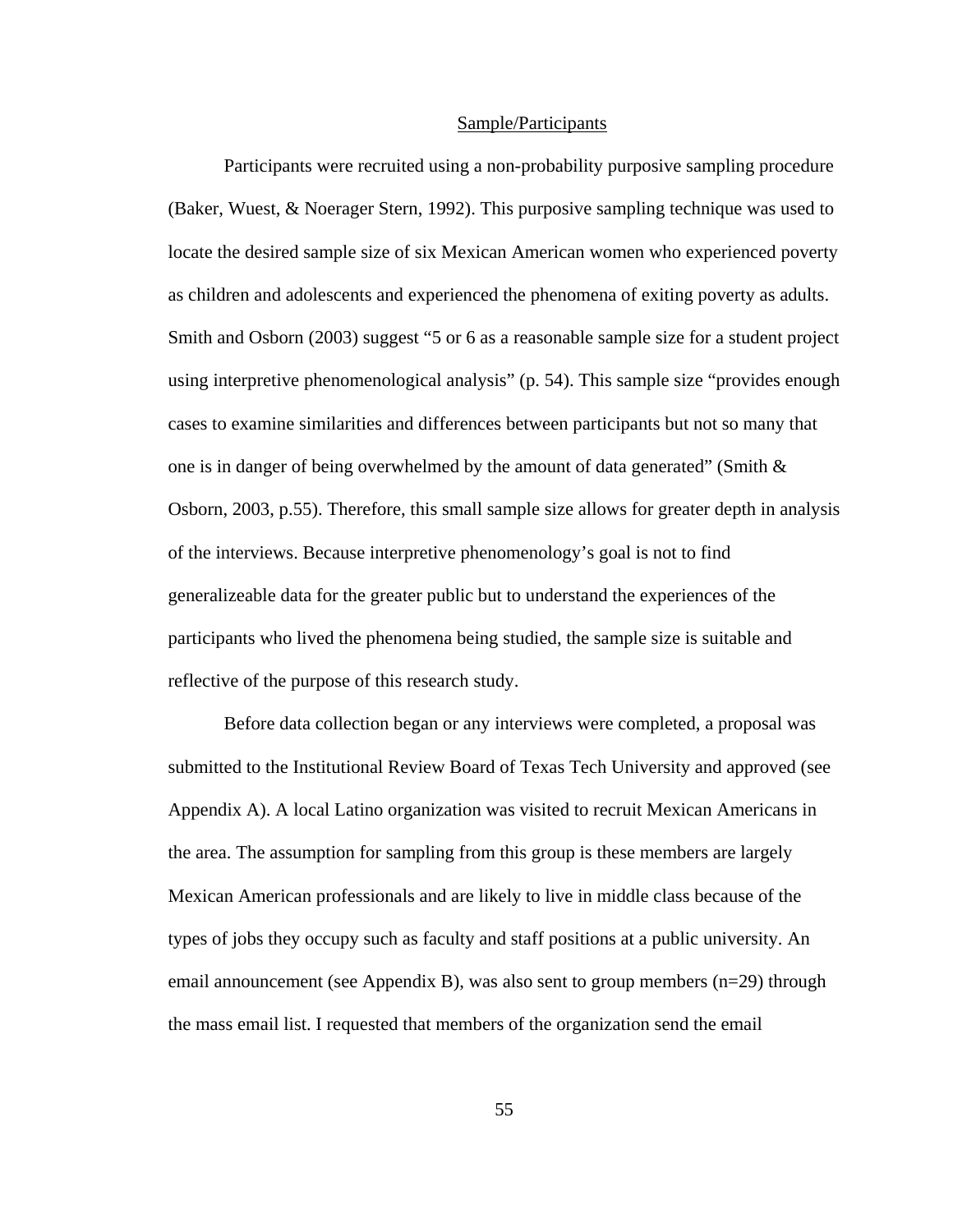## Sample/Participants

Participants were recruited using a non-probability purposive sampling procedure (Baker, Wuest, & Noerager Stern, 1992). This purposive sampling technique was used to locate the desired sample size of six Mexican American women who experienced poverty as children and adolescents and experienced the phenomena of exiting poverty as adults. Smith and Osborn (2003) suggest "5 or 6 as a reasonable sample size for a student project using interpretive phenomenological analysis" (p. 54). This sample size "provides enough cases to examine similarities and differences between participants but not so many that one is in danger of being overwhelmed by the amount of data generated" (Smith & Osborn, 2003, p.55). Therefore, this small sample size allows for greater depth in analysis of the interviews. Because interpretive phenomenology's goal is not to find generalizeable data for the greater public but to understand the experiences of the participants who lived the phenomena being studied, the sample size is suitable and reflective of the purpose of this research study.

Before data collection began or any interviews were completed, a proposal was submitted to the Institutional Review Board of Texas Tech University and approved (see Appendix A). A local Latino organization was visited to recruit Mexican Americans in the area. The assumption for sampling from this group is these members are largely Mexican American professionals and are likely to live in middle class because of the types of jobs they occupy such as faculty and staff positions at a public university. An email announcement (see Appendix B), was also sent to group members (n=29) through the mass email list. I requested that members of the organization send the email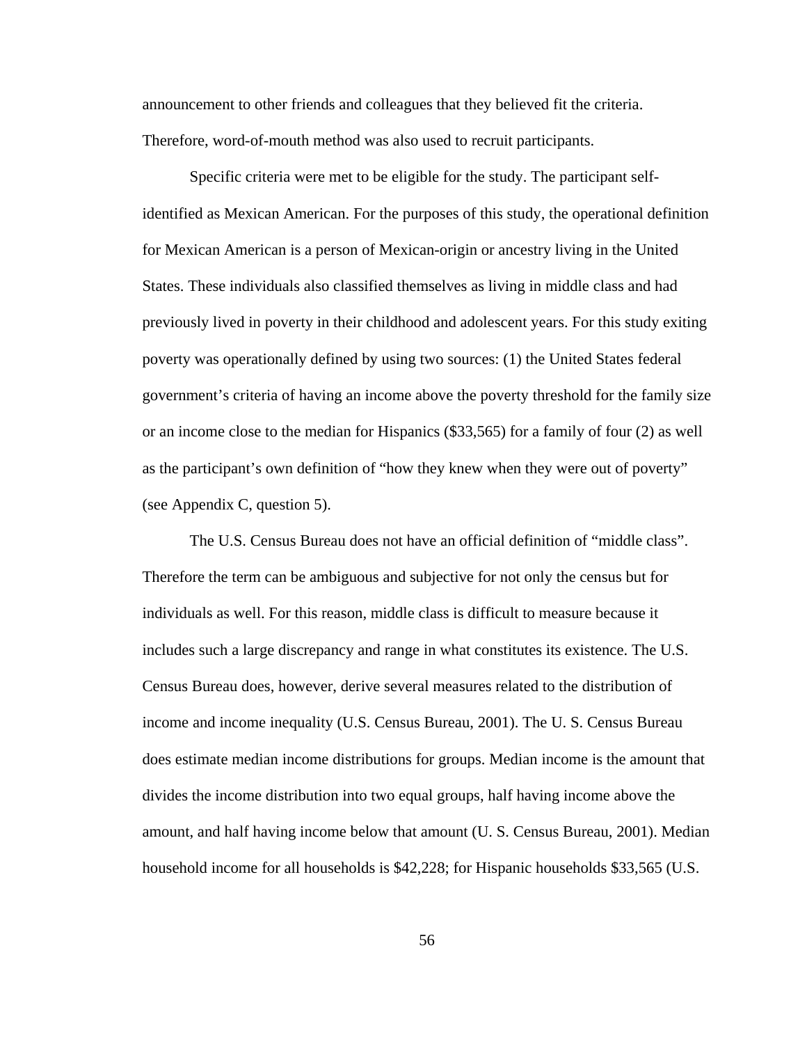announcement to other friends and colleagues that they believed fit the criteria. Therefore, word-of-mouth method was also used to recruit participants.

Specific criteria were met to be eligible for the study. The participant self-identified as Mexican American. For the purposes of this study, the operational definition for Mexican American is a person of Mexican-origin or ancestry living in the United States. These individuals also classified themselves as living in middle class and had previously lived in poverty in their childhood and adolescent years. For this study exiting poverty was operationally defined by using two sources: (1) the United States federal government's criteria of having an income above the poverty threshold for the family size or an income close to the median for Hispanics ($33,565) for a family of four (2) as well as the participant's own definition of "how they knew when they were out of poverty" (see Appendix C, question 5).

The U.S. Census Bureau does not have an official definition of "middle class". Therefore the term can be ambiguous and subjective for not only the census but for individuals as well. For this reason, middle class is difficult to measure because it includes such a large discrepancy and range in what constitutes its existence. The U.S. Census Bureau does, however, derive several measures related to the distribution of income and income inequality (U.S. Census Bureau, 2001). The U. S. Census Bureau does estimate median income distributions for groups. Median income is the amount that divides the income distribution into two equal groups, half having income above the amount, and half having income below that amount (U. S. Census Bureau, 2001). Median household income for all households is $42,228; for Hispanic households $33,565 (U.S.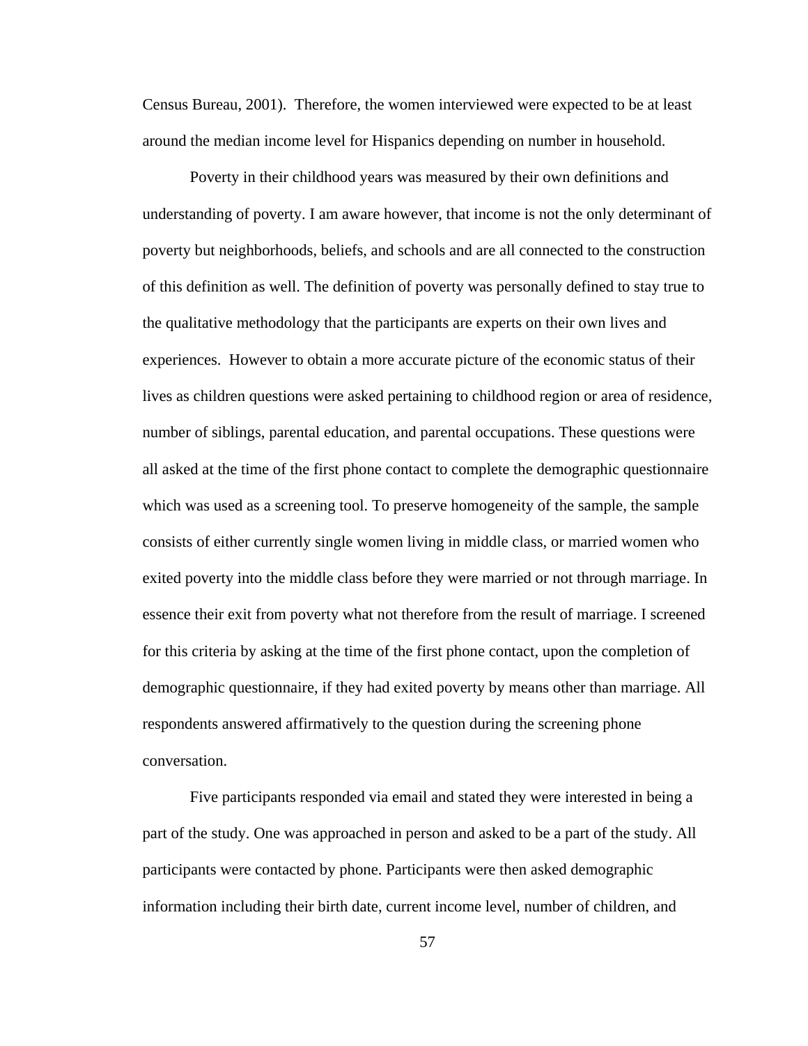Census Bureau, 2001). Therefore, the women interviewed were expected to be at least around the median income level for Hispanics depending on number in household.

Poverty in their childhood years was measured by their own definitions and understanding of poverty. I am aware however, that income is not the only determinant of poverty but neighborhoods, beliefs, and schools and are all connected to the construction of this definition as well. The definition of poverty was personally defined to stay true to the qualitative methodology that the participants are experts on their own lives and experiences. However to obtain a more accurate picture of the economic status of their lives as children questions were asked pertaining to childhood region or area of residence, number of siblings, parental education, and parental occupations. These questions were all asked at the time of the first phone contact to complete the demographic questionnaire which was used as a screening tool. To preserve homogeneity of the sample, the sample consists of either currently single women living in middle class, or married women who exited poverty into the middle class before they were married or not through marriage. In essence their exit from poverty what not therefore from the result of marriage. I screened for this criteria by asking at the time of the first phone contact, upon the completion of demographic questionnaire, if they had exited poverty by means other than marriage. All respondents answered affirmatively to the question during the screening phone conversation.

Five participants responded via email and stated they were interested in being a part of the study. One was approached in person and asked to be a part of the study. All participants were contacted by phone. Participants were then asked demographic information including their birth date, current income level, number of children, and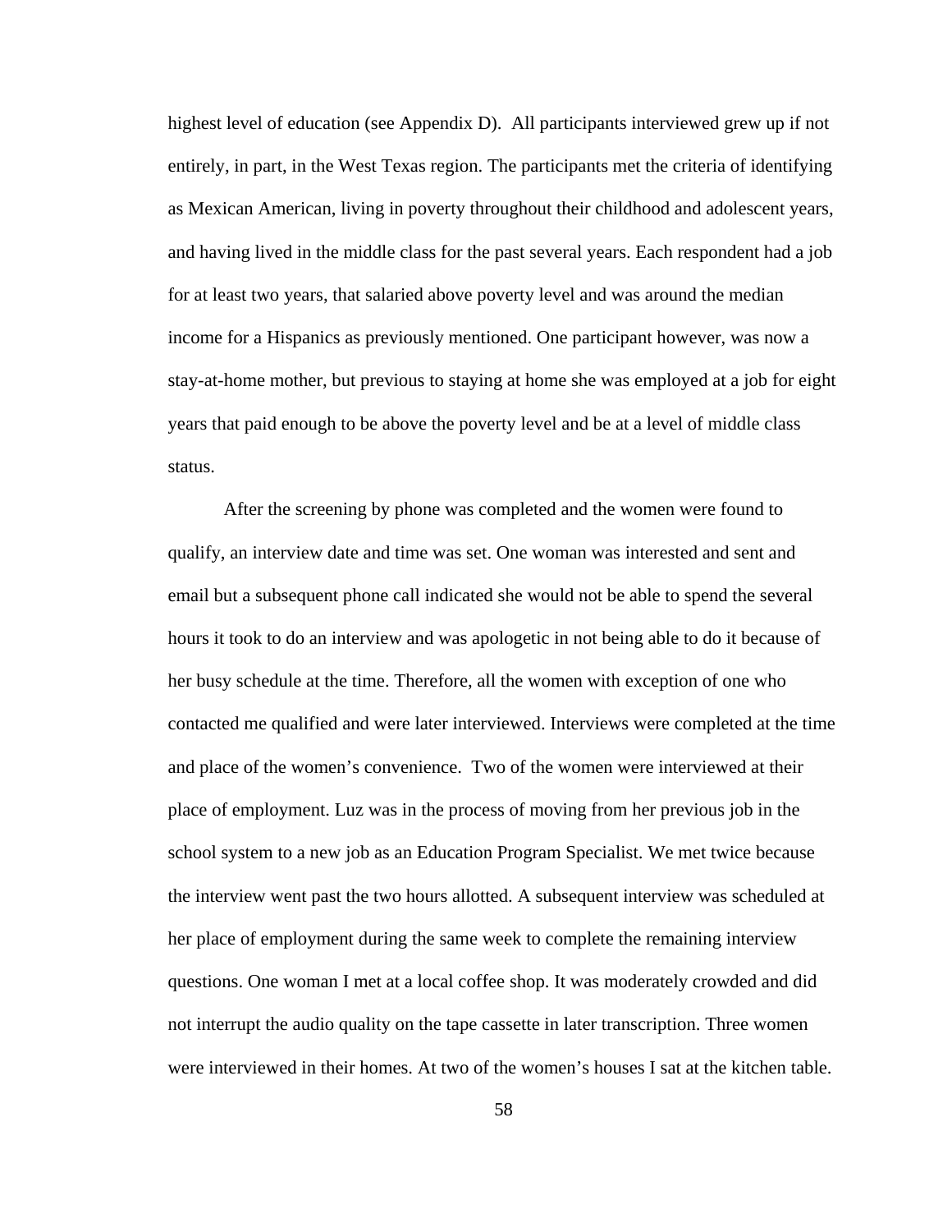highest level of education (see Appendix D). All participants interviewed grew up if not entirely, in part, in the West Texas region. The participants met the criteria of identifying as Mexican American, living in poverty throughout their childhood and adolescent years, and having lived in the middle class for the past several years. Each respondent had a job for at least two years, that salaried above poverty level and was around the median income for a Hispanics as previously mentioned. One participant however, was now a stay-at-home mother, but previous to staying at home she was employed at a job for eight years that paid enough to be above the poverty level and be at a level of middle class status.

After the screening by phone was completed and the women were found to qualify, an interview date and time was set. One woman was interested and sent and email but a subsequent phone call indicated she would not be able to spend the several hours it took to do an interview and was apologetic in not being able to do it because of her busy schedule at the time. Therefore, all the women with exception of one who contacted me qualified and were later interviewed. Interviews were completed at the time and place of the women's convenience. Two of the women were interviewed at their place of employment. Luz was in the process of moving from her previous job in the school system to a new job as an Education Program Specialist. We met twice because the interview went past the two hours allotted. A subsequent interview was scheduled at her place of employment during the same week to complete the remaining interview questions. One woman I met at a local coffee shop. It was moderately crowded and did not interrupt the audio quality on the tape cassette in later transcription. Three women were interviewed in their homes. At two of the women's houses I sat at the kitchen table.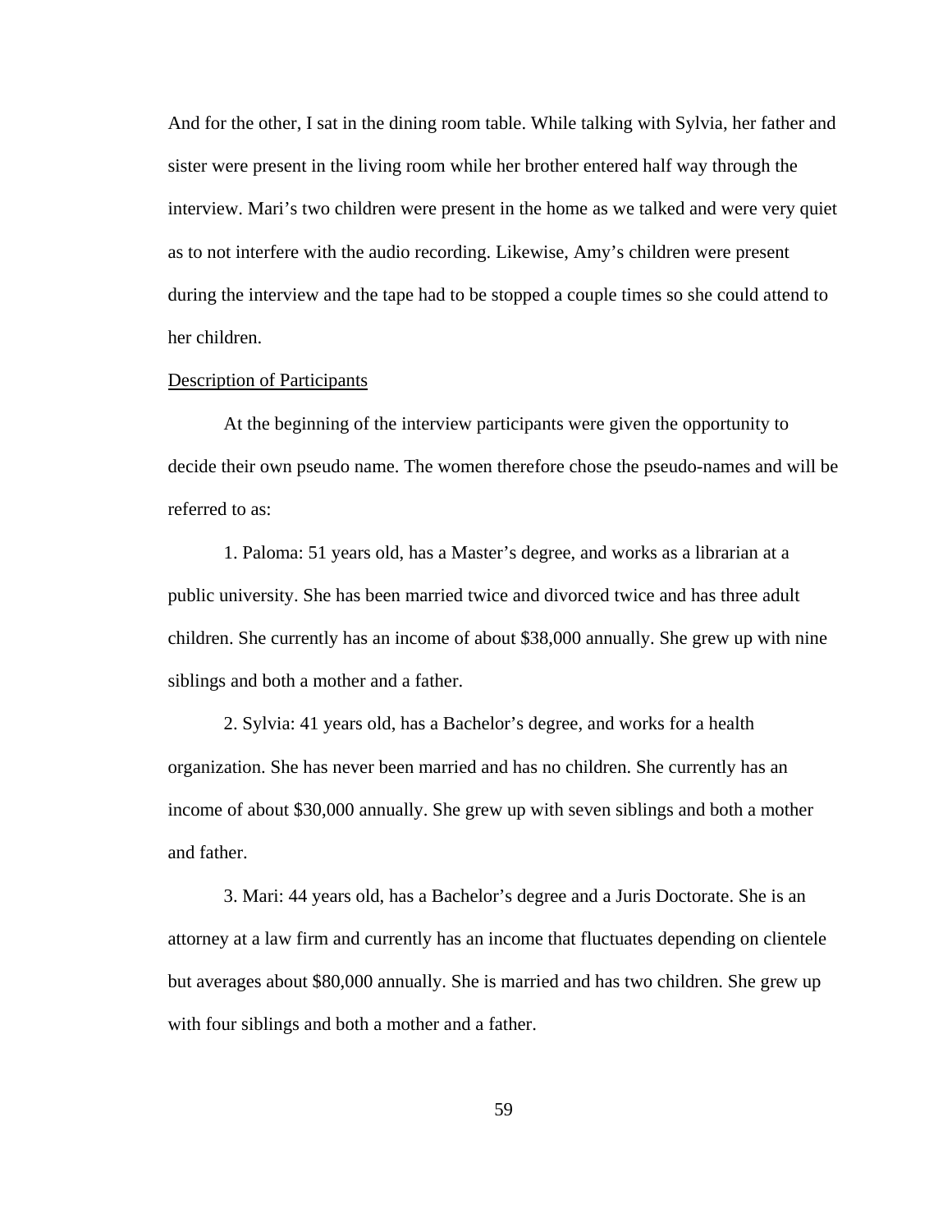And for the other, I sat in the dining room table. While talking with Sylvia, her father and sister were present in the living room while her brother entered half way through the interview. Mari's two children were present in the home as we talked and were very quiet as to not interfere with the audio recording. Likewise, Amy's children were present during the interview and the tape had to be stopped a couple times so she could attend to her children.

Description of Participants

At the beginning of the interview participants were given the opportunity to decide their own pseudo name. The women therefore chose the pseudo-names and will be referred to as:

1. Paloma: 51 years old, has a Master's degree, and works as a librarian at a public university. She has been married twice and divorced twice and has three adult children. She currently has an income of about $38,000 annually. She grew up with nine siblings and both a mother and a father.

2. Sylvia: 41 years old, has a Bachelor's degree, and works for a health organization. She has never been married and has no children. She currently has an income of about $30,000 annually. She grew up with seven siblings and both a mother and father.

3. Mari: 44 years old, has a Bachelor's degree and a Juris Doctorate. She is an attorney at a law firm and currently has an income that fluctuates depending on clientele but averages about $80,000 annually. She is married and has two children. She grew up with four siblings and both a mother and a father.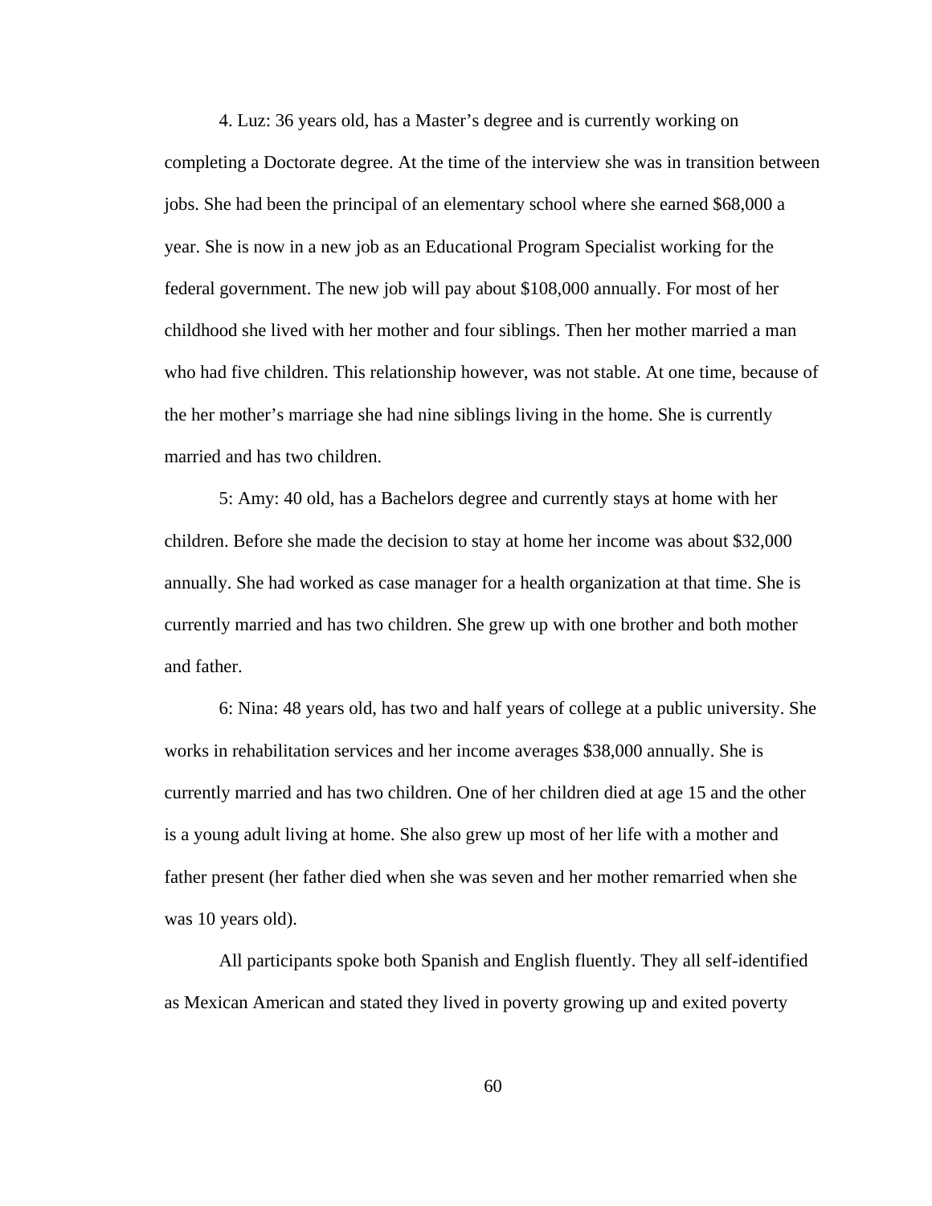4. Luz: 36 years old, has a Master's degree and is currently working on completing a Doctorate degree. At the time of the interview she was in transition between jobs. She had been the principal of an elementary school where she earned $68,000 a year. She is now in a new job as an Educational Program Specialist working for the federal government. The new job will pay about $108,000 annually. For most of her childhood she lived with her mother and four siblings. Then her mother married a man who had five children. This relationship however, was not stable. At one time, because of the her mother's marriage she had nine siblings living in the home. She is currently married and has two children.

5: Amy: 40 old, has a Bachelors degree and currently stays at home with her children. Before she made the decision to stay at home her income was about $32,000 annually. She had worked as case manager for a health organization at that time. She is currently married and has two children. She grew up with one brother and both mother and father.

6: Nina: 48 years old, has two and half years of college at a public university. She works in rehabilitation services and her income averages $38,000 annually. She is currently married and has two children. One of her children died at age 15 and the other is a young adult living at home. She also grew up most of her life with a mother and father present (her father died when she was seven and her mother remarried when she was 10 years old).

All participants spoke both Spanish and English fluently. They all self-identified as Mexican American and stated they lived in poverty growing up and exited poverty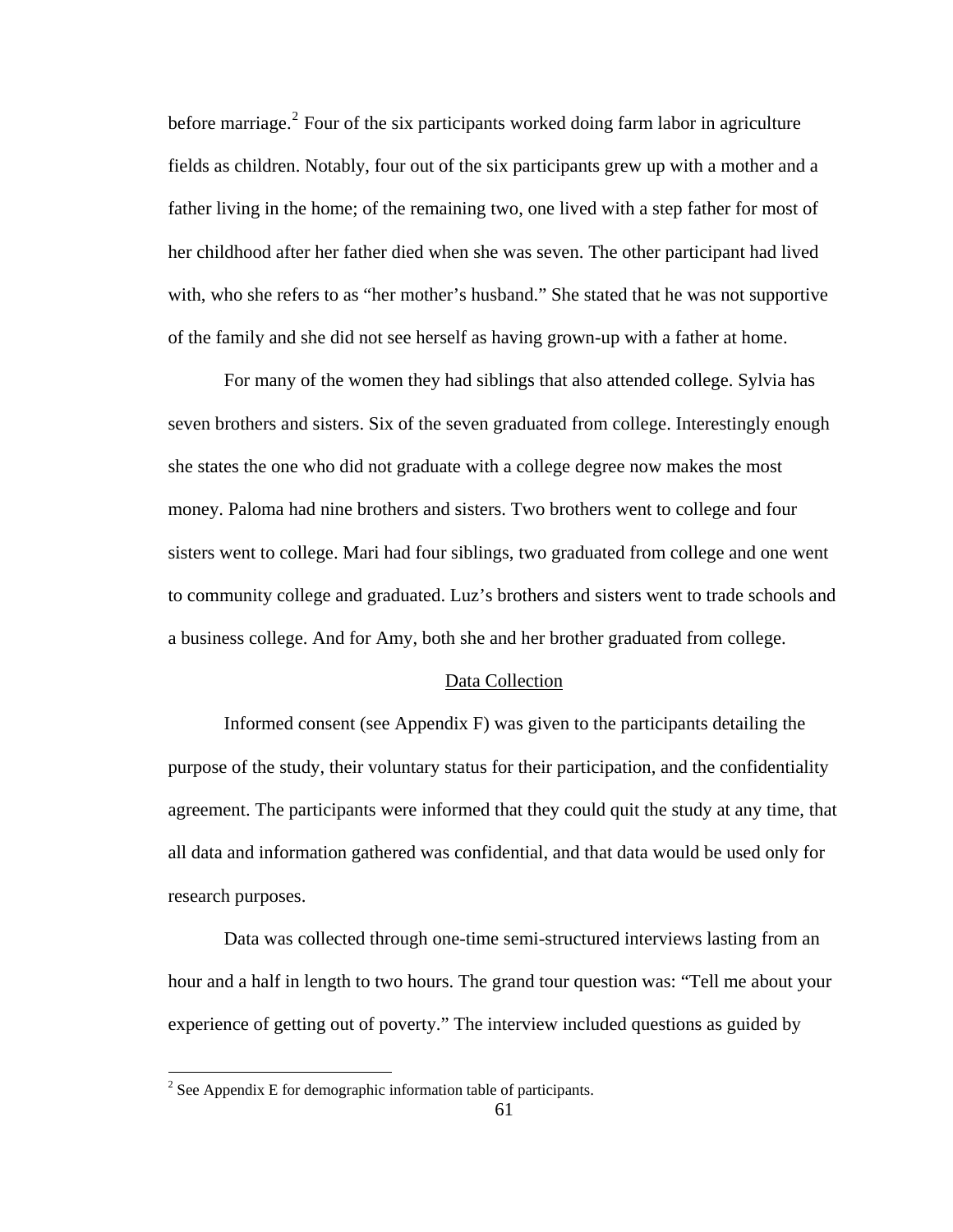before marriage.[2] Four of the six participants worked doing farm labor in agriculture fields as children. Notably, four out of the six participants grew up with a mother and a father living in the home; of the remaining two, one lived with a step father for most of her childhood after her father died when she was seven. The other participant had lived with, who she refers to as "her mother's husband." She stated that he was not supportive of the family and she did not see herself as having grown-up with a father at home.

For many of the women they had siblings that also attended college. Sylvia has seven brothers and sisters. Six of the seven graduated from college. Interestingly enough she states the one who did not graduate with a college degree now makes the most money. Paloma had nine brothers and sisters. Two brothers went to college and four sisters went to college. Mari had four siblings, two graduated from college and one went to community college and graduated. Luz's brothers and sisters went to trade schools and a business college. And for Amy, both she and her brother graduated from college.

## Data Collection

Informed consent (see Appendix F) was given to the participants detailing the purpose of the study, their voluntary status for their participation, and the confidentiality agreement. The participants were informed that they could quit the study at any time, that all data and information gathered was confidential, and that data would be used only for research purposes.

Data was collected through one-time semi-structured interviews lasting from an hour and a half in length to two hours. The grand tour question was: "Tell me about your experience of getting out of poverty." The interview included questions as guided by

[2] See Appendix E for demographic information table of participants.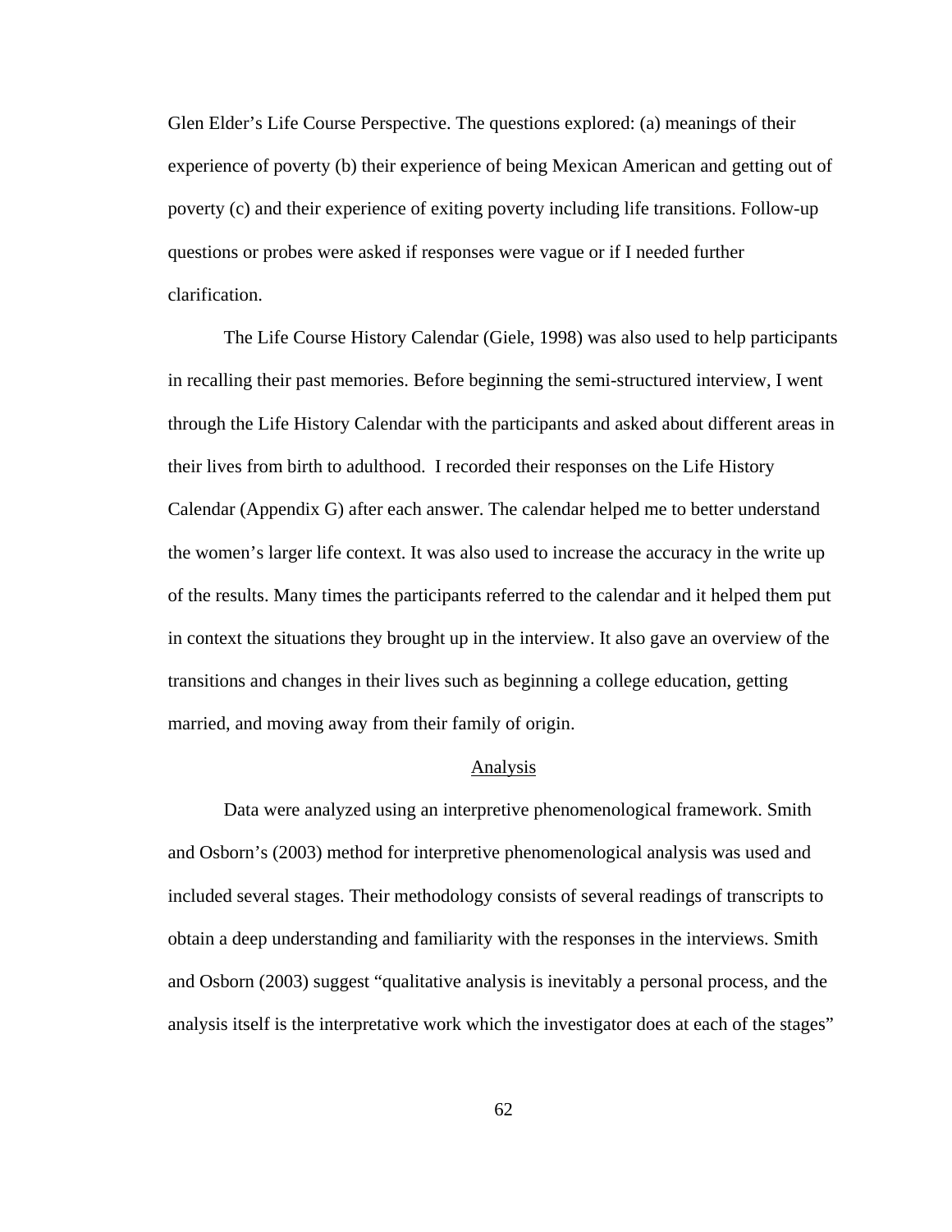Glen Elder's Life Course Perspective. The questions explored: (a) meanings of their experience of poverty (b) their experience of being Mexican American and getting out of poverty (c) and their experience of exiting poverty including life transitions. Follow-up questions or probes were asked if responses were vague or if I needed further clarification.

The Life Course History Calendar (Giele, 1998) was also used to help participants in recalling their past memories. Before beginning the semi-structured interview, I went through the Life History Calendar with the participants and asked about different areas in their lives from birth to adulthood. I recorded their responses on the Life History Calendar (Appendix G) after each answer. The calendar helped me to better understand the women's larger life context. It was also used to increase the accuracy in the write up of the results. Many times the participants referred to the calendar and it helped them put in context the situations they brought up in the interview. It also gave an overview of the transitions and changes in their lives such as beginning a college education, getting married, and moving away from their family of origin.

## Analysis

Data were analyzed using an interpretive phenomenological framework. Smith and Osborn's (2003) method for interpretive phenomenological analysis was used and included several stages. Their methodology consists of several readings of transcripts to obtain a deep understanding and familiarity with the responses in the interviews. Smith and Osborn (2003) suggest "qualitative analysis is inevitably a personal process, and the analysis itself is the interpretative work which the investigator does at each of the stages"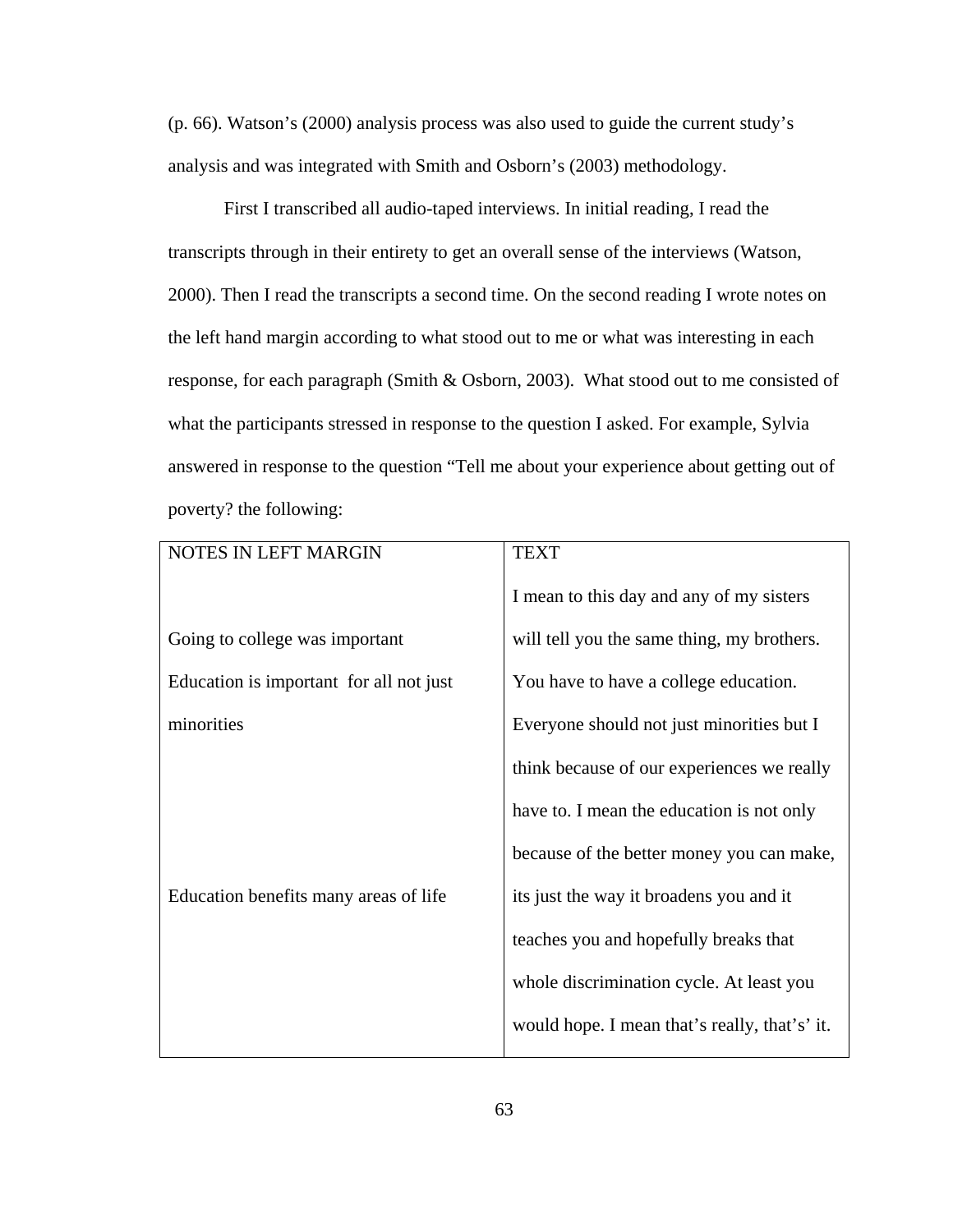(p. 66). Watson's (2000) analysis process was also used to guide the current study's analysis and was integrated with Smith and Osborn's (2003) methodology.

First I transcribed all audio-taped interviews. In initial reading, I read the transcripts through in their entirety to get an overall sense of the interviews (Watson, 2000). Then I read the transcripts a second time. On the second reading I wrote notes on the left hand margin according to what stood out to me or what was interesting in each response, for each paragraph (Smith & Osborn, 2003). What stood out to me consisted of what the participants stressed in response to the question I asked. For example, Sylvia answered in response to the question "Tell me about your experience about getting out of poverty? the following:

| NOTES IN LEFT MARGIN | TEXT |
|---|---|
| | I mean to this day and any of my sisters |
| Going to college was important | will tell you the same thing, my brothers. |
| Education is important for all not just | You have to have a college education. |
| minorities | Everyone should not just minorities but I |
| | think because of our experiences we really |
| | have to. I mean the education is not only |
| | because of the better money you can make, |
| Education benefits many areas of life | its just the way it broadens you and it |
| | teaches you and hopefully breaks that |
| | whole discrimination cycle. At least you |
| | would hope. I mean that's really, that's' it. |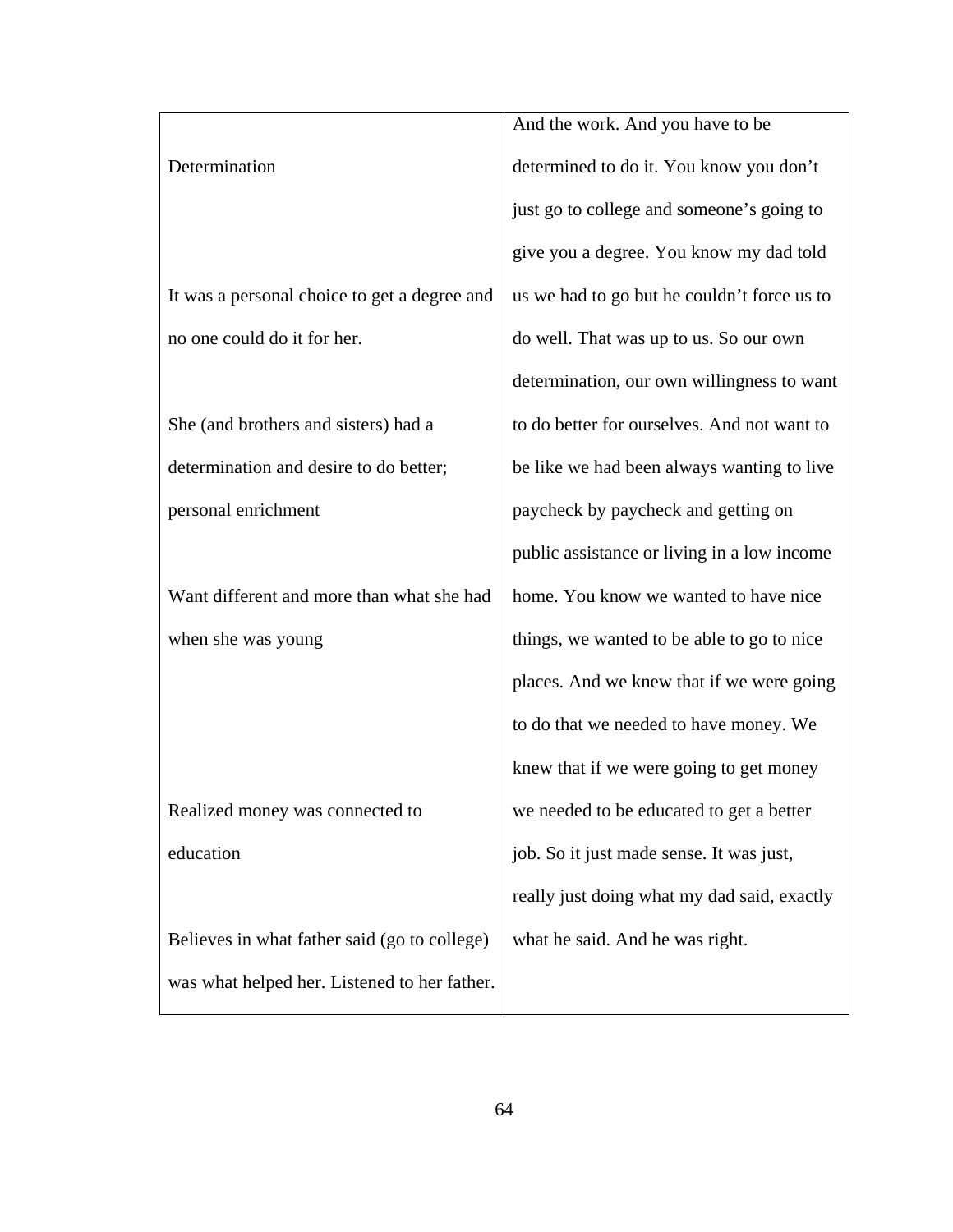| | |
|---|---|
| Determination<br><br>It was a personal choice to get a degree and no one could do it for her.<br><br>She (and brothers and sisters) had a determination and desire to do better; personal enrichment<br><br>Want different and more than what she had when she was young<br><br>Realized money was connected to education<br><br>Believes in what father said (go to college) was what helped her. Listened to her father. | And the work. And you have to be determined to do it. You know you don't just go to college and someone's going to give you a degree. You know my dad told us we had to go but he couldn't force us to do well. That was up to us. So our own determination, our own willingness to want to do better for ourselves. And not want to be like we had been always wanting to live paycheck by paycheck and getting on public assistance or living in a low income home. You know we wanted to have nice things, we wanted to be able to go to nice places. And we knew that if we were going to do that we needed to have money. We knew that if we were going to get money we needed to be educated to get a better job. So it just made sense. It was just, really just doing what my dad said, exactly what he said. And he was right. |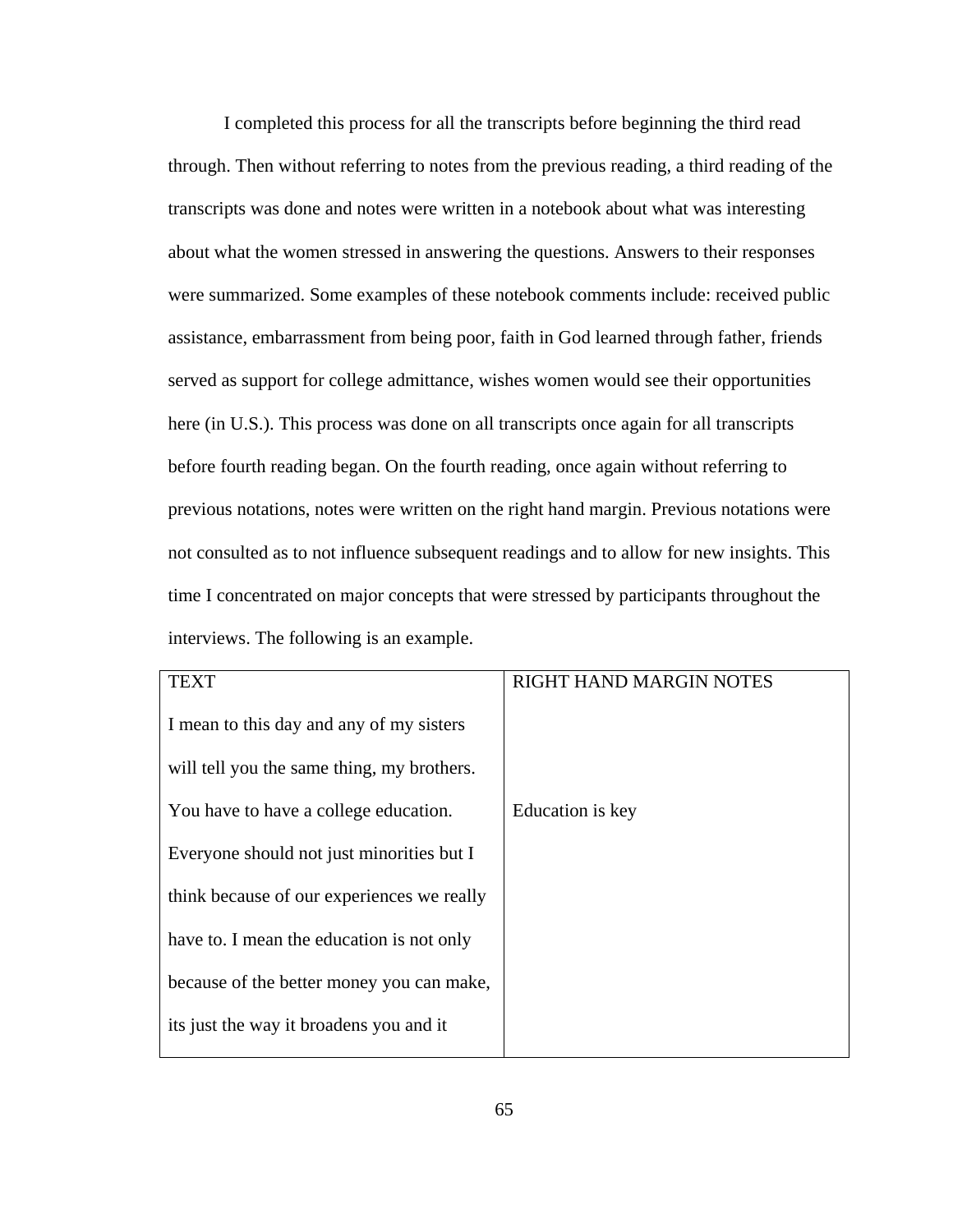I completed this process for all the transcripts before beginning the third read through. Then without referring to notes from the previous reading, a third reading of the transcripts was done and notes were written in a notebook about what was interesting about what the women stressed in answering the questions. Answers to their responses were summarized. Some examples of these notebook comments include: received public assistance, embarrassment from being poor, faith in God learned through father, friends served as support for college admittance, wishes women would see their opportunities here (in U.S.). This process was done on all transcripts once again for all transcripts before fourth reading began. On the fourth reading, once again without referring to previous notations, notes were written on the right hand margin. Previous notations were not consulted as to not influence subsequent readings and to allow for new insights. This time I concentrated on major concepts that were stressed by participants throughout the interviews. The following is an example.

| TEXT | RIGHT HAND MARGIN NOTES |
| --- | --- |
| I mean to this day and any of my sisters will tell you the same thing, my brothers. | |
| You have to have a college education. | Education is key |
| Everyone should not just minorities but I think because of our experiences we really have to. I mean the education is not only because of the better money you can make, its just the way it broadens you and it | |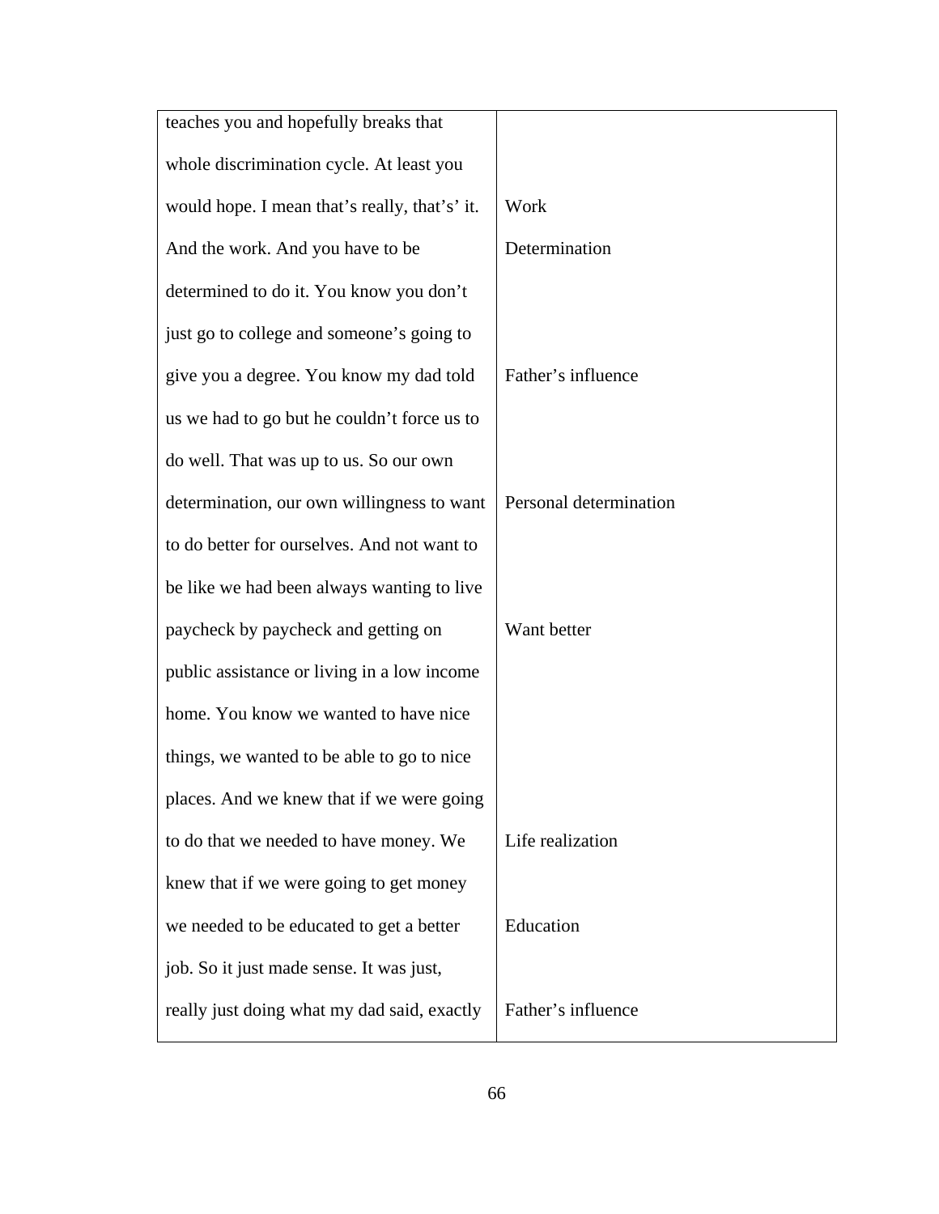| | |
|---|---|
| teaches you and hopefully breaks that whole discrimination cycle. At least you would hope. I mean that's really, that's' it. And the work. And you have to be determined to do it. You know you don't just go to college and someone's going to give you a degree. You know my dad told us we had to go but he couldn't force us to do well. That was up to us. So our own determination, our own willingness to want to do better for ourselves. And not want to be like we had been always wanting to live paycheck by paycheck and getting on public assistance or living in a low income home. You know we wanted to have nice things, we wanted to be able to go to nice places. And we knew that if we were going to do that we needed to have money. We knew that if we were going to get money we needed to be educated to get a better job. So it just made sense. It was just, really just doing what my dad said, exactly | Work<br>Determination<br>Father's influence<br>Personal determination<br>Want better<br>Life realization<br>Education<br>Father's influence |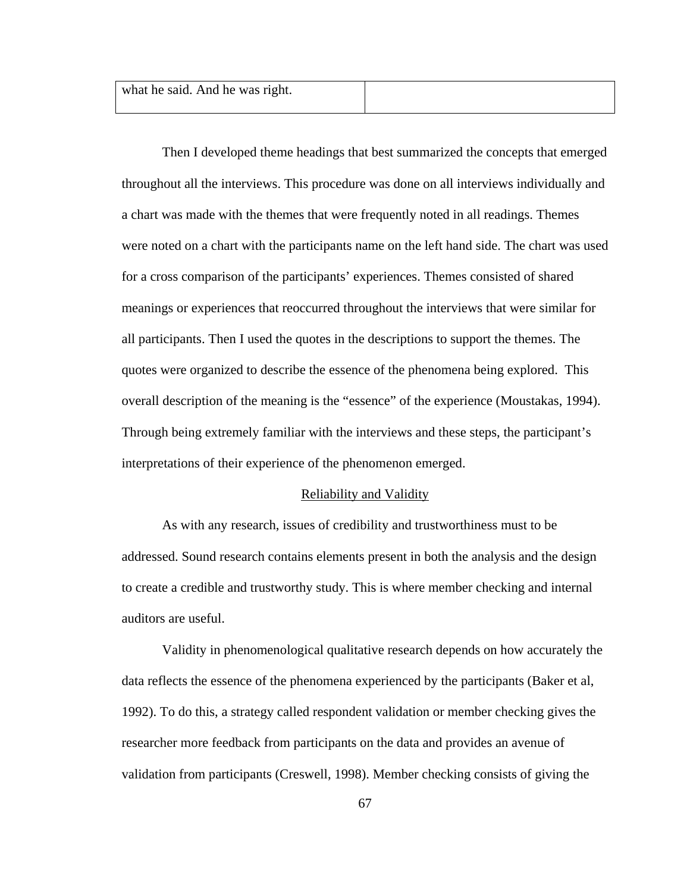| | |
|---|---|
| what he said. And he was right. | |

Then I developed theme headings that best summarized the concepts that emerged throughout all the interviews. This procedure was done on all interviews individually and a chart was made with the themes that were frequently noted in all readings. Themes were noted on a chart with the participants name on the left hand side. The chart was used for a cross comparison of the participants' experiences. Themes consisted of shared meanings or experiences that reoccurred throughout the interviews that were similar for all participants. Then I used the quotes in the descriptions to support the themes. The quotes were organized to describe the essence of the phenomena being explored. This overall description of the meaning is the "essence" of the experience (Moustakas, 1994). Through being extremely familiar with the interviews and these steps, the participant's interpretations of their experience of the phenomenon emerged.

## Reliability and Validity

As with any research, issues of credibility and trustworthiness must to be addressed. Sound research contains elements present in both the analysis and the design to create a credible and trustworthy study. This is where member checking and internal auditors are useful.

Validity in phenomenological qualitative research depends on how accurately the data reflects the essence of the phenomena experienced by the participants (Baker et al, 1992). To do this, a strategy called respondent validation or member checking gives the researcher more feedback from participants on the data and provides an avenue of validation from participants (Creswell, 1998). Member checking consists of giving the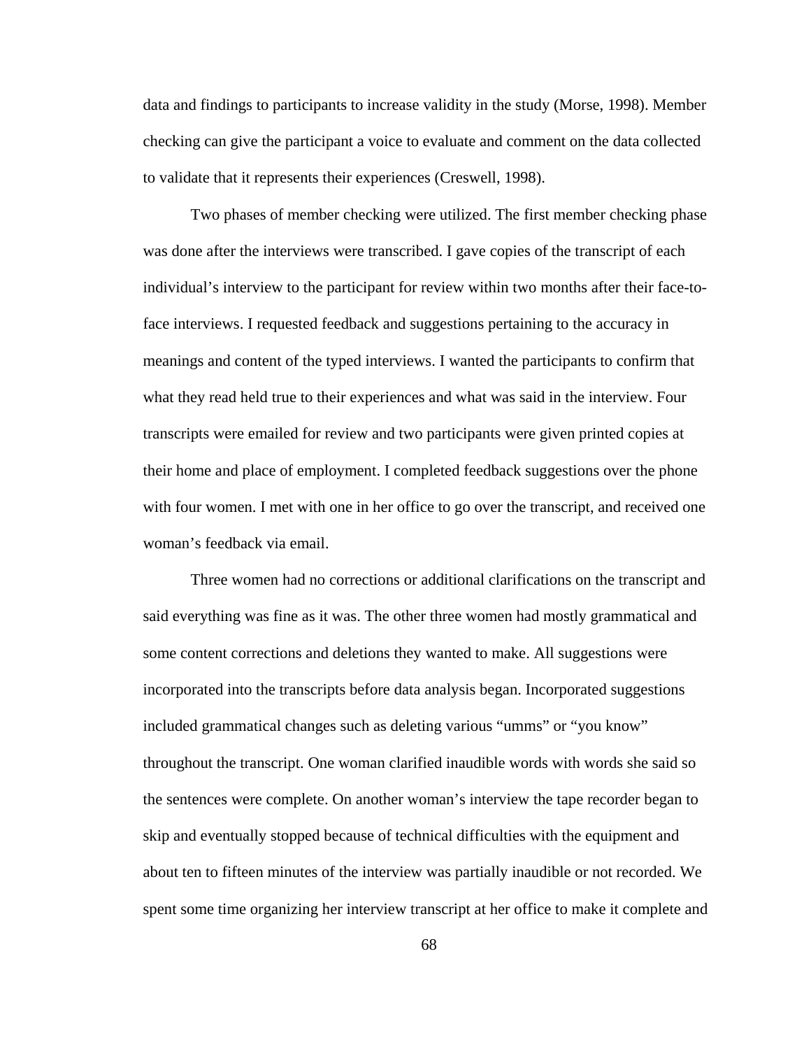data and findings to participants to increase validity in the study (Morse, 1998). Member checking can give the participant a voice to evaluate and comment on the data collected to validate that it represents their experiences (Creswell, 1998).

Two phases of member checking were utilized. The first member checking phase was done after the interviews were transcribed. I gave copies of the transcript of each individual's interview to the participant for review within two months after their face-to-face interviews. I requested feedback and suggestions pertaining to the accuracy in meanings and content of the typed interviews. I wanted the participants to confirm that what they read held true to their experiences and what was said in the interview. Four transcripts were emailed for review and two participants were given printed copies at their home and place of employment. I completed feedback suggestions over the phone with four women. I met with one in her office to go over the transcript, and received one woman's feedback via email.

Three women had no corrections or additional clarifications on the transcript and said everything was fine as it was. The other three women had mostly grammatical and some content corrections and deletions they wanted to make. All suggestions were incorporated into the transcripts before data analysis began. Incorporated suggestions included grammatical changes such as deleting various "umms" or "you know" throughout the transcript. One woman clarified inaudible words with words she said so the sentences were complete. On another woman's interview the tape recorder began to skip and eventually stopped because of technical difficulties with the equipment and about ten to fifteen minutes of the interview was partially inaudible or not recorded. We spent some time organizing her interview transcript at her office to make it complete and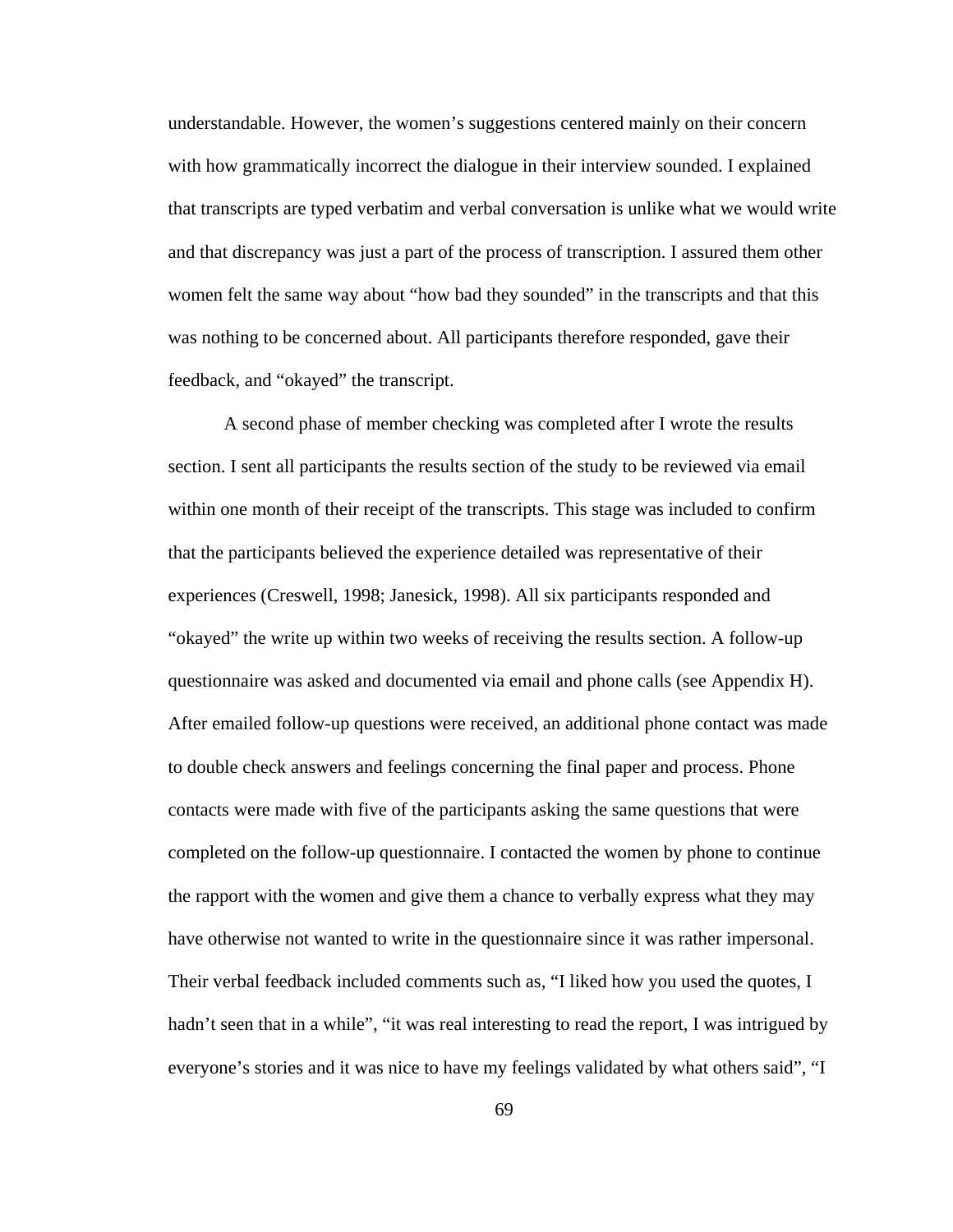understandable. However, the women's suggestions centered mainly on their concern with how grammatically incorrect the dialogue in their interview sounded. I explained that transcripts are typed verbatim and verbal conversation is unlike what we would write and that discrepancy was just a part of the process of transcription. I assured them other women felt the same way about "how bad they sounded" in the transcripts and that this was nothing to be concerned about. All participants therefore responded, gave their feedback, and "okayed" the transcript.

A second phase of member checking was completed after I wrote the results section. I sent all participants the results section of the study to be reviewed via email within one month of their receipt of the transcripts. This stage was included to confirm that the participants believed the experience detailed was representative of their experiences (Creswell, 1998; Janesick, 1998). All six participants responded and "okayed" the write up within two weeks of receiving the results section. A follow-up questionnaire was asked and documented via email and phone calls (see Appendix H). After emailed follow-up questions were received, an additional phone contact was made to double check answers and feelings concerning the final paper and process. Phone contacts were made with five of the participants asking the same questions that were completed on the follow-up questionnaire. I contacted the women by phone to continue the rapport with the women and give them a chance to verbally express what they may have otherwise not wanted to write in the questionnaire since it was rather impersonal. Their verbal feedback included comments such as, "I liked how you used the quotes, I hadn't seen that in a while", "it was real interesting to read the report, I was intrigued by everyone's stories and it was nice to have my feelings validated by what others said", "I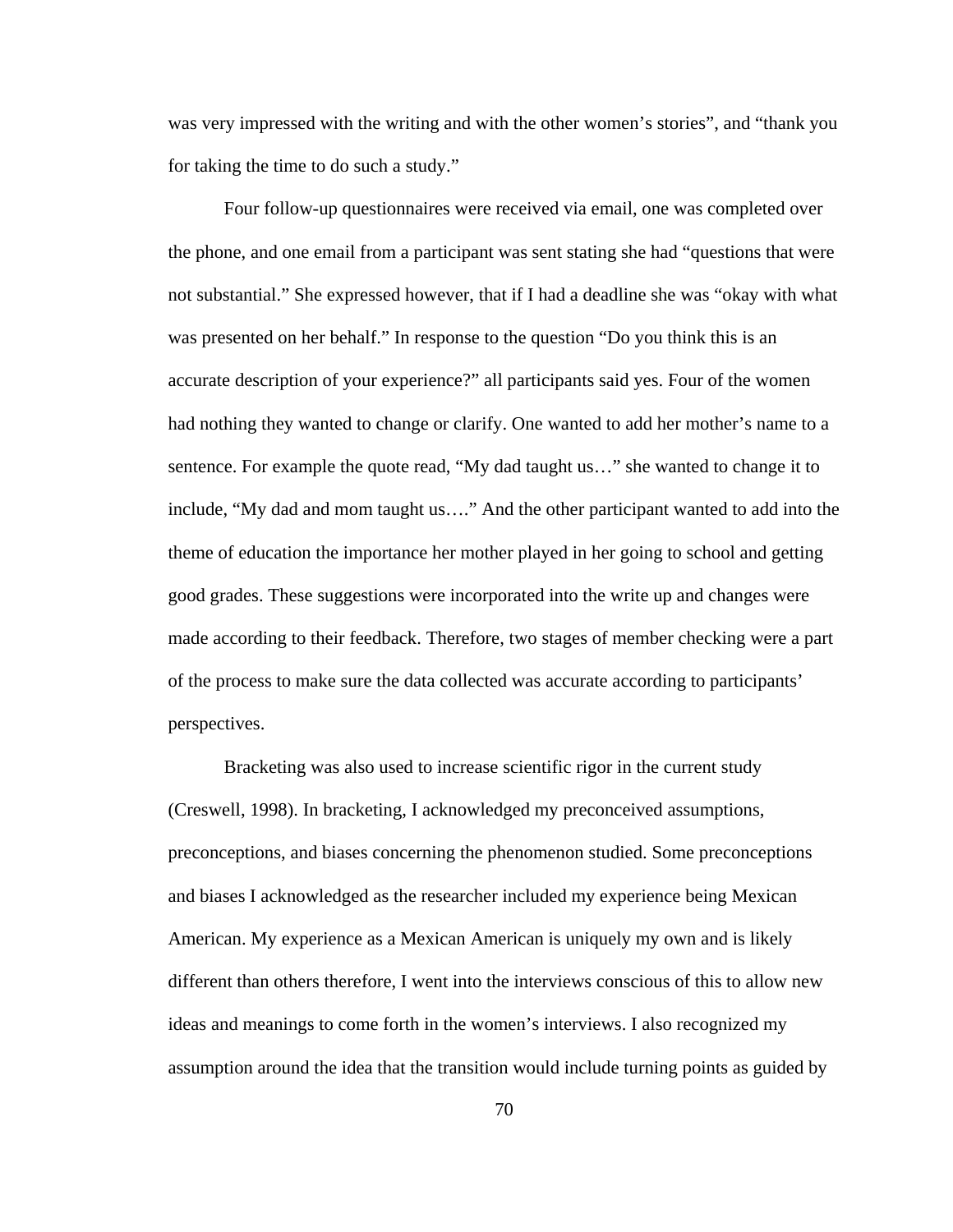was very impressed with the writing and with the other women's stories", and "thank you for taking the time to do such a study."

Four follow-up questionnaires were received via email, one was completed over the phone, and one email from a participant was sent stating she had "questions that were not substantial." She expressed however, that if I had a deadline she was "okay with what was presented on her behalf." In response to the question "Do you think this is an accurate description of your experience?" all participants said yes. Four of the women had nothing they wanted to change or clarify. One wanted to add her mother's name to a sentence. For example the quote read, "My dad taught us…" she wanted to change it to include, "My dad and mom taught us…." And the other participant wanted to add into the theme of education the importance her mother played in her going to school and getting good grades. These suggestions were incorporated into the write up and changes were made according to their feedback. Therefore, two stages of member checking were a part of the process to make sure the data collected was accurate according to participants' perspectives.

Bracketing was also used to increase scientific rigor in the current study (Creswell, 1998). In bracketing, I acknowledged my preconceived assumptions, preconceptions, and biases concerning the phenomenon studied. Some preconceptions and biases I acknowledged as the researcher included my experience being Mexican American. My experience as a Mexican American is uniquely my own and is likely different than others therefore, I went into the interviews conscious of this to allow new ideas and meanings to come forth in the women's interviews. I also recognized my assumption around the idea that the transition would include turning points as guided by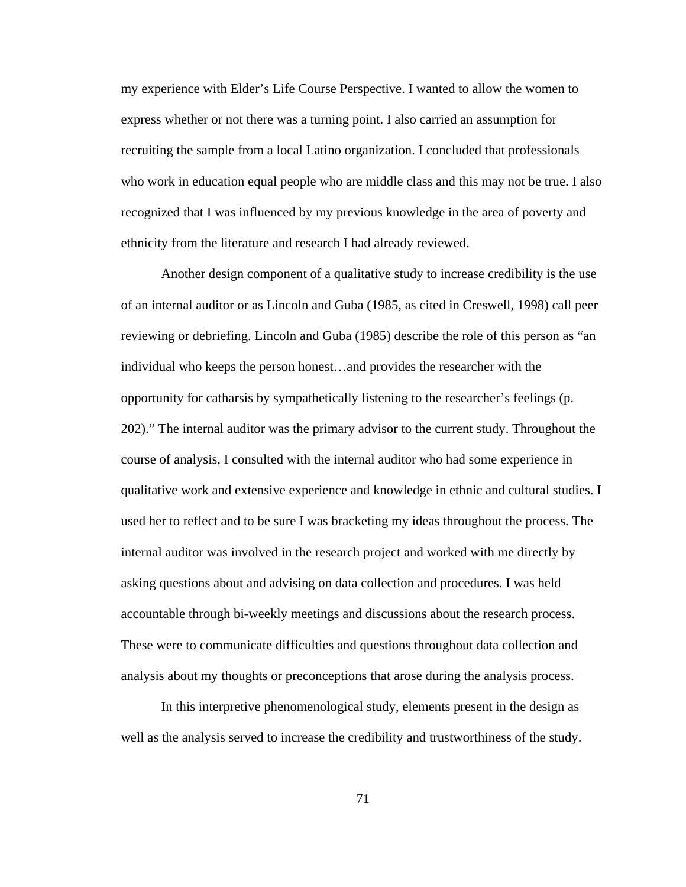my experience with Elder's Life Course Perspective. I wanted to allow the women to express whether or not there was a turning point. I also carried an assumption for recruiting the sample from a local Latino organization. I concluded that professionals who work in education equal people who are middle class and this may not be true. I also recognized that I was influenced by my previous knowledge in the area of poverty and ethnicity from the literature and research I had already reviewed.

Another design component of a qualitative study to increase credibility is the use of an internal auditor or as Lincoln and Guba (1985, as cited in Creswell, 1998) call peer reviewing or debriefing. Lincoln and Guba (1985) describe the role of this person as "an individual who keeps the person honest…and provides the researcher with the opportunity for catharsis by sympathetically listening to the researcher's feelings (p. 202)." The internal auditor was the primary advisor to the current study. Throughout the course of analysis, I consulted with the internal auditor who had some experience in qualitative work and extensive experience and knowledge in ethnic and cultural studies. I used her to reflect and to be sure I was bracketing my ideas throughout the process. The internal auditor was involved in the research project and worked with me directly by asking questions about and advising on data collection and procedures. I was held accountable through bi-weekly meetings and discussions about the research process. These were to communicate difficulties and questions throughout data collection and analysis about my thoughts or preconceptions that arose during the analysis process.

In this interpretive phenomenological study, elements present in the design as well as the analysis served to increase the credibility and trustworthiness of the study.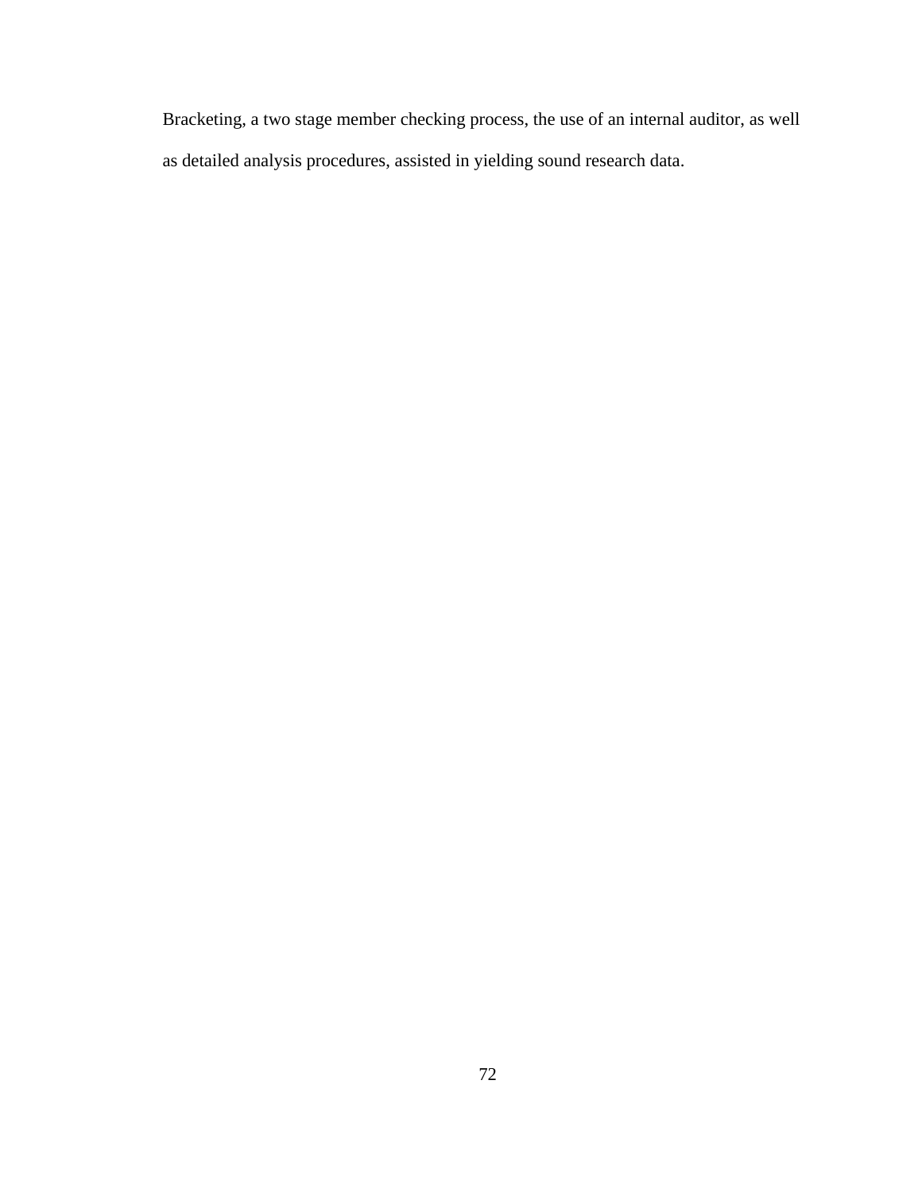Bracketing, a two stage member checking process, the use of an internal auditor, as well as detailed analysis procedures, assisted in yielding sound research data.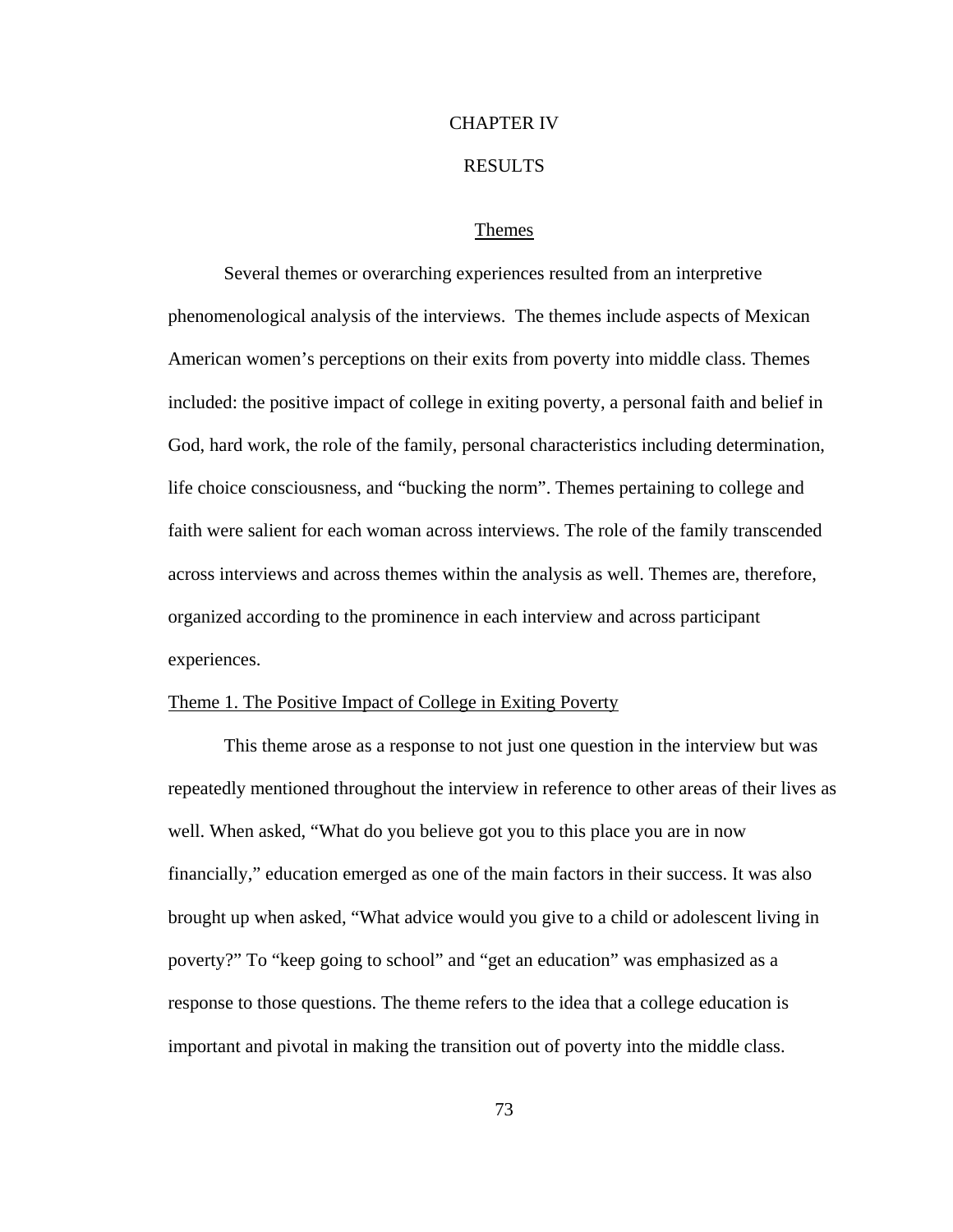# CHAPTER IV

# RESULTS

## Themes

Several themes or overarching experiences resulted from an interpretive phenomenological analysis of the interviews. The themes include aspects of Mexican American women's perceptions on their exits from poverty into middle class. Themes included: the positive impact of college in exiting poverty, a personal faith and belief in God, hard work, the role of the family, personal characteristics including determination, life choice consciousness, and "bucking the norm". Themes pertaining to college and faith were salient for each woman across interviews. The role of the family transcended across interviews and across themes within the analysis as well. Themes are, therefore, organized according to the prominence in each interview and across participant experiences.

### Theme 1. The Positive Impact of College in Exiting Poverty

This theme arose as a response to not just one question in the interview but was repeatedly mentioned throughout the interview in reference to other areas of their lives as well. When asked, "What do you believe got you to this place you are in now financially," education emerged as one of the main factors in their success. It was also brought up when asked, "What advice would you give to a child or adolescent living in poverty?" To "keep going to school" and "get an education" was emphasized as a response to those questions. The theme refers to the idea that a college education is important and pivotal in making the transition out of poverty into the middle class.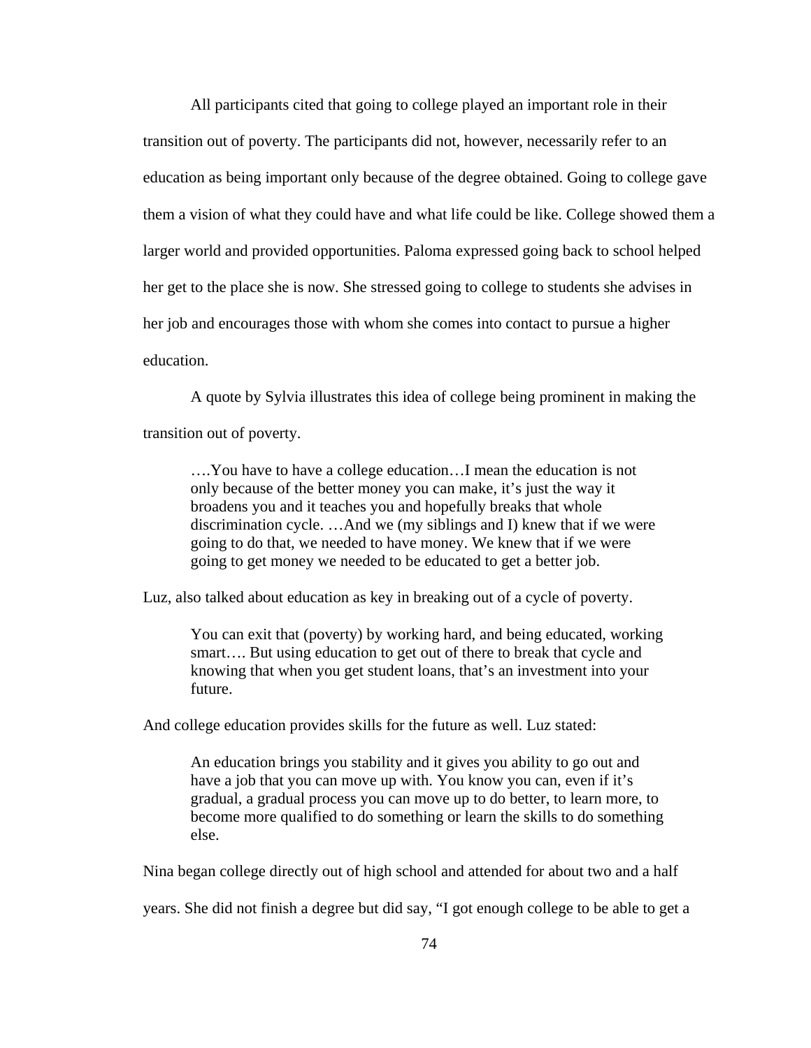All participants cited that going to college played an important role in their transition out of poverty. The participants did not, however, necessarily refer to an education as being important only because of the degree obtained. Going to college gave them a vision of what they could have and what life could be like. College showed them a larger world and provided opportunities. Paloma expressed going back to school helped her get to the place she is now. She stressed going to college to students she advises in her job and encourages those with whom she comes into contact to pursue a higher education.

A quote by Sylvia illustrates this idea of college being prominent in making the transition out of poverty.

> ….You have to have a college education…I mean the education is not only because of the better money you can make, it's just the way it broadens you and it teaches you and hopefully breaks that whole discrimination cycle. …And we (my siblings and I) knew that if we were going to do that, we needed to have money. We knew that if we were going to get money we needed to be educated to get a better job.

Luz, also talked about education as key in breaking out of a cycle of poverty.

> You can exit that (poverty) by working hard, and being educated, working smart…. But using education to get out of there to break that cycle and knowing that when you get student loans, that's an investment into your future.

And college education provides skills for the future as well. Luz stated:

> An education brings you stability and it gives you ability to go out and have a job that you can move up with. You know you can, even if it's gradual, a gradual process you can move up to do better, to learn more, to become more qualified to do something or learn the skills to do something else.

Nina began college directly out of high school and attended for about two and a half years. She did not finish a degree but did say, "I got enough college to be able to get a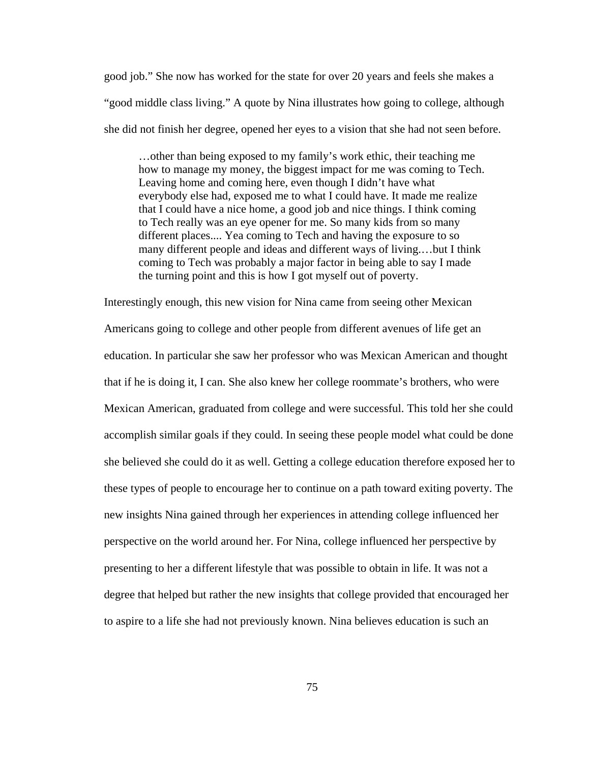good job." She now has worked for the state for over 20 years and feels she makes a "good middle class living." A quote by Nina illustrates how going to college, although she did not finish her degree, opened her eyes to a vision that she had not seen before.

> …other than being exposed to my family's work ethic, their teaching me how to manage my money, the biggest impact for me was coming to Tech. Leaving home and coming here, even though I didn't have what everybody else had, exposed me to what I could have. It made me realize that I could have a nice home, a good job and nice things. I think coming to Tech really was an eye opener for me. So many kids from so many different places.... Yea coming to Tech and having the exposure to so many different people and ideas and different ways of living.…but I think coming to Tech was probably a major factor in being able to say I made the turning point and this is how I got myself out of poverty.

Interestingly enough, this new vision for Nina came from seeing other Mexican Americans going to college and other people from different avenues of life get an education. In particular she saw her professor who was Mexican American and thought that if he is doing it, I can. She also knew her college roommate's brothers, who were Mexican American, graduated from college and were successful. This told her she could accomplish similar goals if they could. In seeing these people model what could be done she believed she could do it as well. Getting a college education therefore exposed her to these types of people to encourage her to continue on a path toward exiting poverty. The new insights Nina gained through her experiences in attending college influenced her perspective on the world around her. For Nina, college influenced her perspective by presenting to her a different lifestyle that was possible to obtain in life. It was not a degree that helped but rather the new insights that college provided that encouraged her to aspire to a life she had not previously known. Nina believes education is such an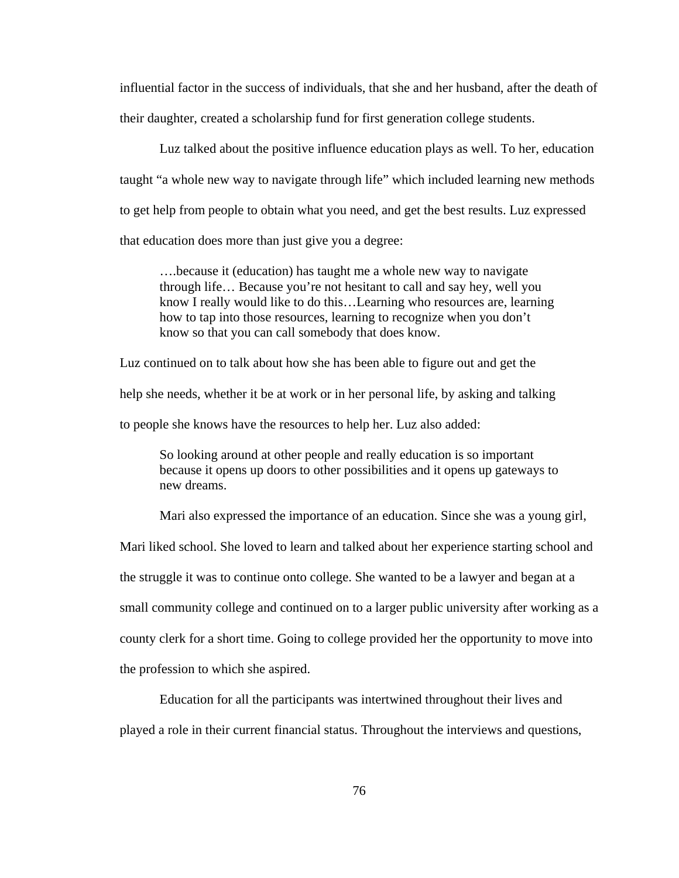influential factor in the success of individuals, that she and her husband, after the death of their daughter, created a scholarship fund for first generation college students.

Luz talked about the positive influence education plays as well. To her, education taught "a whole new way to navigate through life" which included learning new methods to get help from people to obtain what you need, and get the best results. Luz expressed that education does more than just give you a degree:

> ….because it (education) has taught me a whole new way to navigate through life… Because you're not hesitant to call and say hey, well you know I really would like to do this…Learning who resources are, learning how to tap into those resources, learning to recognize when you don't know so that you can call somebody that does know.

Luz continued on to talk about how she has been able to figure out and get the help she needs, whether it be at work or in her personal life, by asking and talking to people she knows have the resources to help her. Luz also added:

> So looking around at other people and really education is so important because it opens up doors to other possibilities and it opens up gateways to new dreams.

Mari also expressed the importance of an education. Since she was a young girl, Mari liked school. She loved to learn and talked about her experience starting school and the struggle it was to continue onto college. She wanted to be a lawyer and began at a small community college and continued on to a larger public university after working as a county clerk for a short time. Going to college provided her the opportunity to move into the profession to which she aspired.

Education for all the participants was intertwined throughout their lives and played a role in their current financial status. Throughout the interviews and questions,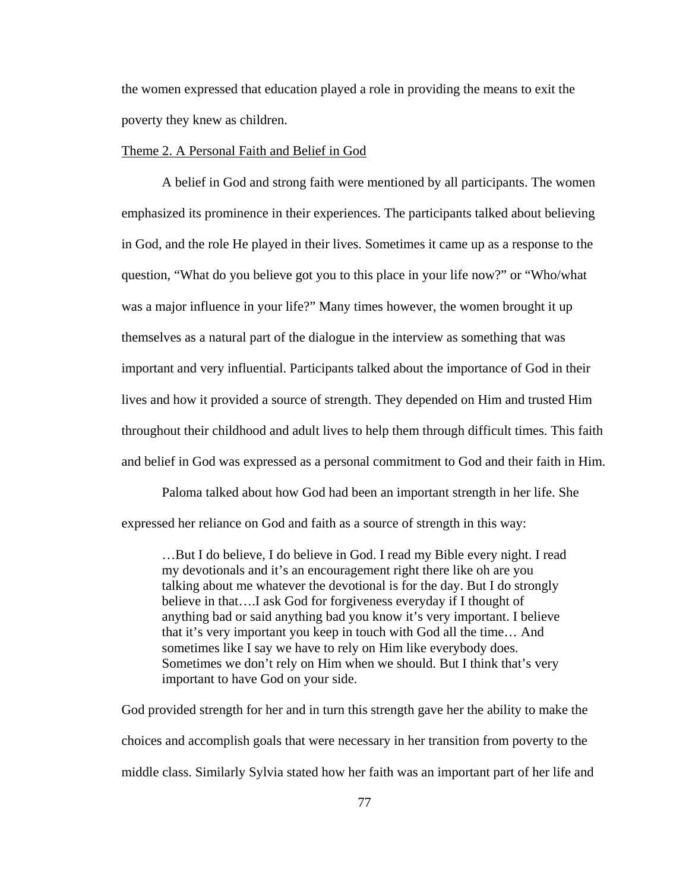the women expressed that education played a role in providing the means to exit the poverty they knew as children.

Theme 2. A Personal Faith and Belief in God

A belief in God and strong faith were mentioned by all participants. The women emphasized its prominence in their experiences. The participants talked about believing in God, and the role He played in their lives. Sometimes it came up as a response to the question, "What do you believe got you to this place in your life now?" or "Who/what was a major influence in your life?" Many times however, the women brought it up themselves as a natural part of the dialogue in the interview as something that was important and very influential. Participants talked about the importance of God in their lives and how it provided a source of strength. They depended on Him and trusted Him throughout their childhood and adult lives to help them through difficult times. This faith and belief in God was expressed as a personal commitment to God and their faith in Him.

Paloma talked about how God had been an important strength in her life. She expressed her reliance on God and faith as a source of strength in this way:

> …But I do believe, I do believe in God. I read my Bible every night. I read my devotionals and it's an encouragement right there like oh are you talking about me whatever the devotional is for the day. But I do strongly believe in that….I ask God for forgiveness everyday if I thought of anything bad or said anything bad you know it's very important. I believe that it's very important you keep in touch with God all the time… And sometimes like I say we have to rely on Him like everybody does. Sometimes we don't rely on Him when we should. But I think that's very important to have God on your side.

God provided strength for her and in turn this strength gave her the ability to make the choices and accomplish goals that were necessary in her transition from poverty to the middle class. Similarly Sylvia stated how her faith was an important part of her life and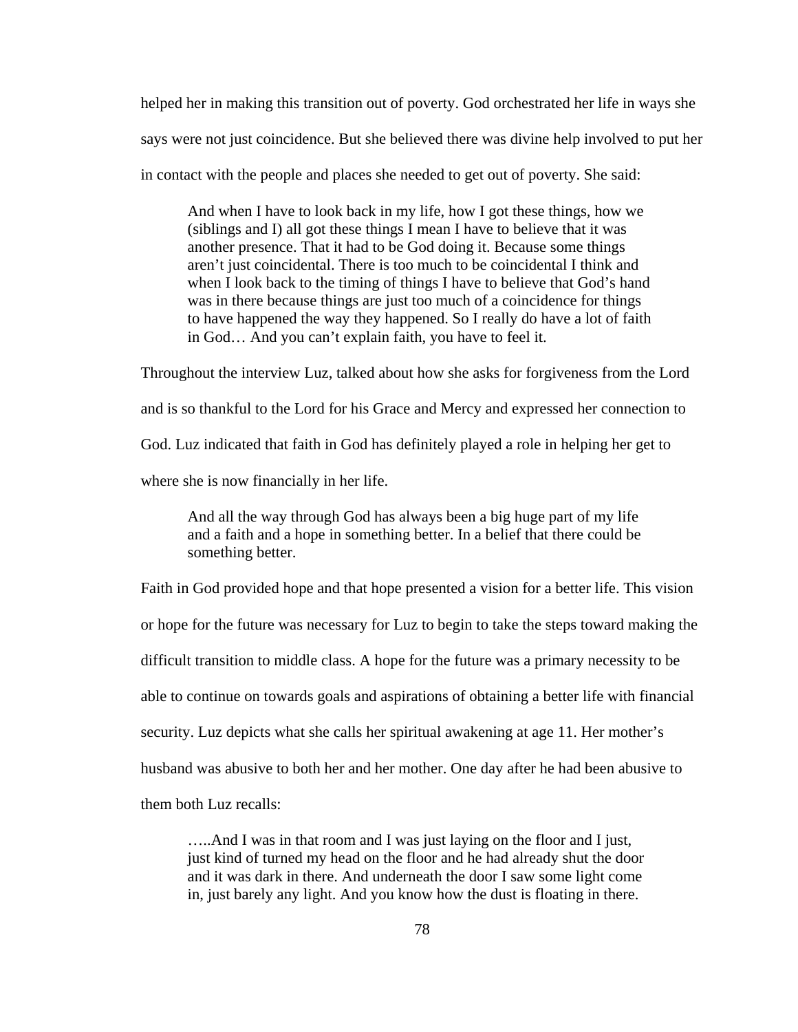helped her in making this transition out of poverty. God orchestrated her life in ways she says were not just coincidence. But she believed there was divine help involved to put her in contact with the people and places she needed to get out of poverty. She said:

> And when I have to look back in my life, how I got these things, how we (siblings and I) all got these things I mean I have to believe that it was another presence. That it had to be God doing it. Because some things aren't just coincidental. There is too much to be coincidental I think and when I look back to the timing of things I have to believe that God's hand was in there because things are just too much of a coincidence for things to have happened the way they happened. So I really do have a lot of faith in God… And you can't explain faith, you have to feel it.

Throughout the interview Luz, talked about how she asks for forgiveness from the Lord and is so thankful to the Lord for his Grace and Mercy and expressed her connection to God. Luz indicated that faith in God has definitely played a role in helping her get to where she is now financially in her life.

> And all the way through God has always been a big huge part of my life and a faith and a hope in something better. In a belief that there could be something better.

Faith in God provided hope and that hope presented a vision for a better life. This vision or hope for the future was necessary for Luz to begin to take the steps toward making the difficult transition to middle class. A hope for the future was a primary necessity to be able to continue on towards goals and aspirations of obtaining a better life with financial security. Luz depicts what she calls her spiritual awakening at age 11. Her mother's husband was abusive to both her and her mother. One day after he had been abusive to them both Luz recalls:

> …..And I was in that room and I was just laying on the floor and I just, just kind of turned my head on the floor and he had already shut the door and it was dark in there. And underneath the door I saw some light come in, just barely any light. And you know how the dust is floating in there.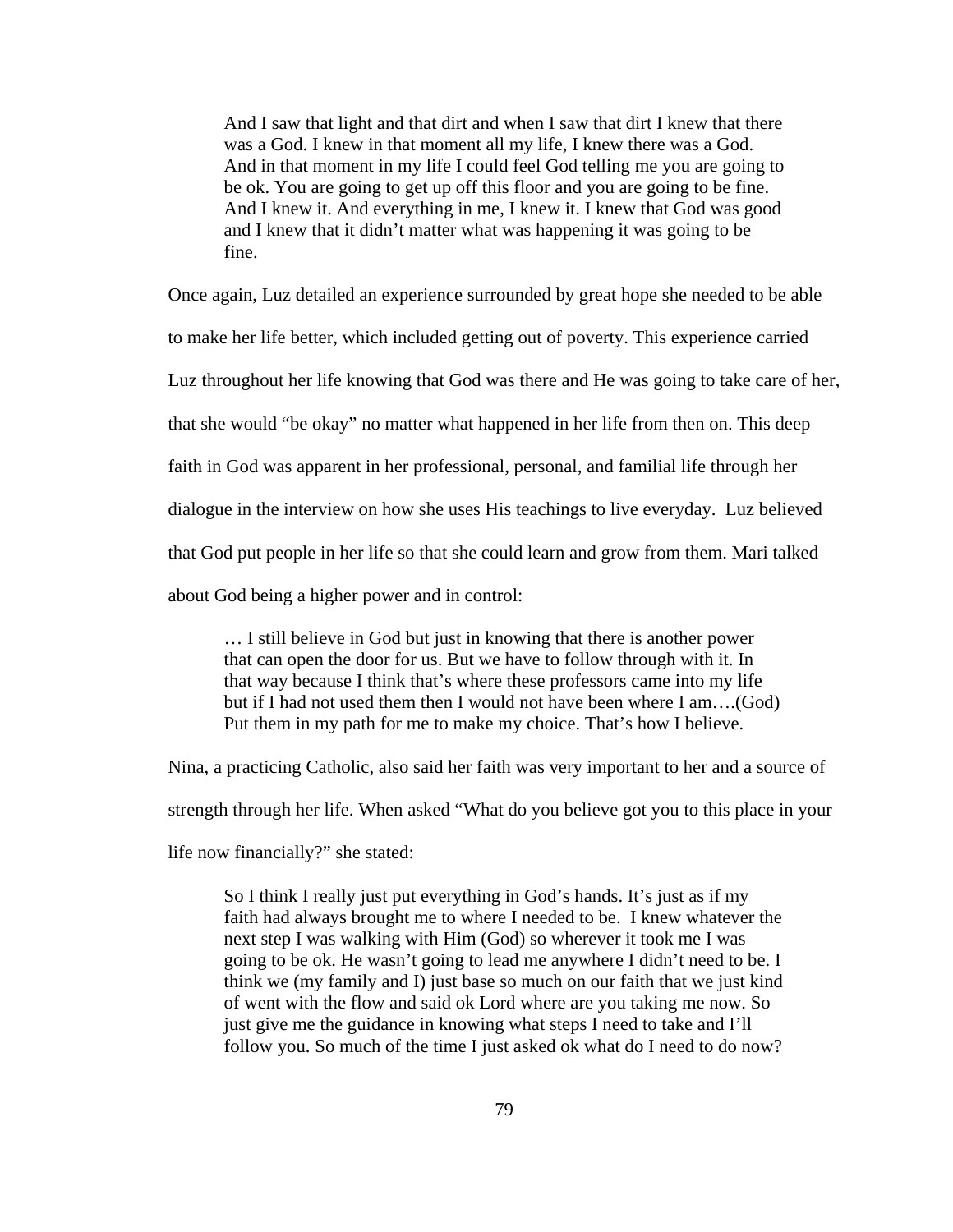> And I saw that light and that dirt and when I saw that dirt I knew that there was a God. I knew in that moment all my life, I knew there was a God. And in that moment in my life I could feel God telling me you are going to be ok. You are going to get up off this floor and you are going to be fine. And I knew it. And everything in me, I knew it. I knew that God was good and I knew that it didn't matter what was happening it was going to be fine.

Once again, Luz detailed an experience surrounded by great hope she needed to be able to make her life better, which included getting out of poverty. This experience carried Luz throughout her life knowing that God was there and He was going to take care of her, that she would "be okay" no matter what happened in her life from then on. This deep faith in God was apparent in her professional, personal, and familial life through her dialogue in the interview on how she uses His teachings to live everyday. Luz believed that God put people in her life so that she could learn and grow from them. Mari talked about God being a higher power and in control:

> … I still believe in God but just in knowing that there is another power that can open the door for us. But we have to follow through with it. In that way because I think that's where these professors came into my life but if I had not used them then I would not have been where I am….(God) Put them in my path for me to make my choice. That's how I believe.

Nina, a practicing Catholic, also said her faith was very important to her and a source of strength through her life. When asked "What do you believe got you to this place in your life now financially?" she stated:

> So I think I really just put everything in God's hands. It's just as if my faith had always brought me to where I needed to be. I knew whatever the next step I was walking with Him (God) so wherever it took me I was going to be ok. He wasn't going to lead me anywhere I didn't need to be. I think we (my family and I) just base so much on our faith that we just kind of went with the flow and said ok Lord where are you taking me now. So just give me the guidance in knowing what steps I need to take and I'll follow you. So much of the time I just asked ok what do I need to do now?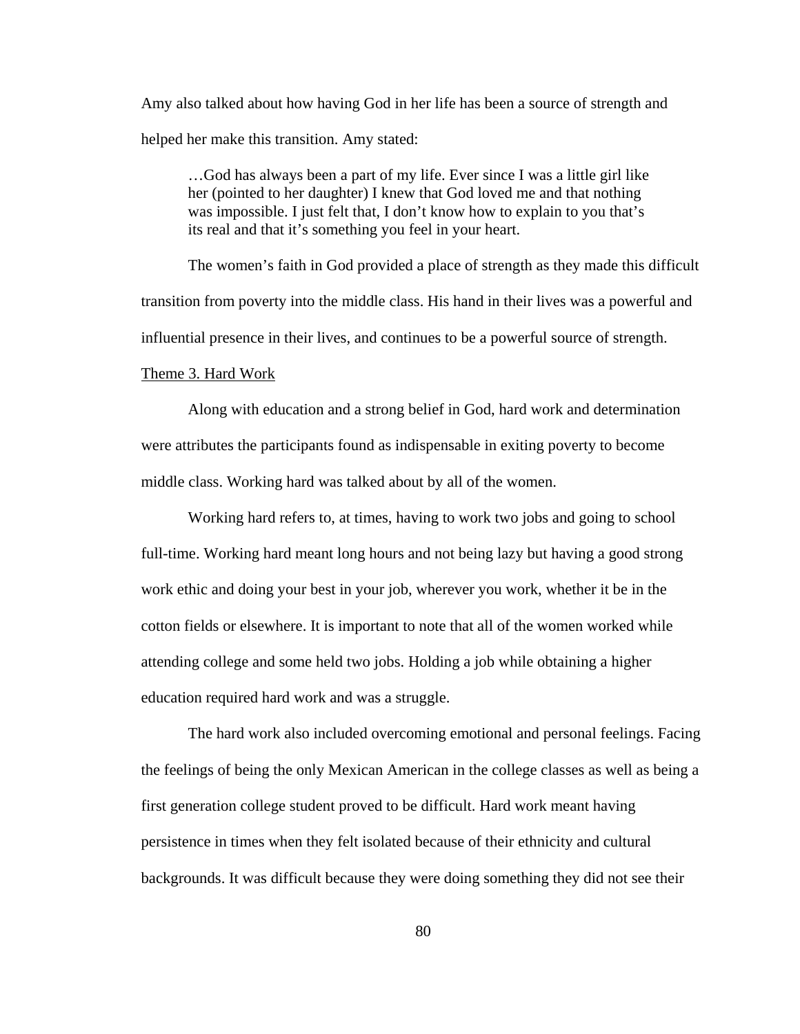Amy also talked about how having God in her life has been a source of strength and helped her make this transition. Amy stated:

> …God has always been a part of my life. Ever since I was a little girl like her (pointed to her daughter) I knew that God loved me and that nothing was impossible. I just felt that, I don't know how to explain to you that's its real and that it's something you feel in your heart.

The women's faith in God provided a place of strength as they made this difficult transition from poverty into the middle class. His hand in their lives was a powerful and influential presence in their lives, and continues to be a powerful source of strength.

<u>Theme 3. Hard Work</u>

Along with education and a strong belief in God, hard work and determination were attributes the participants found as indispensable in exiting poverty to become middle class. Working hard was talked about by all of the women.

Working hard refers to, at times, having to work two jobs and going to school full-time. Working hard meant long hours and not being lazy but having a good strong work ethic and doing your best in your job, wherever you work, whether it be in the cotton fields or elsewhere. It is important to note that all of the women worked while attending college and some held two jobs. Holding a job while obtaining a higher education required hard work and was a struggle.

The hard work also included overcoming emotional and personal feelings. Facing the feelings of being the only Mexican American in the college classes as well as being a first generation college student proved to be difficult. Hard work meant having persistence in times when they felt isolated because of their ethnicity and cultural backgrounds. It was difficult because they were doing something they did not see their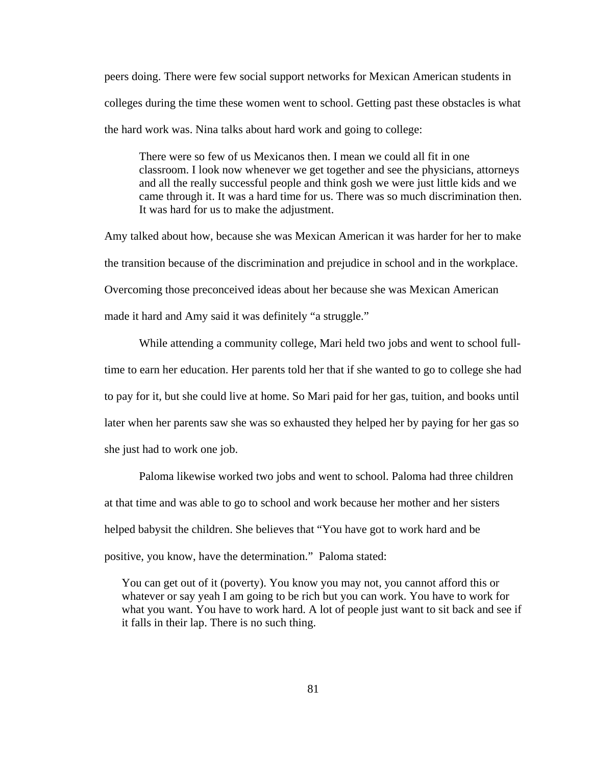peers doing. There were few social support networks for Mexican American students in colleges during the time these women went to school. Getting past these obstacles is what the hard work was. Nina talks about hard work and going to college:

> There were so few of us Mexicanos then. I mean we could all fit in one classroom. I look now whenever we get together and see the physicians, attorneys and all the really successful people and think gosh we were just little kids and we came through it. It was a hard time for us. There was so much discrimination then. It was hard for us to make the adjustment.

Amy talked about how, because she was Mexican American it was harder for her to make the transition because of the discrimination and prejudice in school and in the workplace. Overcoming those preconceived ideas about her because she was Mexican American made it hard and Amy said it was definitely "a struggle."

While attending a community college, Mari held two jobs and went to school full-time to earn her education. Her parents told her that if she wanted to go to college she had to pay for it, but she could live at home. So Mari paid for her gas, tuition, and books until later when her parents saw she was so exhausted they helped her by paying for her gas so she just had to work one job.

Paloma likewise worked two jobs and went to school. Paloma had three children at that time and was able to go to school and work because her mother and her sisters helped babysit the children. She believes that "You have got to work hard and be positive, you know, have the determination." Paloma stated:

> You can get out of it (poverty). You know you may not, you cannot afford this or whatever or say yeah I am going to be rich but you can work. You have to work for what you want. You have to work hard. A lot of people just want to sit back and see if it falls in their lap. There is no such thing.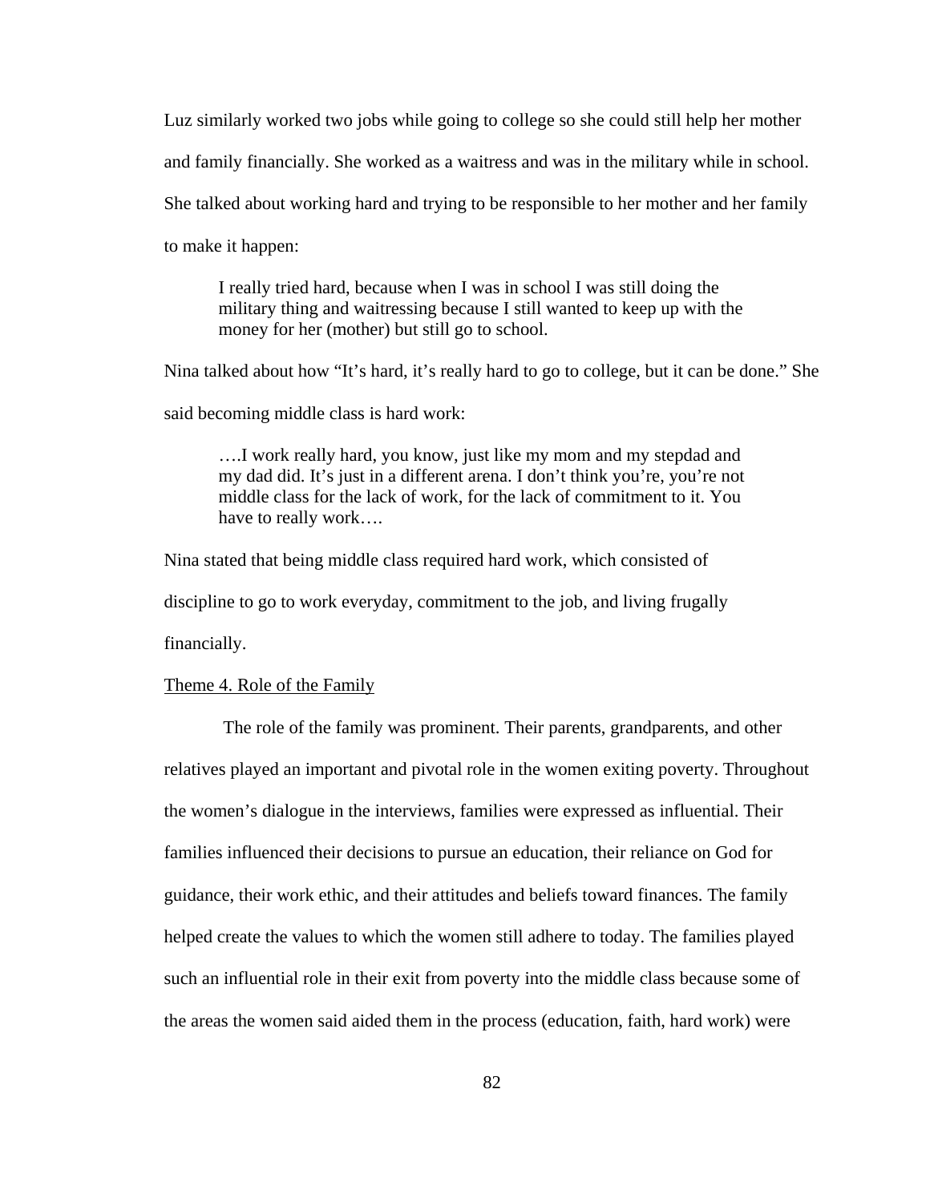Luz similarly worked two jobs while going to college so she could still help her mother and family financially. She worked as a waitress and was in the military while in school. She talked about working hard and trying to be responsible to her mother and her family to make it happen:

> I really tried hard, because when I was in school I was still doing the military thing and waitressing because I still wanted to keep up with the money for her (mother) but still go to school.

Nina talked about how “It’s hard, it’s really hard to go to college, but it can be done.” She said becoming middle class is hard work:

> ….I work really hard, you know, just like my mom and my stepdad and my dad did. It’s just in a different arena. I don’t think you’re, you’re not middle class for the lack of work, for the lack of commitment to it. You have to really work….

Nina stated that being middle class required hard work, which consisted of discipline to go to work everyday, commitment to the job, and living frugally financially.

<u>Theme 4. Role of the Family</u>

The role of the family was prominent. Their parents, grandparents, and other relatives played an important and pivotal role in the women exiting poverty. Throughout the women’s dialogue in the interviews, families were expressed as influential. Their families influenced their decisions to pursue an education, their reliance on God for guidance, their work ethic, and their attitudes and beliefs toward finances. The family helped create the values to which the women still adhere to today. The families played such an influential role in their exit from poverty into the middle class because some of the areas the women said aided them in the process (education, faith, hard work) were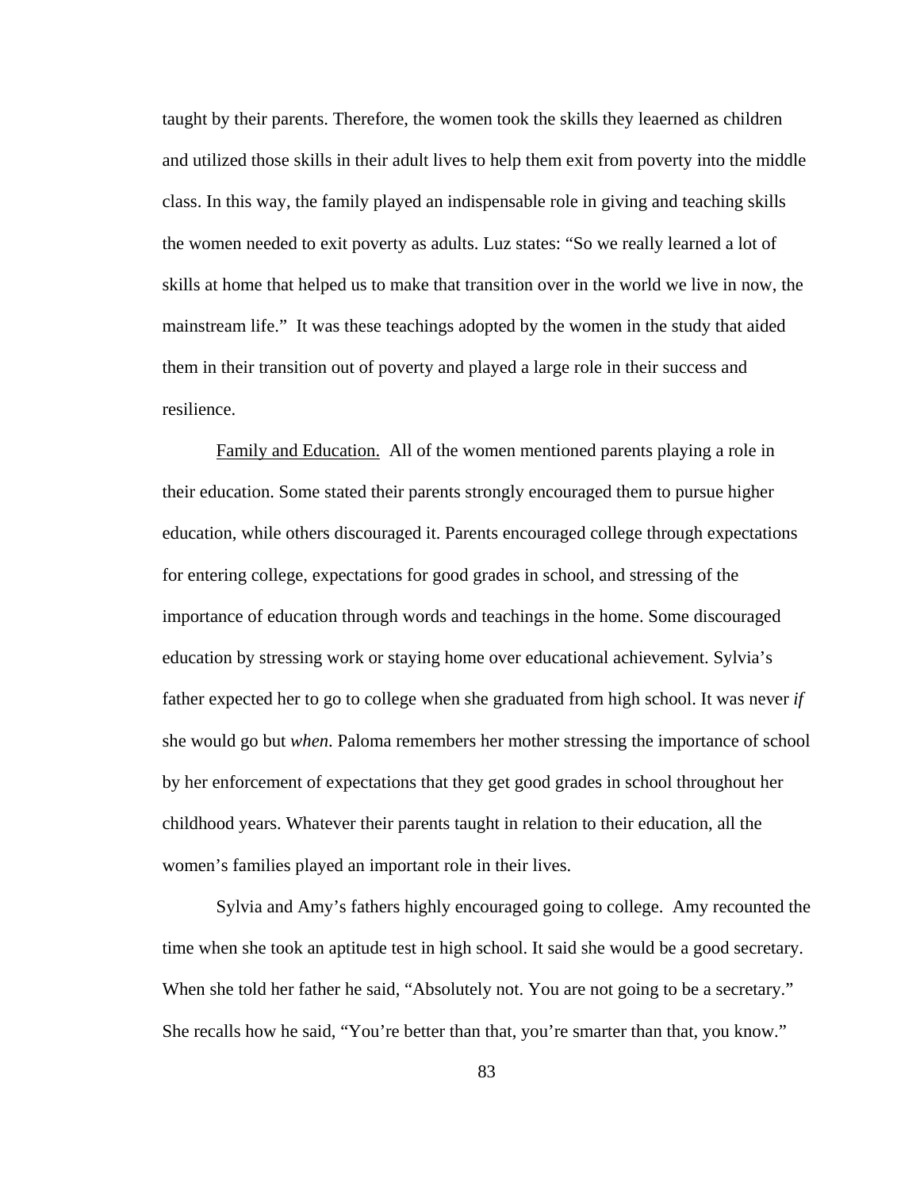taught by their parents. Therefore, the women took the skills they leaerned as children and utilized those skills in their adult lives to help them exit from poverty into the middle class. In this way, the family played an indispensable role in giving and teaching skills the women needed to exit poverty as adults. Luz states: "So we really learned a lot of skills at home that helped us to make that transition over in the world we live in now, the mainstream life." It was these teachings adopted by the women in the study that aided them in their transition out of poverty and played a large role in their success and resilience.

Family and Education. All of the women mentioned parents playing a role in their education. Some stated their parents strongly encouraged them to pursue higher education, while others discouraged it. Parents encouraged college through expectations for entering college, expectations for good grades in school, and stressing of the importance of education through words and teachings in the home. Some discouraged education by stressing work or staying home over educational achievement. Sylvia's father expected her to go to college when she graduated from high school. It was never *if* she would go but *when*. Paloma remembers her mother stressing the importance of school by her enforcement of expectations that they get good grades in school throughout her childhood years. Whatever their parents taught in relation to their education, all the women's families played an important role in their lives.

Sylvia and Amy's fathers highly encouraged going to college. Amy recounted the time when she took an aptitude test in high school. It said she would be a good secretary. When she told her father he said, "Absolutely not. You are not going to be a secretary." She recalls how he said, "You're better than that, you're smarter than that, you know."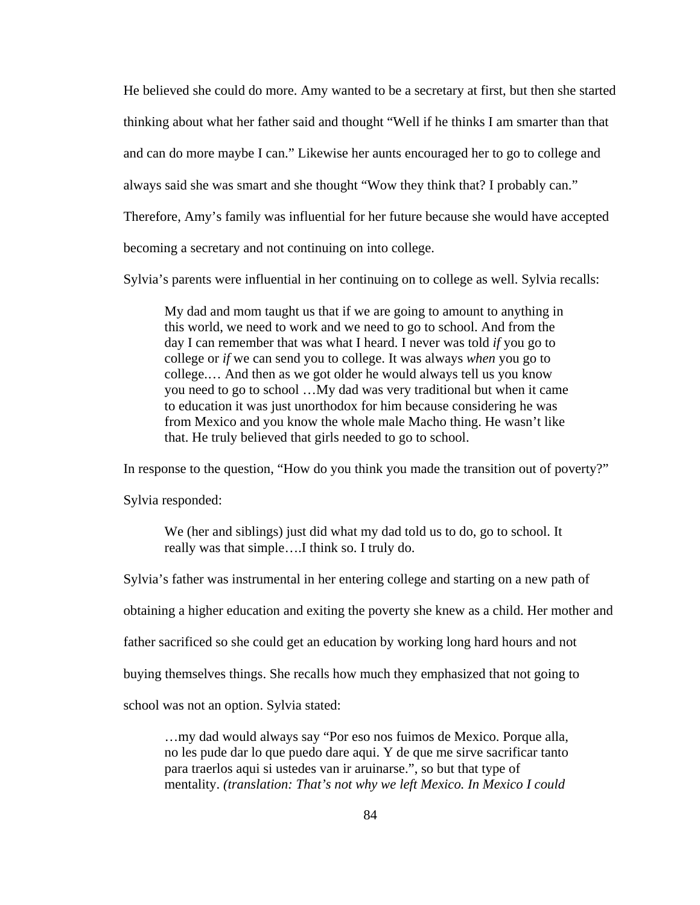He believed she could do more. Amy wanted to be a secretary at first, but then she started thinking about what her father said and thought "Well if he thinks I am smarter than that and can do more maybe I can." Likewise her aunts encouraged her to go to college and always said she was smart and she thought "Wow they think that? I probably can." Therefore, Amy's family was influential for her future because she would have accepted becoming a secretary and not continuing on into college.

Sylvia's parents were influential in her continuing on to college as well. Sylvia recalls:

> My dad and mom taught us that if we are going to amount to anything in this world, we need to work and we need to go to school. And from the day I can remember that was what I heard. I never was told *if* you go to college or *if* we can send you to college. It was always *when* you go to college.… And then as we got older he would always tell us you know you need to go to school …My dad was very traditional but when it came to education it was just unorthodox for him because considering he was from Mexico and you know the whole male Macho thing. He wasn't like that. He truly believed that girls needed to go to school.

In response to the question, "How do you think you made the transition out of poverty?" Sylvia responded:

> We (her and siblings) just did what my dad told us to do, go to school. It really was that simple….I think so. I truly do.

Sylvia's father was instrumental in her entering college and starting on a new path of obtaining a higher education and exiting the poverty she knew as a child. Her mother and father sacrificed so she could get an education by working long hard hours and not buying themselves things. She recalls how much they emphasized that not going to school was not an option. Sylvia stated:

> …my dad would always say "Por eso nos fuimos de Mexico. Porque alla, no les pude dar lo que puedo dare aqui. Y de que me sirve sacrificar tanto para traerlos aqui si ustedes van ir aruinarse.", so but that type of mentality. *(translation: That's not why we left Mexico. In Mexico I could*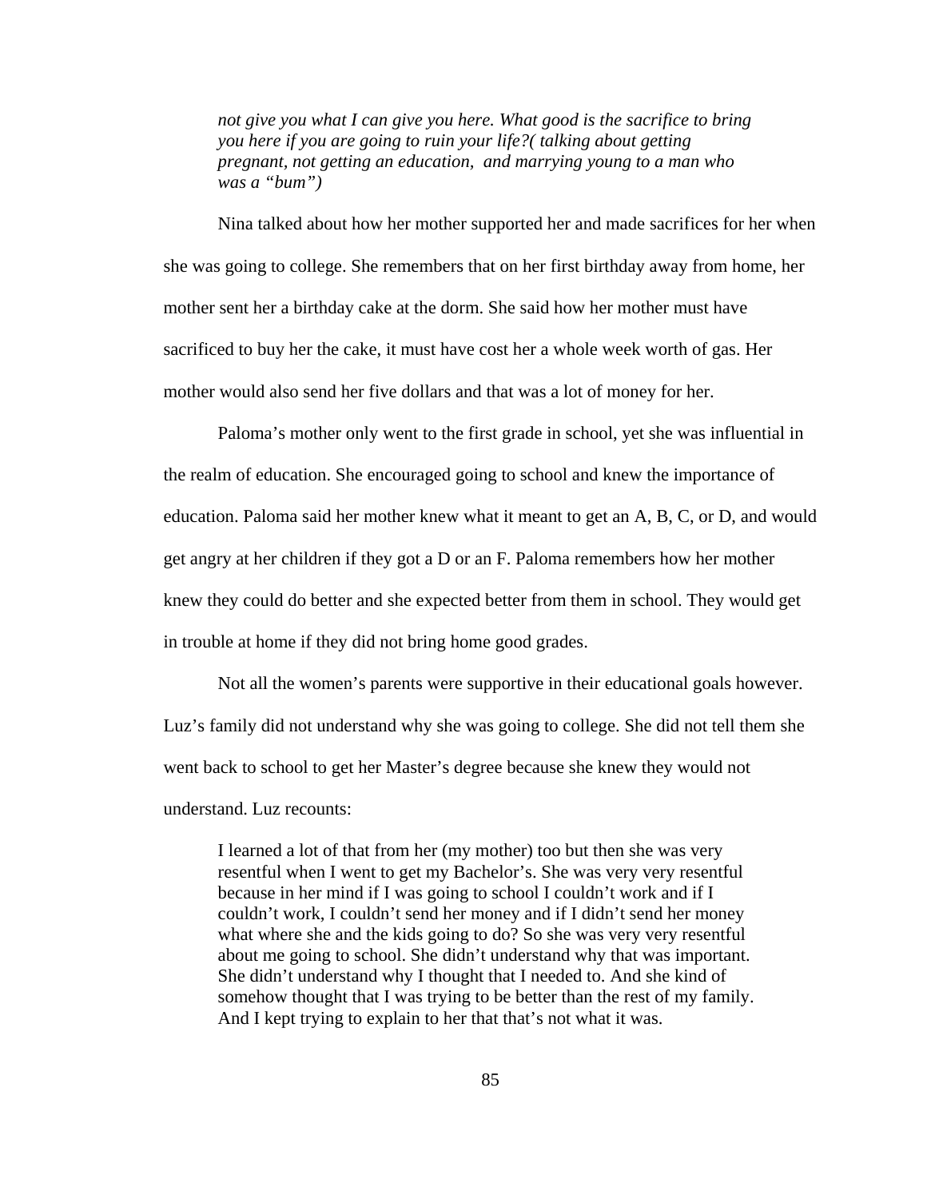> *not give you what I can give you here. What good is the sacrifice to bring you here if you are going to ruin your life?( talking about getting pregnant, not getting an education, and marrying young to a man who was a "bum")*

Nina talked about how her mother supported her and made sacrifices for her when she was going to college. She remembers that on her first birthday away from home, her mother sent her a birthday cake at the dorm. She said how her mother must have sacrificed to buy her the cake, it must have cost her a whole week worth of gas. Her mother would also send her five dollars and that was a lot of money for her.

Paloma's mother only went to the first grade in school, yet she was influential in the realm of education. She encouraged going to school and knew the importance of education. Paloma said her mother knew what it meant to get an A, B, C, or D, and would get angry at her children if they got a D or an F. Paloma remembers how her mother knew they could do better and she expected better from them in school. They would get in trouble at home if they did not bring home good grades.

Not all the women's parents were supportive in their educational goals however. Luz's family did not understand why she was going to college. She did not tell them she went back to school to get her Master's degree because she knew they would not understand. Luz recounts:

> I learned a lot of that from her (my mother) too but then she was very resentful when I went to get my Bachelor's. She was very very resentful because in her mind if I was going to school I couldn't work and if I couldn't work, I couldn't send her money and if I didn't send her money what where she and the kids going to do? So she was very very resentful about me going to school. She didn't understand why that was important. She didn't understand why I thought that I needed to. And she kind of somehow thought that I was trying to be better than the rest of my family. And I kept trying to explain to her that that's not what it was.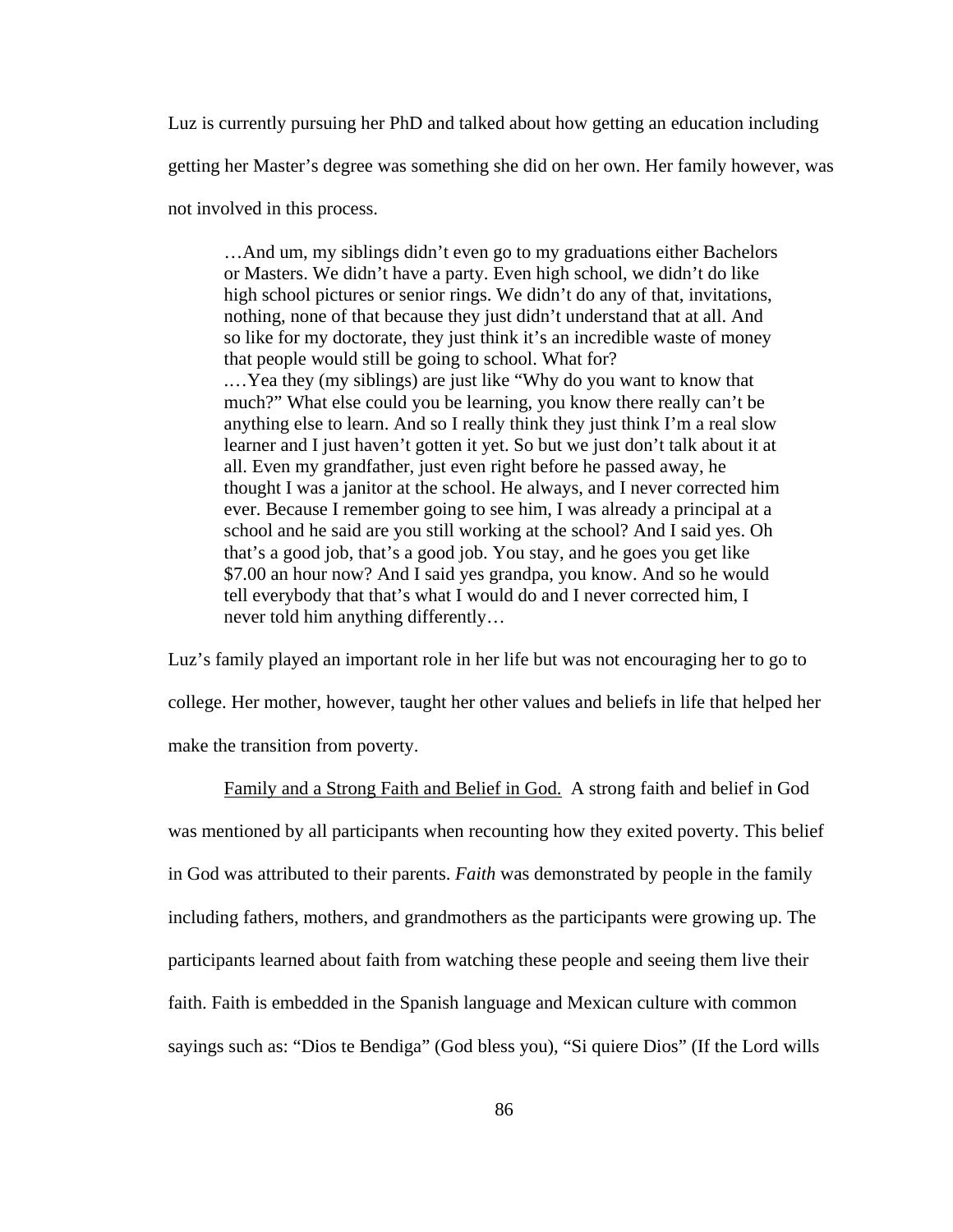Luz is currently pursuing her PhD and talked about how getting an education including getting her Master's degree was something she did on her own. Her family however, was not involved in this process.

> …And um, my siblings didn't even go to my graduations either Bachelors or Masters. We didn't have a party. Even high school, we didn't do like high school pictures or senior rings. We didn't do any of that, invitations, nothing, none of that because they just didn't understand that at all. And so like for my doctorate, they just think it's an incredible waste of money that people would still be going to school. What for?
> .…Yea they (my siblings) are just like "Why do you want to know that much?" What else could you be learning, you know there really can't be anything else to learn. And so I really think they just think I'm a real slow learner and I just haven't gotten it yet. So but we just don't talk about it at all. Even my grandfather, just even right before he passed away, he thought I was a janitor at the school. He always, and I never corrected him ever. Because I remember going to see him, I was already a principal at a school and he said are you still working at the school? And I said yes. Oh that's a good job, that's a good job. You stay, and he goes you get like $7.00 an hour now? And I said yes grandpa, you know. And so he would tell everybody that that's what I would do and I never corrected him, I never told him anything differently…

Luz's family played an important role in her life but was not encouraging her to go to college. Her mother, however, taught her other values and beliefs in life that helped her make the transition from poverty.

<u>Family and a Strong Faith and Belief in God.</u> A strong faith and belief in God was mentioned by all participants when recounting how they exited poverty. This belief in God was attributed to their parents. *Faith* was demonstrated by people in the family including fathers, mothers, and grandmothers as the participants were growing up. The participants learned about faith from watching these people and seeing them live their faith. Faith is embedded in the Spanish language and Mexican culture with common sayings such as: "Dios te Bendiga" (God bless you), "Si quiere Dios" (If the Lord wills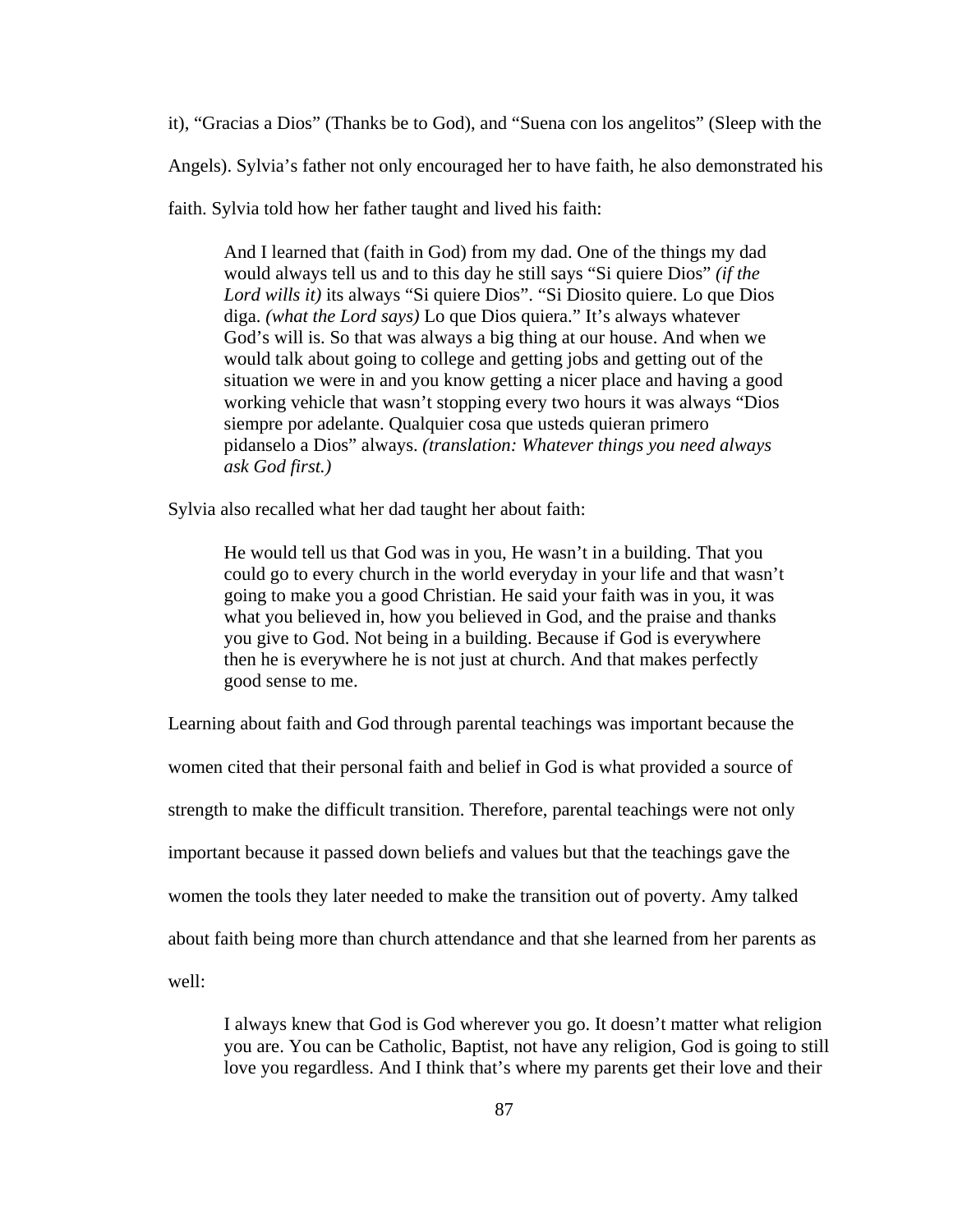it), “Gracias a Dios” (Thanks be to God), and “Suena con los angelitos” (Sleep with the Angels). Sylvia’s father not only encouraged her to have faith, he also demonstrated his faith. Sylvia told how her father taught and lived his faith:

> And I learned that (faith in God) from my dad. One of the things my dad would always tell us and to this day he still says “Si quiere Dios” *(if the Lord wills it)* its always “Si quiere Dios”. “Si Diosito quiere. Lo que Dios diga. *(what the Lord says)* Lo que Dios quiera.” It’s always whatever God’s will is. So that was always a big thing at our house. And when we would talk about going to college and getting jobs and getting out of the situation we were in and you know getting a nicer place and having a good working vehicle that wasn’t stopping every two hours it was always “Dios siempre por adelante. Qualquier cosa que usteds quieran primero pidanselo a Dios” always. *(translation: Whatever things you need always ask God first.)*

Sylvia also recalled what her dad taught her about faith:

> He would tell us that God was in you, He wasn’t in a building. That you could go to every church in the world everyday in your life and that wasn’t going to make you a good Christian. He said your faith was in you, it was what you believed in, how you believed in God, and the praise and thanks you give to God. Not being in a building. Because if God is everywhere then he is everywhere he is not just at church. And that makes perfectly good sense to me.

Learning about faith and God through parental teachings was important because the women cited that their personal faith and belief in God is what provided a source of strength to make the difficult transition. Therefore, parental teachings were not only important because it passed down beliefs and values but that the teachings gave the women the tools they later needed to make the transition out of poverty. Amy talked about faith being more than church attendance and that she learned from her parents as well:

> I always knew that God is God wherever you go. It doesn’t matter what religion you are. You can be Catholic, Baptist, not have any religion, God is going to still love you regardless. And I think that’s where my parents get their love and their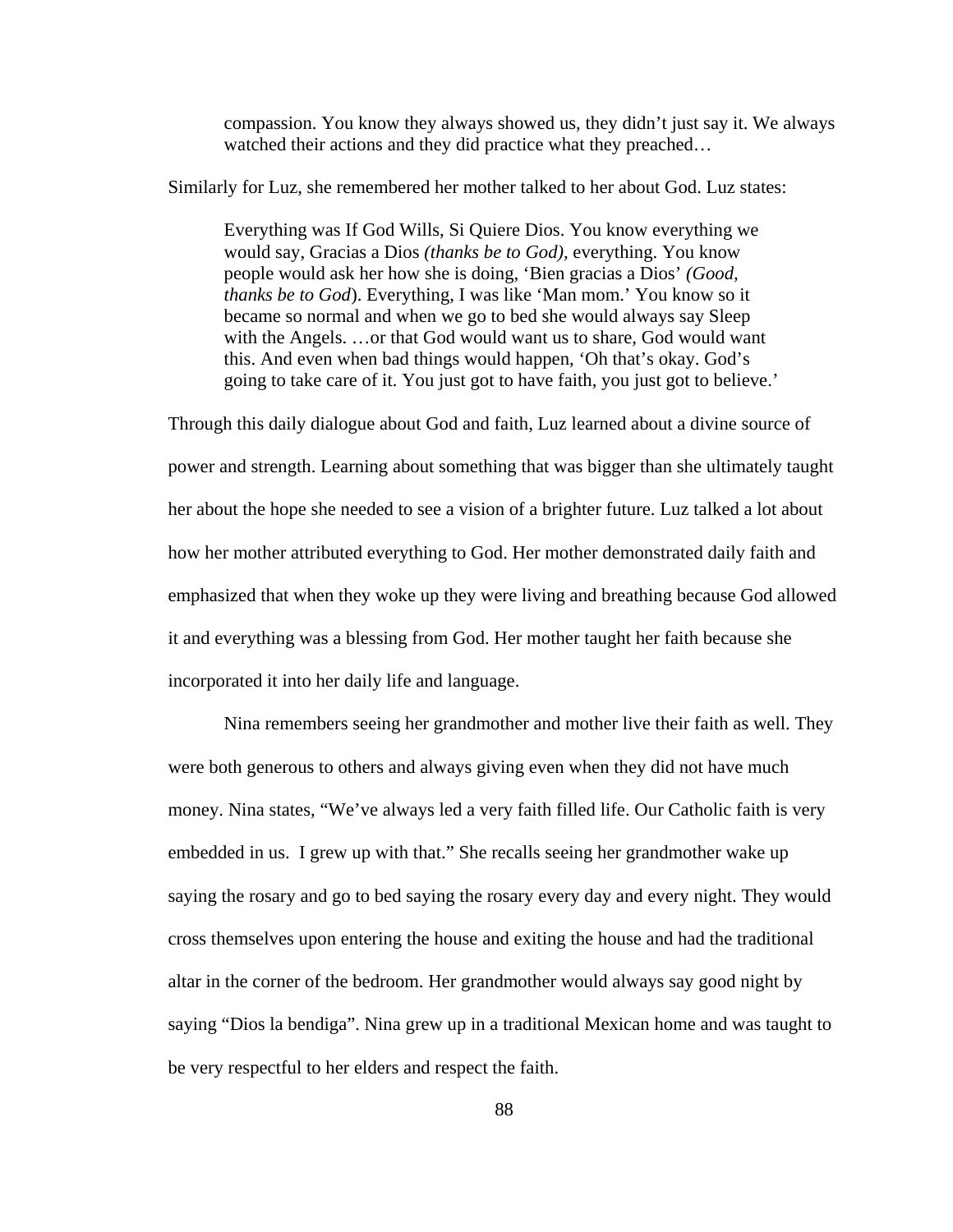> compassion. You know they always showed us, they didn't just say it. We always watched their actions and they did practice what they preached…

Similarly for Luz, she remembered her mother talked to her about God. Luz states:

> Everything was If God Wills, Si Quiere Dios. You know everything we would say, Gracias a Dios *(thanks be to God)*, everything. You know people would ask her how she is doing, 'Bien gracias a Dios' *(Good, thanks be to God)*. Everything, I was like 'Man mom.' You know so it became so normal and when we go to bed she would always say Sleep with the Angels. …or that God would want us to share, God would want this. And even when bad things would happen, 'Oh that's okay. God's going to take care of it. You just got to have faith, you just got to believe.'

Through this daily dialogue about God and faith, Luz learned about a divine source of power and strength. Learning about something that was bigger than she ultimately taught her about the hope she needed to see a vision of a brighter future. Luz talked a lot about how her mother attributed everything to God. Her mother demonstrated daily faith and emphasized that when they woke up they were living and breathing because God allowed it and everything was a blessing from God. Her mother taught her faith because she incorporated it into her daily life and language.

Nina remembers seeing her grandmother and mother live their faith as well. They were both generous to others and always giving even when they did not have much money. Nina states, "We've always led a very faith filled life. Our Catholic faith is very embedded in us. I grew up with that." She recalls seeing her grandmother wake up saying the rosary and go to bed saying the rosary every day and every night. They would cross themselves upon entering the house and exiting the house and had the traditional altar in the corner of the bedroom. Her grandmother would always say good night by saying "Dios la bendiga". Nina grew up in a traditional Mexican home and was taught to be very respectful to her elders and respect the faith.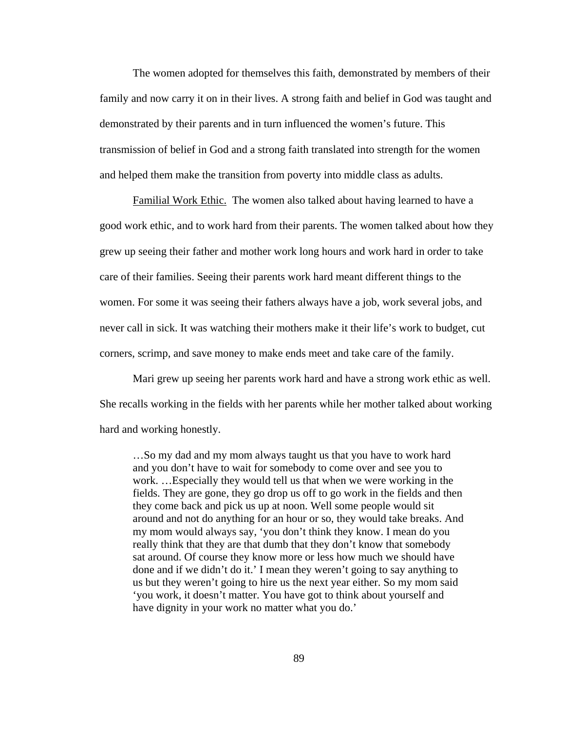The women adopted for themselves this faith, demonstrated by members of their family and now carry it on in their lives. A strong faith and belief in God was taught and demonstrated by their parents and in turn influenced the women's future. This transmission of belief in God and a strong faith translated into strength for the women and helped them make the transition from poverty into middle class as adults.

Familial Work Ethic. The women also talked about having learned to have a good work ethic, and to work hard from their parents. The women talked about how they grew up seeing their father and mother work long hours and work hard in order to take care of their families. Seeing their parents work hard meant different things to the women. For some it was seeing their fathers always have a job, work several jobs, and never call in sick. It was watching their mothers make it their life's work to budget, cut corners, scrimp, and save money to make ends meet and take care of the family.

Mari grew up seeing her parents work hard and have a strong work ethic as well. She recalls working in the fields with her parents while her mother talked about working hard and working honestly.

> …So my dad and my mom always taught us that you have to work hard and you don't have to wait for somebody to come over and see you to work. …Especially they would tell us that when we were working in the fields. They are gone, they go drop us off to go work in the fields and then they come back and pick us up at noon. Well some people would sit around and not do anything for an hour or so, they would take breaks. And my mom would always say, 'you don't think they know. I mean do you really think that they are that dumb that they don't know that somebody sat around. Of course they know more or less how much we should have done and if we didn't do it.' I mean they weren't going to say anything to us but they weren't going to hire us the next year either. So my mom said 'you work, it doesn't matter. You have got to think about yourself and have dignity in your work no matter what you do.'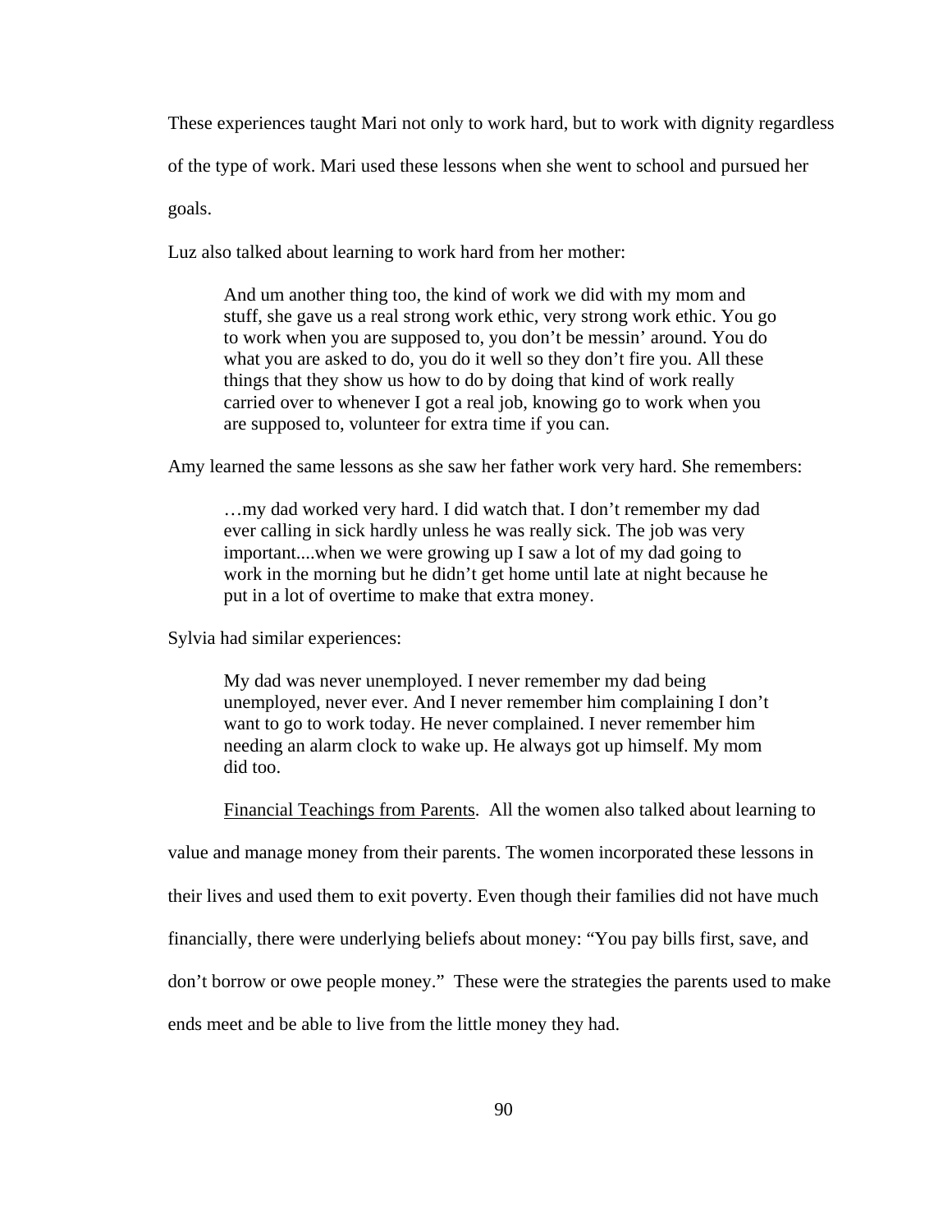These experiences taught Mari not only to work hard, but to work with dignity regardless of the type of work. Mari used these lessons when she went to school and pursued her goals.

Luz also talked about learning to work hard from her mother:

> And um another thing too, the kind of work we did with my mom and stuff, she gave us a real strong work ethic, very strong work ethic. You go to work when you are supposed to, you don't be messin' around. You do what you are asked to do, you do it well so they don't fire you. All these things that they show us how to do by doing that kind of work really carried over to whenever I got a real job, knowing go to work when you are supposed to, volunteer for extra time if you can.

Amy learned the same lessons as she saw her father work very hard. She remembers:

> …my dad worked very hard. I did watch that. I don't remember my dad ever calling in sick hardly unless he was really sick. The job was very important....when we were growing up I saw a lot of my dad going to work in the morning but he didn't get home until late at night because he put in a lot of overtime to make that extra money.

Sylvia had similar experiences:

> My dad was never unemployed. I never remember my dad being unemployed, never ever. And I never remember him complaining I don't want to go to work today. He never complained. I never remember him needing an alarm clock to wake up. He always got up himself. My mom did too.

Financial Teachings from Parents. All the women also talked about learning to value and manage money from their parents. The women incorporated these lessons in their lives and used them to exit poverty. Even though their families did not have much financially, there were underlying beliefs about money: "You pay bills first, save, and don't borrow or owe people money." These were the strategies the parents used to make ends meet and be able to live from the little money they had.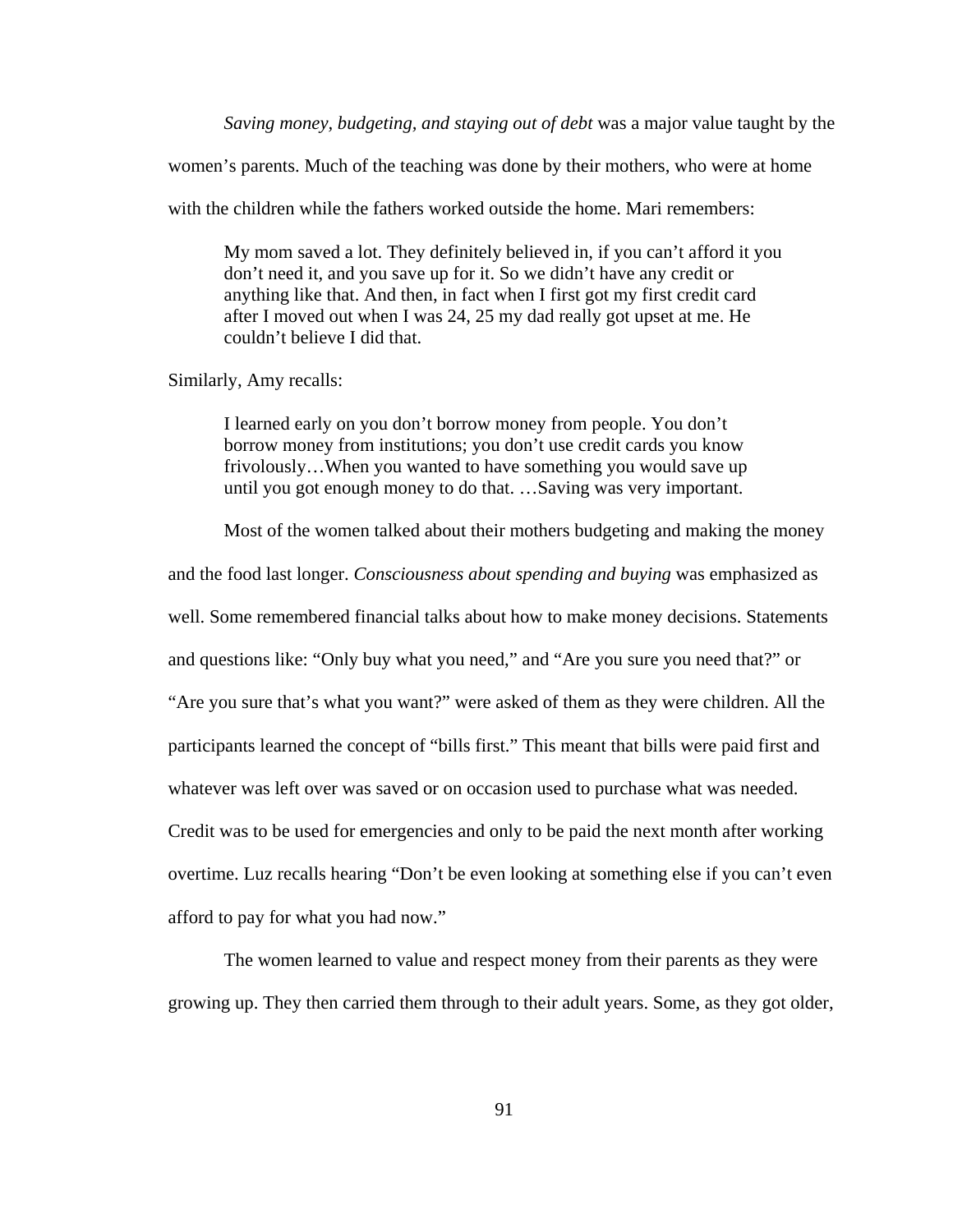*Saving money, budgeting, and staying out of debt* was a major value taught by the women's parents. Much of the teaching was done by their mothers, who were at home with the children while the fathers worked outside the home. Mari remembers:

> My mom saved a lot. They definitely believed in, if you can't afford it you don't need it, and you save up for it. So we didn't have any credit or anything like that. And then, in fact when I first got my first credit card after I moved out when I was 24, 25 my dad really got upset at me. He couldn't believe I did that.

Similarly, Amy recalls:

> I learned early on you don't borrow money from people. You don't borrow money from institutions; you don't use credit cards you know frivolously…When you wanted to have something you would save up until you got enough money to do that. …Saving was very important.

Most of the women talked about their mothers budgeting and making the money and the food last longer. *Consciousness about spending and buying* was emphasized as well. Some remembered financial talks about how to make money decisions. Statements and questions like: "Only buy what you need," and "Are you sure you need that?" or "Are you sure that's what you want?" were asked of them as they were children. All the participants learned the concept of "bills first." This meant that bills were paid first and whatever was left over was saved or on occasion used to purchase what was needed. Credit was to be used for emergencies and only to be paid the next month after working overtime. Luz recalls hearing "Don't be even looking at something else if you can't even afford to pay for what you had now."

The women learned to value and respect money from their parents as they were growing up. They then carried them through to their adult years. Some, as they got older,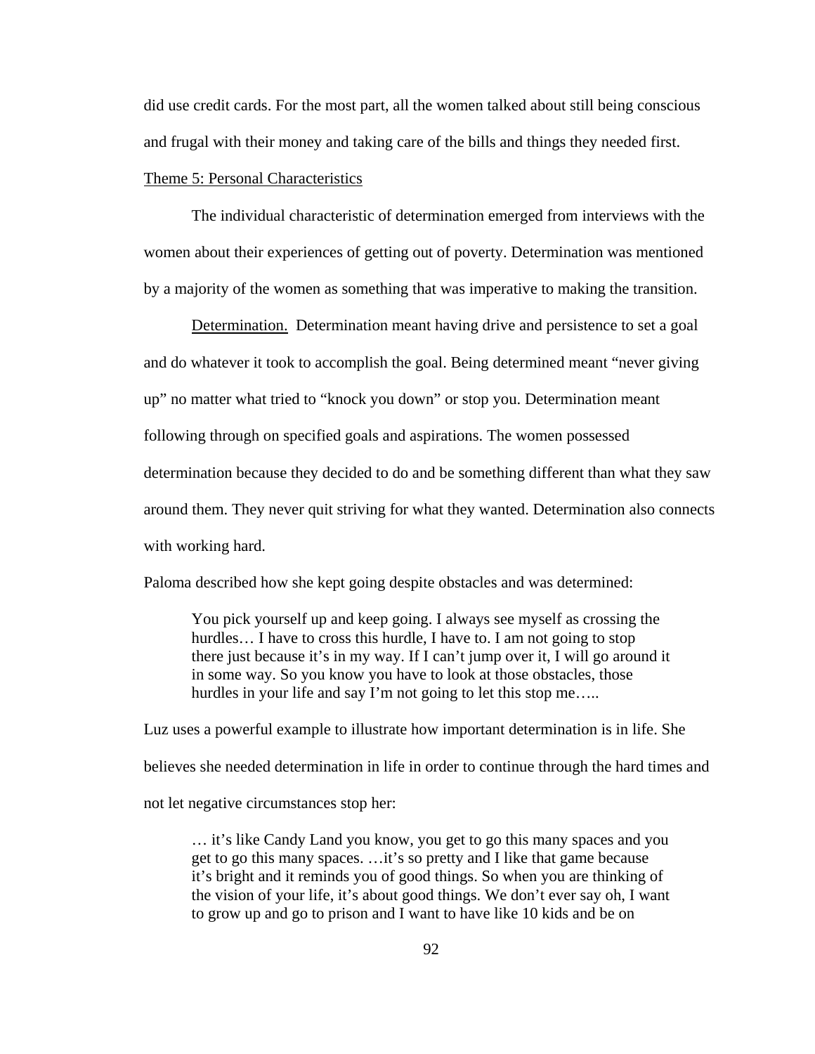did use credit cards. For the most part, all the women talked about still being conscious and frugal with their money and taking care of the bills and things they needed first.

### Theme 5: Personal Characteristics

The individual characteristic of determination emerged from interviews with the women about their experiences of getting out of poverty. Determination was mentioned by a majority of the women as something that was imperative to making the transition.

Determination. Determination meant having drive and persistence to set a goal and do whatever it took to accomplish the goal. Being determined meant "never giving up" no matter what tried to "knock you down" or stop you. Determination meant following through on specified goals and aspirations. The women possessed determination because they decided to do and be something different than what they saw around them. They never quit striving for what they wanted. Determination also connects with working hard.

Paloma described how she kept going despite obstacles and was determined:

> You pick yourself up and keep going. I always see myself as crossing the hurdles… I have to cross this hurdle, I have to. I am not going to stop there just because it's in my way. If I can't jump over it, I will go around it in some way. So you know you have to look at those obstacles, those hurdles in your life and say I'm not going to let this stop me…..

Luz uses a powerful example to illustrate how important determination is in life. She believes she needed determination in life in order to continue through the hard times and not let negative circumstances stop her:

> … it's like Candy Land you know, you get to go this many spaces and you get to go this many spaces. …it's so pretty and I like that game because it's bright and it reminds you of good things. So when you are thinking of the vision of your life, it's about good things. We don't ever say oh, I want to grow up and go to prison and I want to have like 10 kids and be on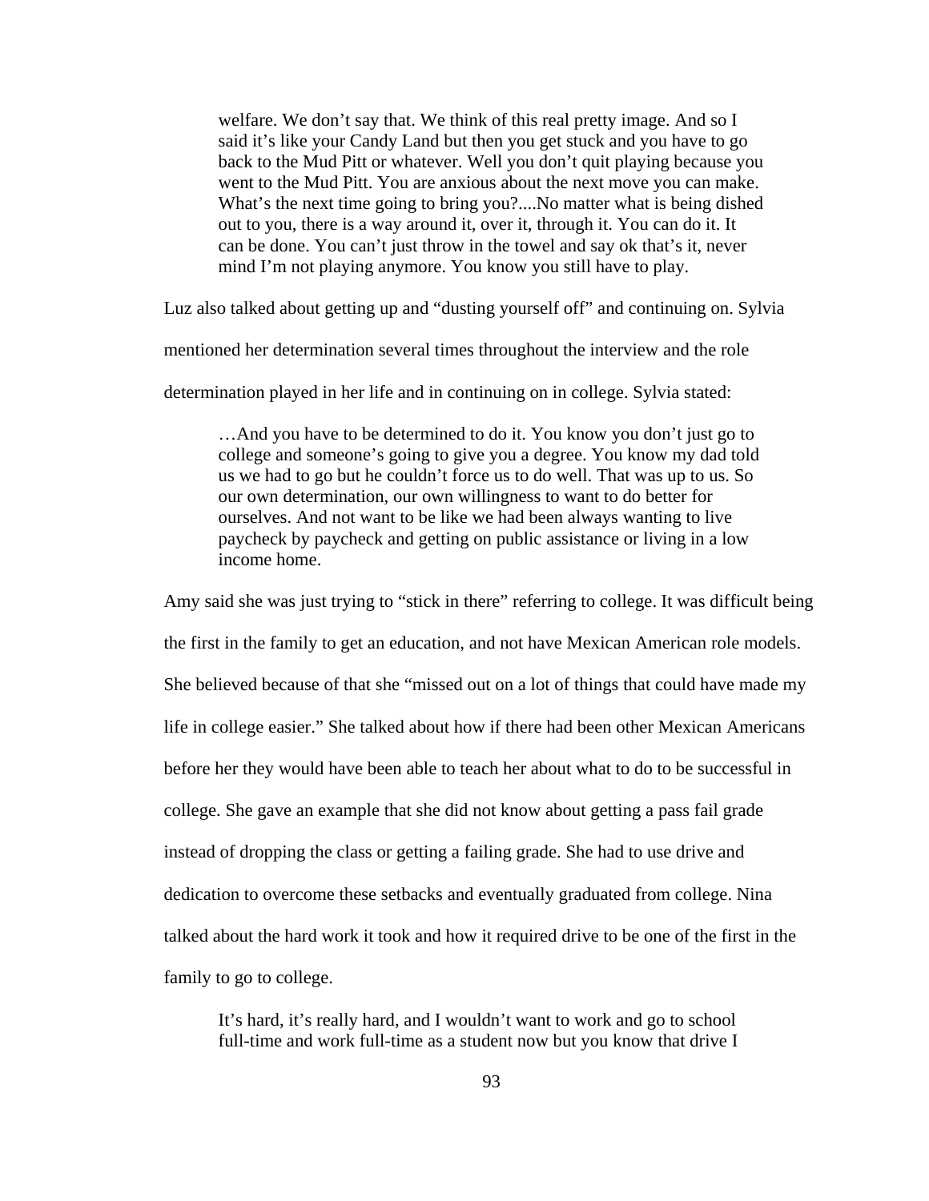> welfare. We don't say that. We think of this real pretty image. And so I said it's like your Candy Land but then you get stuck and you have to go back to the Mud Pitt or whatever. Well you don't quit playing because you went to the Mud Pitt. You are anxious about the next move you can make. What's the next time going to bring you?....No matter what is being dished out to you, there is a way around it, over it, through it. You can do it. It can be done. You can't just throw in the towel and say ok that's it, never mind I'm not playing anymore. You know you still have to play.

Luz also talked about getting up and "dusting yourself off" and continuing on. Sylvia mentioned her determination several times throughout the interview and the role determination played in her life and in continuing on in college. Sylvia stated:

> …And you have to be determined to do it. You know you don't just go to college and someone's going to give you a degree. You know my dad told us we had to go but he couldn't force us to do well. That was up to us. So our own determination, our own willingness to want to do better for ourselves. And not want to be like we had been always wanting to live paycheck by paycheck and getting on public assistance or living in a low income home.

Amy said she was just trying to "stick in there" referring to college. It was difficult being the first in the family to get an education, and not have Mexican American role models. She believed because of that she "missed out on a lot of things that could have made my life in college easier." She talked about how if there had been other Mexican Americans before her they would have been able to teach her about what to do to be successful in college. She gave an example that she did not know about getting a pass fail grade instead of dropping the class or getting a failing grade. She had to use drive and dedication to overcome these setbacks and eventually graduated from college. Nina talked about the hard work it took and how it required drive to be one of the first in the family to go to college.

> It's hard, it's really hard, and I wouldn't want to work and go to school full-time and work full-time as a student now but you know that drive I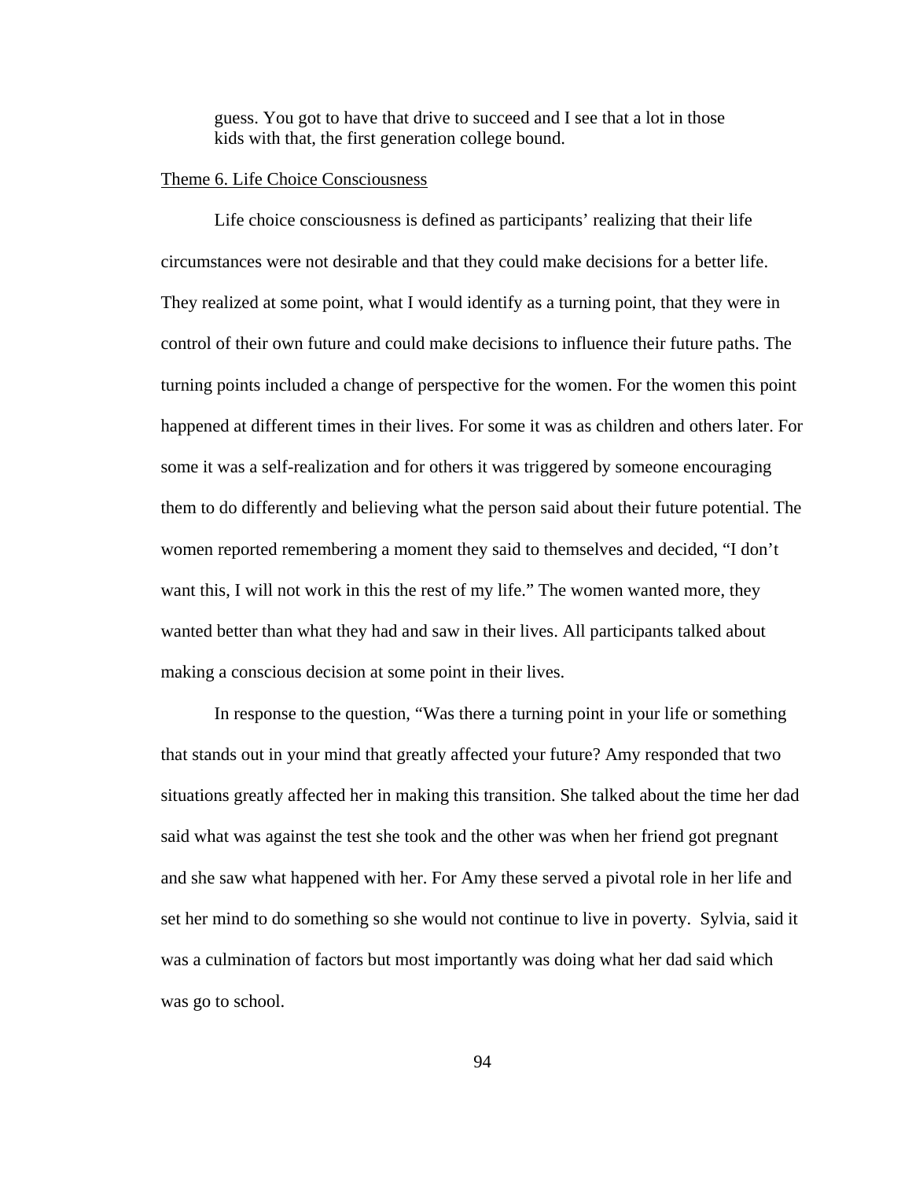> guess. You got to have that drive to succeed and I see that a lot in those kids with that, the first generation college bound.

Theme 6. Life Choice Consciousness

Life choice consciousness is defined as participants' realizing that their life circumstances were not desirable and that they could make decisions for a better life. They realized at some point, what I would identify as a turning point, that they were in control of their own future and could make decisions to influence their future paths. The turning points included a change of perspective for the women. For the women this point happened at different times in their lives. For some it was as children and others later. For some it was a self-realization and for others it was triggered by someone encouraging them to do differently and believing what the person said about their future potential. The women reported remembering a moment they said to themselves and decided, "I don't want this, I will not work in this the rest of my life." The women wanted more, they wanted better than what they had and saw in their lives. All participants talked about making a conscious decision at some point in their lives.

In response to the question, "Was there a turning point in your life or something that stands out in your mind that greatly affected your future? Amy responded that two situations greatly affected her in making this transition. She talked about the time her dad said what was against the test she took and the other was when her friend got pregnant and she saw what happened with her. For Amy these served a pivotal role in her life and set her mind to do something so she would not continue to live in poverty. Sylvia, said it was a culmination of factors but most importantly was doing what her dad said which was go to school.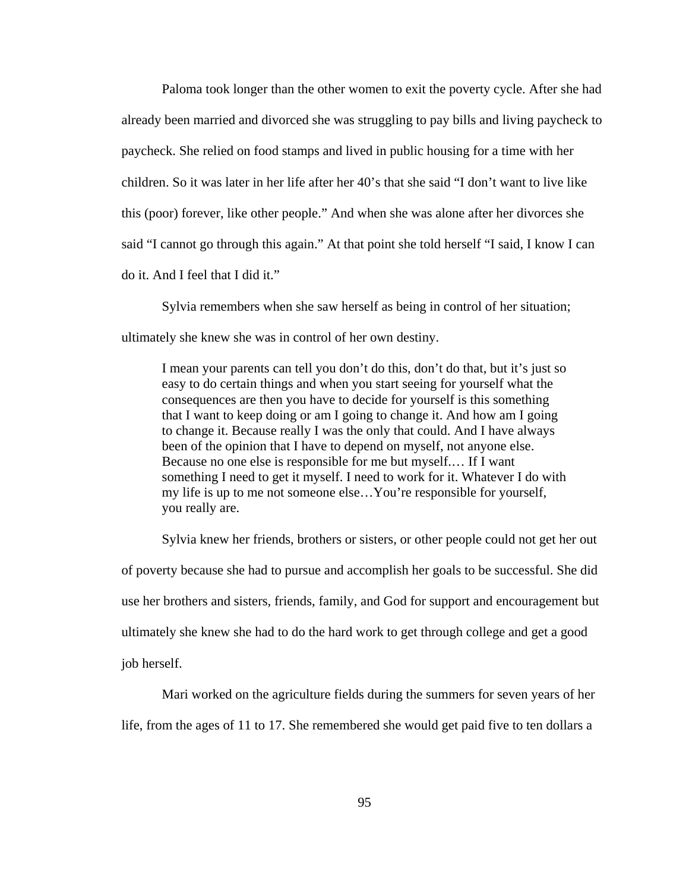Paloma took longer than the other women to exit the poverty cycle. After she had already been married and divorced she was struggling to pay bills and living paycheck to paycheck. She relied on food stamps and lived in public housing for a time with her children. So it was later in her life after her 40's that she said "I don't want to live like this (poor) forever, like other people." And when she was alone after her divorces she said "I cannot go through this again." At that point she told herself "I said, I know I can do it. And I feel that I did it."

Sylvia remembers when she saw herself as being in control of her situation; ultimately she knew she was in control of her own destiny.

> I mean your parents can tell you don't do this, don't do that, but it's just so easy to do certain things and when you start seeing for yourself what the consequences are then you have to decide for yourself is this something that I want to keep doing or am I going to change it. And how am I going to change it. Because really I was the only that could. And I have always been of the opinion that I have to depend on myself, not anyone else. Because no one else is responsible for me but myself.… If I want something I need to get it myself. I need to work for it. Whatever I do with my life is up to me not someone else…You're responsible for yourself, you really are.

Sylvia knew her friends, brothers or sisters, or other people could not get her out of poverty because she had to pursue and accomplish her goals to be successful. She did use her brothers and sisters, friends, family, and God for support and encouragement but ultimately she knew she had to do the hard work to get through college and get a good job herself.

Mari worked on the agriculture fields during the summers for seven years of her life, from the ages of 11 to 17. She remembered she would get paid five to ten dollars a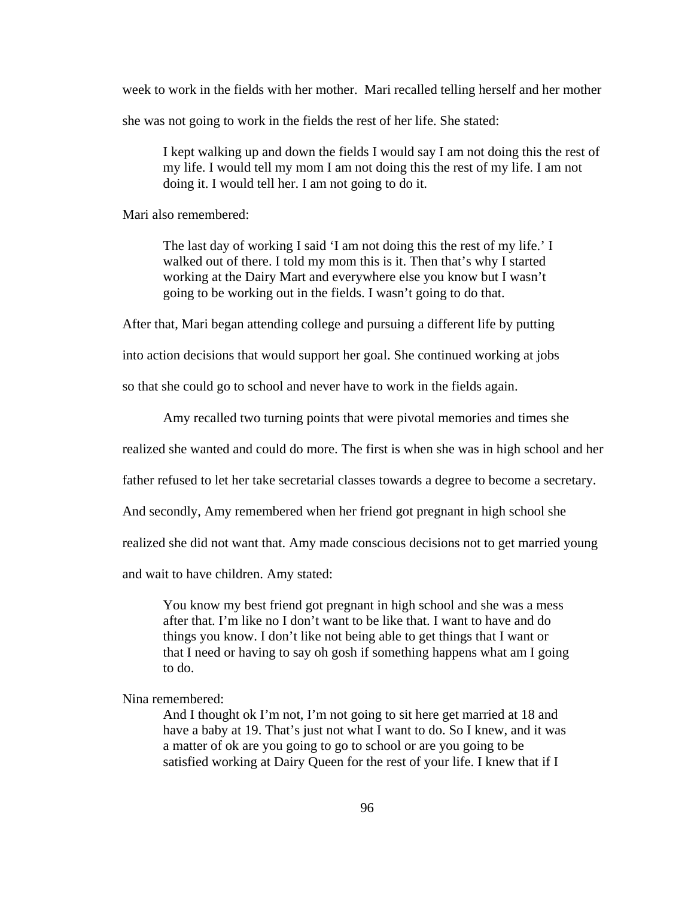week to work in the fields with her mother. Mari recalled telling herself and her mother she was not going to work in the fields the rest of her life. She stated:

> I kept walking up and down the fields I would say I am not doing this the rest of my life. I would tell my mom I am not doing this the rest of my life. I am not doing it. I would tell her. I am not going to do it.

Mari also remembered:

> The last day of working I said ‘I am not doing this the rest of my life.’ I walked out of there. I told my mom this is it. Then that’s why I started working at the Dairy Mart and everywhere else you know but I wasn’t going to be working out in the fields. I wasn’t going to do that.

After that, Mari began attending college and pursuing a different life by putting into action decisions that would support her goal. She continued working at jobs so that she could go to school and never have to work in the fields again.

Amy recalled two turning points that were pivotal memories and times she realized she wanted and could do more. The first is when she was in high school and her father refused to let her take secretarial classes towards a degree to become a secretary. And secondly, Amy remembered when her friend got pregnant in high school she realized she did not want that. Amy made conscious decisions not to get married young and wait to have children. Amy stated:

> You know my best friend got pregnant in high school and she was a mess after that. I’m like no I don’t want to be like that. I want to have and do things you know. I don’t like not being able to get things that I want or that I need or having to say oh gosh if something happens what am I going to do.

Nina remembered:

> And I thought ok I’m not, I’m not going to sit here get married at 18 and have a baby at 19. That’s just not what I want to do. So I knew, and it was a matter of ok are you going to go to school or are you going to be satisfied working at Dairy Queen for the rest of your life. I knew that if I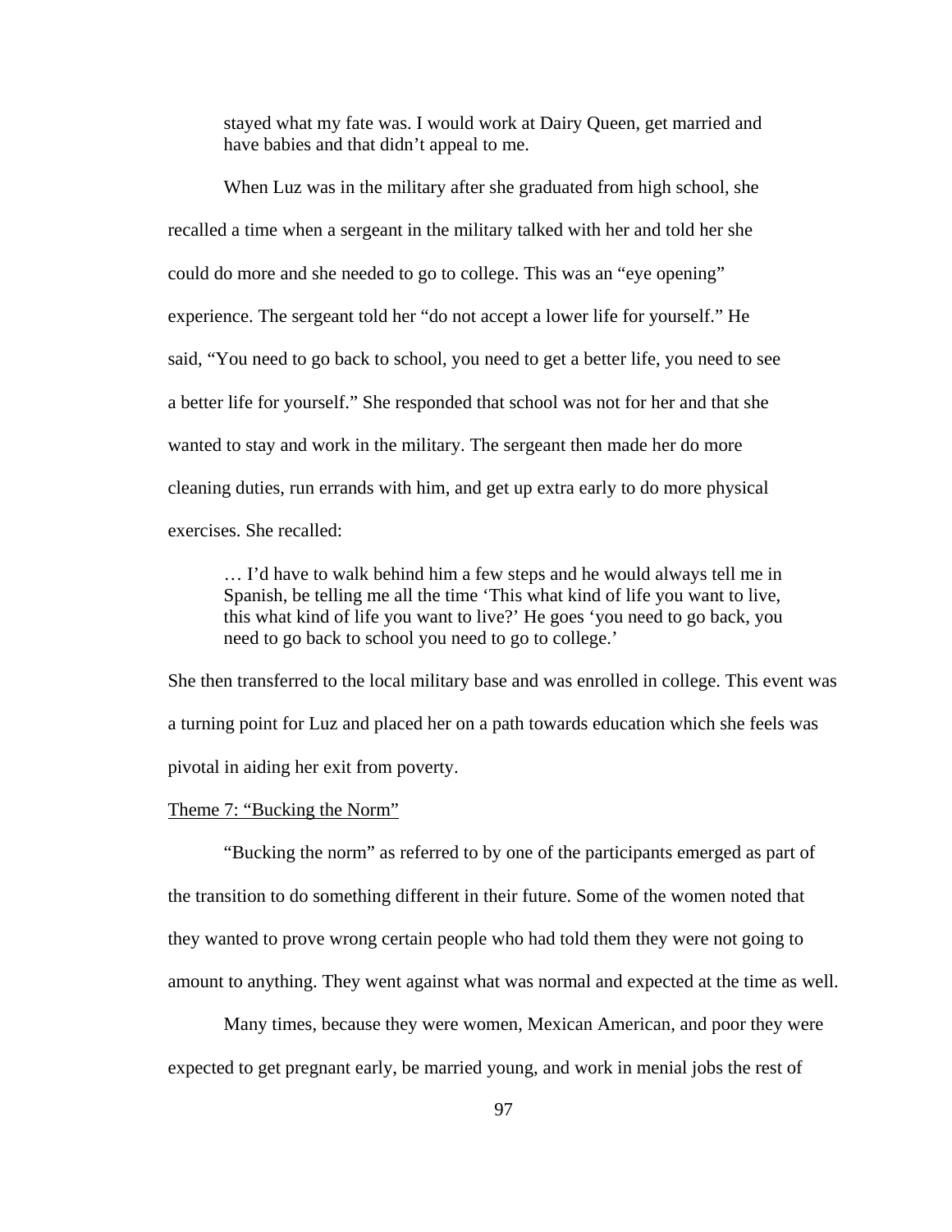> stayed what my fate was. I would work at Dairy Queen, get married and have babies and that didn't appeal to me.

When Luz was in the military after she graduated from high school, she recalled a time when a sergeant in the military talked with her and told her she could do more and she needed to go to college. This was an "eye opening" experience. The sergeant told her "do not accept a lower life for yourself." He said, "You need to go back to school, you need to get a better life, you need to see a better life for yourself." She responded that school was not for her and that she wanted to stay and work in the military. The sergeant then made her do more cleaning duties, run errands with him, and get up extra early to do more physical exercises. She recalled:

> … I'd have to walk behind him a few steps and he would always tell me in Spanish, be telling me all the time 'This what kind of life you want to live, this what kind of life you want to live?' He goes 'you need to go back, you need to go back to school you need to go to college.'

She then transferred to the local military base and was enrolled in college. This event was a turning point for Luz and placed her on a path towards education which she feels was pivotal in aiding her exit from poverty.

Theme 7: "Bucking the Norm"

"Bucking the norm" as referred to by one of the participants emerged as part of the transition to do something different in their future. Some of the women noted that they wanted to prove wrong certain people who had told them they were not going to amount to anything. They went against what was normal and expected at the time as well.

Many times, because they were women, Mexican American, and poor they were expected to get pregnant early, be married young, and work in menial jobs the rest of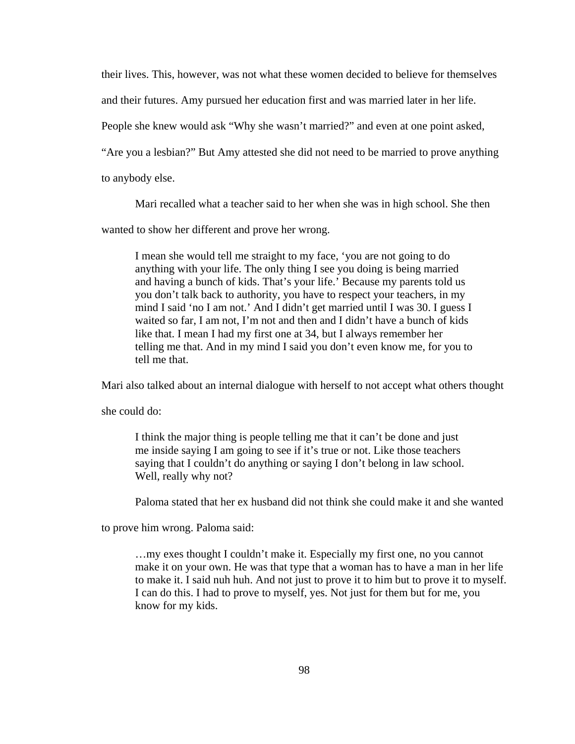their lives. This, however, was not what these women decided to believe for themselves and their futures. Amy pursued her education first and was married later in her life. People she knew would ask "Why she wasn't married?" and even at one point asked, "Are you a lesbian?" But Amy attested she did not need to be married to prove anything to anybody else.

Mari recalled what a teacher said to her when she was in high school. She then wanted to show her different and prove her wrong.

> I mean she would tell me straight to my face, 'you are not going to do anything with your life. The only thing I see you doing is being married and having a bunch of kids. That's your life.' Because my parents told us you don't talk back to authority, you have to respect your teachers, in my mind I said 'no I am not.' And I didn't get married until I was 30. I guess I waited so far, I am not, I'm not and then and I didn't have a bunch of kids like that. I mean I had my first one at 34, but I always remember her telling me that. And in my mind I said you don't even know me, for you to tell me that.

Mari also talked about an internal dialogue with herself to not accept what others thought she could do:

> I think the major thing is people telling me that it can't be done and just me inside saying I am going to see if it's true or not. Like those teachers saying that I couldn't do anything or saying I don't belong in law school. Well, really why not?

Paloma stated that her ex husband did not think she could make it and she wanted to prove him wrong. Paloma said:

> …my exes thought I couldn't make it. Especially my first one, no you cannot make it on your own. He was that type that a woman has to have a man in her life to make it. I said nuh huh. And not just to prove it to him but to prove it to myself. I can do this. I had to prove to myself, yes. Not just for them but for me, you know for my kids.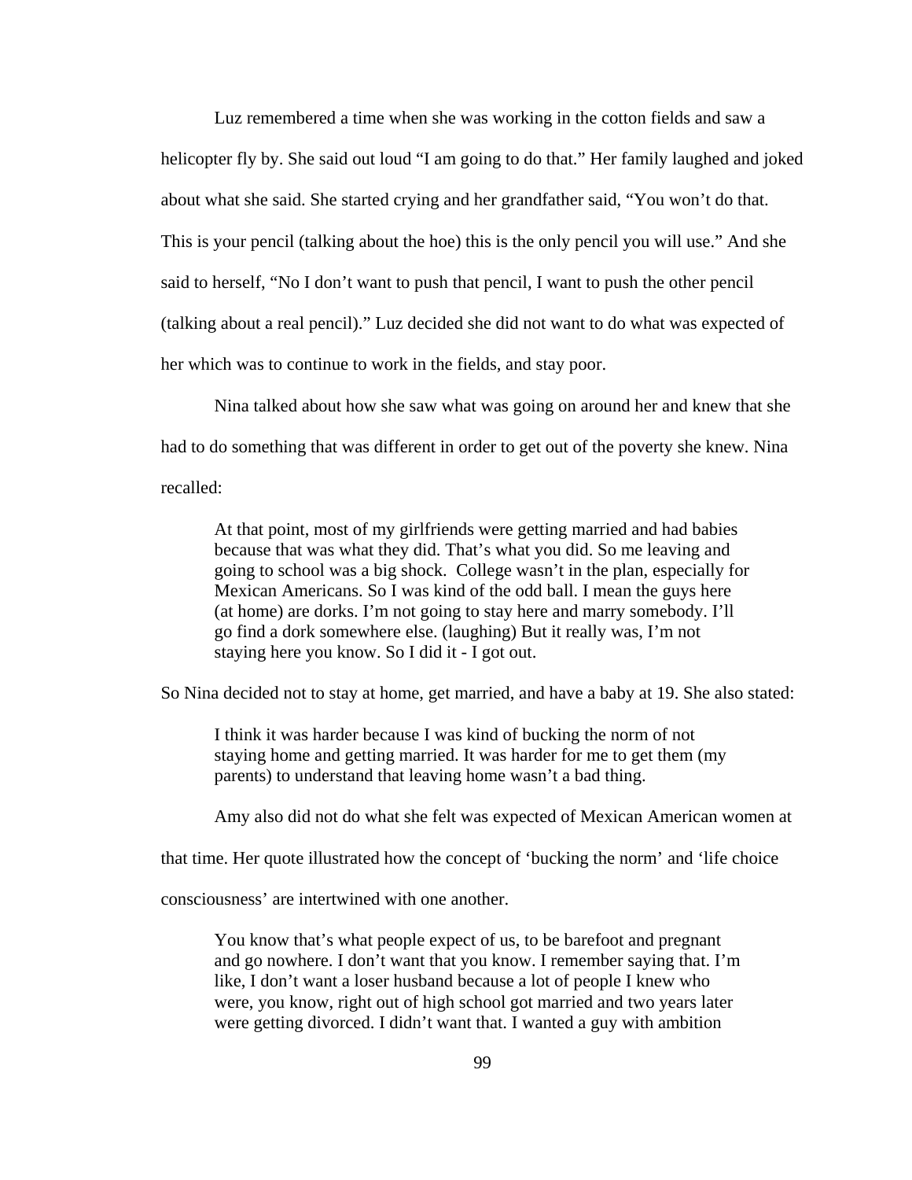Luz remembered a time when she was working in the cotton fields and saw a helicopter fly by. She said out loud "I am going to do that." Her family laughed and joked about what she said. She started crying and her grandfather said, "You won't do that. This is your pencil (talking about the hoe) this is the only pencil you will use." And she said to herself, "No I don't want to push that pencil, I want to push the other pencil (talking about a real pencil)." Luz decided she did not want to do what was expected of her which was to continue to work in the fields, and stay poor.

Nina talked about how she saw what was going on around her and knew that she had to do something that was different in order to get out of the poverty she knew. Nina recalled:

> At that point, most of my girlfriends were getting married and had babies because that was what they did. That's what you did. So me leaving and going to school was a big shock. College wasn't in the plan, especially for Mexican Americans. So I was kind of the odd ball. I mean the guys here (at home) are dorks. I'm not going to stay here and marry somebody. I'll go find a dork somewhere else. (laughing) But it really was, I'm not staying here you know. So I did it - I got out.

So Nina decided not to stay at home, get married, and have a baby at 19. She also stated:

> I think it was harder because I was kind of bucking the norm of not staying home and getting married. It was harder for me to get them (my parents) to understand that leaving home wasn't a bad thing.

Amy also did not do what she felt was expected of Mexican American women at that time. Her quote illustrated how the concept of 'bucking the norm' and 'life choice consciousness' are intertwined with one another.

> You know that's what people expect of us, to be barefoot and pregnant and go nowhere. I don't want that you know. I remember saying that. I'm like, I don't want a loser husband because a lot of people I knew who were, you know, right out of high school got married and two years later were getting divorced. I didn't want that. I wanted a guy with ambition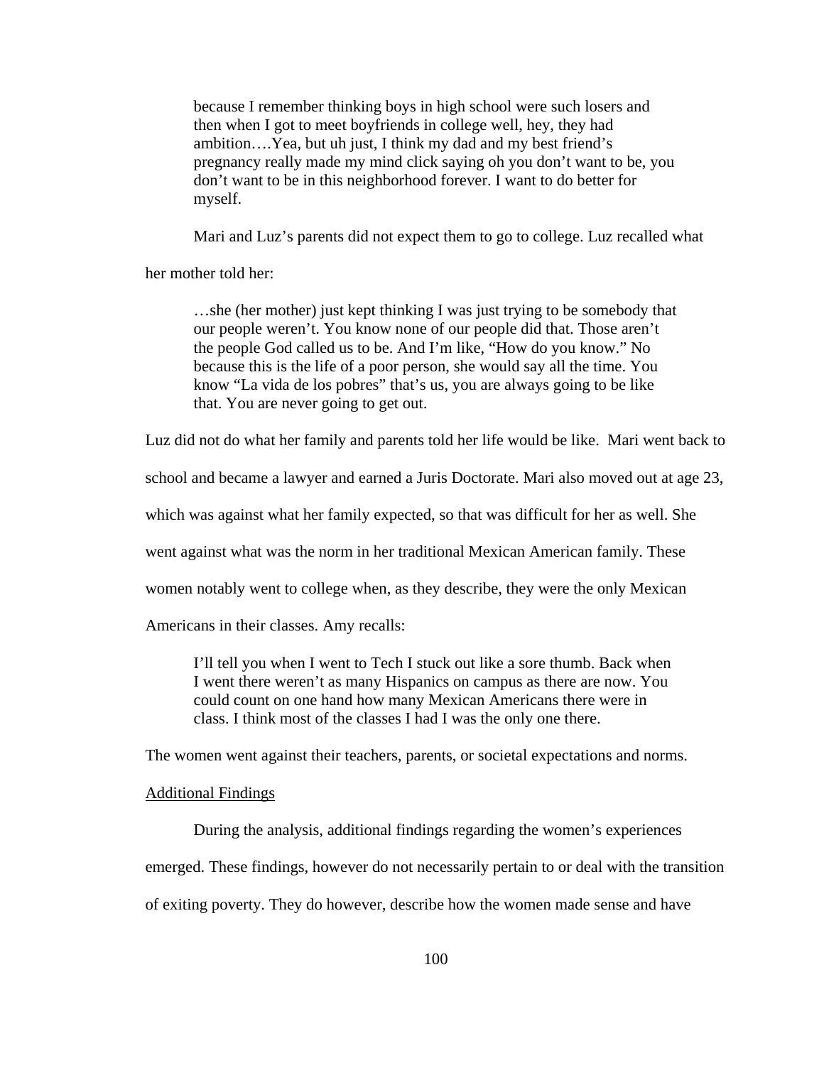> because I remember thinking boys in high school were such losers and then when I got to meet boyfriends in college well, hey, they had ambition….Yea, but uh just, I think my dad and my best friend's pregnancy really made my mind click saying oh you don't want to be, you don't want to be in this neighborhood forever. I want to do better for myself.

Mari and Luz's parents did not expect them to go to college. Luz recalled what her mother told her:

> …she (her mother) just kept thinking I was just trying to be somebody that our people weren't. You know none of our people did that. Those aren't the people God called us to be. And I'm like, "How do you know." No because this is the life of a poor person, she would say all the time. You know "La vida de los pobres" that's us, you are always going to be like that. You are never going to get out.

Luz did not do what her family and parents told her life would be like. Mari went back to school and became a lawyer and earned a Juris Doctorate. Mari also moved out at age 23, which was against what her family expected, so that was difficult for her as well. She went against what was the norm in her traditional Mexican American family. These women notably went to college when, as they describe, they were the only Mexican Americans in their classes. Amy recalls:

> I'll tell you when I went to Tech I stuck out like a sore thumb. Back when I went there weren't as many Hispanics on campus as there are now. You could count on one hand how many Mexican Americans there were in class. I think most of the classes I had I was the only one there.

The women went against their teachers, parents, or societal expectations and norms.

<u>Additional Findings</u>

During the analysis, additional findings regarding the women's experiences emerged. These findings, however do not necessarily pertain to or deal with the transition of exiting poverty. They do however, describe how the women made sense and have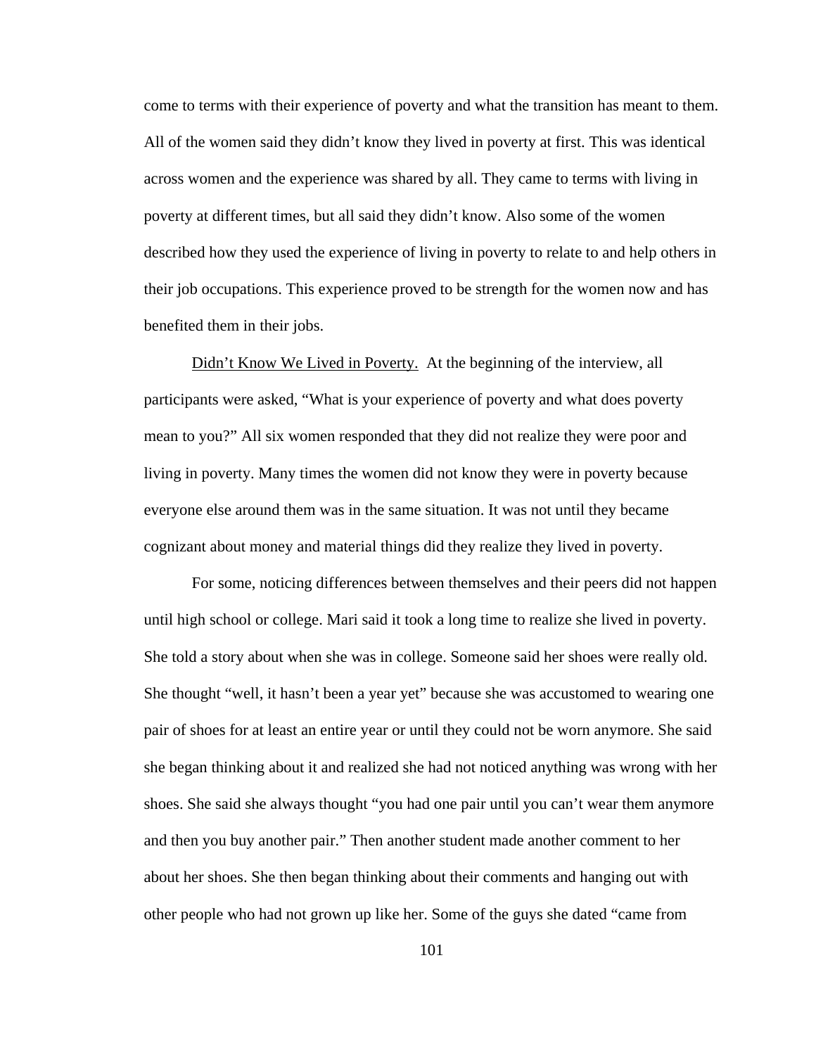come to terms with their experience of poverty and what the transition has meant to them. All of the women said they didn't know they lived in poverty at first. This was identical across women and the experience was shared by all. They came to terms with living in poverty at different times, but all said they didn't know. Also some of the women described how they used the experience of living in poverty to relate to and help others in their job occupations. This experience proved to be strength for the women now and has benefited them in their jobs.

<u>Didn't Know We Lived in Poverty.</u> At the beginning of the interview, all participants were asked, "What is your experience of poverty and what does poverty mean to you?" All six women responded that they did not realize they were poor and living in poverty. Many times the women did not know they were in poverty because everyone else around them was in the same situation. It was not until they became cognizant about money and material things did they realize they lived in poverty.

For some, noticing differences between themselves and their peers did not happen until high school or college. Mari said it took a long time to realize she lived in poverty. She told a story about when she was in college. Someone said her shoes were really old. She thought "well, it hasn't been a year yet" because she was accustomed to wearing one pair of shoes for at least an entire year or until they could not be worn anymore. She said she began thinking about it and realized she had not noticed anything was wrong with her shoes. She said she always thought "you had one pair until you can't wear them anymore and then you buy another pair." Then another student made another comment to her about her shoes. She then began thinking about their comments and hanging out with other people who had not grown up like her. Some of the guys she dated "came from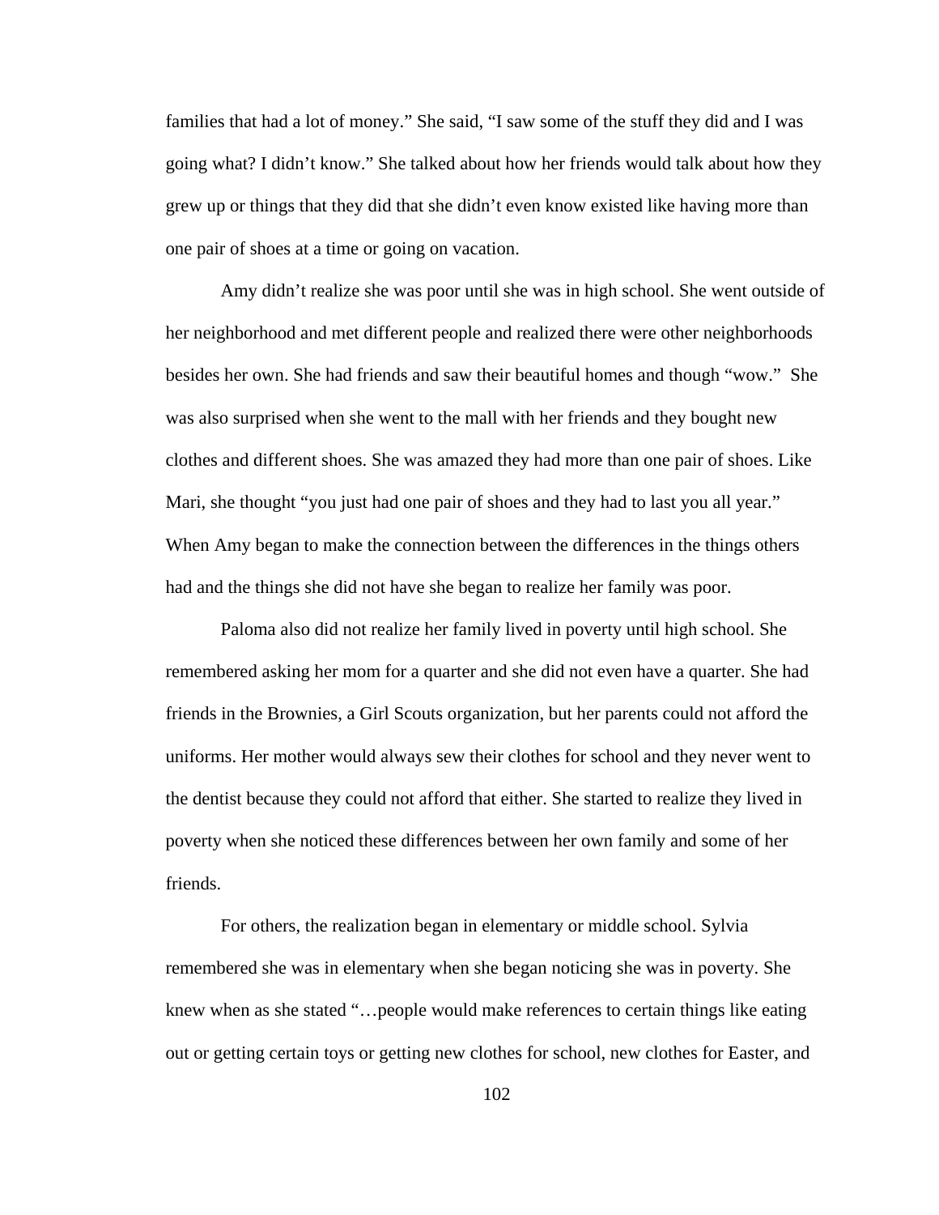families that had a lot of money." She said, "I saw some of the stuff they did and I was going what? I didn't know." She talked about how her friends would talk about how they grew up or things that they did that she didn't even know existed like having more than one pair of shoes at a time or going on vacation.

Amy didn't realize she was poor until she was in high school. She went outside of her neighborhood and met different people and realized there were other neighborhoods besides her own. She had friends and saw their beautiful homes and though "wow." She was also surprised when she went to the mall with her friends and they bought new clothes and different shoes. She was amazed they had more than one pair of shoes. Like Mari, she thought "you just had one pair of shoes and they had to last you all year." When Amy began to make the connection between the differences in the things others had and the things she did not have she began to realize her family was poor.

Paloma also did not realize her family lived in poverty until high school. She remembered asking her mom for a quarter and she did not even have a quarter. She had friends in the Brownies, a Girl Scouts organization, but her parents could not afford the uniforms. Her mother would always sew their clothes for school and they never went to the dentist because they could not afford that either. She started to realize they lived in poverty when she noticed these differences between her own family and some of her friends.

For others, the realization began in elementary or middle school. Sylvia remembered she was in elementary when she began noticing she was in poverty. She knew when as she stated "…people would make references to certain things like eating out or getting certain toys or getting new clothes for school, new clothes for Easter, and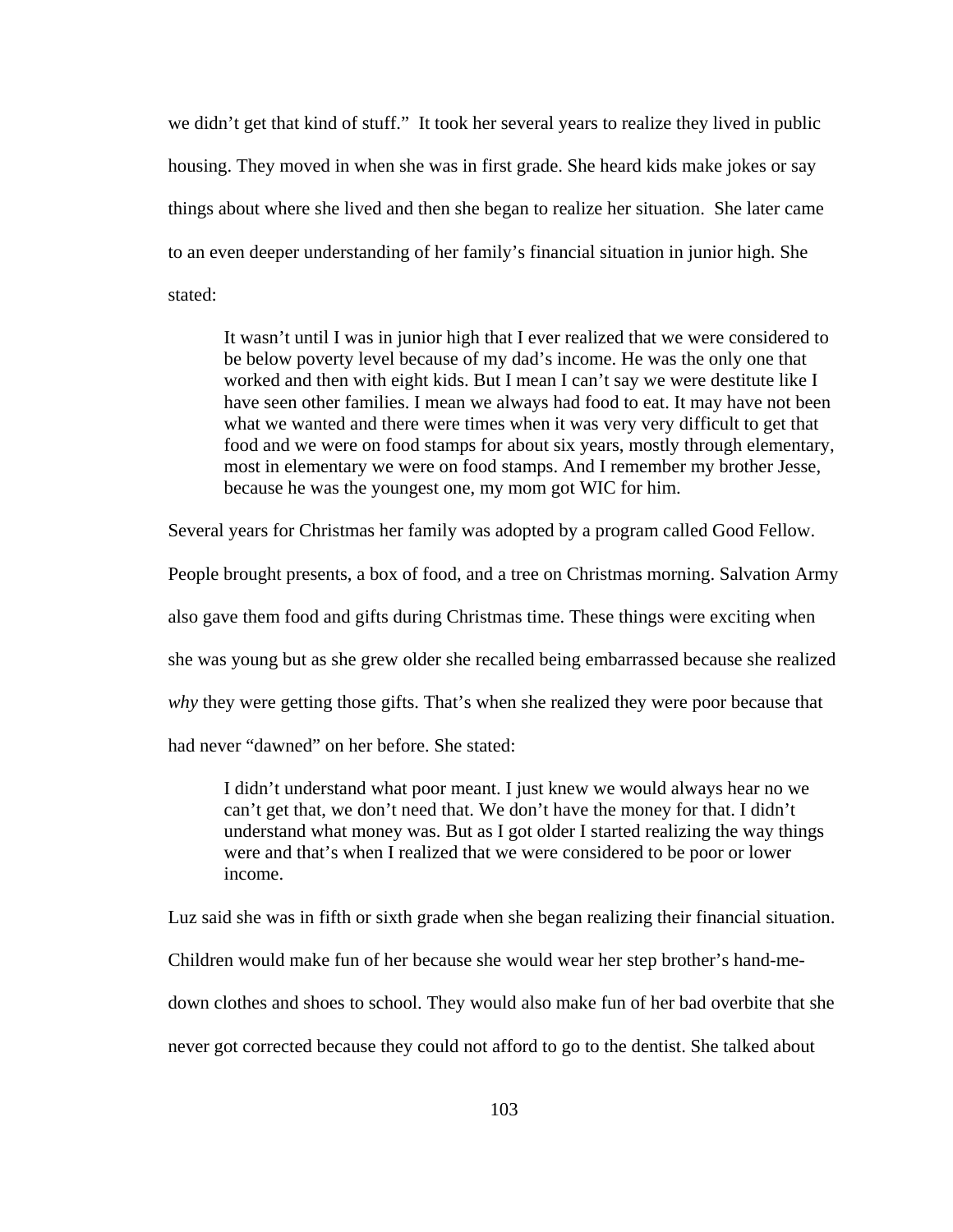we didn't get that kind of stuff." It took her several years to realize they lived in public housing. They moved in when she was in first grade. She heard kids make jokes or say things about where she lived and then she began to realize her situation. She later came to an even deeper understanding of her family's financial situation in junior high. She stated:

> It wasn't until I was in junior high that I ever realized that we were considered to be below poverty level because of my dad's income. He was the only one that worked and then with eight kids. But I mean I can't say we were destitute like I have seen other families. I mean we always had food to eat. It may have not been what we wanted and there were times when it was very very difficult to get that food and we were on food stamps for about six years, mostly through elementary, most in elementary we were on food stamps. And I remember my brother Jesse, because he was the youngest one, my mom got WIC for him.

Several years for Christmas her family was adopted by a program called Good Fellow. People brought presents, a box of food, and a tree on Christmas morning. Salvation Army also gave them food and gifts during Christmas time. These things were exciting when she was young but as she grew older she recalled being embarrassed because she realized *why* they were getting those gifts. That's when she realized they were poor because that had never "dawned" on her before. She stated:

> I didn't understand what poor meant. I just knew we would always hear no we can't get that, we don't need that. We don't have the money for that. I didn't understand what money was. But as I got older I started realizing the way things were and that's when I realized that we were considered to be poor or lower income.

Luz said she was in fifth or sixth grade when she began realizing their financial situation. Children would make fun of her because she would wear her step brother's hand-me-down clothes and shoes to school. They would also make fun of her bad overbite that she never got corrected because they could not afford to go to the dentist. She talked about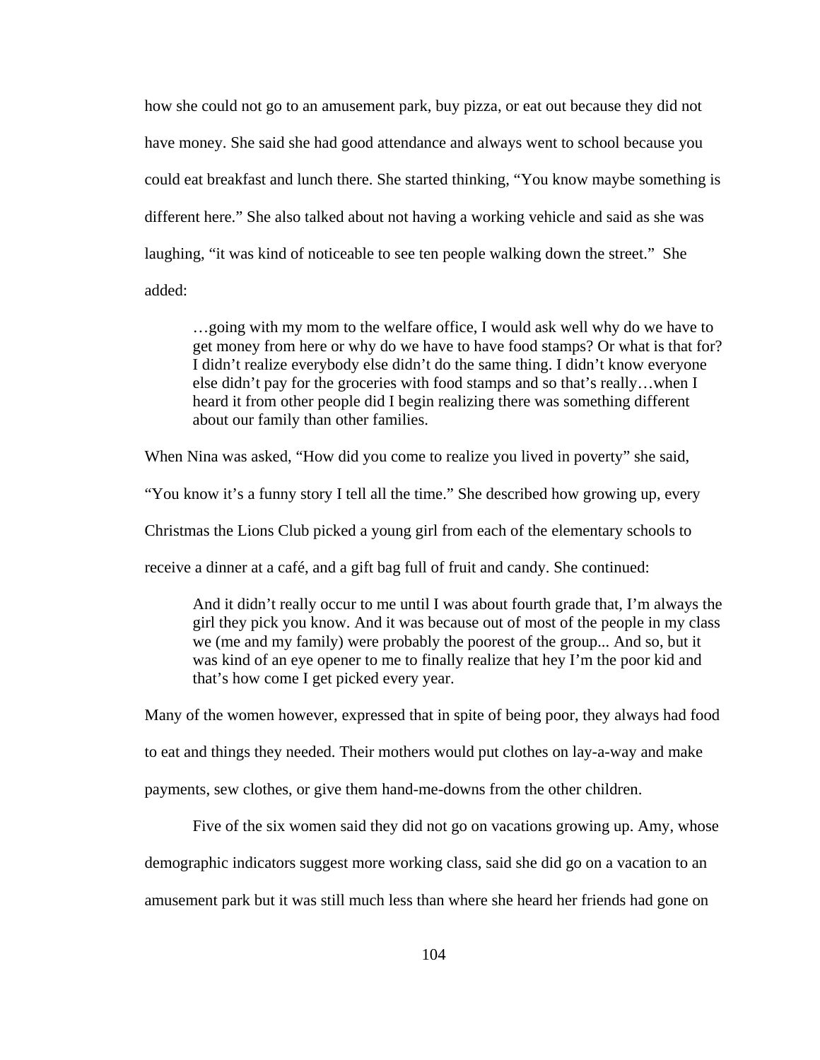how she could not go to an amusement park, buy pizza, or eat out because they did not have money. She said she had good attendance and always went to school because you could eat breakfast and lunch there. She started thinking, "You know maybe something is different here." She also talked about not having a working vehicle and said as she was laughing, "it was kind of noticeable to see ten people walking down the street." She added:

> …going with my mom to the welfare office, I would ask well why do we have to get money from here or why do we have to have food stamps? Or what is that for? I didn't realize everybody else didn't do the same thing. I didn't know everyone else didn't pay for the groceries with food stamps and so that's really…when I heard it from other people did I begin realizing there was something different about our family than other families.

When Nina was asked, "How did you come to realize you lived in poverty" she said, "You know it's a funny story I tell all the time." She described how growing up, every Christmas the Lions Club picked a young girl from each of the elementary schools to receive a dinner at a café, and a gift bag full of fruit and candy. She continued:

> And it didn't really occur to me until I was about fourth grade that, I'm always the girl they pick you know. And it was because out of most of the people in my class we (me and my family) were probably the poorest of the group... And so, but it was kind of an eye opener to me to finally realize that hey I'm the poor kid and that's how come I get picked every year.

Many of the women however, expressed that in spite of being poor, they always had food to eat and things they needed. Their mothers would put clothes on lay-a-way and make payments, sew clothes, or give them hand-me-downs from the other children.

Five of the six women said they did not go on vacations growing up. Amy, whose demographic indicators suggest more working class, said she did go on a vacation to an amusement park but it was still much less than where she heard her friends had gone on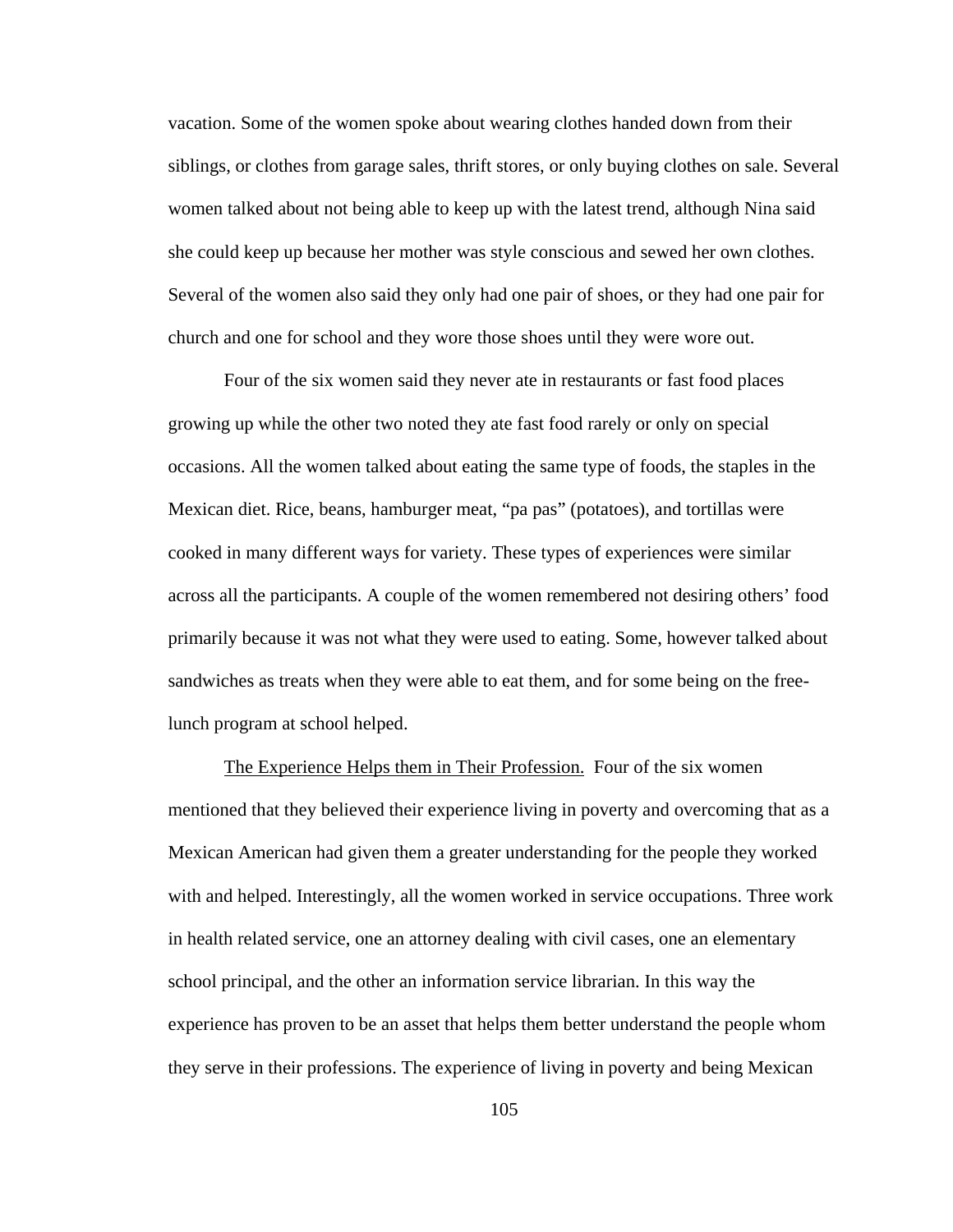vacation. Some of the women spoke about wearing clothes handed down from their siblings, or clothes from garage sales, thrift stores, or only buying clothes on sale. Several women talked about not being able to keep up with the latest trend, although Nina said she could keep up because her mother was style conscious and sewed her own clothes. Several of the women also said they only had one pair of shoes, or they had one pair for church and one for school and they wore those shoes until they were wore out.

Four of the six women said they never ate in restaurants or fast food places growing up while the other two noted they ate fast food rarely or only on special occasions. All the women talked about eating the same type of foods, the staples in the Mexican diet. Rice, beans, hamburger meat, "pa pas" (potatoes), and tortillas were cooked in many different ways for variety. These types of experiences were similar across all the participants. A couple of the women remembered not desiring others' food primarily because it was not what they were used to eating. Some, however talked about sandwiches as treats when they were able to eat them, and for some being on the free-lunch program at school helped.

<u>The Experience Helps them in Their Profession.</u> Four of the six women mentioned that they believed their experience living in poverty and overcoming that as a Mexican American had given them a greater understanding for the people they worked with and helped. Interestingly, all the women worked in service occupations. Three work in health related service, one an attorney dealing with civil cases, one an elementary school principal, and the other an information service librarian. In this way the experience has proven to be an asset that helps them better understand the people whom they serve in their professions. The experience of living in poverty and being Mexican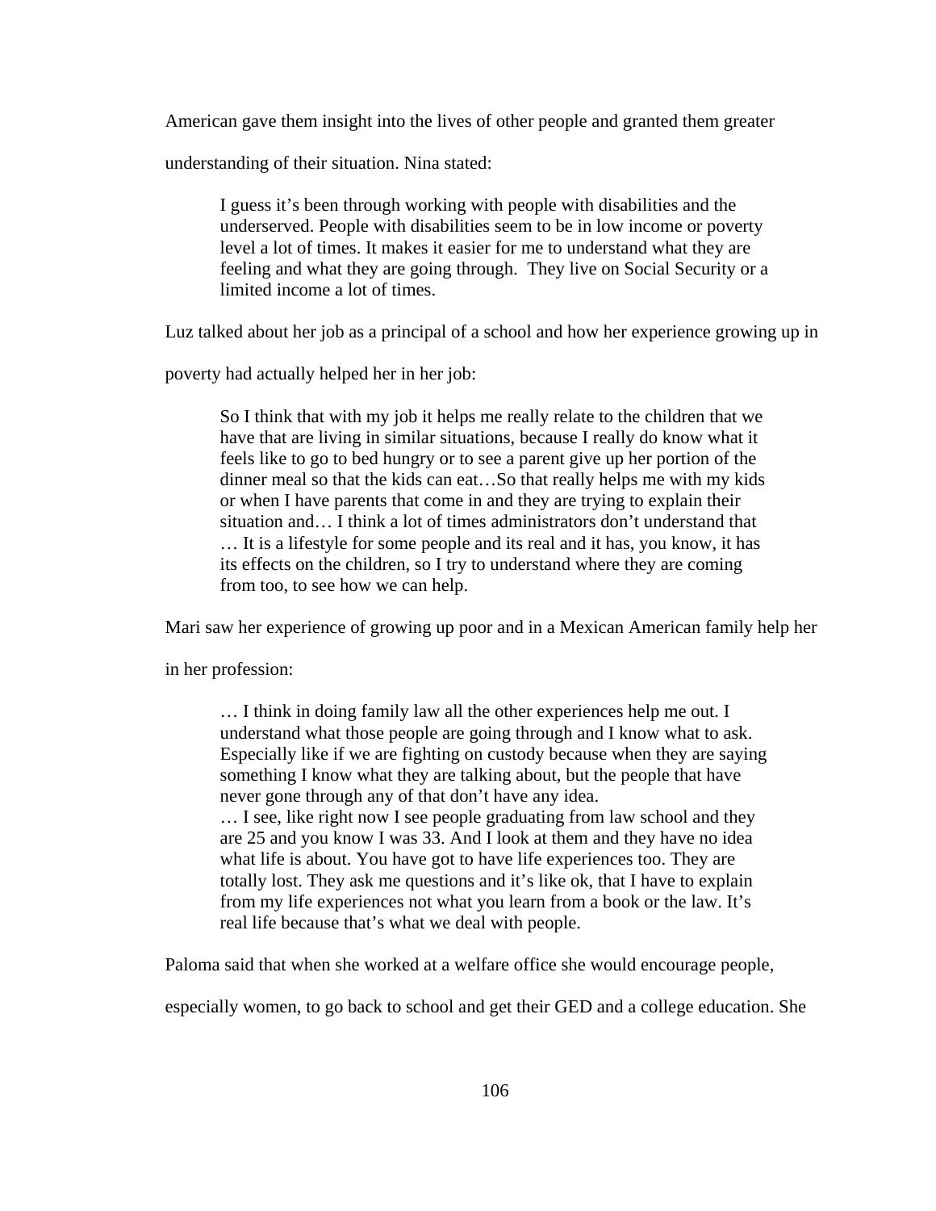American gave them insight into the lives of other people and granted them greater understanding of their situation. Nina stated:

> I guess it's been through working with people with disabilities and the underserved. People with disabilities seem to be in low income or poverty level a lot of times. It makes it easier for me to understand what they are feeling and what they are going through. They live on Social Security or a limited income a lot of times.

Luz talked about her job as a principal of a school and how her experience growing up in poverty had actually helped her in her job:

> So I think that with my job it helps me really relate to the children that we have that are living in similar situations, because I really do know what it feels like to go to bed hungry or to see a parent give up her portion of the dinner meal so that the kids can eat…So that really helps me with my kids or when I have parents that come in and they are trying to explain their situation and… I think a lot of times administrators don't understand that … It is a lifestyle for some people and its real and it has, you know, it has its effects on the children, so I try to understand where they are coming from too, to see how we can help.

Mari saw her experience of growing up poor and in a Mexican American family help her in her profession:

> … I think in doing family law all the other experiences help me out. I understand what those people are going through and I know what to ask. Especially like if we are fighting on custody because when they are saying something I know what they are talking about, but the people that have never gone through any of that don't have any idea.
> … I see, like right now I see people graduating from law school and they are 25 and you know I was 33. And I look at them and they have no idea what life is about. You have got to have life experiences too. They are totally lost. They ask me questions and it's like ok, that I have to explain from my life experiences not what you learn from a book or the law. It's real life because that's what we deal with people.

Paloma said that when she worked at a welfare office she would encourage people, especially women, to go back to school and get their GED and a college education. She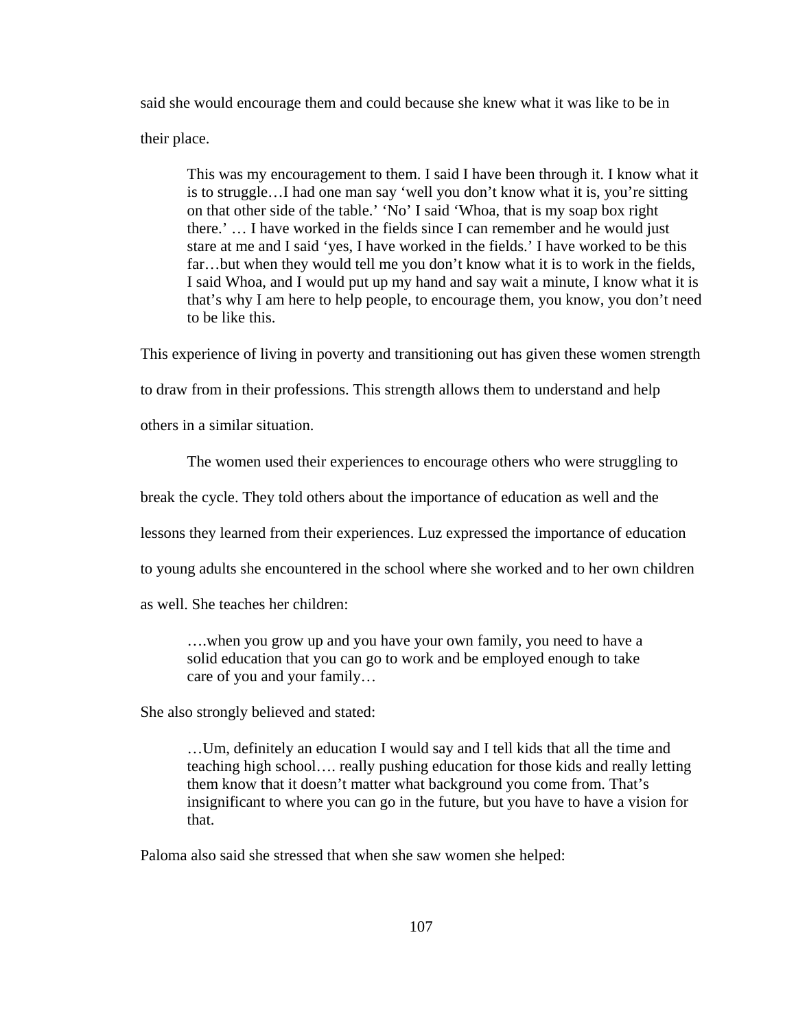said she would encourage them and could because she knew what it was like to be in their place.

> This was my encouragement to them. I said I have been through it. I know what it is to struggle…I had one man say 'well you don't know what it is, you're sitting on that other side of the table.' 'No' I said 'Whoa, that is my soap box right there.' … I have worked in the fields since I can remember and he would just stare at me and I said 'yes, I have worked in the fields.' I have worked to be this far…but when they would tell me you don't know what it is to work in the fields, I said Whoa, and I would put up my hand and say wait a minute, I know what it is that's why I am here to help people, to encourage them, you know, you don't need to be like this.

This experience of living in poverty and transitioning out has given these women strength to draw from in their professions. This strength allows them to understand and help others in a similar situation.

The women used their experiences to encourage others who were struggling to break the cycle. They told others about the importance of education as well and the lessons they learned from their experiences. Luz expressed the importance of education to young adults she encountered in the school where she worked and to her own children as well. She teaches her children:

> ….when you grow up and you have your own family, you need to have a solid education that you can go to work and be employed enough to take care of you and your family…

She also strongly believed and stated:

> …Um, definitely an education I would say and I tell kids that all the time and teaching high school…. really pushing education for those kids and really letting them know that it doesn't matter what background you come from. That's insignificant to where you can go in the future, but you have to have a vision for that.

Paloma also said she stressed that when she saw women she helped: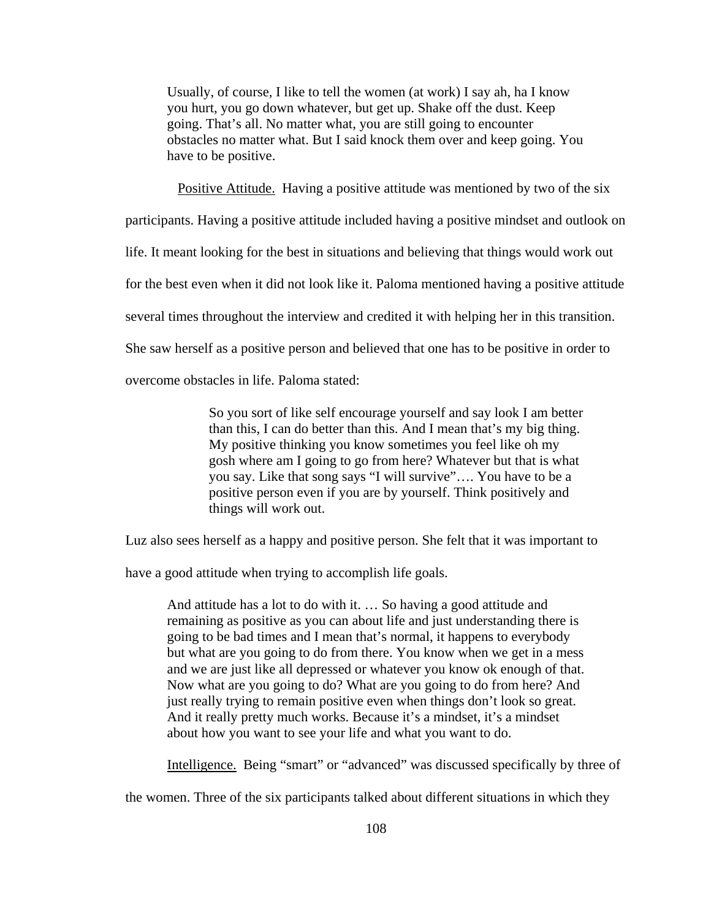> Usually, of course, I like to tell the women (at work) I say ah, ha I know you hurt, you go down whatever, but get up. Shake off the dust. Keep going. That's all. No matter what, you are still going to encounter obstacles no matter what. But I said knock them over and keep going. You have to be positive.

<u>Positive Attitude.</u> Having a positive attitude was mentioned by two of the six participants. Having a positive attitude included having a positive mindset and outlook on life. It meant looking for the best in situations and believing that things would work out for the best even when it did not look like it. Paloma mentioned having a positive attitude several times throughout the interview and credited it with helping her in this transition. She saw herself as a positive person and believed that one has to be positive in order to overcome obstacles in life. Paloma stated:

> So you sort of like self encourage yourself and say look I am better than this, I can do better than this. And I mean that's my big thing. My positive thinking you know sometimes you feel like oh my gosh where am I going to go from here? Whatever but that is what you say. Like that song says "I will survive"…. You have to be a positive person even if you are by yourself. Think positively and things will work out.

Luz also sees herself as a happy and positive person. She felt that it was important to have a good attitude when trying to accomplish life goals.

> And attitude has a lot to do with it. … So having a good attitude and remaining as positive as you can about life and just understanding there is going to be bad times and I mean that's normal, it happens to everybody but what are you going to do from there. You know when we get in a mess and we are just like all depressed or whatever you know ok enough of that. Now what are you going to do? What are you going to do from here? And just really trying to remain positive even when things don't look so great. And it really pretty much works. Because it's a mindset, it's a mindset about how you want to see your life and what you want to do.

<u>Intelligence.</u> Being "smart" or "advanced" was discussed specifically by three of the women. Three of the six participants talked about different situations in which they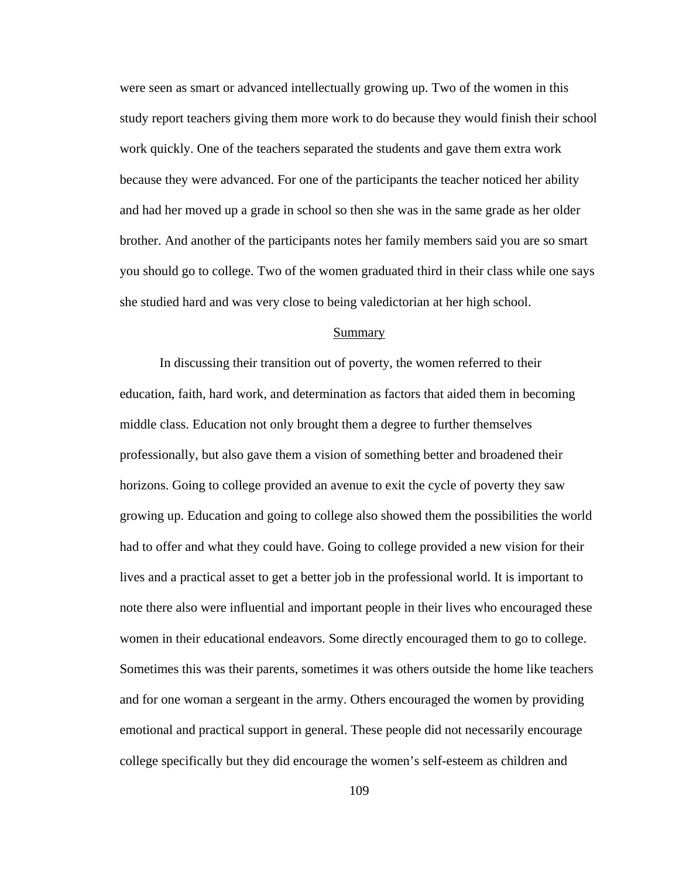were seen as smart or advanced intellectually growing up. Two of the women in this study report teachers giving them more work to do because they would finish their school work quickly. One of the teachers separated the students and gave them extra work because they were advanced. For one of the participants the teacher noticed her ability and had her moved up a grade in school so then she was in the same grade as her older brother. And another of the participants notes her family members said you are so smart you should go to college. Two of the women graduated third in their class while one says she studied hard and was very close to being valedictorian at her high school.

## Summary

In discussing their transition out of poverty, the women referred to their education, faith, hard work, and determination as factors that aided them in becoming middle class. Education not only brought them a degree to further themselves professionally, but also gave them a vision of something better and broadened their horizons. Going to college provided an avenue to exit the cycle of poverty they saw growing up. Education and going to college also showed them the possibilities the world had to offer and what they could have. Going to college provided a new vision for their lives and a practical asset to get a better job in the professional world. It is important to note there also were influential and important people in their lives who encouraged these women in their educational endeavors. Some directly encouraged them to go to college. Sometimes this was their parents, sometimes it was others outside the home like teachers and for one woman a sergeant in the army. Others encouraged the women by providing emotional and practical support in general. These people did not necessarily encourage college specifically but they did encourage the women's self-esteem as children and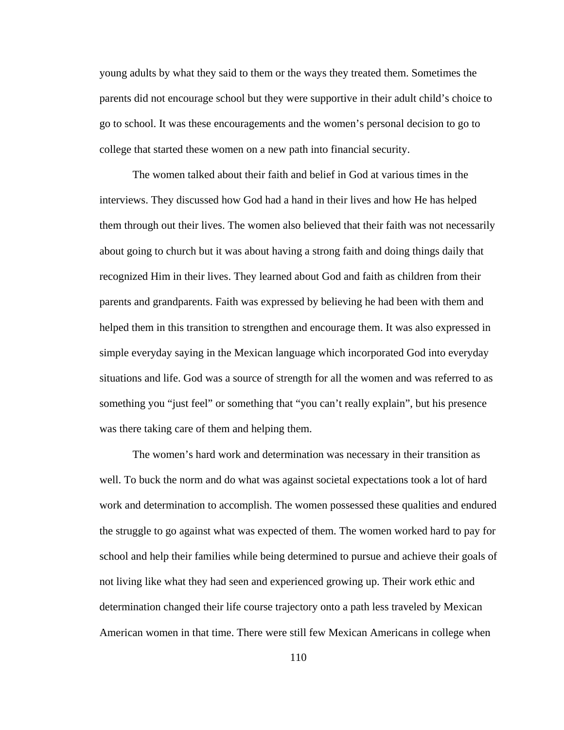young adults by what they said to them or the ways they treated them. Sometimes the parents did not encourage school but they were supportive in their adult child's choice to go to school. It was these encouragements and the women's personal decision to go to college that started these women on a new path into financial security.

The women talked about their faith and belief in God at various times in the interviews. They discussed how God had a hand in their lives and how He has helped them through out their lives. The women also believed that their faith was not necessarily about going to church but it was about having a strong faith and doing things daily that recognized Him in their lives. They learned about God and faith as children from their parents and grandparents. Faith was expressed by believing he had been with them and helped them in this transition to strengthen and encourage them. It was also expressed in simple everyday saying in the Mexican language which incorporated God into everyday situations and life. God was a source of strength for all the women and was referred to as something you "just feel" or something that "you can't really explain", but his presence was there taking care of them and helping them.

The women's hard work and determination was necessary in their transition as well. To buck the norm and do what was against societal expectations took a lot of hard work and determination to accomplish. The women possessed these qualities and endured the struggle to go against what was expected of them. The women worked hard to pay for school and help their families while being determined to pursue and achieve their goals of not living like what they had seen and experienced growing up. Their work ethic and determination changed their life course trajectory onto a path less traveled by Mexican American women in that time. There were still few Mexican Americans in college when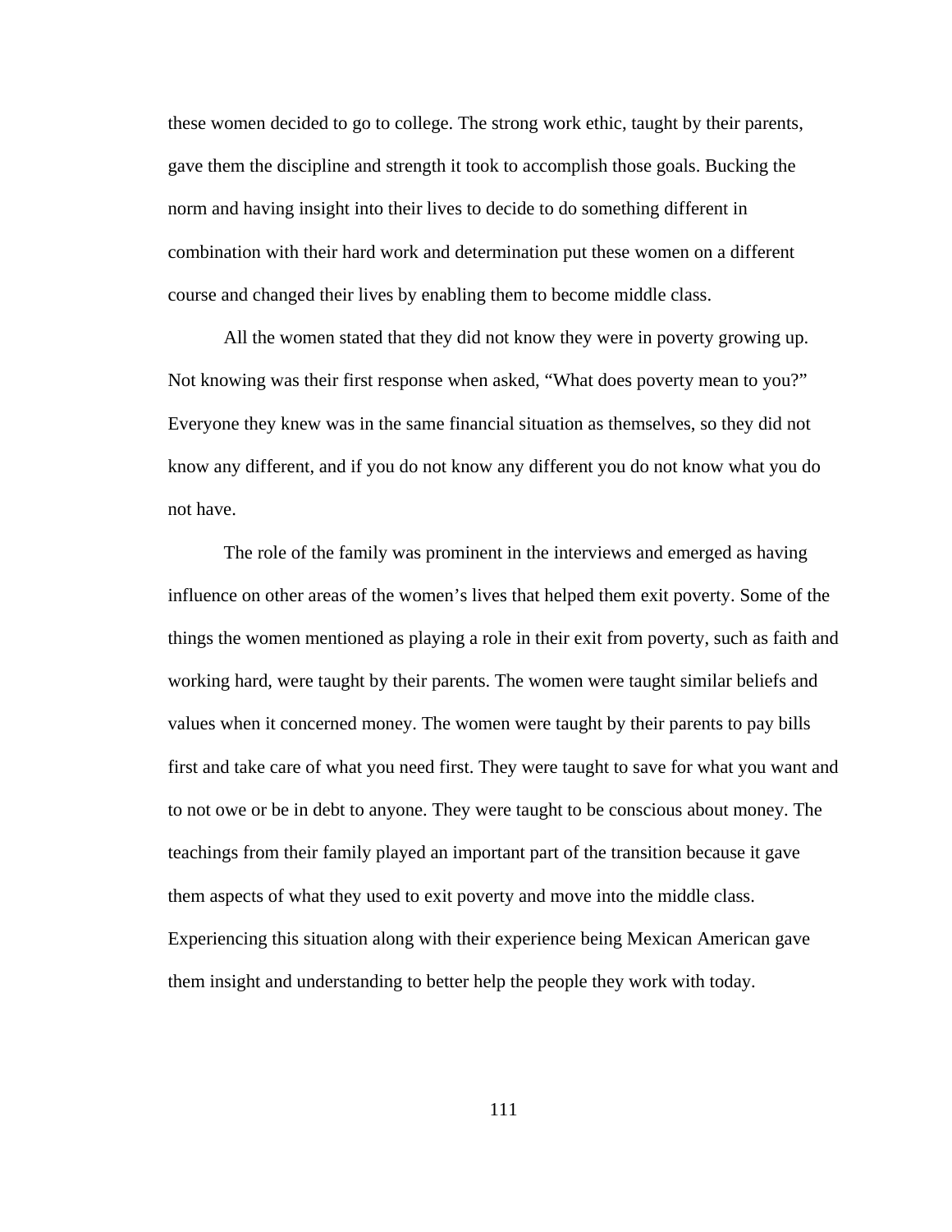these women decided to go to college. The strong work ethic, taught by their parents, gave them the discipline and strength it took to accomplish those goals. Bucking the norm and having insight into their lives to decide to do something different in combination with their hard work and determination put these women on a different course and changed their lives by enabling them to become middle class.

All the women stated that they did not know they were in poverty growing up. Not knowing was their first response when asked, "What does poverty mean to you?" Everyone they knew was in the same financial situation as themselves, so they did not know any different, and if you do not know any different you do not know what you do not have.

The role of the family was prominent in the interviews and emerged as having influence on other areas of the women's lives that helped them exit poverty. Some of the things the women mentioned as playing a role in their exit from poverty, such as faith and working hard, were taught by their parents. The women were taught similar beliefs and values when it concerned money. The women were taught by their parents to pay bills first and take care of what you need first. They were taught to save for what you want and to not owe or be in debt to anyone. They were taught to be conscious about money. The teachings from their family played an important part of the transition because it gave them aspects of what they used to exit poverty and move into the middle class. Experiencing this situation along with their experience being Mexican American gave them insight and understanding to better help the people they work with today.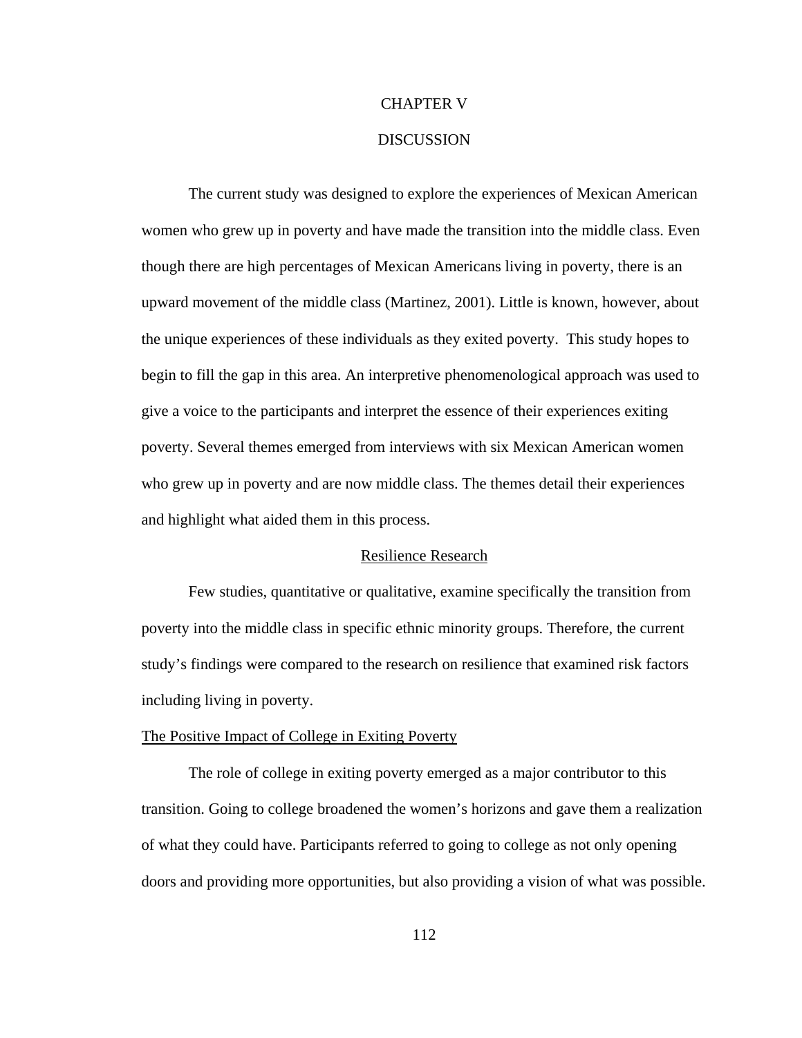# CHAPTER V

# DISCUSSION

The current study was designed to explore the experiences of Mexican American women who grew up in poverty and have made the transition into the middle class. Even though there are high percentages of Mexican Americans living in poverty, there is an upward movement of the middle class (Martinez, 2001). Little is known, however, about the unique experiences of these individuals as they exited poverty. This study hopes to begin to fill the gap in this area. An interpretive phenomenological approach was used to give a voice to the participants and interpret the essence of their experiences exiting poverty. Several themes emerged from interviews with six Mexican American women who grew up in poverty and are now middle class. The themes detail their experiences and highlight what aided them in this process.

## Resilience Research

Few studies, quantitative or qualitative, examine specifically the transition from poverty into the middle class in specific ethnic minority groups. Therefore, the current study's findings were compared to the research on resilience that examined risk factors including living in poverty.

### The Positive Impact of College in Exiting Poverty

The role of college in exiting poverty emerged as a major contributor to this transition. Going to college broadened the women's horizons and gave them a realization of what they could have. Participants referred to going to college as not only opening doors and providing more opportunities, but also providing a vision of what was possible.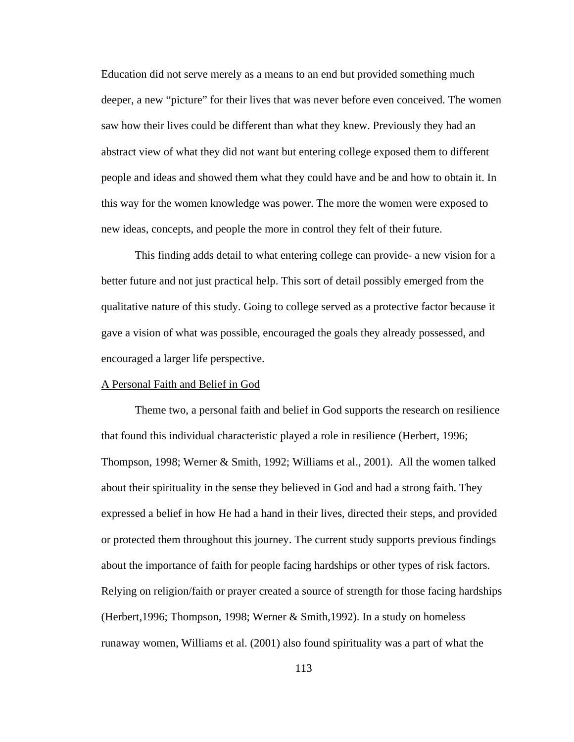Education did not serve merely as a means to an end but provided something much deeper, a new "picture" for their lives that was never before even conceived. The women saw how their lives could be different than what they knew. Previously they had an abstract view of what they did not want but entering college exposed them to different people and ideas and showed them what they could have and be and how to obtain it. In this way for the women knowledge was power. The more the women were exposed to new ideas, concepts, and people the more in control they felt of their future.

This finding adds detail to what entering college can provide- a new vision for a better future and not just practical help. This sort of detail possibly emerged from the qualitative nature of this study. Going to college served as a protective factor because it gave a vision of what was possible, encouraged the goals they already possessed, and encouraged a larger life perspective.

<u>A Personal Faith and Belief in God</u>

Theme two, a personal faith and belief in God supports the research on resilience that found this individual characteristic played a role in resilience (Herbert, 1996; Thompson, 1998; Werner & Smith, 1992; Williams et al., 2001). All the women talked about their spirituality in the sense they believed in God and had a strong faith. They expressed a belief in how He had a hand in their lives, directed their steps, and provided or protected them throughout this journey. The current study supports previous findings about the importance of faith for people facing hardships or other types of risk factors. Relying on religion/faith or prayer created a source of strength for those facing hardships (Herbert,1996; Thompson, 1998; Werner & Smith,1992). In a study on homeless runaway women, Williams et al. (2001) also found spirituality was a part of what the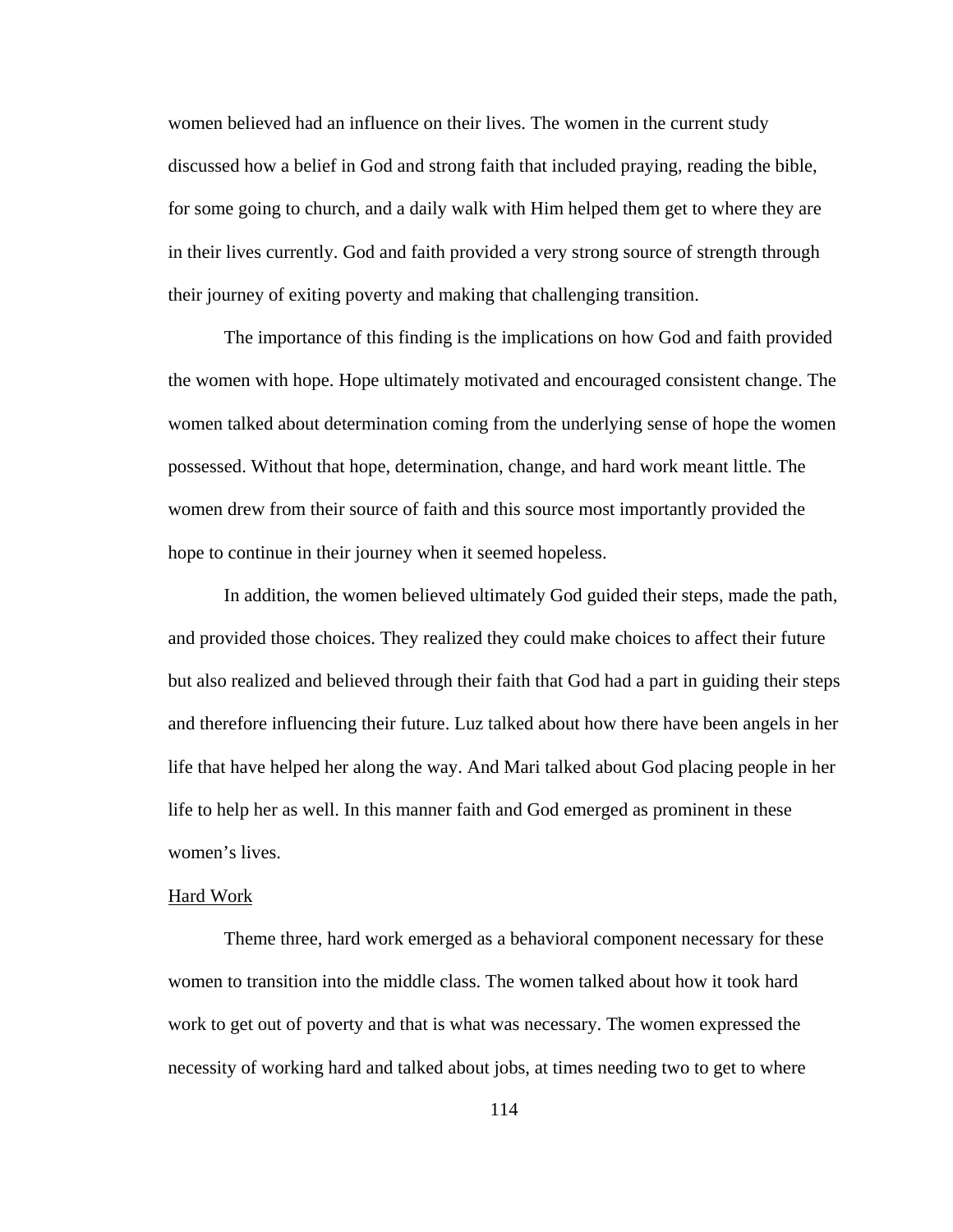women believed had an influence on their lives. The women in the current study discussed how a belief in God and strong faith that included praying, reading the bible, for some going to church, and a daily walk with Him helped them get to where they are in their lives currently. God and faith provided a very strong source of strength through their journey of exiting poverty and making that challenging transition.

The importance of this finding is the implications on how God and faith provided the women with hope. Hope ultimately motivated and encouraged consistent change. The women talked about determination coming from the underlying sense of hope the women possessed. Without that hope, determination, change, and hard work meant little. The women drew from their source of faith and this source most importantly provided the hope to continue in their journey when it seemed hopeless.

In addition, the women believed ultimately God guided their steps, made the path, and provided those choices. They realized they could make choices to affect their future but also realized and believed through their faith that God had a part in guiding their steps and therefore influencing their future. Luz talked about how there have been angels in her life that have helped her along the way. And Mari talked about God placing people in her life to help her as well. In this manner faith and God emerged as prominent in these women's lives.

<u>Hard Work</u>

Theme three, hard work emerged as a behavioral component necessary for these women to transition into the middle class. The women talked about how it took hard work to get out of poverty and that is what was necessary. The women expressed the necessity of working hard and talked about jobs, at times needing two to get to where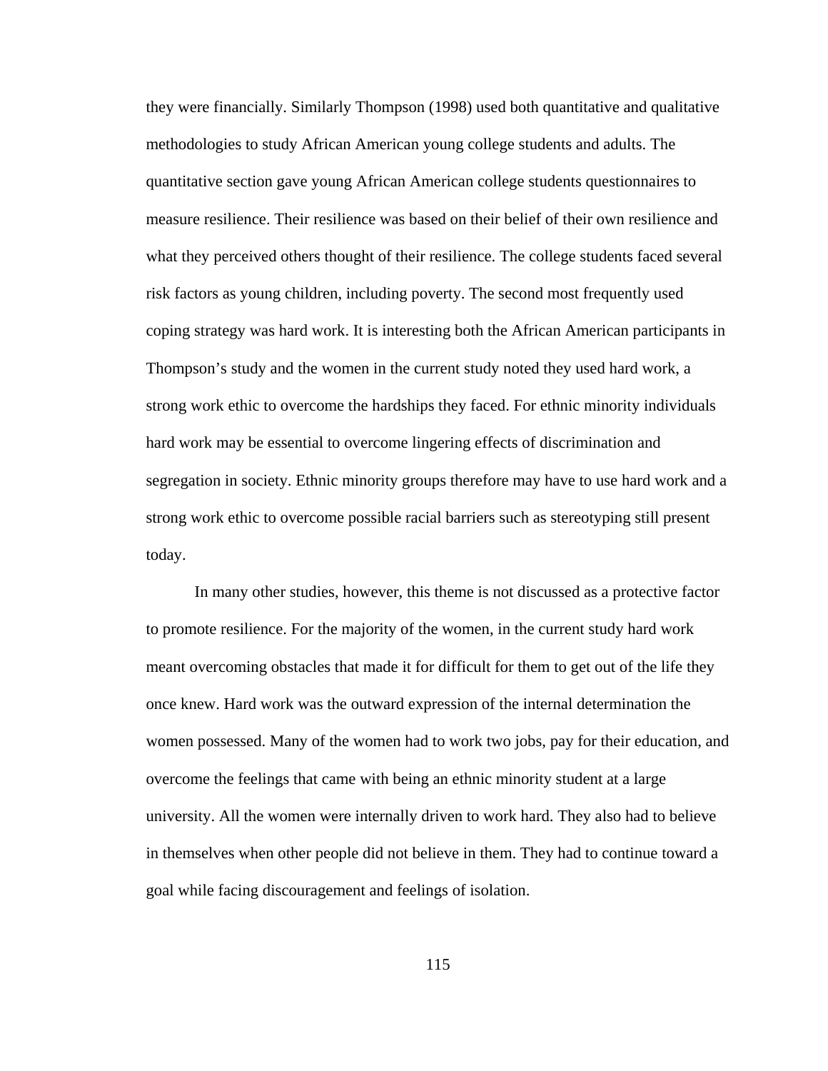they were financially. Similarly Thompson (1998) used both quantitative and qualitative methodologies to study African American young college students and adults. The quantitative section gave young African American college students questionnaires to measure resilience. Their resilience was based on their belief of their own resilience and what they perceived others thought of their resilience. The college students faced several risk factors as young children, including poverty. The second most frequently used coping strategy was hard work. It is interesting both the African American participants in Thompson's study and the women in the current study noted they used hard work, a strong work ethic to overcome the hardships they faced. For ethnic minority individuals hard work may be essential to overcome lingering effects of discrimination and segregation in society. Ethnic minority groups therefore may have to use hard work and a strong work ethic to overcome possible racial barriers such as stereotyping still present today.

In many other studies, however, this theme is not discussed as a protective factor to promote resilience. For the majority of the women, in the current study hard work meant overcoming obstacles that made it for difficult for them to get out of the life they once knew. Hard work was the outward expression of the internal determination the women possessed. Many of the women had to work two jobs, pay for their education, and overcome the feelings that came with being an ethnic minority student at a large university. All the women were internally driven to work hard. They also had to believe in themselves when other people did not believe in them. They had to continue toward a goal while facing discouragement and feelings of isolation.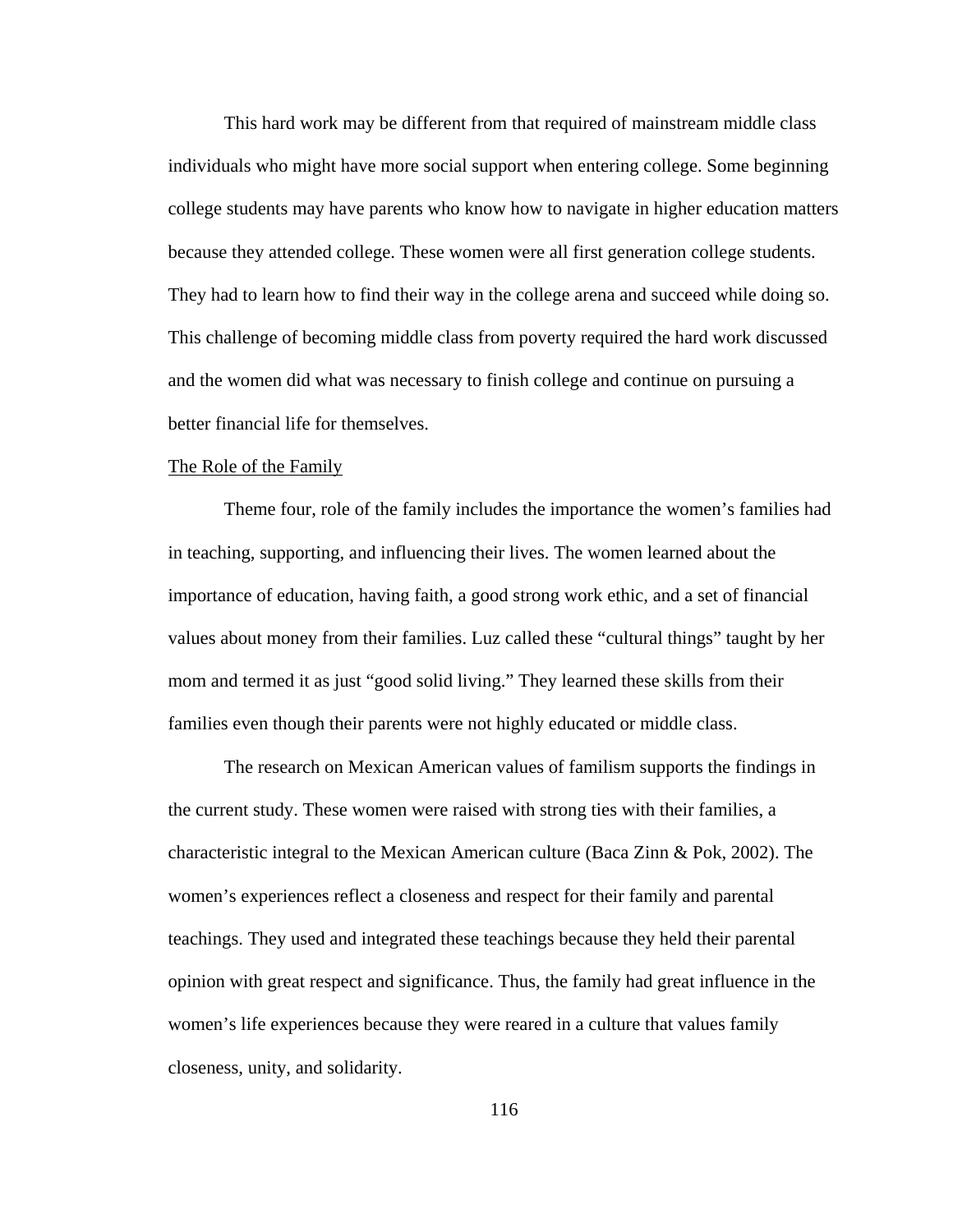This hard work may be different from that required of mainstream middle class individuals who might have more social support when entering college. Some beginning college students may have parents who know how to navigate in higher education matters because they attended college. These women were all first generation college students. They had to learn how to find their way in the college arena and succeed while doing so. This challenge of becoming middle class from poverty required the hard work discussed and the women did what was necessary to finish college and continue on pursuing a better financial life for themselves.

### The Role of the Family

Theme four, role of the family includes the importance the women's families had in teaching, supporting, and influencing their lives. The women learned about the importance of education, having faith, a good strong work ethic, and a set of financial values about money from their families. Luz called these "cultural things" taught by her mom and termed it as just "good solid living." They learned these skills from their families even though their parents were not highly educated or middle class.

The research on Mexican American values of familism supports the findings in the current study. These women were raised with strong ties with their families, a characteristic integral to the Mexican American culture (Baca Zinn & Pok, 2002). The women's experiences reflect a closeness and respect for their family and parental teachings. They used and integrated these teachings because they held their parental opinion with great respect and significance. Thus, the family had great influence in the women's life experiences because they were reared in a culture that values family closeness, unity, and solidarity.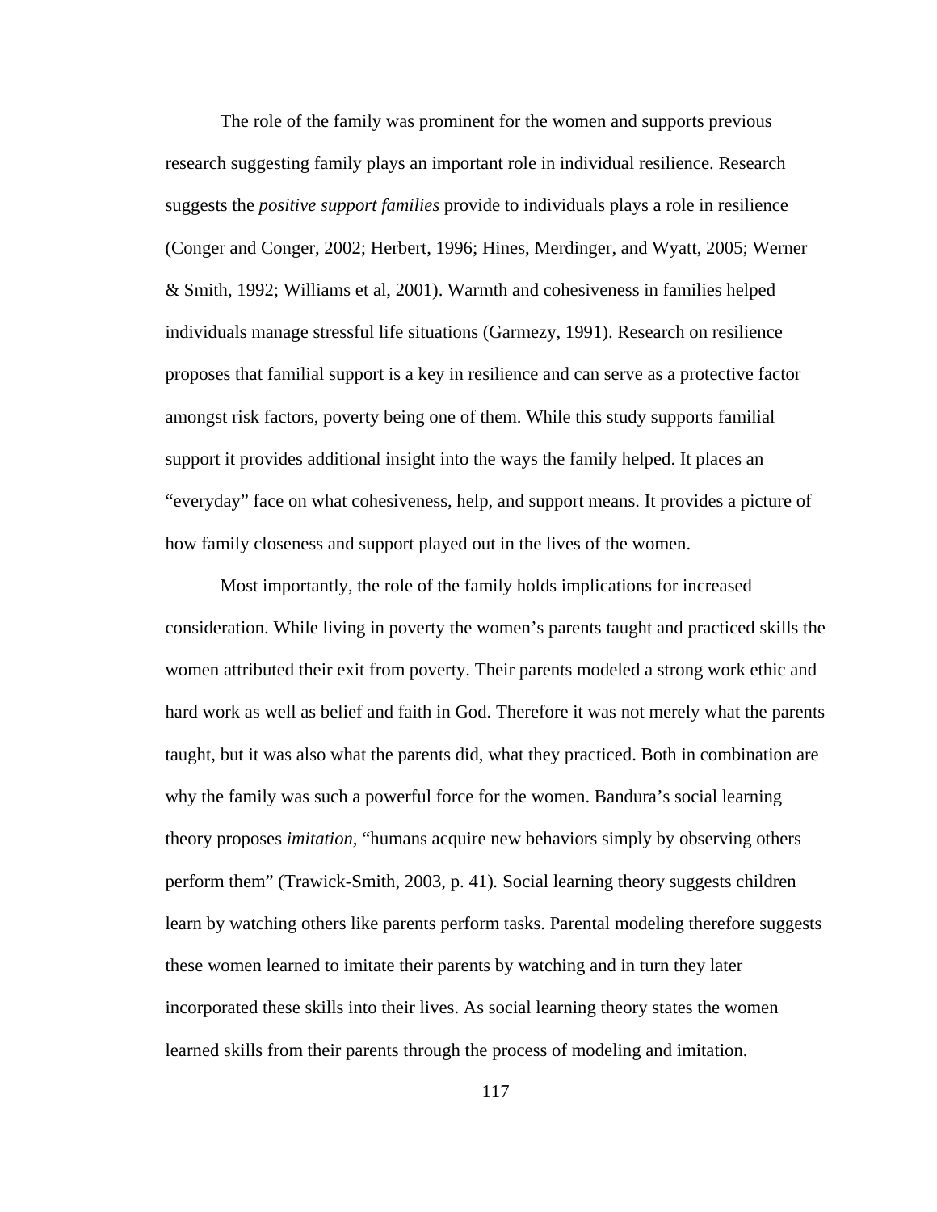The role of the family was prominent for the women and supports previous research suggesting family plays an important role in individual resilience. Research suggests the *positive support families* provide to individuals plays a role in resilience (Conger and Conger, 2002; Herbert, 1996; Hines, Merdinger, and Wyatt, 2005; Werner & Smith, 1992; Williams et al, 2001). Warmth and cohesiveness in families helped individuals manage stressful life situations (Garmezy, 1991). Research on resilience proposes that familial support is a key in resilience and can serve as a protective factor amongst risk factors, poverty being one of them. While this study supports familial support it provides additional insight into the ways the family helped. It places an "everyday" face on what cohesiveness, help, and support means. It provides a picture of how family closeness and support played out in the lives of the women.

Most importantly, the role of the family holds implications for increased consideration. While living in poverty the women's parents taught and practiced skills the women attributed their exit from poverty. Their parents modeled a strong work ethic and hard work as well as belief and faith in God. Therefore it was not merely what the parents taught, but it was also what the parents did, what they practiced. Both in combination are why the family was such a powerful force for the women. Bandura's social learning theory proposes *imitation*, "humans acquire new behaviors simply by observing others perform them" (Trawick-Smith, 2003, p. 41). Social learning theory suggests children learn by watching others like parents perform tasks. Parental modeling therefore suggests these women learned to imitate their parents by watching and in turn they later incorporated these skills into their lives. As social learning theory states the women learned skills from their parents through the process of modeling and imitation.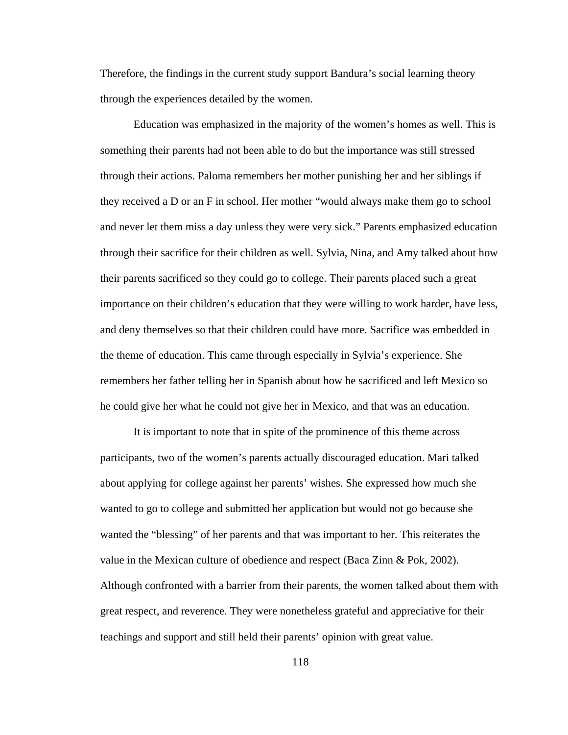Therefore, the findings in the current study support Bandura's social learning theory through the experiences detailed by the women.

Education was emphasized in the majority of the women's homes as well. This is something their parents had not been able to do but the importance was still stressed through their actions. Paloma remembers her mother punishing her and her siblings if they received a D or an F in school. Her mother "would always make them go to school and never let them miss a day unless they were very sick." Parents emphasized education through their sacrifice for their children as well. Sylvia, Nina, and Amy talked about how their parents sacrificed so they could go to college. Their parents placed such a great importance on their children's education that they were willing to work harder, have less, and deny themselves so that their children could have more. Sacrifice was embedded in the theme of education. This came through especially in Sylvia's experience. She remembers her father telling her in Spanish about how he sacrificed and left Mexico so he could give her what he could not give her in Mexico, and that was an education.

It is important to note that in spite of the prominence of this theme across participants, two of the women's parents actually discouraged education. Mari talked about applying for college against her parents' wishes. She expressed how much she wanted to go to college and submitted her application but would not go because she wanted the "blessing" of her parents and that was important to her. This reiterates the value in the Mexican culture of obedience and respect (Baca Zinn & Pok, 2002). Although confronted with a barrier from their parents, the women talked about them with great respect, and reverence. They were nonetheless grateful and appreciative for their teachings and support and still held their parents' opinion with great value.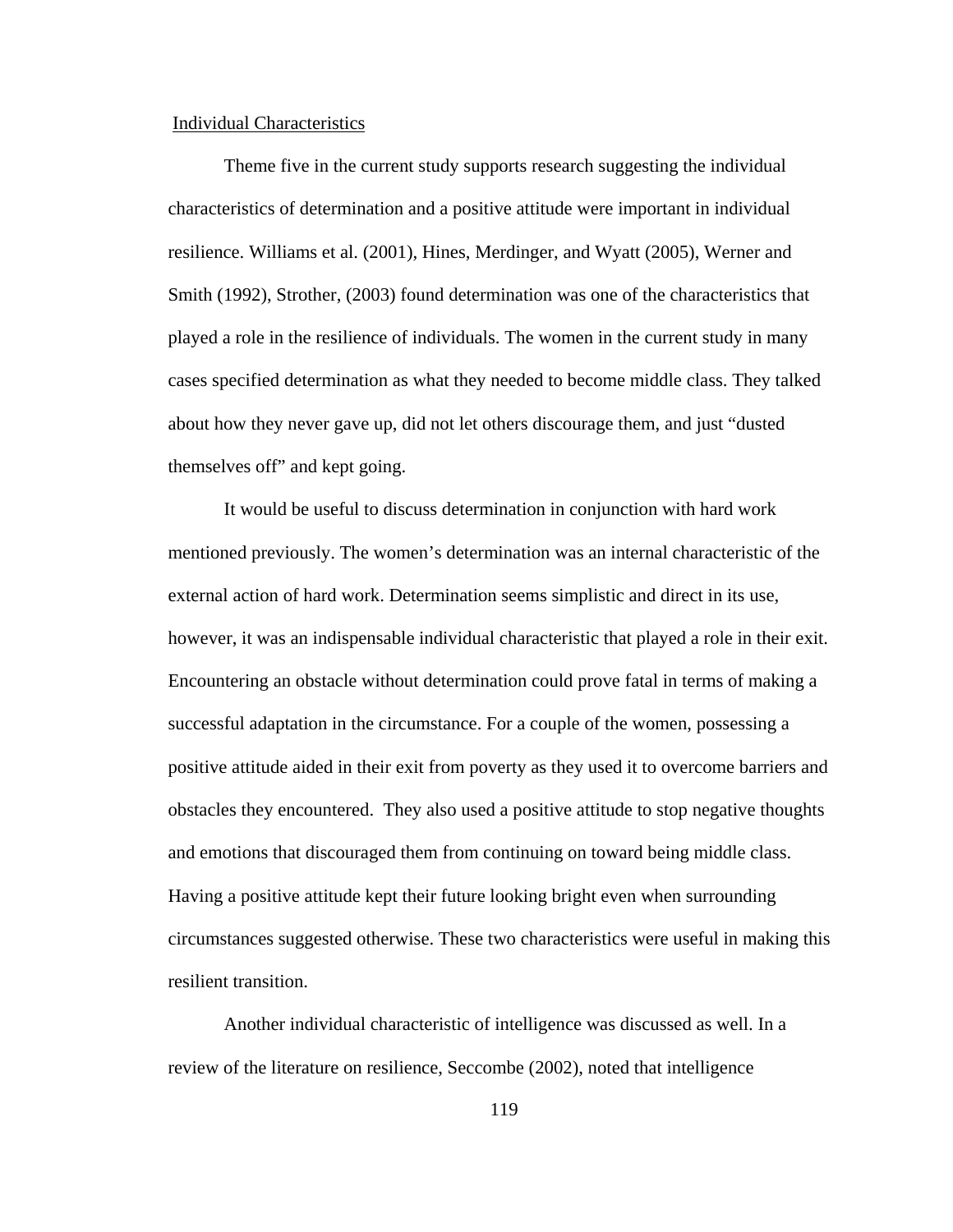Individual Characteristics

Theme five in the current study supports research suggesting the individual characteristics of determination and a positive attitude were important in individual resilience. Williams et al. (2001), Hines, Merdinger, and Wyatt (2005), Werner and Smith (1992), Strother, (2003) found determination was one of the characteristics that played a role in the resilience of individuals. The women in the current study in many cases specified determination as what they needed to become middle class. They talked about how they never gave up, did not let others discourage them, and just "dusted themselves off" and kept going.

It would be useful to discuss determination in conjunction with hard work mentioned previously. The women's determination was an internal characteristic of the external action of hard work. Determination seems simplistic and direct in its use, however, it was an indispensable individual characteristic that played a role in their exit. Encountering an obstacle without determination could prove fatal in terms of making a successful adaptation in the circumstance. For a couple of the women, possessing a positive attitude aided in their exit from poverty as they used it to overcome barriers and obstacles they encountered. They also used a positive attitude to stop negative thoughts and emotions that discouraged them from continuing on toward being middle class. Having a positive attitude kept their future looking bright even when surrounding circumstances suggested otherwise. These two characteristics were useful in making this resilient transition.

Another individual characteristic of intelligence was discussed as well. In a review of the literature on resilience, Seccombe (2002), noted that intelligence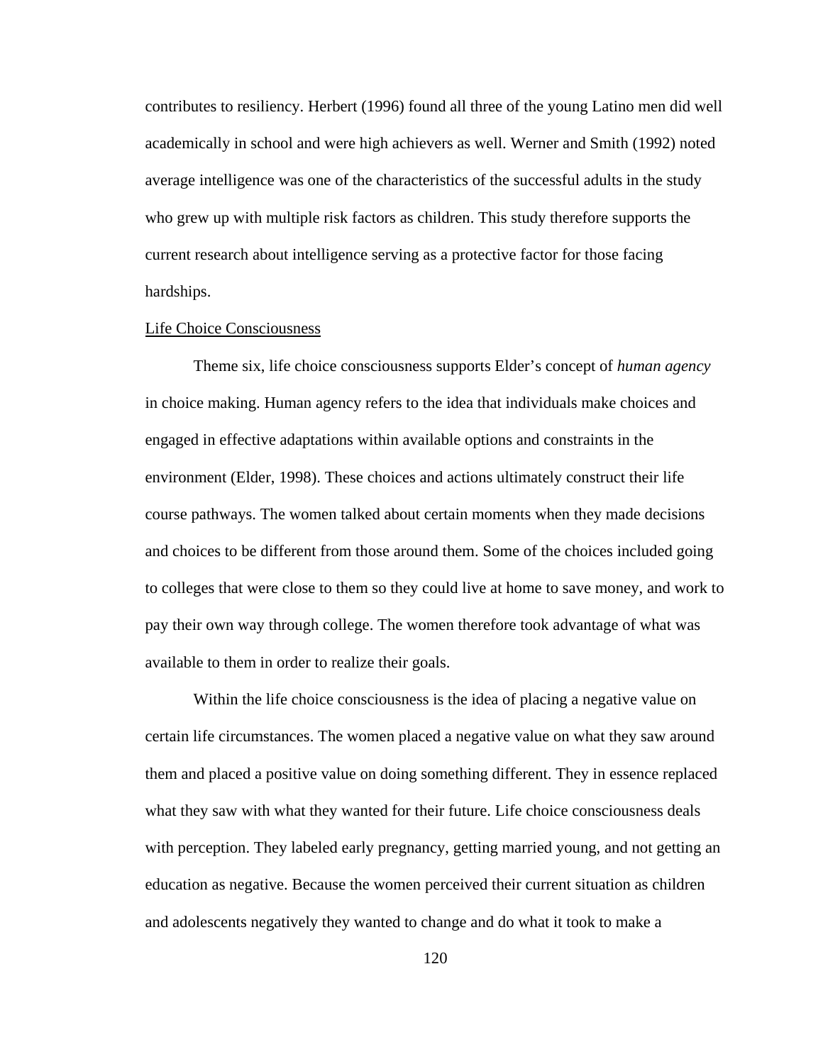contributes to resiliency. Herbert (1996) found all three of the young Latino men did well academically in school and were high achievers as well. Werner and Smith (1992) noted average intelligence was one of the characteristics of the successful adults in the study who grew up with multiple risk factors as children. This study therefore supports the current research about intelligence serving as a protective factor for those facing hardships.

Life Choice Consciousness

Theme six, life choice consciousness supports Elder's concept of *human agency* in choice making. Human agency refers to the idea that individuals make choices and engaged in effective adaptations within available options and constraints in the environment (Elder, 1998). These choices and actions ultimately construct their life course pathways. The women talked about certain moments when they made decisions and choices to be different from those around them. Some of the choices included going to colleges that were close to them so they could live at home to save money, and work to pay their own way through college. The women therefore took advantage of what was available to them in order to realize their goals.

Within the life choice consciousness is the idea of placing a negative value on certain life circumstances. The women placed a negative value on what they saw around them and placed a positive value on doing something different. They in essence replaced what they saw with what they wanted for their future. Life choice consciousness deals with perception. They labeled early pregnancy, getting married young, and not getting an education as negative. Because the women perceived their current situation as children and adolescents negatively they wanted to change and do what it took to make a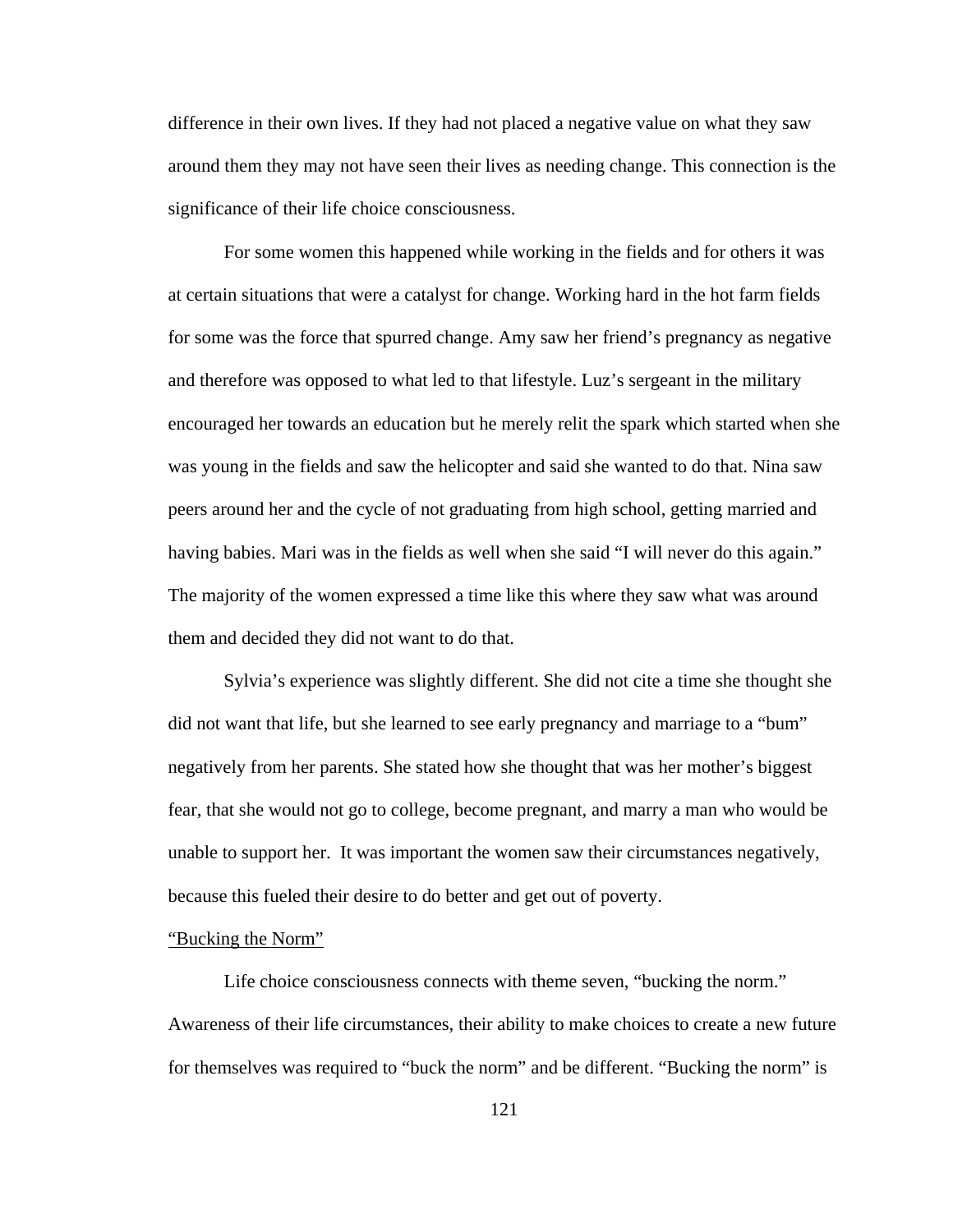difference in their own lives. If they had not placed a negative value on what they saw around them they may not have seen their lives as needing change. This connection is the significance of their life choice consciousness.

For some women this happened while working in the fields and for others it was at certain situations that were a catalyst for change. Working hard in the hot farm fields for some was the force that spurred change. Amy saw her friend's pregnancy as negative and therefore was opposed to what led to that lifestyle. Luz's sergeant in the military encouraged her towards an education but he merely relit the spark which started when she was young in the fields and saw the helicopter and said she wanted to do that. Nina saw peers around her and the cycle of not graduating from high school, getting married and having babies. Mari was in the fields as well when she said "I will never do this again." The majority of the women expressed a time like this where they saw what was around them and decided they did not want to do that.

Sylvia's experience was slightly different. She did not cite a time she thought she did not want that life, but she learned to see early pregnancy and marriage to a "bum" negatively from her parents. She stated how she thought that was her mother's biggest fear, that she would not go to college, become pregnant, and marry a man who would be unable to support her. It was important the women saw their circumstances negatively, because this fueled their desire to do better and get out of poverty.

<u>"Bucking the Norm"</u>

Life choice consciousness connects with theme seven, "bucking the norm." Awareness of their life circumstances, their ability to make choices to create a new future for themselves was required to "buck the norm" and be different. "Bucking the norm" is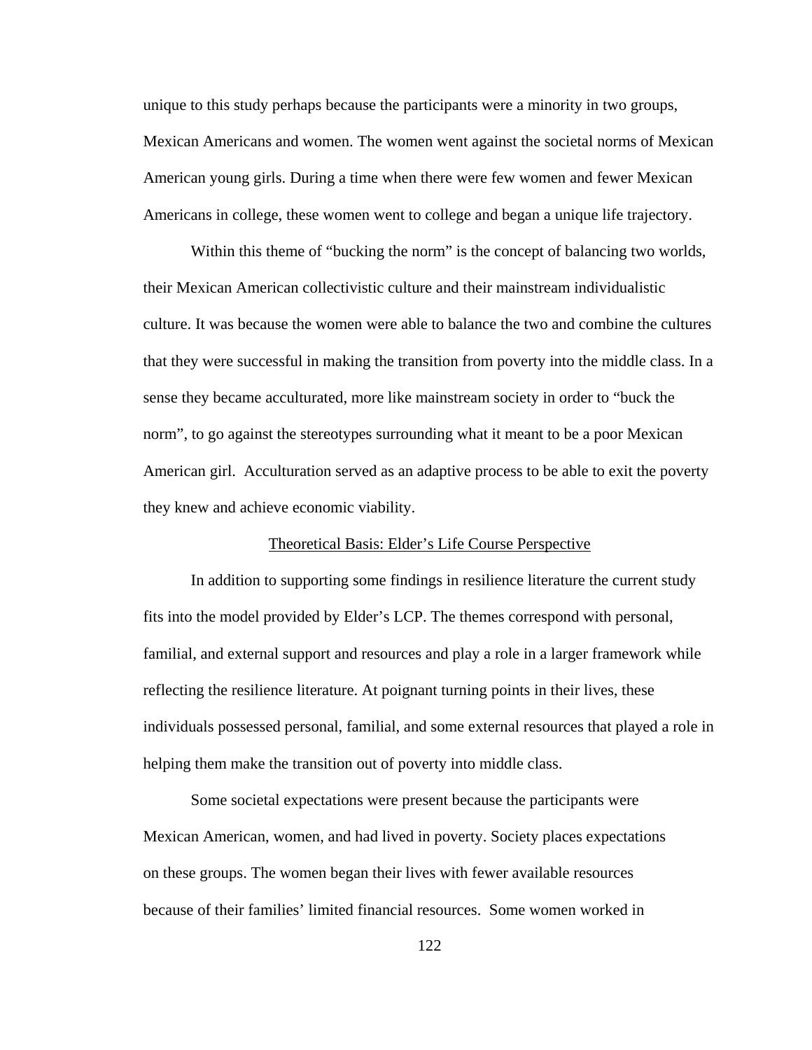unique to this study perhaps because the participants were a minority in two groups, Mexican Americans and women. The women went against the societal norms of Mexican American young girls. During a time when there were few women and fewer Mexican Americans in college, these women went to college and began a unique life trajectory.

Within this theme of "bucking the norm" is the concept of balancing two worlds, their Mexican American collectivistic culture and their mainstream individualistic culture. It was because the women were able to balance the two and combine the cultures that they were successful in making the transition from poverty into the middle class. In a sense they became acculturated, more like mainstream society in order to "buck the norm", to go against the stereotypes surrounding what it meant to be a poor Mexican American girl. Acculturation served as an adaptive process to be able to exit the poverty they knew and achieve economic viability.

## Theoretical Basis: Elder's Life Course Perspective

In addition to supporting some findings in resilience literature the current study fits into the model provided by Elder's LCP. The themes correspond with personal, familial, and external support and resources and play a role in a larger framework while reflecting the resilience literature. At poignant turning points in their lives, these individuals possessed personal, familial, and some external resources that played a role in helping them make the transition out of poverty into middle class.

Some societal expectations were present because the participants were Mexican American, women, and had lived in poverty. Society places expectations on these groups. The women began their lives with fewer available resources because of their families' limited financial resources. Some women worked in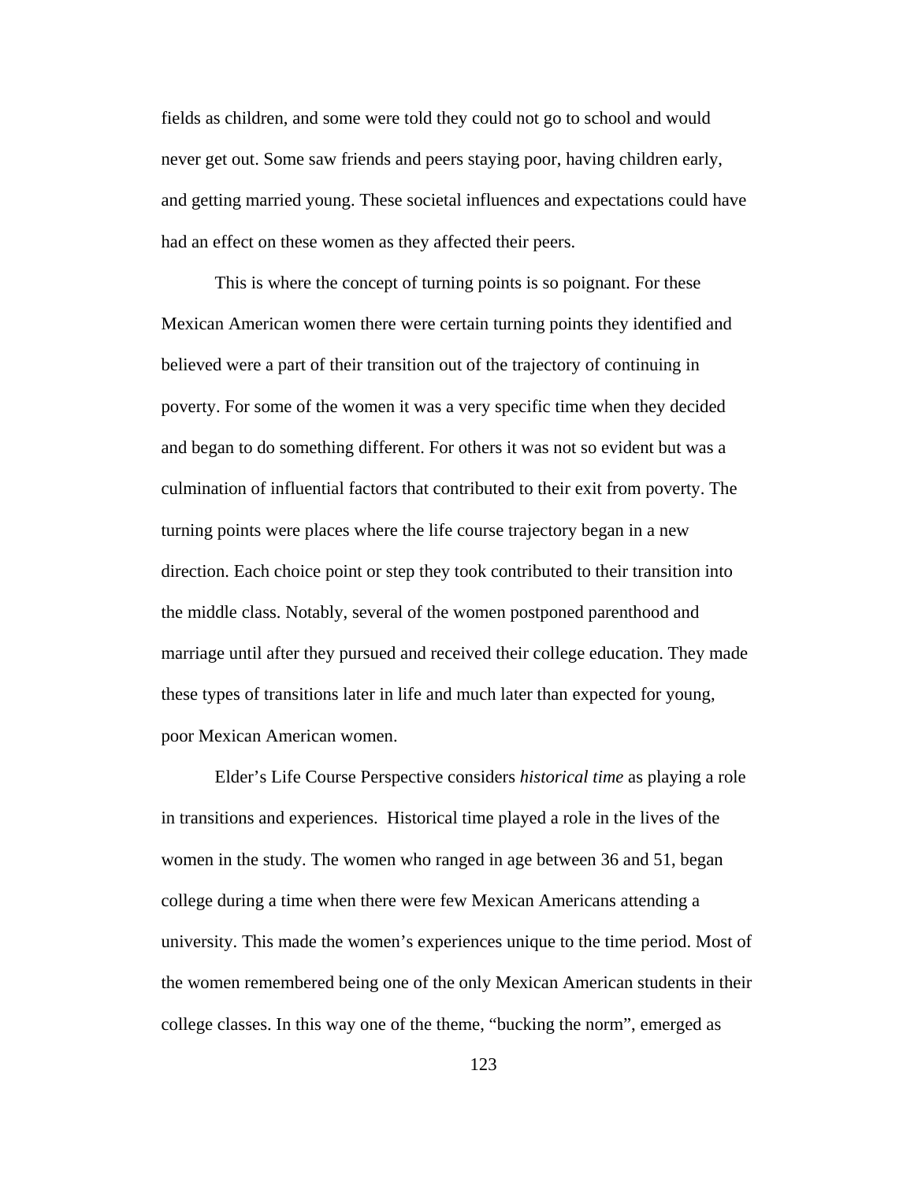fields as children, and some were told they could not go to school and would never get out. Some saw friends and peers staying poor, having children early, and getting married young. These societal influences and expectations could have had an effect on these women as they affected their peers.

This is where the concept of turning points is so poignant. For these Mexican American women there were certain turning points they identified and believed were a part of their transition out of the trajectory of continuing in poverty. For some of the women it was a very specific time when they decided and began to do something different. For others it was not so evident but was a culmination of influential factors that contributed to their exit from poverty. The turning points were places where the life course trajectory began in a new direction. Each choice point or step they took contributed to their transition into the middle class. Notably, several of the women postponed parenthood and marriage until after they pursued and received their college education. They made these types of transitions later in life and much later than expected for young, poor Mexican American women.

Elder's Life Course Perspective considers *historical time* as playing a role in transitions and experiences. Historical time played a role in the lives of the women in the study. The women who ranged in age between 36 and 51, began college during a time when there were few Mexican Americans attending a university. This made the women's experiences unique to the time period. Most of the women remembered being one of the only Mexican American students in their college classes. In this way one of the theme, "bucking the norm", emerged as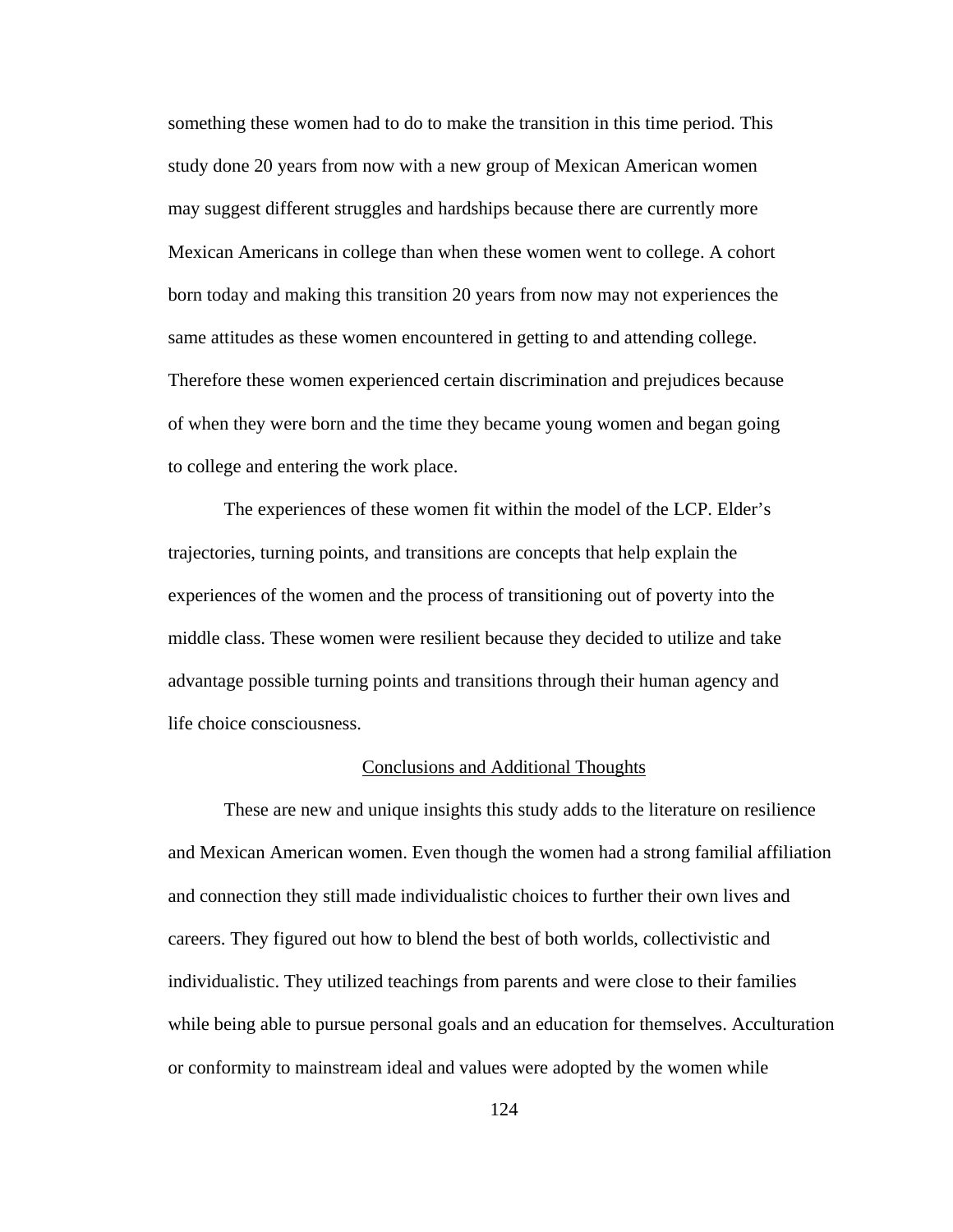something these women had to do to make the transition in this time period. This study done 20 years from now with a new group of Mexican American women may suggest different struggles and hardships because there are currently more Mexican Americans in college than when these women went to college. A cohort born today and making this transition 20 years from now may not experiences the same attitudes as these women encountered in getting to and attending college. Therefore these women experienced certain discrimination and prejudices because of when they were born and the time they became young women and began going to college and entering the work place.

The experiences of these women fit within the model of the LCP. Elder's trajectories, turning points, and transitions are concepts that help explain the experiences of the women and the process of transitioning out of poverty into the middle class. These women were resilient because they decided to utilize and take advantage possible turning points and transitions through their human agency and life choice consciousness.

## Conclusions and Additional Thoughts

These are new and unique insights this study adds to the literature on resilience and Mexican American women. Even though the women had a strong familial affiliation and connection they still made individualistic choices to further their own lives and careers. They figured out how to blend the best of both worlds, collectivistic and individualistic. They utilized teachings from parents and were close to their families while being able to pursue personal goals and an education for themselves. Acculturation or conformity to mainstream ideal and values were adopted by the women while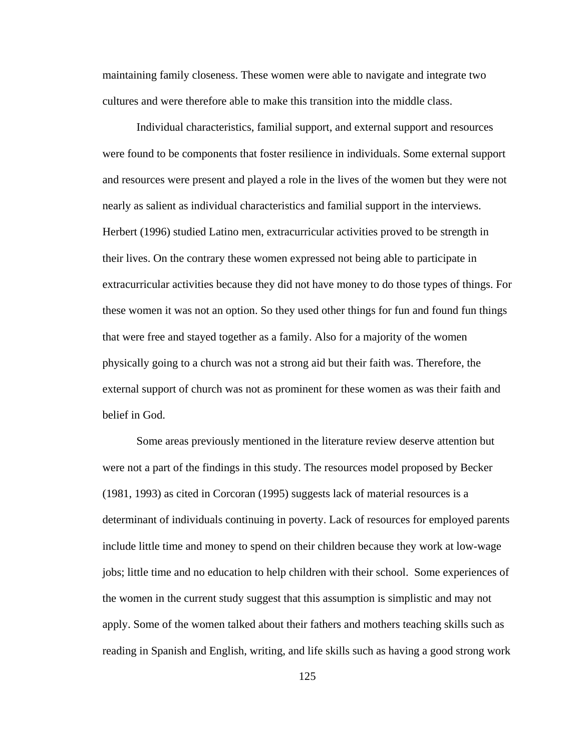maintaining family closeness. These women were able to navigate and integrate two cultures and were therefore able to make this transition into the middle class.

Individual characteristics, familial support, and external support and resources were found to be components that foster resilience in individuals. Some external support and resources were present and played a role in the lives of the women but they were not nearly as salient as individual characteristics and familial support in the interviews. Herbert (1996) studied Latino men, extracurricular activities proved to be strength in their lives. On the contrary these women expressed not being able to participate in extracurricular activities because they did not have money to do those types of things. For these women it was not an option. So they used other things for fun and found fun things that were free and stayed together as a family. Also for a majority of the women physically going to a church was not a strong aid but their faith was. Therefore, the external support of church was not as prominent for these women as was their faith and belief in God.

Some areas previously mentioned in the literature review deserve attention but were not a part of the findings in this study. The resources model proposed by Becker (1981, 1993) as cited in Corcoran (1995) suggests lack of material resources is a determinant of individuals continuing in poverty. Lack of resources for employed parents include little time and money to spend on their children because they work at low-wage jobs; little time and no education to help children with their school. Some experiences of the women in the current study suggest that this assumption is simplistic and may not apply. Some of the women talked about their fathers and mothers teaching skills such as reading in Spanish and English, writing, and life skills such as having a good strong work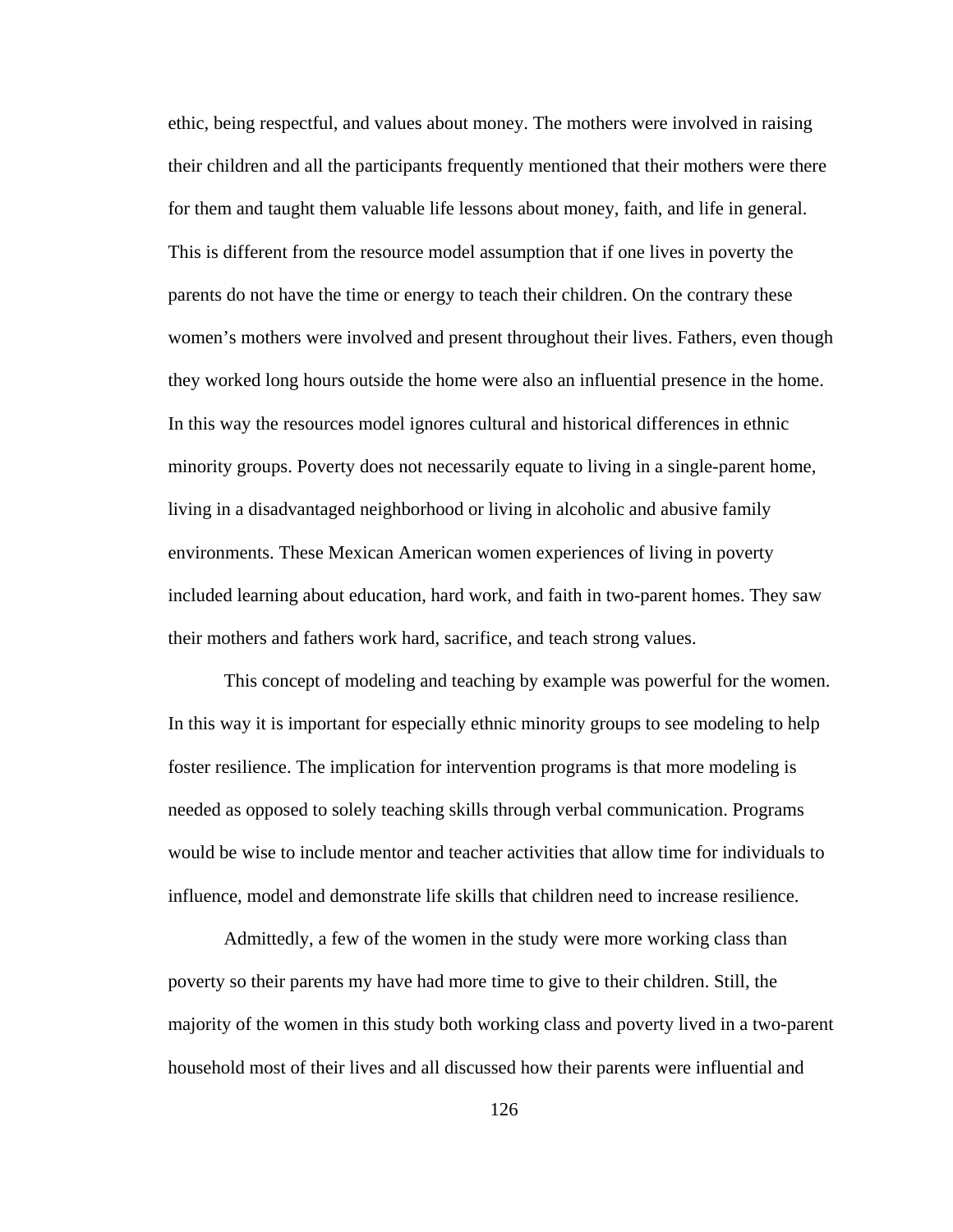ethic, being respectful, and values about money. The mothers were involved in raising their children and all the participants frequently mentioned that their mothers were there for them and taught them valuable life lessons about money, faith, and life in general. This is different from the resource model assumption that if one lives in poverty the parents do not have the time or energy to teach their children. On the contrary these women's mothers were involved and present throughout their lives. Fathers, even though they worked long hours outside the home were also an influential presence in the home. In this way the resources model ignores cultural and historical differences in ethnic minority groups. Poverty does not necessarily equate to living in a single-parent home, living in a disadvantaged neighborhood or living in alcoholic and abusive family environments. These Mexican American women experiences of living in poverty included learning about education, hard work, and faith in two-parent homes. They saw their mothers and fathers work hard, sacrifice, and teach strong values.

This concept of modeling and teaching by example was powerful for the women. In this way it is important for especially ethnic minority groups to see modeling to help foster resilience. The implication for intervention programs is that more modeling is needed as opposed to solely teaching skills through verbal communication. Programs would be wise to include mentor and teacher activities that allow time for individuals to influence, model and demonstrate life skills that children need to increase resilience.

Admittedly, a few of the women in the study were more working class than poverty so their parents my have had more time to give to their children. Still, the majority of the women in this study both working class and poverty lived in a two-parent household most of their lives and all discussed how their parents were influential and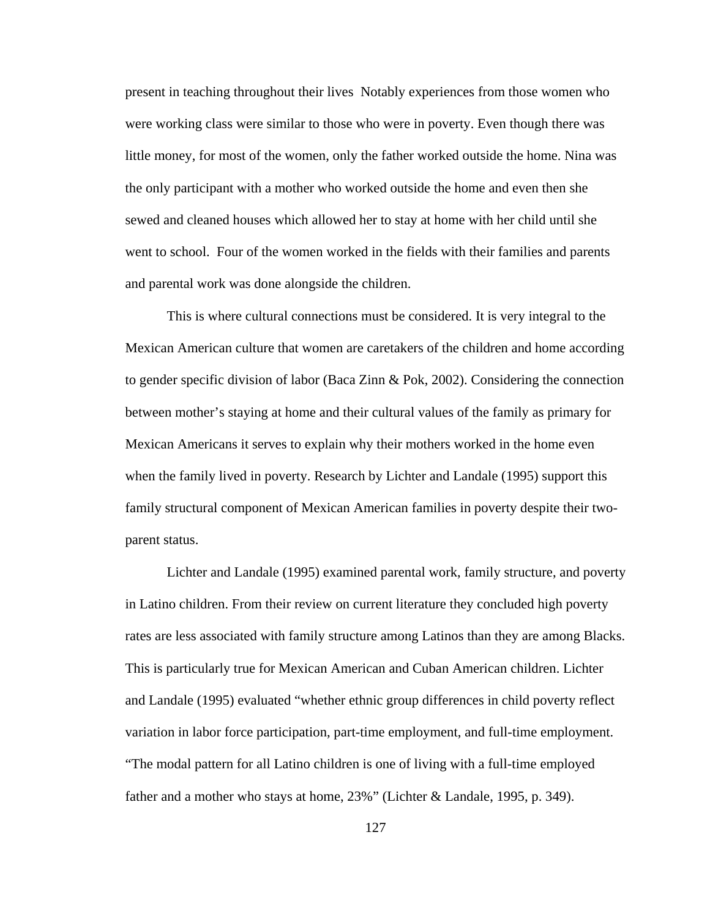present in teaching throughout their lives  Notably experiences from those women who were working class were similar to those who were in poverty. Even though there was little money, for most of the women, only the father worked outside the home. Nina was the only participant with a mother who worked outside the home and even then she sewed and cleaned houses which allowed her to stay at home with her child until she went to school.  Four of the women worked in the fields with their families and parents and parental work was done alongside the children.

This is where cultural connections must be considered. It is very integral to the Mexican American culture that women are caretakers of the children and home according to gender specific division of labor (Baca Zinn & Pok, 2002). Considering the connection between mother's staying at home and their cultural values of the family as primary for Mexican Americans it serves to explain why their mothers worked in the home even when the family lived in poverty. Research by Lichter and Landale (1995) support this family structural component of Mexican American families in poverty despite their two-parent status.

Lichter and Landale (1995) examined parental work, family structure, and poverty in Latino children. From their review on current literature they concluded high poverty rates are less associated with family structure among Latinos than they are among Blacks. This is particularly true for Mexican American and Cuban American children. Lichter and Landale (1995) evaluated "whether ethnic group differences in child poverty reflect variation in labor force participation, part-time employment, and full-time employment. "The modal pattern for all Latino children is one of living with a full-time employed father and a mother who stays at home, 23%" (Lichter & Landale, 1995, p. 349).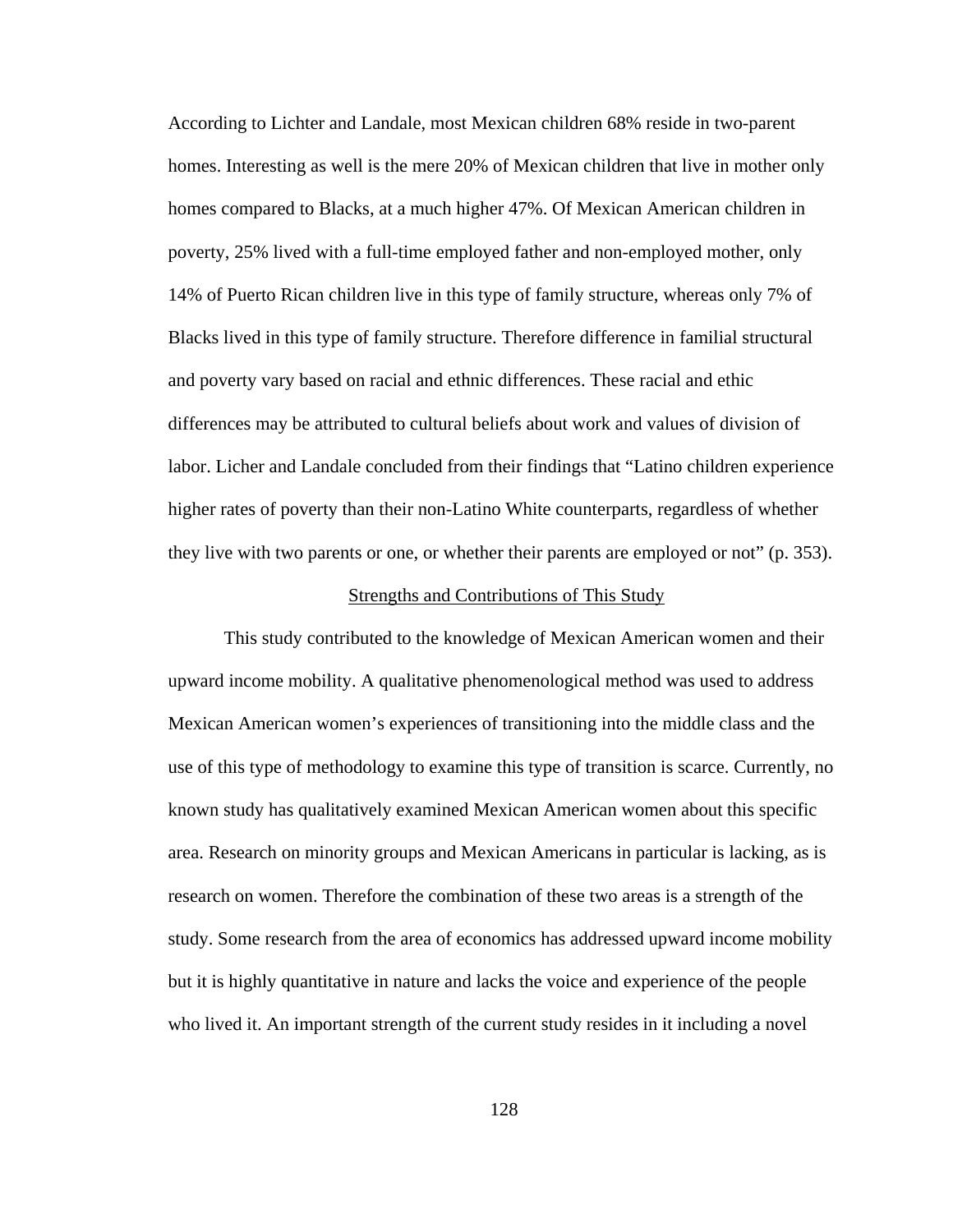According to Lichter and Landale, most Mexican children 68% reside in two-parent homes. Interesting as well is the mere 20% of Mexican children that live in mother only homes compared to Blacks, at a much higher 47%. Of Mexican American children in poverty, 25% lived with a full-time employed father and non-employed mother, only 14% of Puerto Rican children live in this type of family structure, whereas only 7% of Blacks lived in this type of family structure. Therefore difference in familial structural and poverty vary based on racial and ethnic differences. These racial and ethic differences may be attributed to cultural beliefs about work and values of division of labor. Licher and Landale concluded from their findings that "Latino children experience higher rates of poverty than their non-Latino White counterparts, regardless of whether they live with two parents or one, or whether their parents are employed or not" (p. 353).

## Strengths and Contributions of This Study

This study contributed to the knowledge of Mexican American women and their upward income mobility. A qualitative phenomenological method was used to address Mexican American women's experiences of transitioning into the middle class and the use of this type of methodology to examine this type of transition is scarce. Currently, no known study has qualitatively examined Mexican American women about this specific area. Research on minority groups and Mexican Americans in particular is lacking, as is research on women. Therefore the combination of these two areas is a strength of the study. Some research from the area of economics has addressed upward income mobility but it is highly quantitative in nature and lacks the voice and experience of the people who lived it. An important strength of the current study resides in it including a novel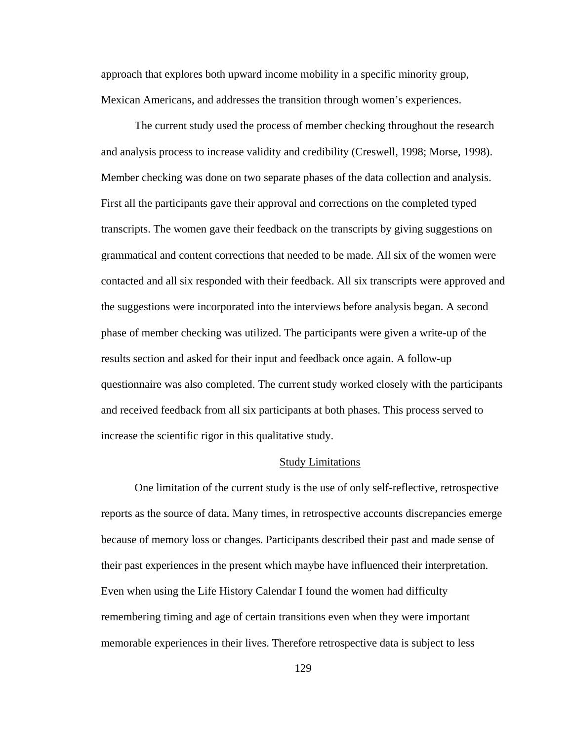approach that explores both upward income mobility in a specific minority group, Mexican Americans, and addresses the transition through women's experiences.

The current study used the process of member checking throughout the research and analysis process to increase validity and credibility (Creswell, 1998; Morse, 1998). Member checking was done on two separate phases of the data collection and analysis. First all the participants gave their approval and corrections on the completed typed transcripts. The women gave their feedback on the transcripts by giving suggestions on grammatical and content corrections that needed to be made. All six of the women were contacted and all six responded with their feedback. All six transcripts were approved and the suggestions were incorporated into the interviews before analysis began. A second phase of member checking was utilized. The participants were given a write-up of the results section and asked for their input and feedback once again. A follow-up questionnaire was also completed. The current study worked closely with the participants and received feedback from all six participants at both phases. This process served to increase the scientific rigor in this qualitative study.

## Study Limitations

One limitation of the current study is the use of only self-reflective, retrospective reports as the source of data. Many times, in retrospective accounts discrepancies emerge because of memory loss or changes. Participants described their past and made sense of their past experiences in the present which maybe have influenced their interpretation. Even when using the Life History Calendar I found the women had difficulty remembering timing and age of certain transitions even when they were important memorable experiences in their lives. Therefore retrospective data is subject to less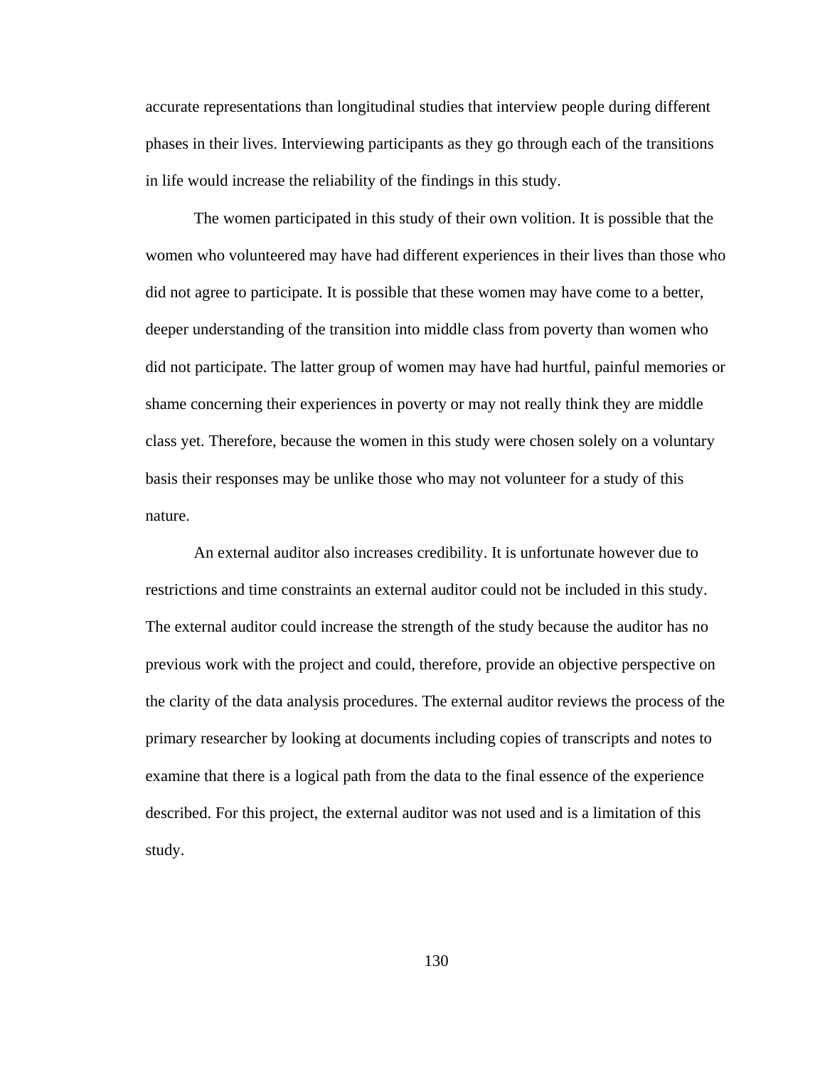accurate representations than longitudinal studies that interview people during different phases in their lives. Interviewing participants as they go through each of the transitions in life would increase the reliability of the findings in this study.

The women participated in this study of their own volition. It is possible that the women who volunteered may have had different experiences in their lives than those who did not agree to participate. It is possible that these women may have come to a better, deeper understanding of the transition into middle class from poverty than women who did not participate. The latter group of women may have had hurtful, painful memories or shame concerning their experiences in poverty or may not really think they are middle class yet. Therefore, because the women in this study were chosen solely on a voluntary basis their responses may be unlike those who may not volunteer for a study of this nature.

An external auditor also increases credibility. It is unfortunate however due to restrictions and time constraints an external auditor could not be included in this study. The external auditor could increase the strength of the study because the auditor has no previous work with the project and could, therefore, provide an objective perspective on the clarity of the data analysis procedures. The external auditor reviews the process of the primary researcher by looking at documents including copies of transcripts and notes to examine that there is a logical path from the data to the final essence of the experience described. For this project, the external auditor was not used and is a limitation of this study.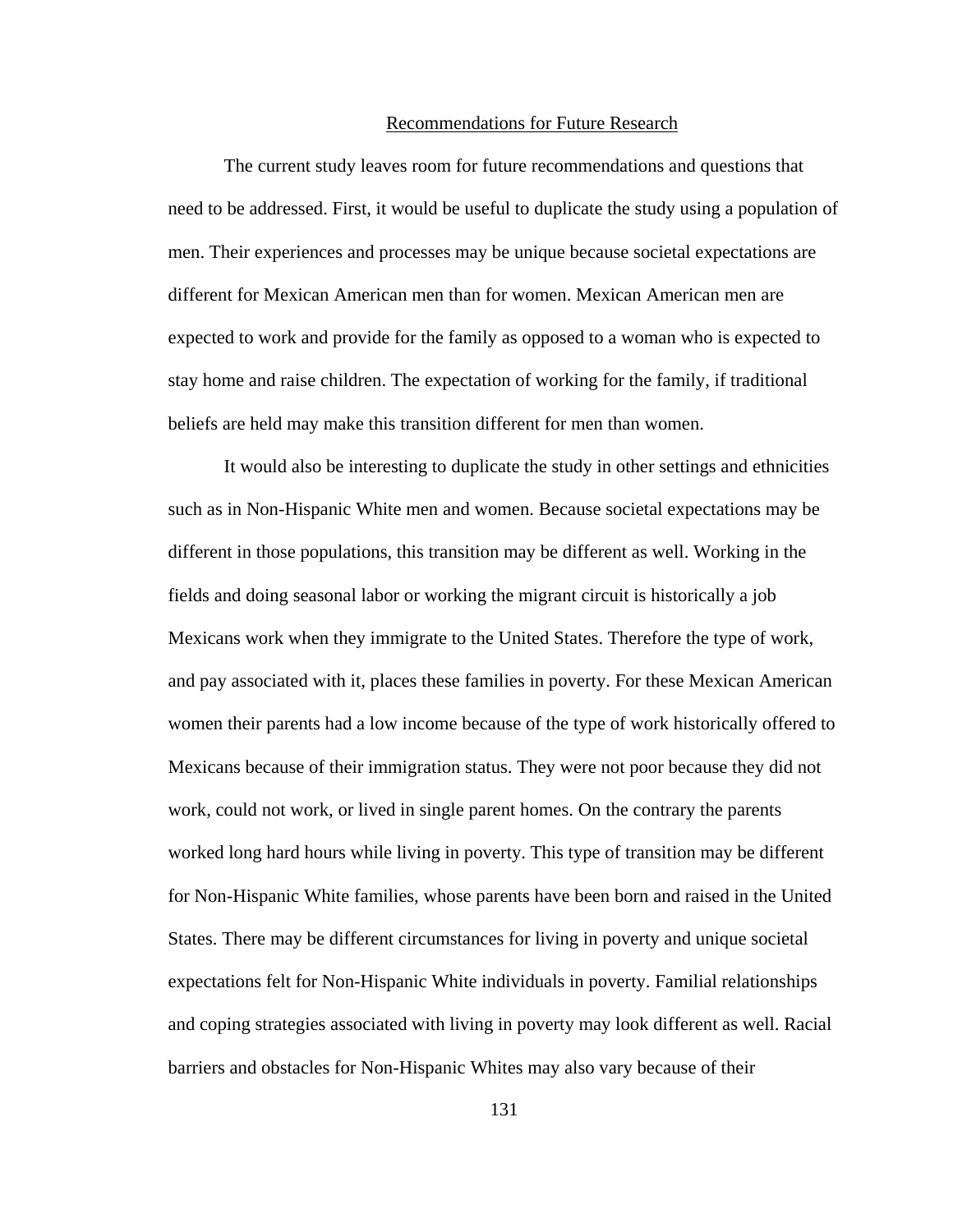## Recommendations for Future Research

The current study leaves room for future recommendations and questions that need to be addressed. First, it would be useful to duplicate the study using a population of men. Their experiences and processes may be unique because societal expectations are different for Mexican American men than for women. Mexican American men are expected to work and provide for the family as opposed to a woman who is expected to stay home and raise children. The expectation of working for the family, if traditional beliefs are held may make this transition different for men than women.

It would also be interesting to duplicate the study in other settings and ethnicities such as in Non-Hispanic White men and women. Because societal expectations may be different in those populations, this transition may be different as well. Working in the fields and doing seasonal labor or working the migrant circuit is historically a job Mexicans work when they immigrate to the United States. Therefore the type of work, and pay associated with it, places these families in poverty. For these Mexican American women their parents had a low income because of the type of work historically offered to Mexicans because of their immigration status. They were not poor because they did not work, could not work, or lived in single parent homes. On the contrary the parents worked long hard hours while living in poverty. This type of transition may be different for Non-Hispanic White families, whose parents have been born and raised in the United States. There may be different circumstances for living in poverty and unique societal expectations felt for Non-Hispanic White individuals in poverty. Familial relationships and coping strategies associated with living in poverty may look different as well. Racial barriers and obstacles for Non-Hispanic Whites may also vary because of their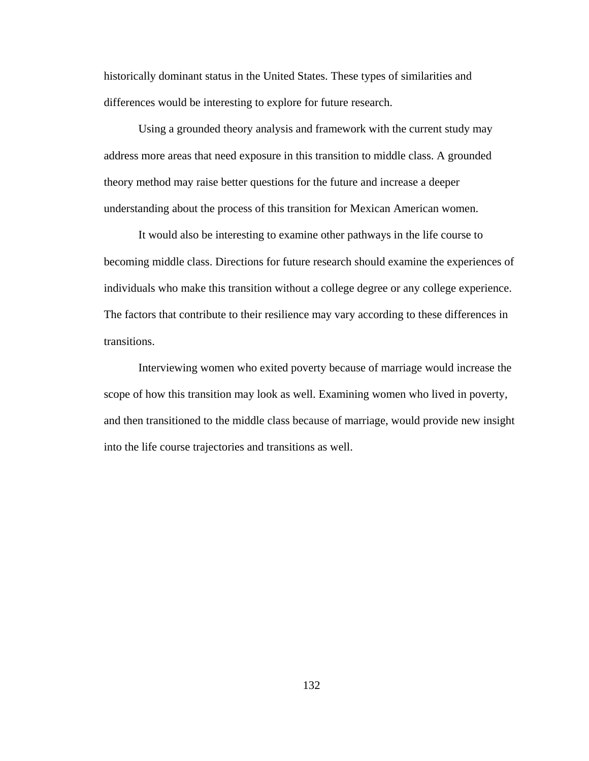historically dominant status in the United States. These types of similarities and differences would be interesting to explore for future research.

Using a grounded theory analysis and framework with the current study may address more areas that need exposure in this transition to middle class. A grounded theory method may raise better questions for the future and increase a deeper understanding about the process of this transition for Mexican American women.

It would also be interesting to examine other pathways in the life course to becoming middle class. Directions for future research should examine the experiences of individuals who make this transition without a college degree or any college experience. The factors that contribute to their resilience may vary according to these differences in transitions.

Interviewing women who exited poverty because of marriage would increase the scope of how this transition may look as well. Examining women who lived in poverty, and then transitioned to the middle class because of marriage, would provide new insight into the life course trajectories and transitions as well.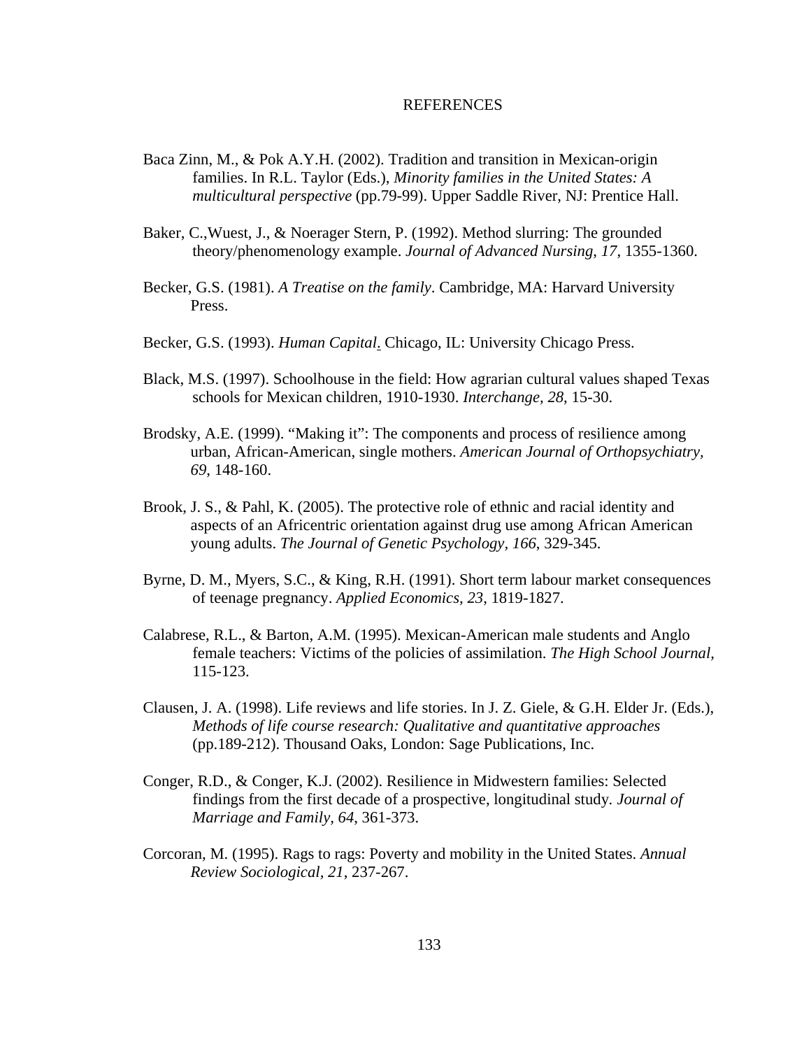# REFERENCES

Baca Zinn, M., & Pok A.Y.H. (2002). Tradition and transition in Mexican-origin families. In R.L. Taylor (Eds.), *Minority families in the United States: A multicultural perspective* (pp.79-99). Upper Saddle River, NJ: Prentice Hall.

Baker, C.,Wuest, J., & Noerager Stern, P. (1992). Method slurring: The grounded theory/phenomenology example. *Journal of Advanced Nursing*, *17*, 1355-1360.

Becker, G.S. (1981). *A Treatise on the family*. Cambridge, MA: Harvard University Press.

Becker, G.S. (1993). *Human Capital.* Chicago, IL: University Chicago Press.

Black, M.S. (1997). Schoolhouse in the field: How agrarian cultural values shaped Texas schools for Mexican children, 1910-1930. *Interchange, 28*, 15-30.

Brodsky, A.E. (1999). "Making it": The components and process of resilience among urban, African-American, single mothers. *American Journal of Orthopsychiatry, 69*, 148-160.

Brook, J. S., & Pahl, K. (2005). The protective role of ethnic and racial identity and aspects of an Africentric orientation against drug use among African American young adults. *The Journal of Genetic Psychology, 166*, 329-345.

Byrne, D. M., Myers, S.C., & King, R.H. (1991). Short term labour market consequences of teenage pregnancy. *Applied Economics, 23*, 1819-1827.

Calabrese, R.L., & Barton, A.M. (1995). Mexican-American male students and Anglo female teachers: Victims of the policies of assimilation. *The High School Journal*, 115-123.

Clausen, J. A. (1998). Life reviews and life stories. In J. Z. Giele, & G.H. Elder Jr. (Eds.), *Methods of life course research: Qualitative and quantitative approaches* (pp.189-212). Thousand Oaks, London: Sage Publications, Inc.

Conger, R.D., & Conger, K.J. (2002). Resilience in Midwestern families: Selected findings from the first decade of a prospective, longitudinal study. *Journal of Marriage and Family, 64*, 361-373.

Corcoran, M. (1995). Rags to rags: Poverty and mobility in the United States. *Annual Review Sociological, 21*, 237-267.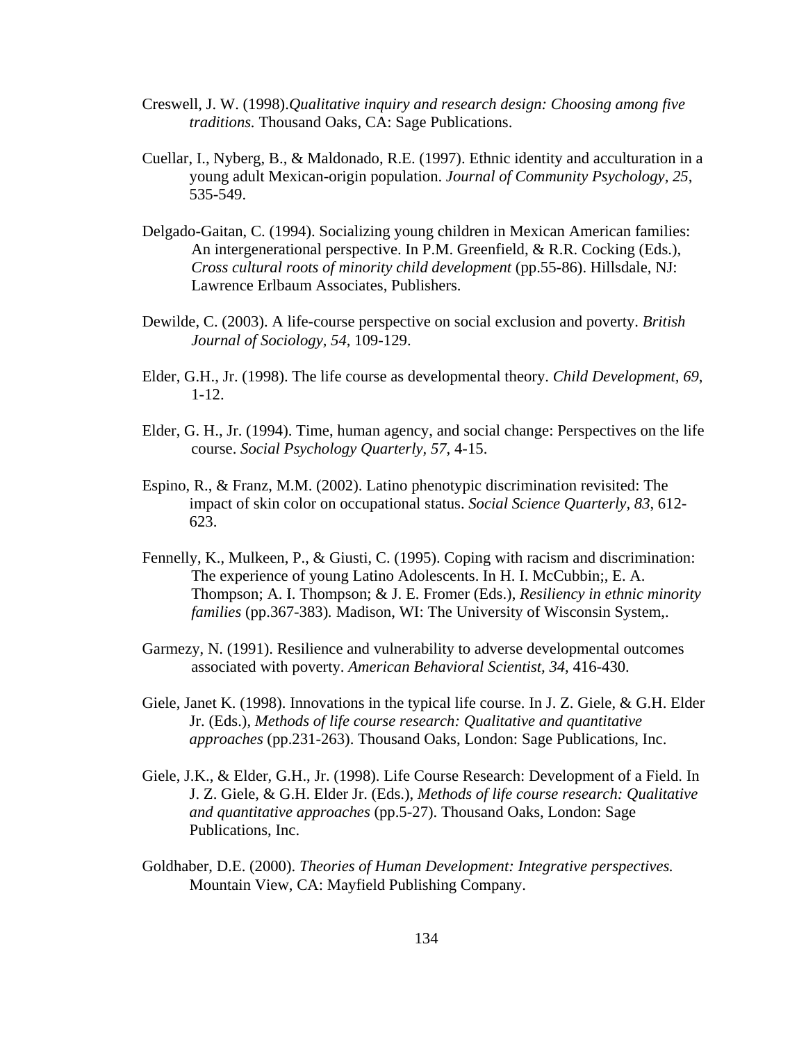Creswell, J. W. (1998).*Qualitative inquiry and research design: Choosing among five traditions.* Thousand Oaks, CA: Sage Publications.

Cuellar, I., Nyberg, B., & Maldonado, R.E. (1997). Ethnic identity and acculturation in a young adult Mexican-origin population. *Journal of Community Psychology, 25*, 535-549.

Delgado-Gaitan, C. (1994). Socializing young children in Mexican American families: An intergenerational perspective. In P.M. Greenfield, & R.R. Cocking (Eds.), *Cross cultural roots of minority child development* (pp.55-86). Hillsdale, NJ: Lawrence Erlbaum Associates, Publishers.

Dewilde, C. (2003). A life-course perspective on social exclusion and poverty. *British Journal of Sociology, 54*, 109-129.

Elder, G.H., Jr. (1998). The life course as developmental theory. *Child Development, 69*, 1-12.

Elder, G. H., Jr. (1994). Time, human agency, and social change: Perspectives on the life course. *Social Psychology Quarterly, 57*, 4-15.

Espino, R., & Franz, M.M. (2002). Latino phenotypic discrimination revisited: The impact of skin color on occupational status. *Social Science Quarterly, 83*, 612-623.

Fennelly, K., Mulkeen, P., & Giusti, C. (1995). Coping with racism and discrimination: The experience of young Latino Adolescents. In H. I. McCubbin;, E. A. Thompson; A. I. Thompson; & J. E. Fromer (Eds.), *Resiliency in ethnic minority families* (pp.367-383). Madison, WI: The University of Wisconsin System,.

Garmezy, N. (1991). Resilience and vulnerability to adverse developmental outcomes associated with poverty. *American Behavioral Scientist, 34*, 416-430.

Giele, Janet K. (1998). Innovations in the typical life course. In J. Z. Giele, & G.H. Elder Jr. (Eds.), *Methods of life course research: Qualitative and quantitative approaches* (pp.231-263). Thousand Oaks, London: Sage Publications, Inc.

Giele, J.K., & Elder, G.H., Jr. (1998). Life Course Research: Development of a Field. In J. Z. Giele, & G.H. Elder Jr. (Eds.), *Methods of life course research: Qualitative and quantitative approaches* (pp.5-27). Thousand Oaks, London: Sage Publications, Inc.

Goldhaber, D.E. (2000). *Theories of Human Development: Integrative perspectives.* Mountain View, CA: Mayfield Publishing Company.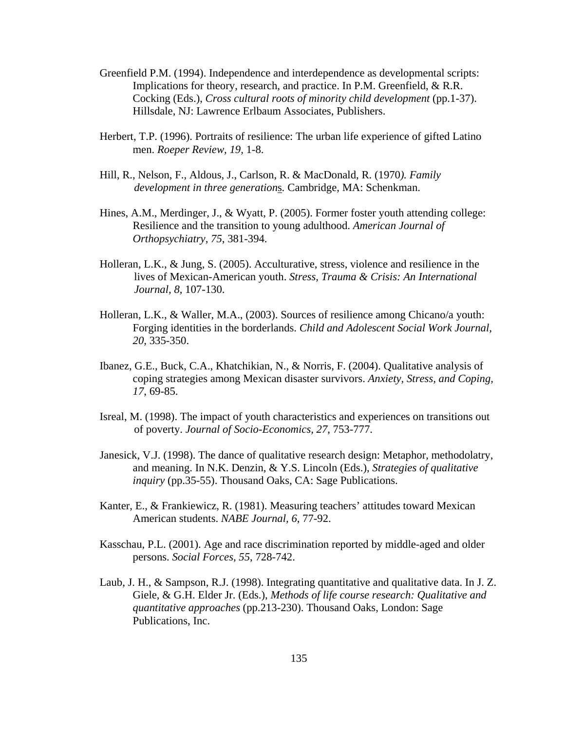Greenfield P.M. (1994). Independence and interdependence as developmental scripts: Implications for theory, research, and practice. In P.M. Greenfield, & R.R. Cocking (Eds.), *Cross cultural roots of minority child development* (pp.1-37). Hillsdale, NJ: Lawrence Erlbaum Associates, Publishers.

Herbert, T.P. (1996). Portraits of resilience: The urban life experience of gifted Latino men. *Roeper Review, 19,* 1-8.

Hill, R., Nelson, F., Aldous, J., Carlson, R. & MacDonald, R. (1970*). Family development in three generations.* Cambridge, MA: Schenkman.

Hines, A.M., Merdinger, J., & Wyatt, P. (2005). Former foster youth attending college: Resilience and the transition to young adulthood. *American Journal of Orthopsychiatry, 75*, 381-394.

Holleran, L.K., & Jung, S. (2005). Acculturative, stress, violence and resilience in the lives of Mexican-American youth. *Stress, Trauma & Crisis: An International Journal*, *8*, 107-130.

Holleran, L.K., & Waller, M.A., (2003). Sources of resilience among Chicano/a youth: Forging identities in the borderlands. *Child and Adolescent Social Work Journal, 20,* 335-350.

Ibanez, G.E., Buck, C.A., Khatchikian, N., & Norris, F. (2004). Qualitative analysis of coping strategies among Mexican disaster survivors. *Anxiety, Stress, and Coping, 17*, 69-85.

Isreal, M. (1998). The impact of youth characteristics and experiences on transitions out of poverty. *Journal of Socio-Economics, 27*, 753-777.

Janesick, V.J. (1998). The dance of qualitative research design: Metaphor, methodolatry, and meaning. In N.K. Denzin, & Y.S. Lincoln (Eds.), *Strategies of qualitative inquiry* (pp.35-55). Thousand Oaks, CA: Sage Publications.

Kanter, E., & Frankiewicz, R. (1981). Measuring teachers' attitudes toward Mexican American students. *NABE Journal, 6*, 77-92.

Kasschau, P.L. (2001). Age and race discrimination reported by middle-aged and older persons. *Social Forces, 55*, 728-742.

Laub, J. H., & Sampson, R.J. (1998). Integrating quantitative and qualitative data. In J. Z. Giele, & G.H. Elder Jr. (Eds.), *Methods of life course research: Qualitative and quantitative approaches* (pp.213-230). Thousand Oaks, London: Sage Publications, Inc.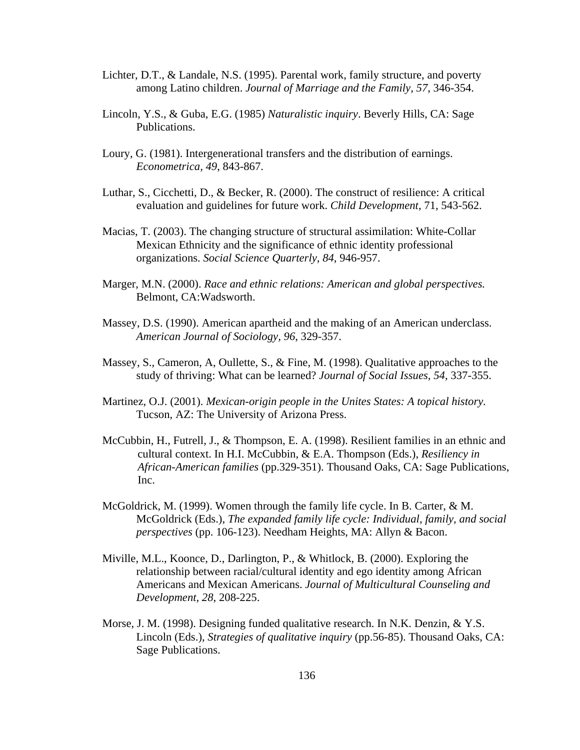Lichter, D.T., & Landale, N.S. (1995). Parental work, family structure, and poverty among Latino children. *Journal of Marriage and the Family, 57*, 346-354.

Lincoln, Y.S., & Guba, E.G. (1985) *Naturalistic inquiry*. Beverly Hills, CA: Sage Publications.

Loury, G. (1981). Intergenerational transfers and the distribution of earnings. *Econometrica, 49*, 843-867.

Luthar, S., Cicchetti, D., & Becker, R. (2000). The construct of resilience: A critical evaluation and guidelines for future work. *Child Development*, 71, 543-562.

Macias, T. (2003). The changing structure of structural assimilation: White-Collar Mexican Ethnicity and the significance of ethnic identity professional organizations. *Social Science Quarterly, 84*, 946-957.

Marger, M.N. (2000). *Race and ethnic relations: American and global perspectives.* Belmont, CA:Wadsworth.

Massey, D.S. (1990). American apartheid and the making of an American underclass. *American Journal of Sociology, 96*, 329-357.

Massey, S., Cameron, A, Oullette, S., & Fine, M. (1998). Qualitative approaches to the study of thriving: What can be learned? *Journal of Social Issues, 54*, 337-355.

Martinez, O.J. (2001). *Mexican-origin people in the Unites States: A topical history.* Tucson, AZ: The University of Arizona Press.

McCubbin, H., Futrell, J., & Thompson, E. A. (1998). Resilient families in an ethnic and cultural context. In H.I. McCubbin, & E.A. Thompson (Eds.), *Resiliency in African-American families* (pp.329-351). Thousand Oaks, CA: Sage Publications, Inc.

McGoldrick, M. (1999). Women through the family life cycle. In B. Carter, & M. McGoldrick (Eds.), *The expanded family life cycle: Individual, family, and social perspectives* (pp. 106-123). Needham Heights, MA: Allyn & Bacon.

Miville, M.L., Koonce, D., Darlington, P., & Whitlock, B. (2000). Exploring the relationship between racial/cultural identity and ego identity among African Americans and Mexican Americans. *Journal of Multicultural Counseling and Development, 28*, 208-225.

Morse, J. M. (1998). Designing funded qualitative research. In N.K. Denzin, & Y.S. Lincoln (Eds.), *Strategies of qualitative inquiry* (pp.56-85). Thousand Oaks, CA: Sage Publications.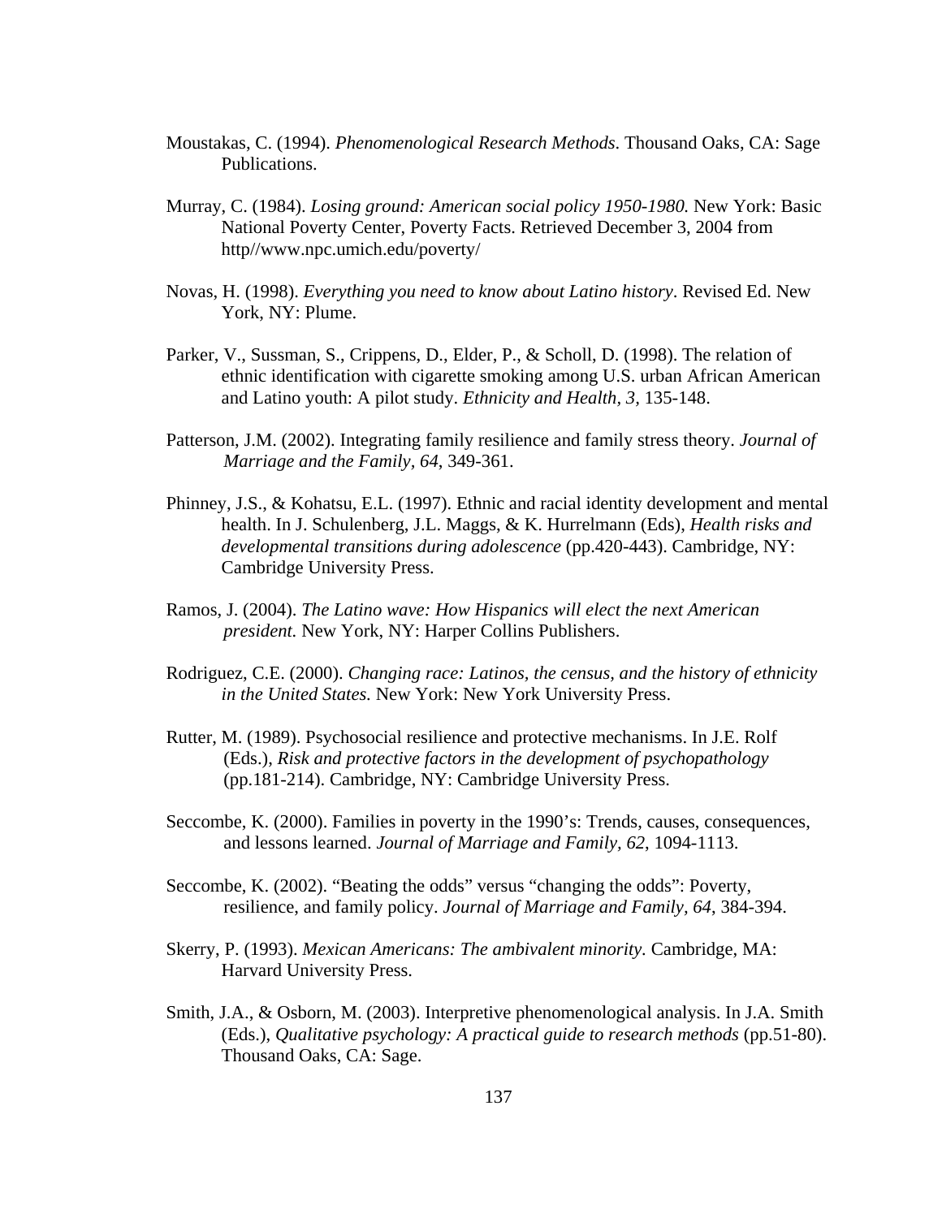Moustakas, C. (1994). *Phenomenological Research Methods*. Thousand Oaks, CA: Sage Publications.

Murray, C. (1984). *Losing ground: American social policy 1950-1980.* New York: Basic National Poverty Center, Poverty Facts. Retrieved December 3, 2004 from http//www.npc.umich.edu/poverty/

Novas, H. (1998). *Everything you need to know about Latino history*. Revised Ed. New York, NY: Plume.

Parker, V., Sussman, S., Crippens, D., Elder, P., & Scholl, D. (1998). The relation of ethnic identification with cigarette smoking among U.S. urban African American and Latino youth: A pilot study. *Ethnicity and Health, 3,* 135-148.

Patterson, J.M. (2002). Integrating family resilience and family stress theory. *Journal of Marriage and the Family, 64*, 349-361.

Phinney, J.S., & Kohatsu, E.L. (1997). Ethnic and racial identity development and mental health. In J. Schulenberg, J.L. Maggs, & K. Hurrelmann (Eds), *Health risks and developmental transitions during adolescence* (pp.420-443). Cambridge, NY: Cambridge University Press.

Ramos, J. (2004). *The Latino wave: How Hispanics will elect the next American president.* New York, NY: Harper Collins Publishers.

Rodriguez, C.E. (2000). *Changing race: Latinos, the census, and the history of ethnicity in the United States.* New York: New York University Press.

Rutter, M. (1989). Psychosocial resilience and protective mechanisms. In J.E. Rolf (Eds.), *Risk and protective factors in the development of psychopathology* (pp.181-214). Cambridge, NY: Cambridge University Press.

Seccombe, K. (2000). Families in poverty in the 1990's: Trends, causes, consequences, and lessons learned. *Journal of Marriage and Family, 62*, 1094-1113.

Seccombe, K. (2002). "Beating the odds" versus "changing the odds": Poverty, resilience, and family policy. *Journal of Marriage and Family, 64*, 384-394.

Skerry, P. (1993). *Mexican Americans: The ambivalent minority.* Cambridge, MA: Harvard University Press.

Smith, J.A., & Osborn, M. (2003). Interpretive phenomenological analysis. In J.A. Smith (Eds.), *Qualitative psychology: A practical guide to research methods* (pp.51-80). Thousand Oaks, CA: Sage.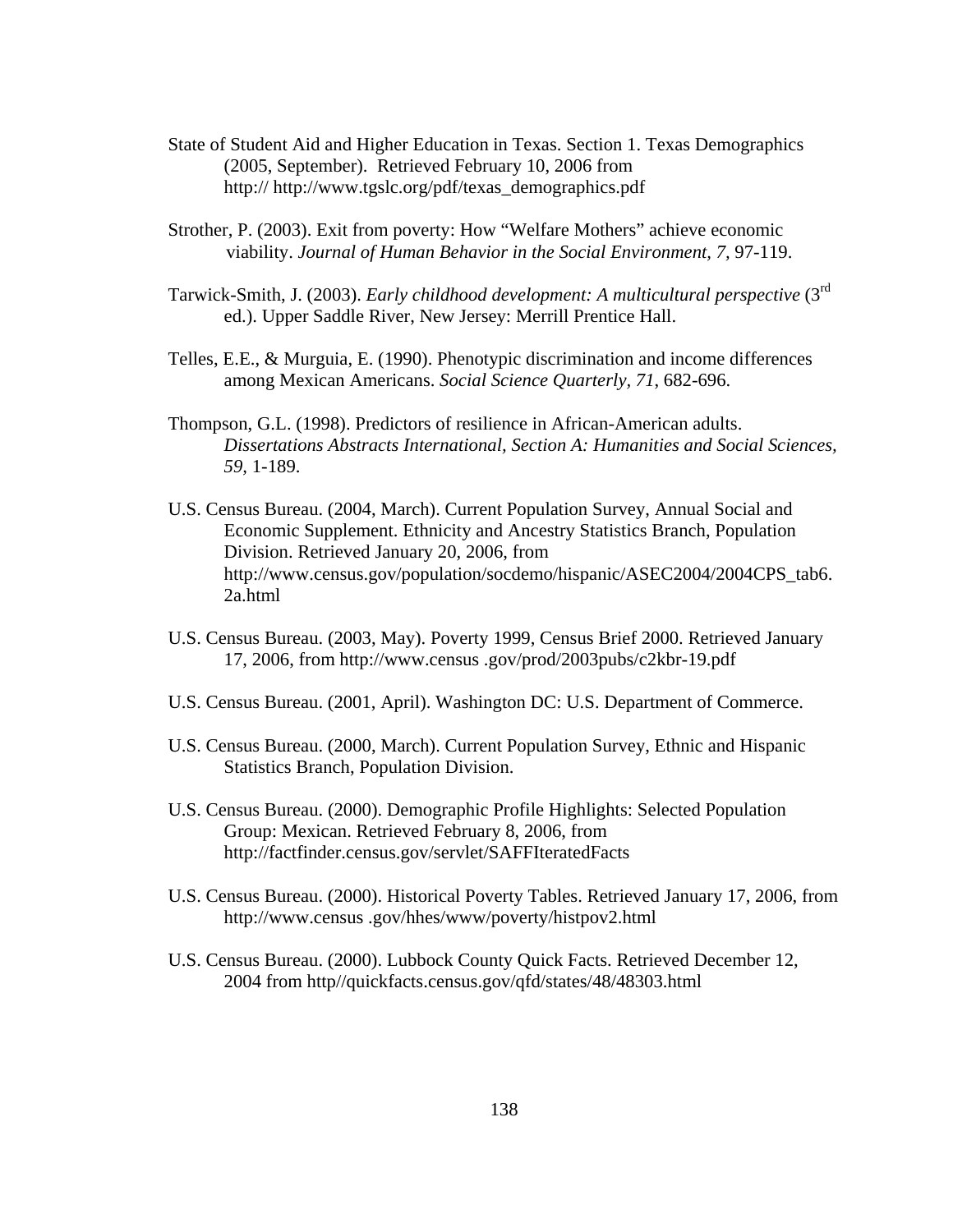State of Student Aid and Higher Education in Texas. Section 1. Texas Demographics (2005, September). Retrieved February 10, 2006 from http:// http://www.tgslc.org/pdf/texas_demographics.pdf

Strother, P. (2003). Exit from poverty: How "Welfare Mothers" achieve economic viability. *Journal of Human Behavior in the Social Environment, 7,* 97-119.

Tarwick-Smith, J. (2003). *Early childhood development: A multicultural perspective* (3rd ed.). Upper Saddle River, New Jersey: Merrill Prentice Hall.

Telles, E.E., & Murguia, E. (1990). Phenotypic discrimination and income differences among Mexican Americans. *Social Science Quarterly, 71*, 682-696.

Thompson, G.L. (1998). Predictors of resilience in African-American adults. *Dissertations Abstracts International, Section A: Humanities and Social Sciences, 59,* 1-189.

U.S. Census Bureau. (2004, March). Current Population Survey, Annual Social and Economic Supplement. Ethnicity and Ancestry Statistics Branch, Population Division. Retrieved January 20, 2006, from http://www.census.gov/population/socdemo/hispanic/ASEC2004/2004CPS_tab6.2a.html

U.S. Census Bureau. (2003, May). Poverty 1999, Census Brief 2000. Retrieved January 17, 2006, from http://www.census .gov/prod/2003pubs/c2kbr-19.pdf

U.S. Census Bureau. (2001, April). Washington DC: U.S. Department of Commerce.

U.S. Census Bureau. (2000, March). Current Population Survey, Ethnic and Hispanic Statistics Branch, Population Division.

U.S. Census Bureau. (2000). Demographic Profile Highlights: Selected Population Group: Mexican. Retrieved February 8, 2006, from http://factfinder.census.gov/servlet/SAFFIteratedFacts

U.S. Census Bureau. (2000). Historical Poverty Tables. Retrieved January 17, 2006, from http://www.census .gov/hhes/www/poverty/histpov2.html

U.S. Census Bureau. (2000). Lubbock County Quick Facts. Retrieved December 12, 2004 from http//quickfacts.census.gov/qfd/states/48/48303.html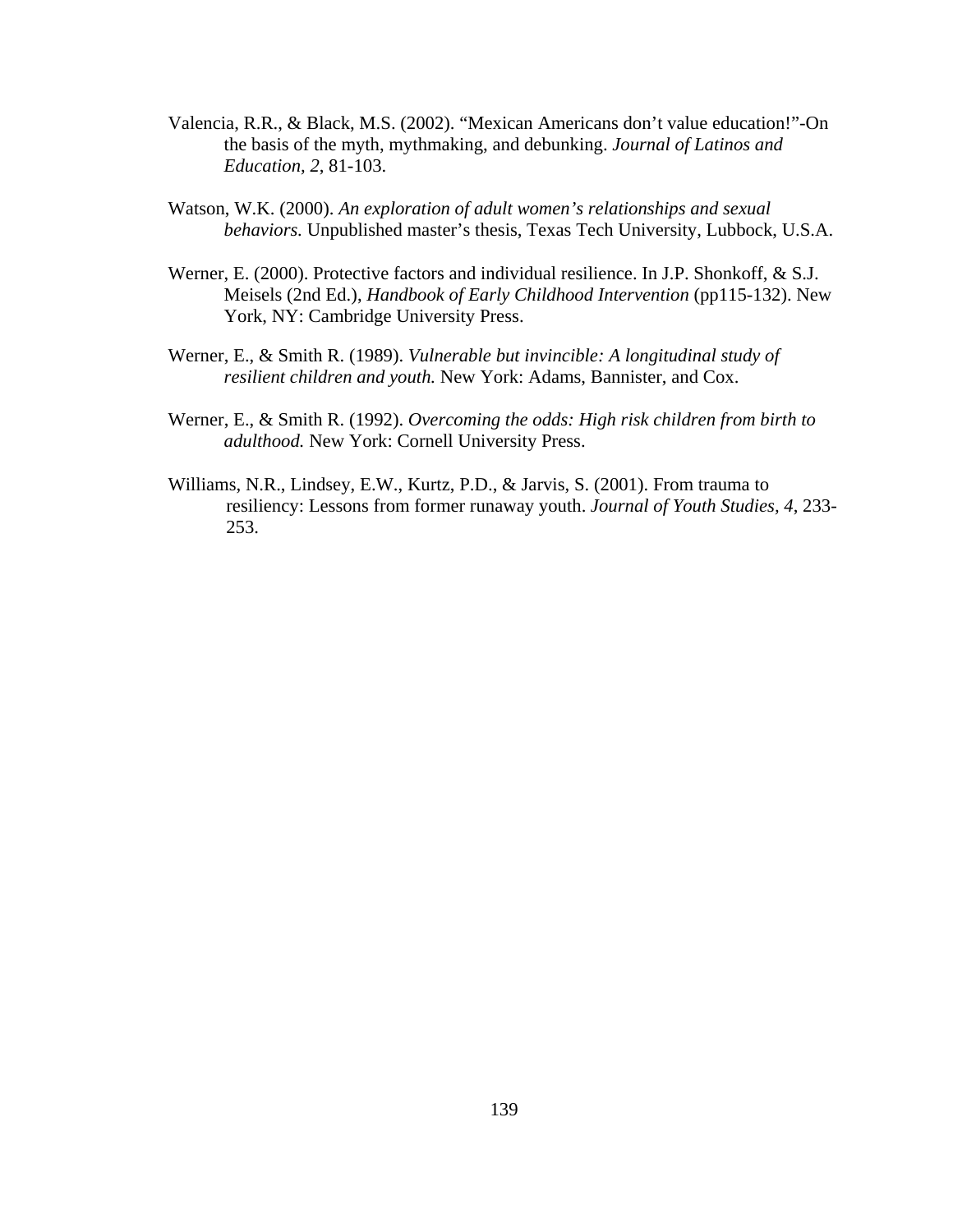Valencia, R.R., & Black, M.S. (2002). “Mexican Americans don’t value education!”-On the basis of the myth, mythmaking, and debunking. *Journal of Latinos and Education, 2,* 81-103.

Watson, W.K. (2000). *An exploration of adult women’s relationships and sexual behaviors.* Unpublished master’s thesis, Texas Tech University, Lubbock, U.S.A.

Werner, E. (2000). Protective factors and individual resilience. In J.P. Shonkoff, & S.J. Meisels (2nd Ed.), *Handbook of Early Childhood Intervention* (pp115-132). New York, NY: Cambridge University Press.

Werner, E., & Smith R. (1989). *Vulnerable but invincible: A longitudinal study of resilient children and youth.* New York: Adams, Bannister, and Cox.

Werner, E., & Smith R. (1992). *Overcoming the odds: High risk children from birth to adulthood.* New York: Cornell University Press.

Williams, N.R., Lindsey, E.W., Kurtz, P.D., & Jarvis, S. (2001). From trauma to resiliency: Lessons from former runaway youth. *Journal of Youth Studies, 4*, 233-253.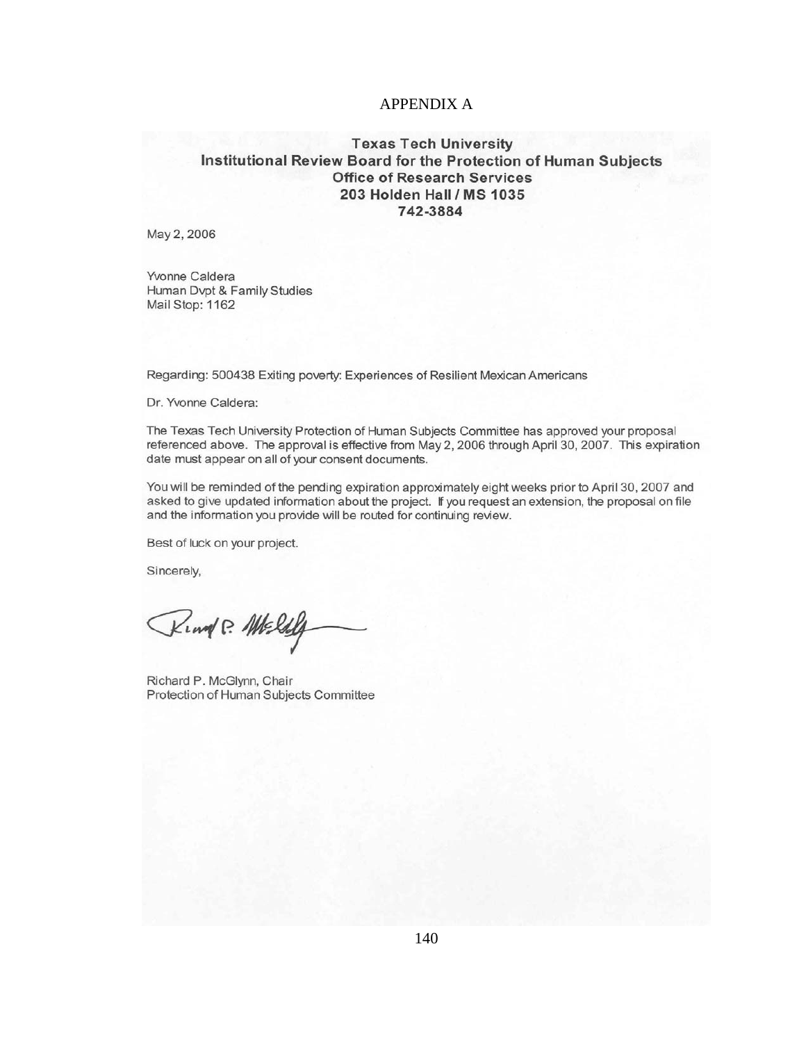# APPENDIX A

**Texas Tech University**
**Institutional Review Board for the Protection of Human Subjects**
**Office of Research Services**
**203 Holden Hall / MS 1035**
**742-3884**

May 2, 2006

Yvonne Caldera
Human Dvpt & Family Studies
Mail Stop: 1162

Regarding: 500438 Exiting poverty: Experiences of Resilient Mexican Americans

Dr. Yvonne Caldera:

The Texas Tech University Protection of Human Subjects Committee has approved your proposal referenced above. The approval is effective from May 2, 2006 through April 30, 2007. This expiration date must appear on all of your consent documents.

You will be reminded of the pending expiration approximately eight weeks prior to April 30, 2007 and asked to give updated information about the project. If you request an extension, the proposal on file and the information you provide will be routed for continuing review.

Best of luck on your project.

Sincerely,

Richard P. McGlynn, Chair
Protection of Human Subjects Committee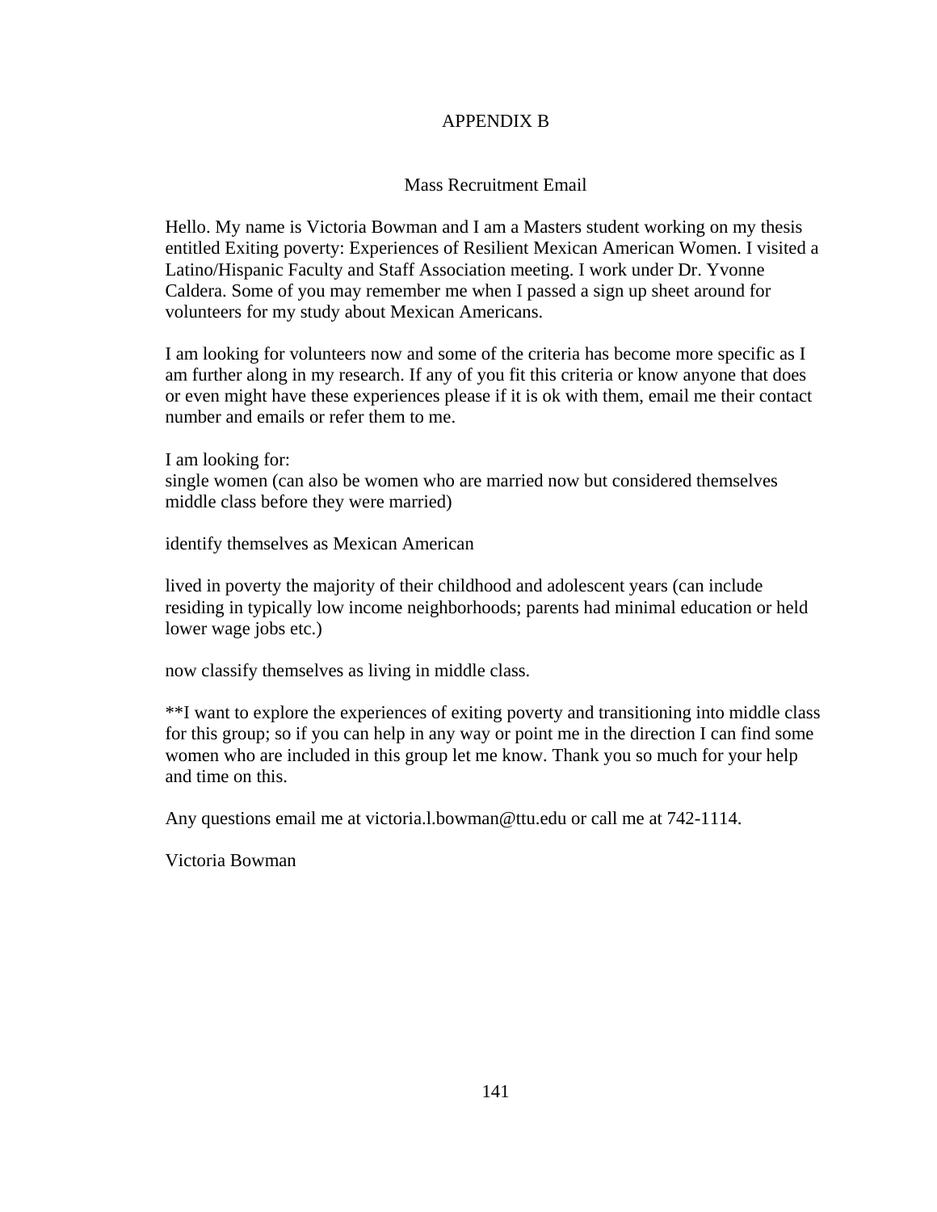# APPENDIX B

## Mass Recruitment Email

Hello. My name is Victoria Bowman and I am a Masters student working on my thesis entitled Exiting poverty: Experiences of Resilient Mexican American Women. I visited a Latino/Hispanic Faculty and Staff Association meeting. I work under Dr. Yvonne Caldera. Some of you may remember me when I passed a sign up sheet around for volunteers for my study about Mexican Americans.

I am looking for volunteers now and some of the criteria has become more specific as I am further along in my research. If any of you fit this criteria or know anyone that does or even might have these experiences please if it is ok with them, email me their contact number and emails or refer them to me.

I am looking for:
single women (can also be women who are married now but considered themselves middle class before they were married)

identify themselves as Mexican American

lived in poverty the majority of their childhood and adolescent years (can include residing in typically low income neighborhoods; parents had minimal education or held lower wage jobs etc.)

now classify themselves as living in middle class.

**I want to explore the experiences of exiting poverty and transitioning into middle class for this group; so if you can help in any way or point me in the direction I can find some women who are included in this group let me know. Thank you so much for your help and time on this.

Any questions email me at victoria.l.bowman@ttu.edu or call me at 742-1114.

Victoria Bowman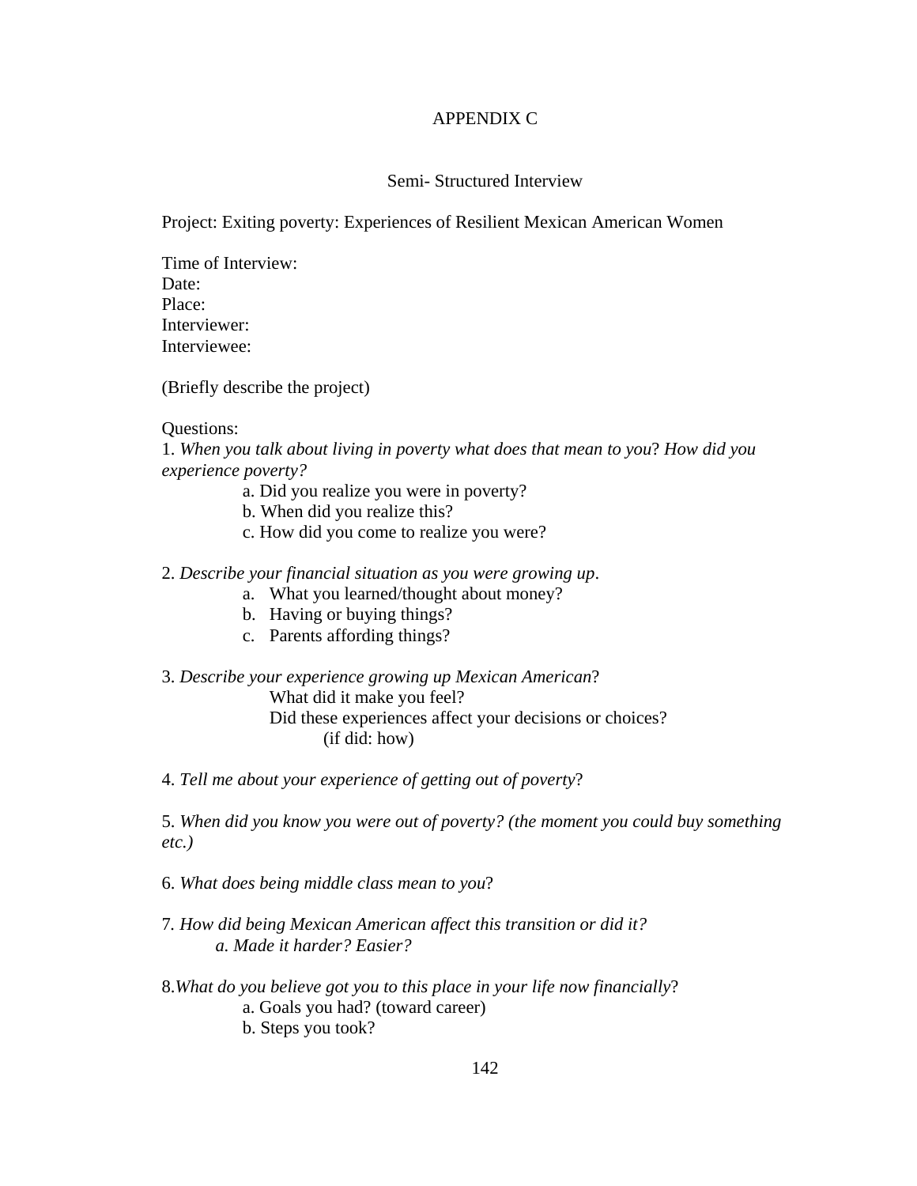# APPENDIX C

## Semi- Structured Interview

Project: Exiting poverty: Experiences of Resilient Mexican American Women

Time of Interview:
Date:
Place:
Interviewer:
Interviewee:

(Briefly describe the project)

Questions:

1. *When you talk about living in poverty what does that mean to you*? *How did you experience poverty?*
   - a. Did you realize you were in poverty?
   - b. When did you realize this?
   - c. How did you come to realize you were?

2. *Describe your financial situation as you were growing up*.
   - a. What you learned/thought about money?
   - b. Having or buying things?
   - c. Parents affording things?

3. *Describe your experience growing up Mexican American*?
   - What did it make you feel?
   - Did these experiences affect your decisions or choices?
     - (if did: how)

4. *Tell me about your experience of getting out of poverty*?

5. *When did you know you were out of poverty? (the moment you could buy something etc.)*

6. *What does being middle class mean to you*?

7. *How did being Mexican American affect this transition or did it?*
   - *a. Made it harder? Easier?*

8. *What do you believe got you to this place in your life now financially*?
   - a. Goals you had? (toward career)
   - b. Steps you took?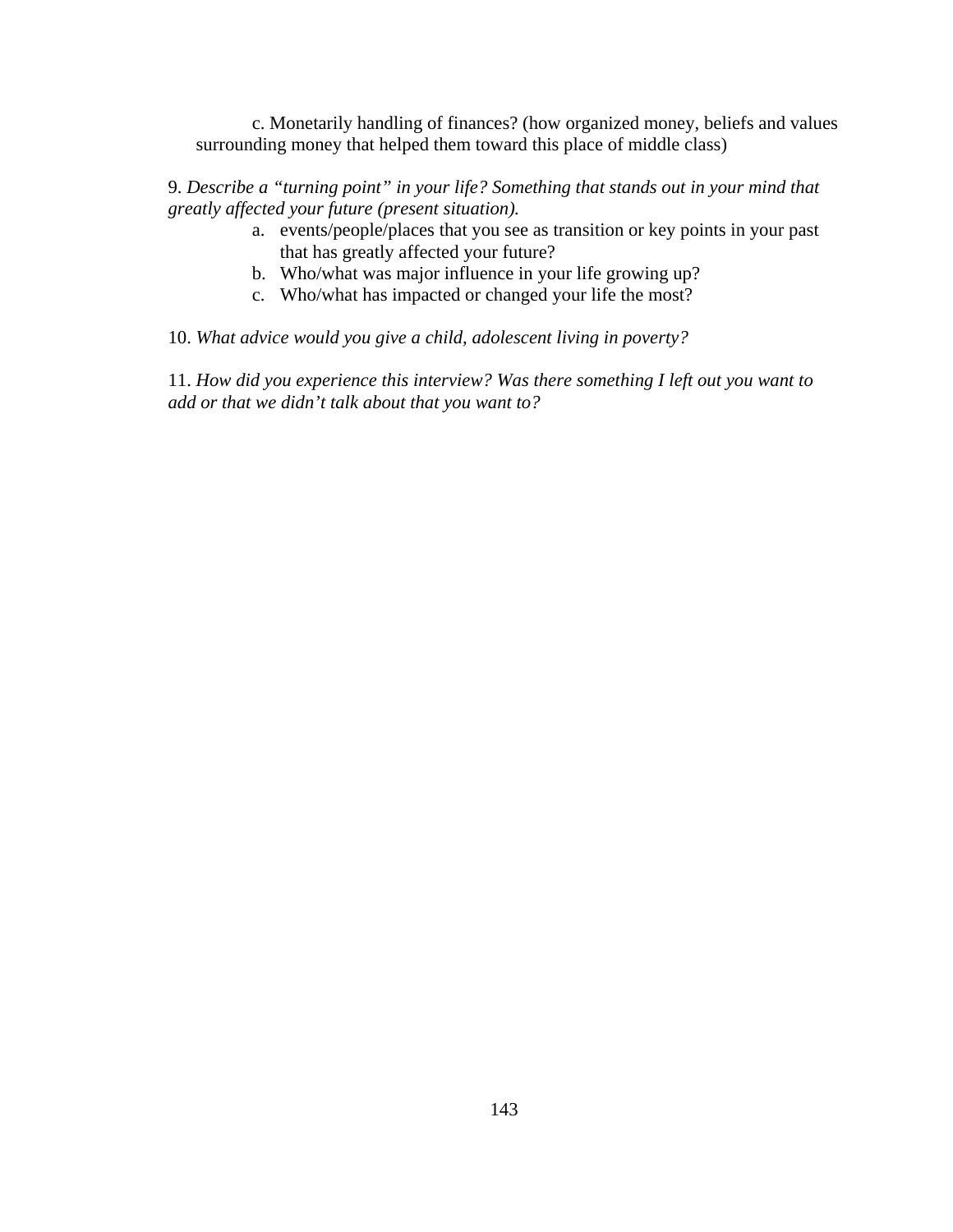c. Monetarily handling of finances? (how organized money, beliefs and values surrounding money that helped them toward this place of middle class)

9. *Describe a "turning point" in your life? Something that stands out in your mind that greatly affected your future (present situation).*

   a. events/people/places that you see as transition or key points in your past that has greatly affected your future?
   b. Who/what was major influence in your life growing up?
   c. Who/what has impacted or changed your life the most?

10. *What advice would you give a child, adolescent living in poverty?*

11. *How did you experience this interview? Was there something I left out you want to add or that we didn't talk about that you want to?*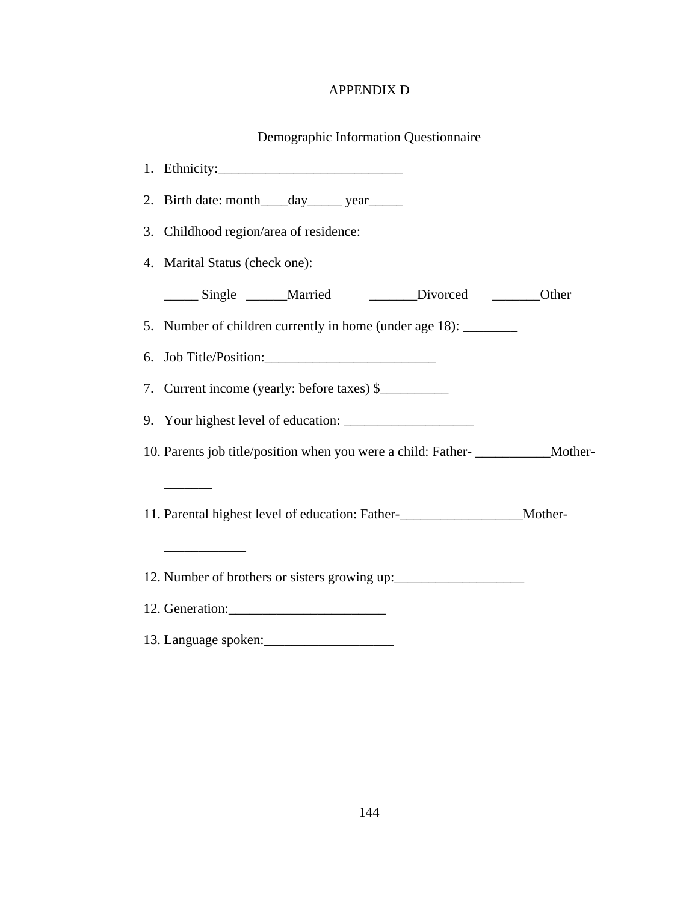# APPENDIX D

## Demographic Information Questionnaire

1. Ethnicity:___________________________

2. Birth date: month____day_____ year_____

3. Childhood region/area of residence:

4. Marital Status (check one):

   _____ Single ______Married _______Divorced _______Other

5. Number of children currently in home (under age 18): ________

6. Job Title/Position:_________________________

7. Current income (yearly: before taxes) $__________

9. Your highest level of education: ___________________

10. Parents job title/position when you were a child: Father-___________Mother-_______

11. Parental highest level of education: Father-__________________Mother-____________

12. Number of brothers or sisters growing up:___________________

12. Generation:_______________________

13. Language spoken:___________________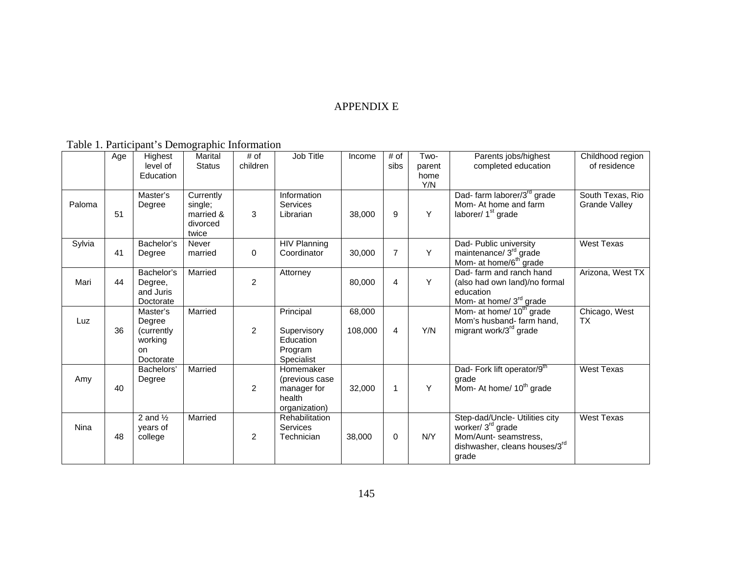# APPENDIX E

Table 1. Participant's Demographic Information

| | Age | Highest level of Education | Marital Status | # of children | Job Title | Income | # of sibs | Two-parent home Y/N | Parents jobs/highest completed education | Childhood region of residence |
|---|---|---|---|---|---|---|---|---|---|---|
| Paloma | 51 | Master's Degree | Currently single; married & divorced twice | 3 | Information Services Librarian | 38,000 | 9 | Y | Dad- farm laborer/3rd grade<br>Mom- At home and farm laborer/ 1st grade | South Texas, Rio Grande Valley |
| Sylvia | 41 | Bachelor's Degree | Never married | 0 | HIV Planning Coordinator | 30,000 | 7 | Y | Dad- Public university maintenance/ 3rd grade<br>Mom- at home/6th grade | West Texas |
| Mari | 44 | Bachelor's Degree, and Juris Doctorate | Married | 2 | Attorney | 80,000 | 4 | Y | Dad- farm and ranch hand (also had own land)/no formal education<br>Mom- at home/ 3rd grade | Arizona, West TX |
| Luz | 36 | Master's Degree (currently working on Doctorate | Married | 2 | Principal<br><br>Supervisory Education Program Specialist | 68,000<br><br>108,000 | 4 | Y/N | Mom- at home/ 10th grade<br>Mom's husband- farm hand, migrant work/3rd grade | Chicago, West TX |
| Amy | 40 | Bachelors' Degree | Married | 2 | Homemaker (previous case manager for health organization) | 32,000 | 1 | Y | Dad- Fork lift operator/9th grade<br>Mom- At home/ 10th grade | West Texas |
| Nina | 48 | 2 and ½ years of college | Married | 2 | Rehabilitation Services Technician | 38,000 | 0 | N/Y | Step-dad/Uncle- Utilities city worker/ 3rd grade<br>Mom/Aunt- seamstress, dishwasher, cleans houses/3rd grade | West Texas |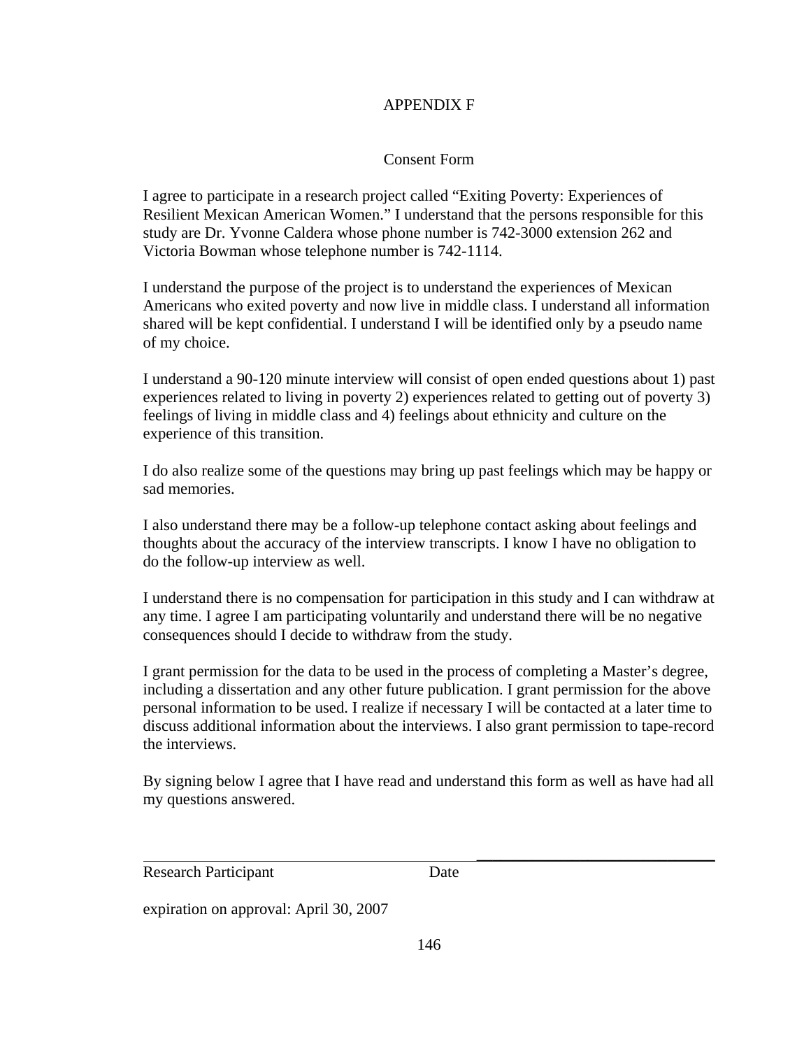# APPENDIX F

## Consent Form

I agree to participate in a research project called "Exiting Poverty: Experiences of Resilient Mexican American Women." I understand that the persons responsible for this study are Dr. Yvonne Caldera whose phone number is 742-3000 extension 262 and Victoria Bowman whose telephone number is 742-1114.

I understand the purpose of the project is to understand the experiences of Mexican Americans who exited poverty and now live in middle class. I understand all information shared will be kept confidential. I understand I will be identified only by a pseudo name of my choice.

I understand a 90-120 minute interview will consist of open ended questions about 1) past experiences related to living in poverty 2) experiences related to getting out of poverty 3) feelings of living in middle class and 4) feelings about ethnicity and culture on the experience of this transition.

I do also realize some of the questions may bring up past feelings which may be happy or sad memories.

I also understand there may be a follow-up telephone contact asking about feelings and thoughts about the accuracy of the interview transcripts. I know I have no obligation to do the follow-up interview as well.

I understand there is no compensation for participation in this study and I can withdraw at any time. I agree I am participating voluntarily and understand there will be no negative consequences should I decide to withdraw from the study.

I grant permission for the data to be used in the process of completing a Master's degree, including a dissertation and any other future publication. I grant permission for the above personal information to be used. I realize if necessary I will be contacted at a later time to discuss additional information about the interviews. I also grant permission to tape-record the interviews.

By signing below I agree that I have read and understand this form as well as have had all my questions answered.

______________________________________________ ______________________________

Research Participant                    Date

expiration on approval: April 30, 2007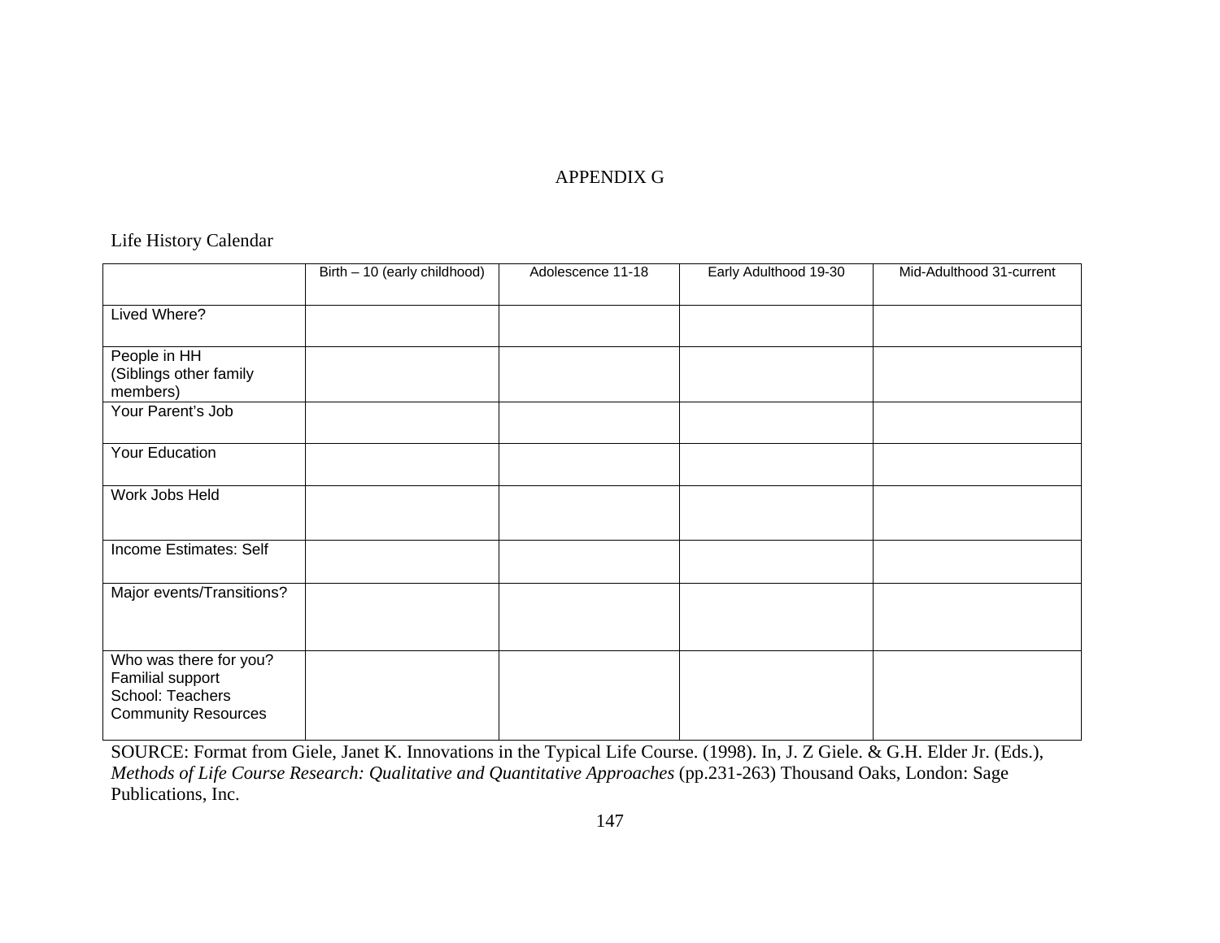# APPENDIX G

Life History Calendar

| | Birth – 10 (early childhood) | Adolescence 11-18 | Early Adulthood 19-30 | Mid-Adulthood 31-current |
|---|---|---|---|---|
| Lived Where? | | | | |
| People in HH (Siblings other family members) | | | | |
| Your Parent's Job | | | | |
| Your Education | | | | |
| Work Jobs Held | | | | |
| Income Estimates: Self | | | | |
| Major events/Transitions? | | | | |
| Who was there for you? Familial support School: Teachers Community Resources | | | | |

SOURCE: Format from Giele, Janet K. Innovations in the Typical Life Course. (1998). In, J. Z Giele. & G.H. Elder Jr. (Eds.), *Methods of Life Course Research: Qualitative and Quantitative Approaches* (pp.231-263) Thousand Oaks, London: Sage Publications, Inc.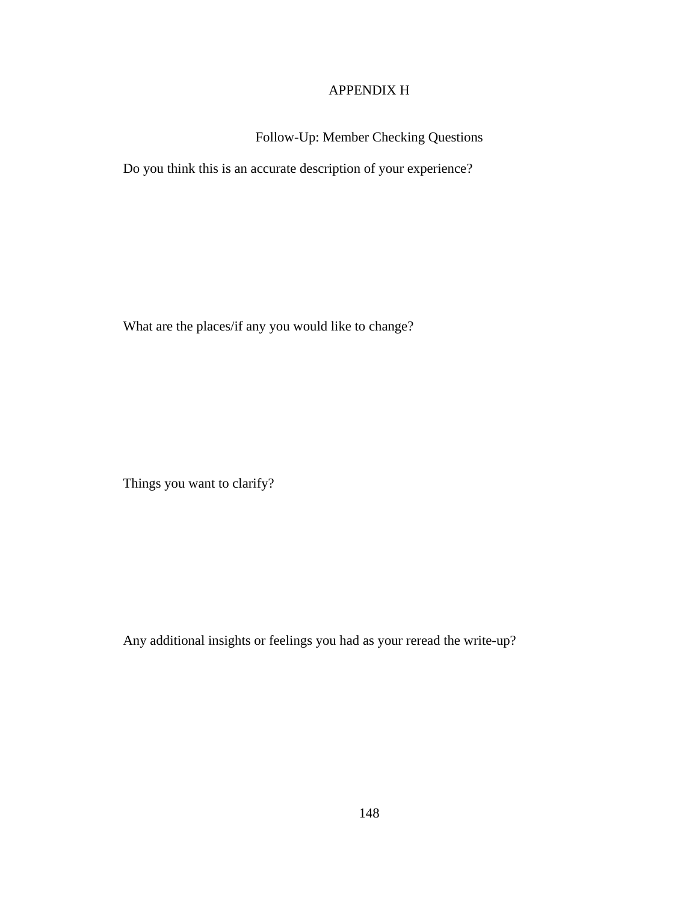# APPENDIX H

## Follow-Up: Member Checking Questions

Do you think this is an accurate description of your experience?

What are the places/if any you would like to change?

Things you want to clarify?

Any additional insights or feelings you had as your reread the write-up?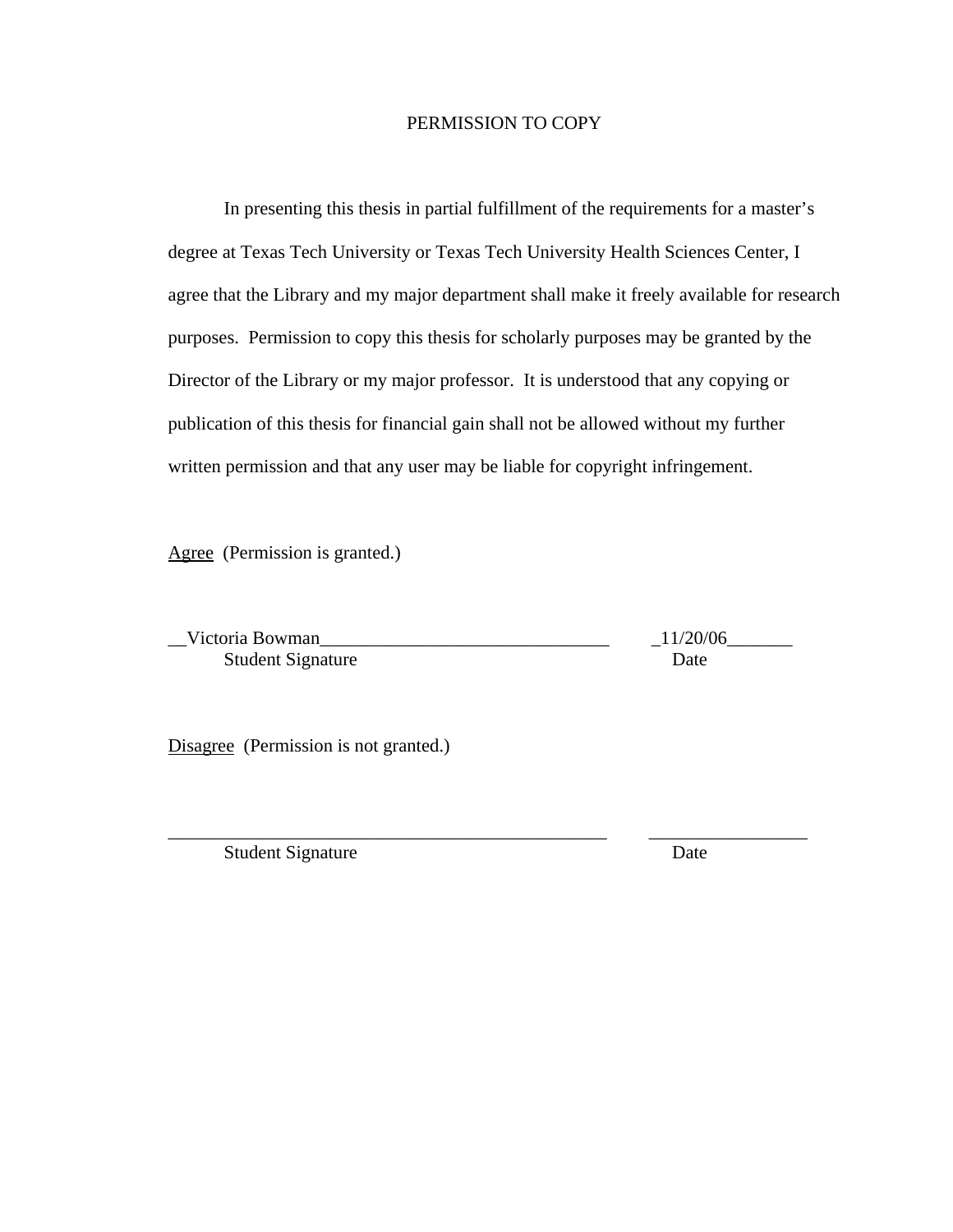# PERMISSION TO COPY

In presenting this thesis in partial fulfillment of the requirements for a master's degree at Texas Tech University or Texas Tech University Health Sciences Center, I agree that the Library and my major department shall make it freely available for research purposes. Permission to copy this thesis for scholarly purposes may be granted by the Director of the Library or my major professor. It is understood that any copying or publication of this thesis for financial gain shall not be allowed without my further written permission and that any user may be liable for copyright infringement.

Agree (Permission is granted.)

__Victoria Bowman_______________________________ _11/20/06_______

Student Signature Date

Disagree (Permission is not granted.)

_______________________________________________ _________________

Student Signature Date